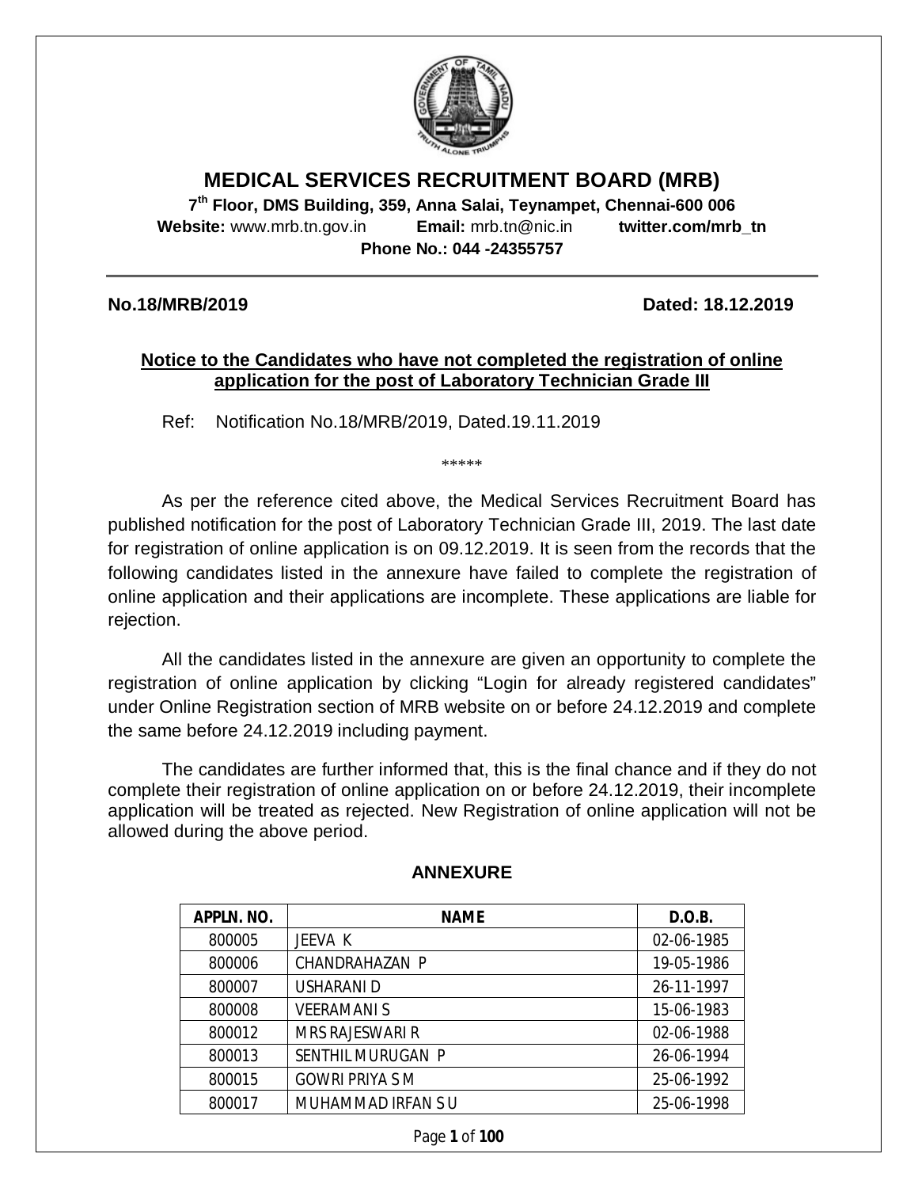# MEDICAL SERVICES RECRUITMENT BOARD (MRB)

**7th Floor, DMS Building, 359, Anna Salai, Teynampet, Chennai-600 006**

**Website:** www.mrb.tn.gov.in **Email:** mrb.tn@nic.in **twitter.com/mrb_tn**

**Phone No.: 044 -24355757**

---

**No.18/MRB/2019** **Dated: 18.12.2019**

**Notice to the Candidates who have not completed the registration of online application for the post of Laboratory Technician Grade III**

Ref: Notification No.18/MRB/2019, Dated.19.11.2019

*****

As per the reference cited above, the Medical Services Recruitment Board has published notification for the post of Laboratory Technician Grade III, 2019. The last date for registration of online application is on 09.12.2019. It is seen from the records that the following candidates listed in the annexure have failed to complete the registration of online application and their applications are incomplete. These applications are liable for rejection.

All the candidates listed in the annexure are given an opportunity to complete the registration of online application by clicking "Login for already registered candidates" under Online Registration section of MRB website on or before 24.12.2019 and complete the same before 24.12.2019 including payment.

The candidates are further informed that, this is the final chance and if they do not complete their registration of online application on or before 24.12.2019, their incomplete application will be treated as rejected. New Registration of online application will not be allowed during the above period.

## ANNEXURE

| APPLN. NO. | NAME | D.O.B. |
|---|---|---|
| 800005 | JEEVA K | 02-06-1985 |
| 800006 | CHANDRAHAZAN P | 19-05-1986 |
| 800007 | USHARANI D | 26-11-1997 |
| 800008 | VEERAMANI S | 15-06-1983 |
| 800012 | MRS RAJESWARI R | 02-06-1988 |
| 800013 | SENTHIL MURUGAN P | 26-06-1994 |
| 800015 | GOWRI PRIYA S M | 25-06-1992 |
| 800017 | MUHAMMAD IRFAN S U | 25-06-1998 |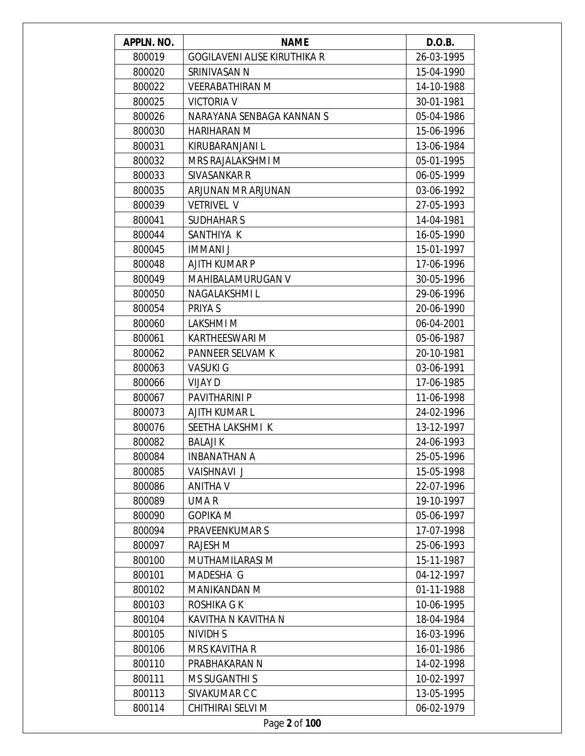| APPLN. NO. | NAME | D.O.B. |
|---|---|---|
| 800019 | GOGILAVENI ALISE KIRUTHIKA R | 26-03-1995 |
| 800020 | SRINIVASAN N | 15-04-1990 |
| 800022 | VEERABATHIRAN M | 14-10-1988 |
| 800025 | VICTORIA V | 30-01-1981 |
| 800026 | NARAYANA SENBAGA KANNAN S | 05-04-1986 |
| 800030 | HARIHARAN M | 15-06-1996 |
| 800031 | KIRUBARANJANI L | 13-06-1984 |
| 800032 | MRS RAJALAKSHMI M | 05-01-1995 |
| 800033 | SIVASANKAR R | 06-05-1999 |
| 800035 | ARJUNAN MR ARJUNAN | 03-06-1992 |
| 800039 | VETRIVEL V | 27-05-1993 |
| 800041 | SUDHAHAR S | 14-04-1981 |
| 800044 | SANTHIYA K | 16-05-1990 |
| 800045 | IMMANI J | 15-01-1997 |
| 800048 | AJITH KUMAR P | 17-06-1996 |
| 800049 | MAHIBALAMURUGAN V | 30-05-1996 |
| 800050 | NAGALAKSHMI L | 29-06-1996 |
| 800054 | PRIYA S | 20-06-1990 |
| 800060 | LAKSHMI M | 06-04-2001 |
| 800061 | KARTHEESWARI M | 05-06-1987 |
| 800062 | PANNEER SELVAM K | 20-10-1981 |
| 800063 | VASUKI G | 03-06-1991 |
| 800066 | VIJAY D | 17-06-1985 |
| 800067 | PAVITHARINI P | 11-06-1998 |
| 800073 | AJITH KUMAR L | 24-02-1996 |
| 800076 | SEETHA LAKSHMI K | 13-12-1997 |
| 800082 | BALAJI K | 24-06-1993 |
| 800084 | INBANATHAN A | 25-05-1996 |
| 800085 | VAISHNAVI J | 15-05-1998 |
| 800086 | ANITHA V | 22-07-1996 |
| 800089 | UMA R | 19-10-1997 |
| 800090 | GOPIKA M | 05-06-1997 |
| 800094 | PRAVEENKUMAR S | 17-07-1998 |
| 800097 | RAJESH M | 25-06-1993 |
| 800100 | MUTHAMILARASI M | 15-11-1987 |
| 800101 | MADESHA G | 04-12-1997 |
| 800102 | MANIKANDAN M | 01-11-1988 |
| 800103 | ROSHIKA G K | 10-06-1995 |
| 800104 | KAVITHA N KAVITHA N | 18-04-1984 |
| 800105 | NIVIDH S | 16-03-1996 |
| 800106 | MRS KAVITHA R | 16-01-1986 |
| 800110 | PRABHAKARAN N | 14-02-1998 |
| 800111 | MS SUGANTHI S | 10-02-1997 |
| 800113 | SIVAKUMAR C C | 13-05-1995 |
| 800114 | CHITHIRAI SELVI M | 06-02-1979 |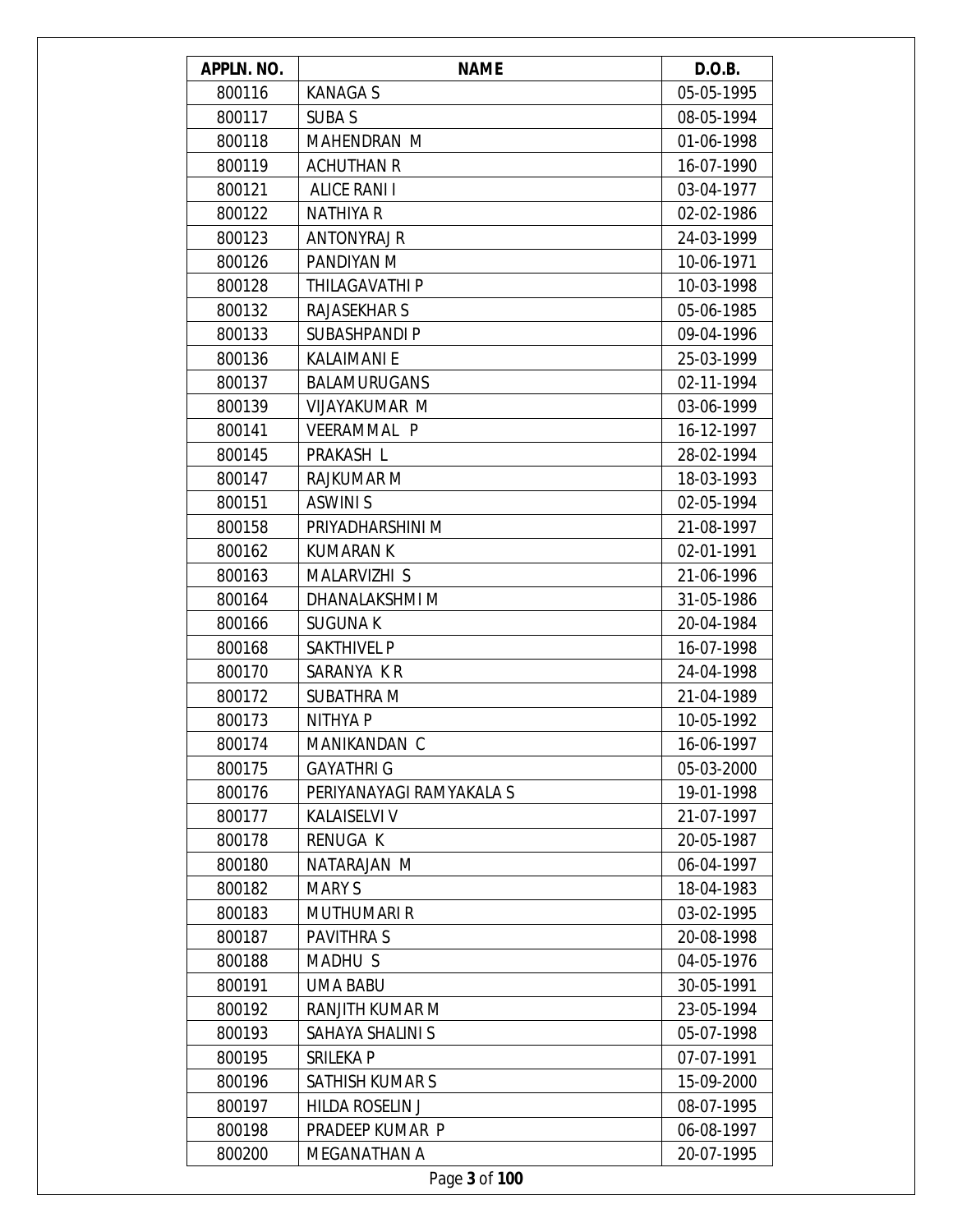| APPLN. NO. | NAME | D.O.B. |
|---|---|---|
| 800116 | KANAGA S | 05-05-1995 |
| 800117 | SUBA S | 08-05-1994 |
| 800118 | MAHENDRAN M | 01-06-1998 |
| 800119 | ACHUTHAN R | 16-07-1990 |
| 800121 | ALICE RANI I | 03-04-1977 |
| 800122 | NATHIYA R | 02-02-1986 |
| 800123 | ANTONYRAJ R | 24-03-1999 |
| 800126 | PANDIYAN M | 10-06-1971 |
| 800128 | THILAGAVATHI P | 10-03-1998 |
| 800132 | RAJASEKHAR S | 05-06-1985 |
| 800133 | SUBASHPANDI P | 09-04-1996 |
| 800136 | KALAIMANI E | 25-03-1999 |
| 800137 | BALAMURUGANS | 02-11-1994 |
| 800139 | VIJAYAKUMAR M | 03-06-1999 |
| 800141 | VEERAMMAL P | 16-12-1997 |
| 800145 | PRAKASH L | 28-02-1994 |
| 800147 | RAJKUMAR M | 18-03-1993 |
| 800151 | ASWINI S | 02-05-1994 |
| 800158 | PRIYADHARSHINI M | 21-08-1997 |
| 800162 | KUMARAN K | 02-01-1991 |
| 800163 | MALARVIZHI S | 21-06-1996 |
| 800164 | DHANALAKSHMI M | 31-05-1986 |
| 800166 | SUGUNA K | 20-04-1984 |
| 800168 | SAKTHIVEL P | 16-07-1998 |
| 800170 | SARANYA K R | 24-04-1998 |
| 800172 | SUBATHRA M | 21-04-1989 |
| 800173 | NITHYA P | 10-05-1992 |
| 800174 | MANIKANDAN C | 16-06-1997 |
| 800175 | GAYATHRI G | 05-03-2000 |
| 800176 | PERIYANAYAGI RAMYAKALA S | 19-01-1998 |
| 800177 | KALAISELVI V | 21-07-1997 |
| 800178 | RENUGA K | 20-05-1987 |
| 800180 | NATARAJAN M | 06-04-1997 |
| 800182 | MARY S | 18-04-1983 |
| 800183 | MUTHUMARI R | 03-02-1995 |
| 800187 | PAVITHRA S | 20-08-1998 |
| 800188 | MADHU S | 04-05-1976 |
| 800191 | UMA BABU | 30-05-1991 |
| 800192 | RANJITH KUMAR M | 23-05-1994 |
| 800193 | SAHAYA SHALINI S | 05-07-1998 |
| 800195 | SRILEKA P | 07-07-1991 |
| 800196 | SATHISH KUMAR S | 15-09-2000 |
| 800197 | HILDA ROSELIN J | 08-07-1995 |
| 800198 | PRADEEP KUMAR P | 06-08-1997 |
| 800200 | MEGANATHAN A | 20-07-1995 |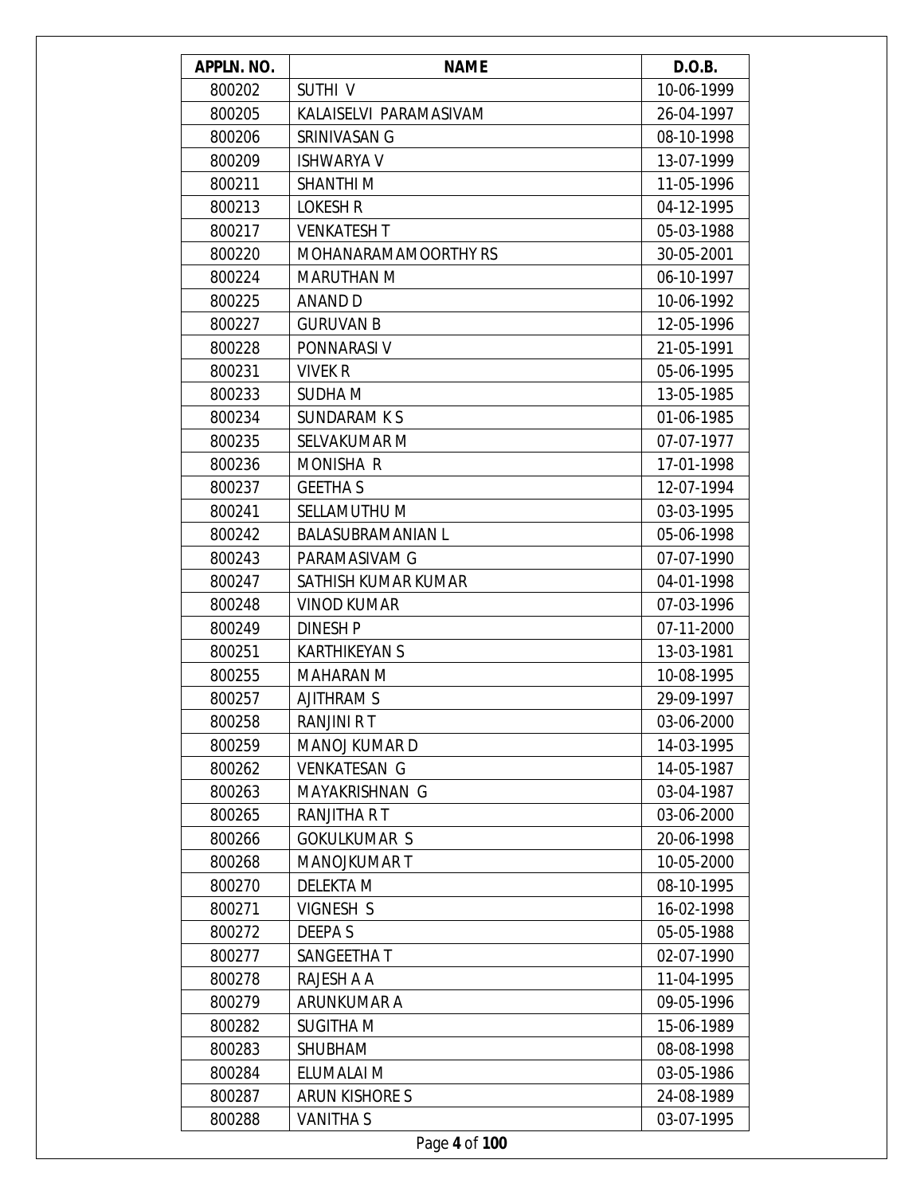| APPLN. NO. | NAME | D.O.B. |
|---|---|---|
| 800202 | SUTHI V | 10-06-1999 |
| 800205 | KALAISELVI PARAMASIVAM | 26-04-1997 |
| 800206 | SRINIVASAN G | 08-10-1998 |
| 800209 | ISHWARYA V | 13-07-1999 |
| 800211 | SHANTHI M | 11-05-1996 |
| 800213 | LOKESH R | 04-12-1995 |
| 800217 | VENKATESH T | 05-03-1988 |
| 800220 | MOHANARAMAMOORTHY RS | 30-05-2001 |
| 800224 | MARUTHAN M | 06-10-1997 |
| 800225 | ANAND D | 10-06-1992 |
| 800227 | GURUVAN B | 12-05-1996 |
| 800228 | PONNARASI V | 21-05-1991 |
| 800231 | VIVEK R | 05-06-1995 |
| 800233 | SUDHA M | 13-05-1985 |
| 800234 | SUNDARAM K S | 01-06-1985 |
| 800235 | SELVAKUMAR M | 07-07-1977 |
| 800236 | MONISHA R | 17-01-1998 |
| 800237 | GEETHA S | 12-07-1994 |
| 800241 | SELLAMUTHU M | 03-03-1995 |
| 800242 | BALASUBRAMANIAN L | 05-06-1998 |
| 800243 | PARAMASIVAM G | 07-07-1990 |
| 800247 | SATHISH KUMAR KUMAR | 04-01-1998 |
| 800248 | VINOD KUMAR | 07-03-1996 |
| 800249 | DINESH P | 07-11-2000 |
| 800251 | KARTHIKEYAN S | 13-03-1981 |
| 800255 | MAHARAN M | 10-08-1995 |
| 800257 | AJITHRAM S | 29-09-1997 |
| 800258 | RANJINI R T | 03-06-2000 |
| 800259 | MANOJ KUMAR D | 14-03-1995 |
| 800262 | VENKATESAN G | 14-05-1987 |
| 800263 | MAYAKRISHNAN G | 03-04-1987 |
| 800265 | RANJITHA R T | 03-06-2000 |
| 800266 | GOKULKUMAR S | 20-06-1998 |
| 800268 | MANOJKUMAR T | 10-05-2000 |
| 800270 | DELEKTA M | 08-10-1995 |
| 800271 | VIGNESH S | 16-02-1998 |
| 800272 | DEEPA S | 05-05-1988 |
| 800277 | SANGEETHA T | 02-07-1990 |
| 800278 | RAJESH A A | 11-04-1995 |
| 800279 | ARUNKUMAR A | 09-05-1996 |
| 800282 | SUGITHA M | 15-06-1989 |
| 800283 | SHUBHAM | 08-08-1998 |
| 800284 | ELUMALAI M | 03-05-1986 |
| 800287 | ARUN KISHORE S | 24-08-1989 |
| 800288 | VANITHA S | 03-07-1995 |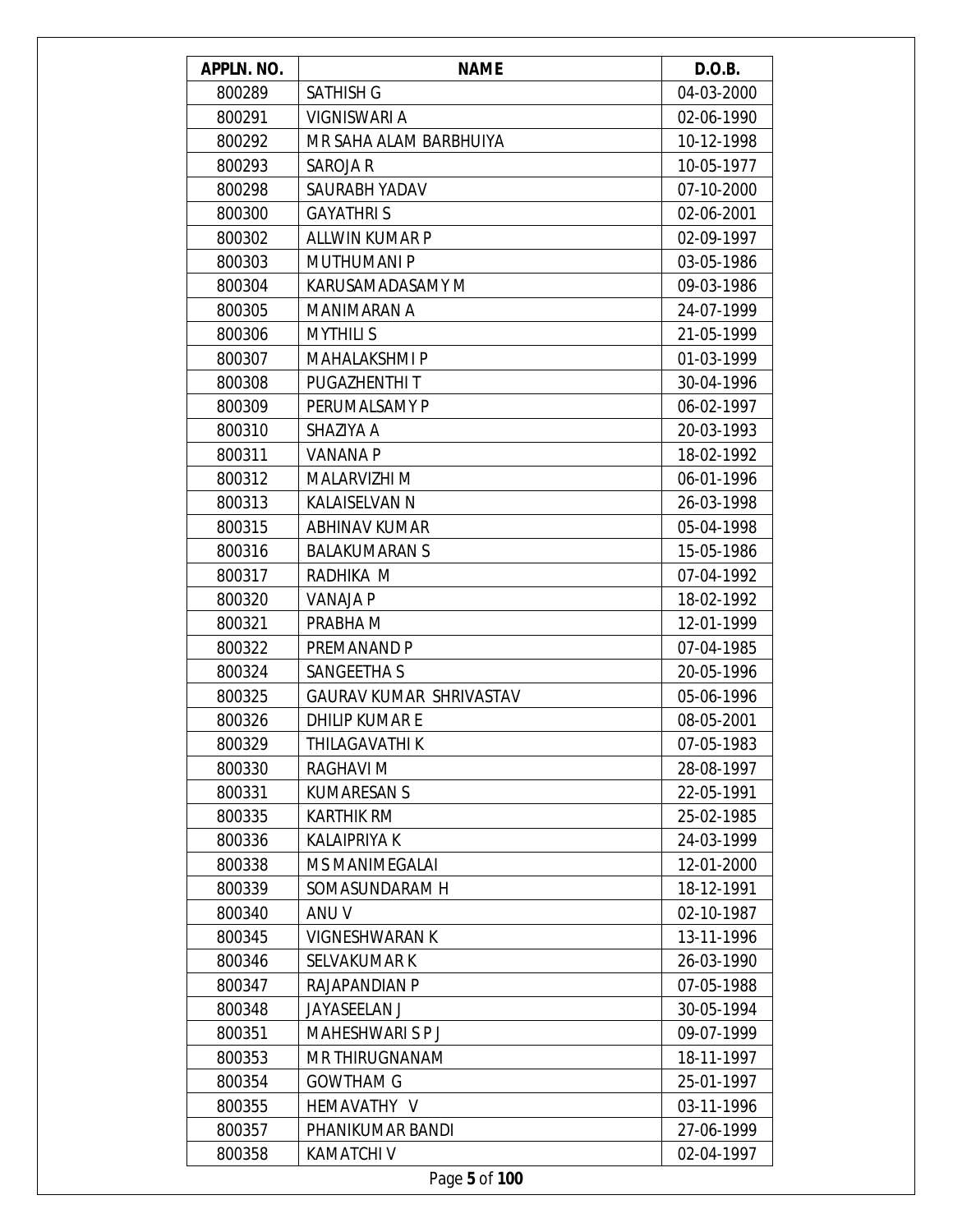| APPLN. NO. | NAME | D.O.B. |
|---|---|---|
| 800289 | SATHISH G | 04-03-2000 |
| 800291 | VIGNISWARI A | 02-06-1990 |
| 800292 | MR SAHA ALAM BARBHUIYA | 10-12-1998 |
| 800293 | SAROJA R | 10-05-1977 |
| 800298 | SAURABH YADAV | 07-10-2000 |
| 800300 | GAYATHRI S | 02-06-2001 |
| 800302 | ALLWIN KUMAR P | 02-09-1997 |
| 800303 | MUTHUMANI P | 03-05-1986 |
| 800304 | KARUSAMADASAMY M | 09-03-1986 |
| 800305 | MANIMARAN A | 24-07-1999 |
| 800306 | MYTHILI S | 21-05-1999 |
| 800307 | MAHALAKSHMI P | 01-03-1999 |
| 800308 | PUGAZHENTHI T | 30-04-1996 |
| 800309 | PERUMALSAMY P | 06-02-1997 |
| 800310 | SHAZIYA A | 20-03-1993 |
| 800311 | VANANA P | 18-02-1992 |
| 800312 | MALARVIZHI M | 06-01-1996 |
| 800313 | KALAISELVAN N | 26-03-1998 |
| 800315 | ABHINAV KUMAR | 05-04-1998 |
| 800316 | BALAKUMARAN S | 15-05-1986 |
| 800317 | RADHIKA M | 07-04-1992 |
| 800320 | VANAJA P | 18-02-1992 |
| 800321 | PRABHA M | 12-01-1999 |
| 800322 | PREMANAND P | 07-04-1985 |
| 800324 | SANGEETHA S | 20-05-1996 |
| 800325 | GAURAV KUMAR SHRIVASTAV | 05-06-1996 |
| 800326 | DHILIP KUMAR E | 08-05-2001 |
| 800329 | THILAGAVATHI K | 07-05-1983 |
| 800330 | RAGHAVI M | 28-08-1997 |
| 800331 | KUMARESAN S | 22-05-1991 |
| 800335 | KARTHIK RM | 25-02-1985 |
| 800336 | KALAIPRIYA K | 24-03-1999 |
| 800338 | MS MANIMEGALAI | 12-01-2000 |
| 800339 | SOMASUNDARAM H | 18-12-1991 |
| 800340 | ANU V | 02-10-1987 |
| 800345 | VIGNESHWARAN K | 13-11-1996 |
| 800346 | SELVAKUMAR K | 26-03-1990 |
| 800347 | RAJAPANDIAN P | 07-05-1988 |
| 800348 | JAYASEELAN J | 30-05-1994 |
| 800351 | MAHESHWARI S P J | 09-07-1999 |
| 800353 | MR THIRUGNANAM | 18-11-1997 |
| 800354 | GOWTHAM G | 25-01-1997 |
| 800355 | HEMAVATHY V | 03-11-1996 |
| 800357 | PHANIKUMAR BANDI | 27-06-1999 |
| 800358 | KAMATCHI V | 02-04-1997 |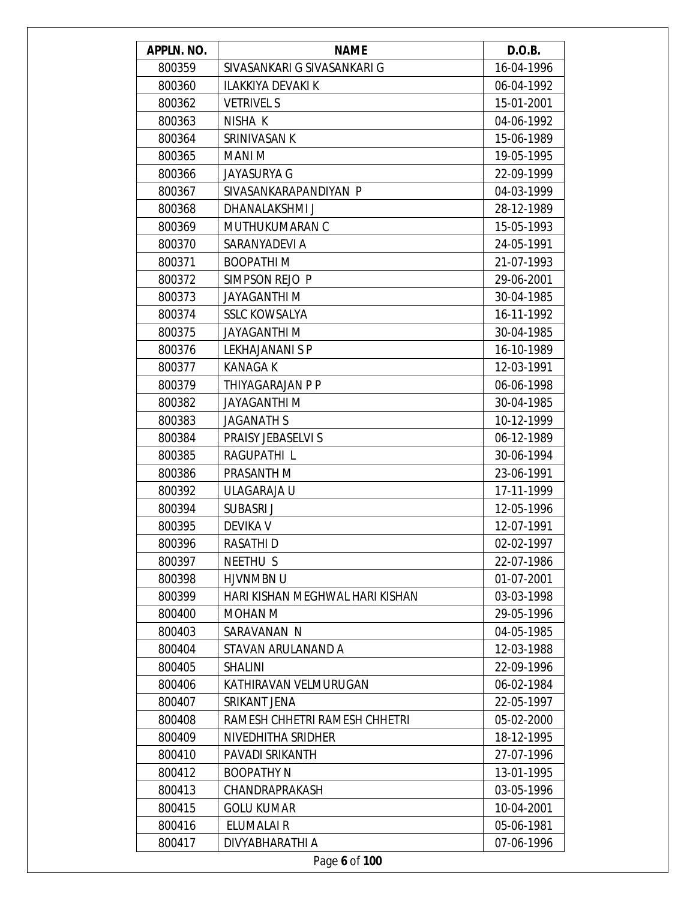| APPLN. NO. | NAME | D.O.B. |
|---|---|---|
| 800359 | SIVASANKARI G SIVASANKARI G | 16-04-1996 |
| 800360 | ILAKKIYA DEVAKI K | 06-04-1992 |
| 800362 | VETRIVEL S | 15-01-2001 |
| 800363 | NISHA K | 04-06-1992 |
| 800364 | SRINIVASAN K | 15-06-1989 |
| 800365 | MANI M | 19-05-1995 |
| 800366 | JAYASURYA G | 22-09-1999 |
| 800367 | SIVASANKARAPANDIYAN P | 04-03-1999 |
| 800368 | DHANALAKSHMI J | 28-12-1989 |
| 800369 | MUTHUKUMARAN C | 15-05-1993 |
| 800370 | SARANYADEVI A | 24-05-1991 |
| 800371 | BOOPATHI M | 21-07-1993 |
| 800372 | SIMPSON REJO P | 29-06-2001 |
| 800373 | JAYAGANTHI M | 30-04-1985 |
| 800374 | SSLC KOWSALYA | 16-11-1992 |
| 800375 | JAYAGANTHI M | 30-04-1985 |
| 800376 | LEKHAJANANI S P | 16-10-1989 |
| 800377 | KANAGA K | 12-03-1991 |
| 800379 | THIYAGARAJAN P P | 06-06-1998 |
| 800382 | JAYAGANTHI M | 30-04-1985 |
| 800383 | JAGANATH S | 10-12-1999 |
| 800384 | PRAISY JEBASELVI S | 06-12-1989 |
| 800385 | RAGUPATHI L | 30-06-1994 |
| 800386 | PRASANTH M | 23-06-1991 |
| 800392 | ULAGARAJA U | 17-11-1999 |
| 800394 | SUBASRI J | 12-05-1996 |
| 800395 | DEVIKA V | 12-07-1991 |
| 800396 | RASATHI D | 02-02-1997 |
| 800397 | NEETHU S | 22-07-1986 |
| 800398 | HJVNMBN U | 01-07-2001 |
| 800399 | HARI KISHAN MEGHWAL HARI KISHAN | 03-03-1998 |
| 800400 | MOHAN M | 29-05-1996 |
| 800403 | SARAVANAN N | 04-05-1985 |
| 800404 | STAVAN ARULANAND A | 12-03-1988 |
| 800405 | SHALINI | 22-09-1996 |
| 800406 | KATHIRAVAN VELMURUGAN | 06-02-1984 |
| 800407 | SRIKANT JENA | 22-05-1997 |
| 800408 | RAMESH CHHETRI RAMESH CHHETRI | 05-02-2000 |
| 800409 | NIVEDHITHA SRIDHER | 18-12-1995 |
| 800410 | PAVADI SRIKANTH | 27-07-1996 |
| 800412 | BOOPATHY N | 13-01-1995 |
| 800413 | CHANDRAPRAKASH | 03-05-1996 |
| 800415 | GOLU KUMAR | 10-04-2001 |
| 800416 | ELUMALAI R | 05-06-1981 |
| 800417 | DIVYABHARATHI A | 07-06-1996 |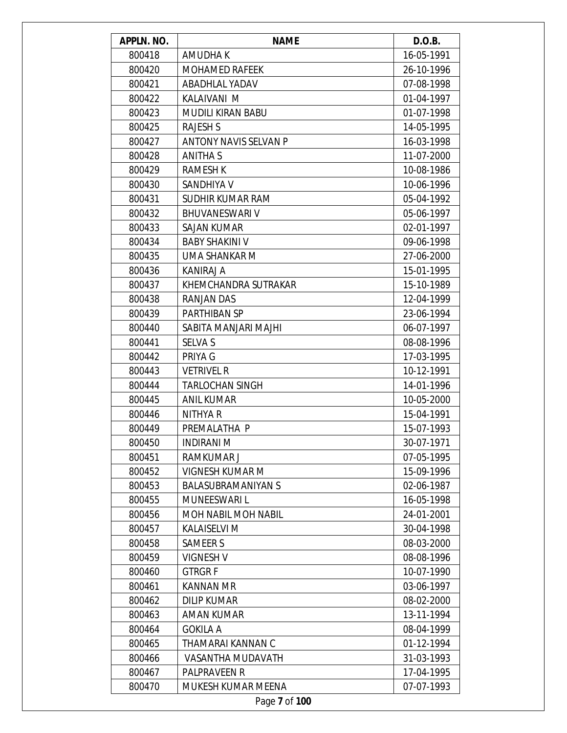| APPLN. NO. | NAME | D.O.B. |
| --- | --- | --- |
| 800418 | AMUDHA K | 16-05-1991 |
| 800420 | MOHAMED RAFEEK | 26-10-1996 |
| 800421 | ABADHLAL YADAV | 07-08-1998 |
| 800422 | KALAIVANI M | 01-04-1997 |
| 800423 | MUDILI KIRAN BABU | 01-07-1998 |
| 800425 | RAJESH S | 14-05-1995 |
| 800427 | ANTONY NAVIS SELVAN P | 16-03-1998 |
| 800428 | ANITHA S | 11-07-2000 |
| 800429 | RAMESH K | 10-08-1986 |
| 800430 | SANDHIYA V | 10-06-1996 |
| 800431 | SUDHIR KUMAR RAM | 05-04-1992 |
| 800432 | BHUVANESWARI V | 05-06-1997 |
| 800433 | SAJAN KUMAR | 02-01-1997 |
| 800434 | BABY SHAKINI V | 09-06-1998 |
| 800435 | UMA SHANKAR M | 27-06-2000 |
| 800436 | KANIRAJ A | 15-01-1995 |
| 800437 | KHEMCHANDRA SUTRAKAR | 15-10-1989 |
| 800438 | RANJAN DAS | 12-04-1999 |
| 800439 | PARTHIBAN SP | 23-06-1994 |
| 800440 | SABITA MANJARI MAJHI | 06-07-1997 |
| 800441 | SELVA S | 08-08-1996 |
| 800442 | PRIYA G | 17-03-1995 |
| 800443 | VETRIVEL R | 10-12-1991 |
| 800444 | TARLOCHAN SINGH | 14-01-1996 |
| 800445 | ANIL KUMAR | 10-05-2000 |
| 800446 | NITHYA R | 15-04-1991 |
| 800449 | PREMALATHA P | 15-07-1993 |
| 800450 | INDIRANI M | 30-07-1971 |
| 800451 | RAMKUMAR J | 07-05-1995 |
| 800452 | VIGNESH KUMAR M | 15-09-1996 |
| 800453 | BALASUBRAMANIYAN S | 02-06-1987 |
| 800455 | MUNEESWARI L | 16-05-1998 |
| 800456 | MOH NABIL MOH NABIL | 24-01-2001 |
| 800457 | KALAISELVI M | 30-04-1998 |
| 800458 | SAMEER S | 08-03-2000 |
| 800459 | VIGNESH V | 08-08-1996 |
| 800460 | GTRGR F | 10-07-1990 |
| 800461 | KANNAN M R | 03-06-1997 |
| 800462 | DILIP KUMAR | 08-02-2000 |
| 800463 | AMAN KUMAR | 13-11-1994 |
| 800464 | GOKILA A | 08-04-1999 |
| 800465 | THAMARAI KANNAN C | 01-12-1994 |
| 800466 | VASANTHA MUDAVATH | 31-03-1993 |
| 800467 | PALPRAVEEN R | 17-04-1995 |
| 800470 | MUKESH KUMAR MEENA | 07-07-1993 |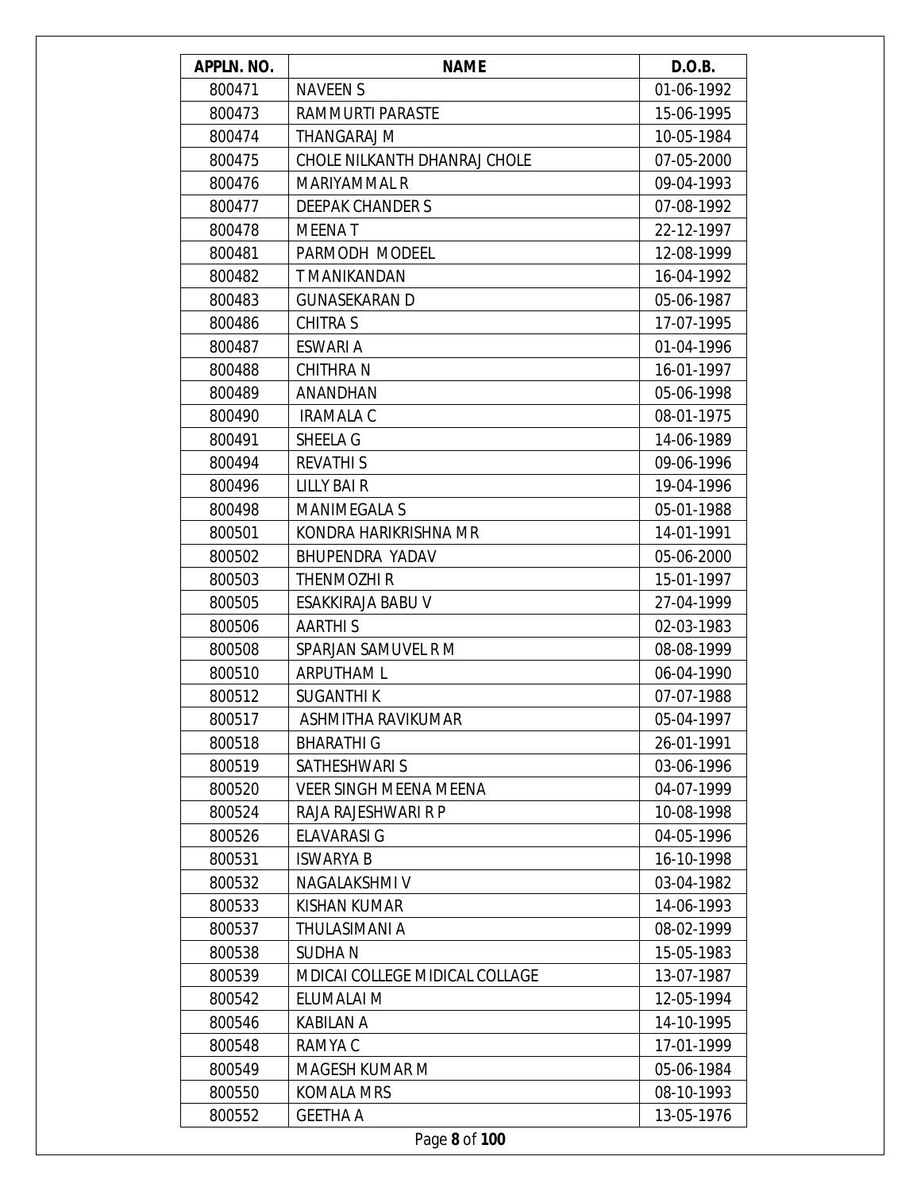| APPLN. NO. | NAME | D.O.B. |
|---|---|---|
| 800471 | NAVEEN S | 01-06-1992 |
| 800473 | RAMMURTI PARASTE | 15-06-1995 |
| 800474 | THANGARAJ M | 10-05-1984 |
| 800475 | CHOLE NILKANTH DHANRAJ CHOLE | 07-05-2000 |
| 800476 | MARIYAMMAL R | 09-04-1993 |
| 800477 | DEEPAK CHANDER S | 07-08-1992 |
| 800478 | MEENA T | 22-12-1997 |
| 800481 | PARMODH MODEEL | 12-08-1999 |
| 800482 | T MANIKANDAN | 16-04-1992 |
| 800483 | GUNASEKARAN D | 05-06-1987 |
| 800486 | CHITRA S | 17-07-1995 |
| 800487 | ESWARI A | 01-04-1996 |
| 800488 | CHITHRA N | 16-01-1997 |
| 800489 | ANANDHAN | 05-06-1998 |
| 800490 | IRAMALA C | 08-01-1975 |
| 800491 | SHEELA G | 14-06-1989 |
| 800494 | REVATHI S | 09-06-1996 |
| 800496 | LILLY BAI R | 19-04-1996 |
| 800498 | MANIMEGALA S | 05-01-1988 |
| 800501 | KONDRA HARIKRISHNA MR | 14-01-1991 |
| 800502 | BHUPENDRA YADAV | 05-06-2000 |
| 800503 | THENMOZHI R | 15-01-1997 |
| 800505 | ESAKKIRAJA BABU V | 27-04-1999 |
| 800506 | AARTHI S | 02-03-1983 |
| 800508 | SPARJAN SAMUVEL R M | 08-08-1999 |
| 800510 | ARPUTHAM L | 06-04-1990 |
| 800512 | SUGANTHI K | 07-07-1988 |
| 800517 | ASHMITHA RAVIKUMAR | 05-04-1997 |
| 800518 | BHARATHI G | 26-01-1991 |
| 800519 | SATHESHWARI S | 03-06-1996 |
| 800520 | VEER SINGH MEENA MEENA | 04-07-1999 |
| 800524 | RAJA RAJESHWARI R P | 10-08-1998 |
| 800526 | ELAVARASI G | 04-05-1996 |
| 800531 | ISWARYA B | 16-10-1998 |
| 800532 | NAGALAKSHMI V | 03-04-1982 |
| 800533 | KISHAN KUMAR | 14-06-1993 |
| 800537 | THULASIMANI A | 08-02-1999 |
| 800538 | SUDHA N | 15-05-1983 |
| 800539 | MDICAI COLLEGE MIDICAL COLLAGE | 13-07-1987 |
| 800542 | ELUMALAI M | 12-05-1994 |
| 800546 | KABILAN A | 14-10-1995 |
| 800548 | RAMYA C | 17-01-1999 |
| 800549 | MAGESH KUMAR M | 05-06-1984 |
| 800550 | KOMALA MRS | 08-10-1993 |
| 800552 | GEETHA A | 13-05-1976 |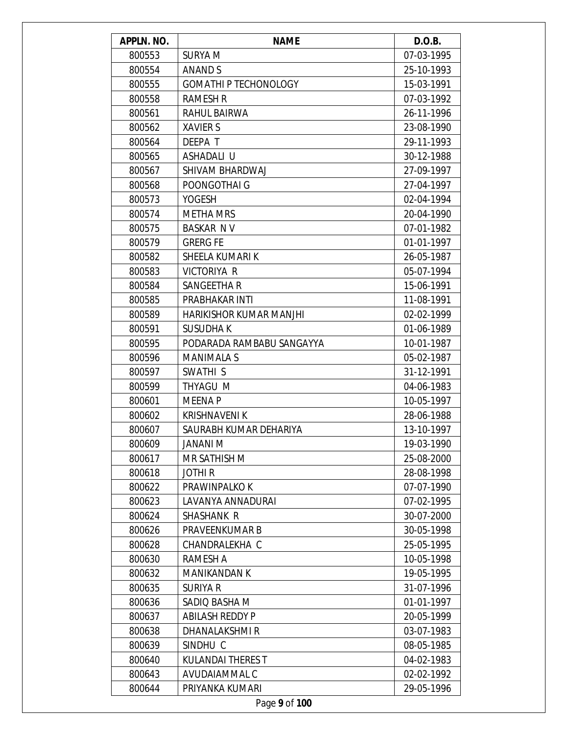| APPLN. NO. | NAME | D.O.B. |
|---|---|---|
| 800553 | SURYA M | 07-03-1995 |
| 800554 | ANAND S | 25-10-1993 |
| 800555 | GOMATHI P TECHONOLOGY | 15-03-1991 |
| 800558 | RAMESH R | 07-03-1992 |
| 800561 | RAHUL BAIRWA | 26-11-1996 |
| 800562 | XAVIER S | 23-08-1990 |
| 800564 | DEEPA T | 29-11-1993 |
| 800565 | ASHADALI U | 30-12-1988 |
| 800567 | SHIVAM BHARDWAJ | 27-09-1997 |
| 800568 | POONGOTHAI G | 27-04-1997 |
| 800573 | YOGESH | 02-04-1994 |
| 800574 | METHA MRS | 20-04-1990 |
| 800575 | BASKAR N V | 07-01-1982 |
| 800579 | GRERG FE | 01-01-1997 |
| 800582 | SHEELA KUMARI K | 26-05-1987 |
| 800583 | VICTORIYA R | 05-07-1994 |
| 800584 | SANGEETHA R | 15-06-1991 |
| 800585 | PRABHAKAR INTI | 11-08-1991 |
| 800589 | HARIKISHOR KUMAR MANJHI | 02-02-1999 |
| 800591 | SUSUDHA K | 01-06-1989 |
| 800595 | PODARADA RAMBABU SANGAYYA | 10-01-1987 |
| 800596 | MANIMALA S | 05-02-1987 |
| 800597 | SWATHI S | 31-12-1991 |
| 800599 | THYAGU M | 04-06-1983 |
| 800601 | MEENA P | 10-05-1997 |
| 800602 | KRISHNAVENI K | 28-06-1988 |
| 800607 | SAURABH KUMAR DEHARIYA | 13-10-1997 |
| 800609 | JANANI M | 19-03-1990 |
| 800617 | MR SATHISH M | 25-08-2000 |
| 800618 | JOTHI R | 28-08-1998 |
| 800622 | PRAWINPALKO K | 07-07-1990 |
| 800623 | LAVANYA ANNADURAI | 07-02-1995 |
| 800624 | SHASHANK R | 30-07-2000 |
| 800626 | PRAVEENKUMAR B | 30-05-1998 |
| 800628 | CHANDRALEKHA C | 25-05-1995 |
| 800630 | RAMESH A | 10-05-1998 |
| 800632 | MANIKANDAN K | 19-05-1995 |
| 800635 | SURIYA R | 31-07-1996 |
| 800636 | SADIQ BASHA M | 01-01-1997 |
| 800637 | ABILASH REDDY P | 20-05-1999 |
| 800638 | DHANALAKSHMI R | 03-07-1983 |
| 800639 | SINDHU C | 08-05-1985 |
| 800640 | KULANDAI THERES T | 04-02-1983 |
| 800643 | AVUDAIAMMAL C | 02-02-1992 |
| 800644 | PRIYANKA KUMARI | 29-05-1996 |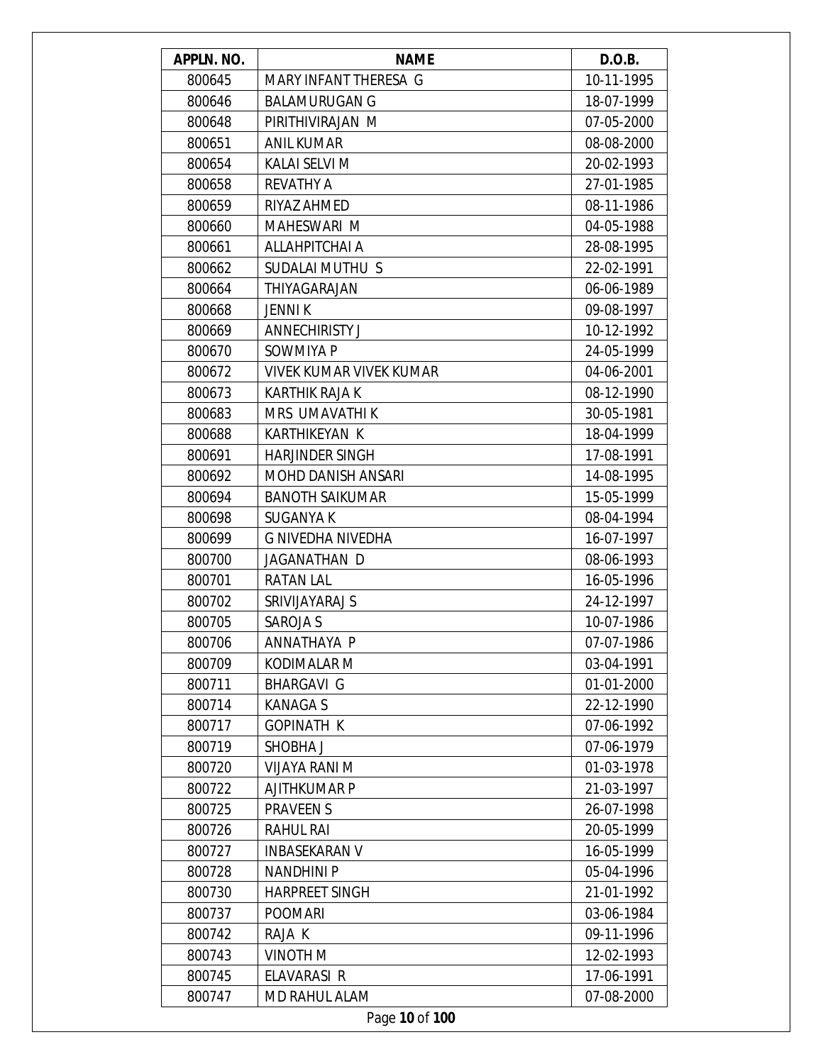| APPLN. NO. | NAME | D.O.B. |
|---|---|---|
| 800645 | MARY INFANT THERESA G | 10-11-1995 |
| 800646 | BALAMURUGAN G | 18-07-1999 |
| 800648 | PIRITHIVIRAJAN M | 07-05-2000 |
| 800651 | ANIL KUMAR | 08-08-2000 |
| 800654 | KALAI SELVI M | 20-02-1993 |
| 800658 | REVATHY A | 27-01-1985 |
| 800659 | RIYAZ AHMED | 08-11-1986 |
| 800660 | MAHESWARI M | 04-05-1988 |
| 800661 | ALLAHPITCHAI A | 28-08-1995 |
| 800662 | SUDALAI MUTHU S | 22-02-1991 |
| 800664 | THIYAGARAJAN | 06-06-1989 |
| 800668 | JENNI K | 09-08-1997 |
| 800669 | ANNECHIRISTY J | 10-12-1992 |
| 800670 | SOWMIYA P | 24-05-1999 |
| 800672 | VIVEK KUMAR VIVEK KUMAR | 04-06-2001 |
| 800673 | KARTHIK RAJA K | 08-12-1990 |
| 800683 | MRS UMAVATHI K | 30-05-1981 |
| 800688 | KARTHIKEYAN K | 18-04-1999 |
| 800691 | HARJINDER SINGH | 17-08-1991 |
| 800692 | MOHD DANISH ANSARI | 14-08-1995 |
| 800694 | BANOTH SAIKUMAR | 15-05-1999 |
| 800698 | SUGANYA K | 08-04-1994 |
| 800699 | G NIVEDHA NIVEDHA | 16-07-1997 |
| 800700 | JAGANATHAN D | 08-06-1993 |
| 800701 | RATAN LAL | 16-05-1996 |
| 800702 | SRIVIJAYARAJ S | 24-12-1997 |
| 800705 | SAROJA S | 10-07-1986 |
| 800706 | ANNATHAYA P | 07-07-1986 |
| 800709 | KODIMALAR M | 03-04-1991 |
| 800711 | BHARGAVI G | 01-01-2000 |
| 800714 | KANAGA S | 22-12-1990 |
| 800717 | GOPINATH K | 07-06-1992 |
| 800719 | SHOBHA J | 07-06-1979 |
| 800720 | VIJAYA RANI M | 01-03-1978 |
| 800722 | AJITHKUMAR P | 21-03-1997 |
| 800725 | PRAVEEN S | 26-07-1998 |
| 800726 | RAHUL RAI | 20-05-1999 |
| 800727 | INBASEKARAN V | 16-05-1999 |
| 800728 | NANDHINI P | 05-04-1996 |
| 800730 | HARPREET SINGH | 21-01-1992 |
| 800737 | POOMARI | 03-06-1984 |
| 800742 | RAJA K | 09-11-1996 |
| 800743 | VINOTH M | 12-02-1993 |
| 800745 | ELAVARASI R | 17-06-1991 |
| 800747 | MD RAHUL ALAM | 07-08-2000 |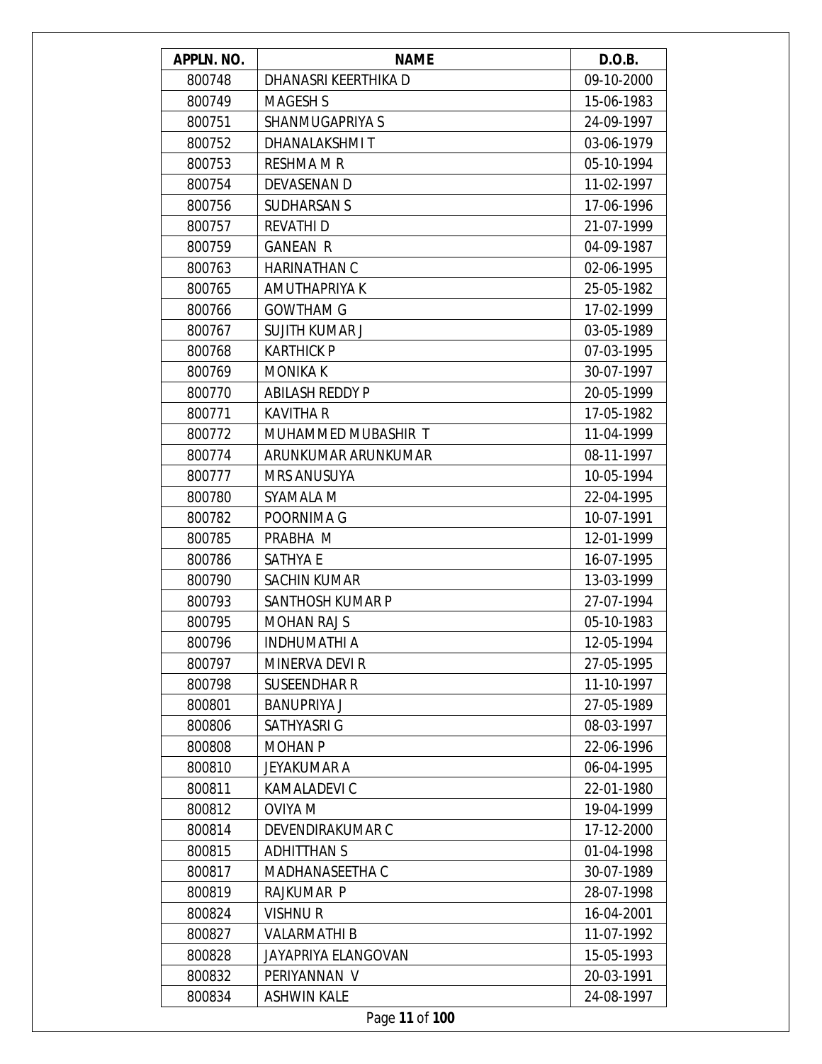| APPLN. NO. | NAME | D.O.B. |
|---|---|---|
| 800748 | DHANASRI KEERTHIKA D | 09-10-2000 |
| 800749 | MAGESH S | 15-06-1983 |
| 800751 | SHANMUGAPRIYA S | 24-09-1997 |
| 800752 | DHANALAKSHMI T | 03-06-1979 |
| 800753 | RESHMA M R | 05-10-1994 |
| 800754 | DEVASENAN D | 11-02-1997 |
| 800756 | SUDHARSAN S | 17-06-1996 |
| 800757 | REVATHI D | 21-07-1999 |
| 800759 | GANEAN R | 04-09-1987 |
| 800763 | HARINATHAN C | 02-06-1995 |
| 800765 | AMUTHAPRIYA K | 25-05-1982 |
| 800766 | GOWTHAM G | 17-02-1999 |
| 800767 | SUJITH KUMAR J | 03-05-1989 |
| 800768 | KARTHICK P | 07-03-1995 |
| 800769 | MONIKA K | 30-07-1997 |
| 800770 | ABILASH REDDY P | 20-05-1999 |
| 800771 | KAVITHA R | 17-05-1982 |
| 800772 | MUHAMMED MUBASHIR T | 11-04-1999 |
| 800774 | ARUNKUMAR ARUNKUMAR | 08-11-1997 |
| 800777 | MRS ANUSUYA | 10-05-1994 |
| 800780 | SYAMALA M | 22-04-1995 |
| 800782 | POORNIMA G | 10-07-1991 |
| 800785 | PRABHA M | 12-01-1999 |
| 800786 | SATHYA E | 16-07-1995 |
| 800790 | SACHIN KUMAR | 13-03-1999 |
| 800793 | SANTHOSH KUMAR P | 27-07-1994 |
| 800795 | MOHAN RAJ S | 05-10-1983 |
| 800796 | INDHUMATHI A | 12-05-1994 |
| 800797 | MINERVA DEVI R | 27-05-1995 |
| 800798 | SUSEENDHAR R | 11-10-1997 |
| 800801 | BANUPRIYA J | 27-05-1989 |
| 800806 | SATHYASRI G | 08-03-1997 |
| 800808 | MOHAN P | 22-06-1996 |
| 800810 | JEYAKUMAR A | 06-04-1995 |
| 800811 | KAMALADEVI C | 22-01-1980 |
| 800812 | OVIYA M | 19-04-1999 |
| 800814 | DEVENDIRAKUMAR C | 17-12-2000 |
| 800815 | ADHITTHAN S | 01-04-1998 |
| 800817 | MADHANASEETHA C | 30-07-1989 |
| 800819 | RAJKUMAR P | 28-07-1998 |
| 800824 | VISHNU R | 16-04-2001 |
| 800827 | VALARMATHI B | 11-07-1992 |
| 800828 | JAYAPRIYA ELANGOVAN | 15-05-1993 |
| 800832 | PERIYANNAN V | 20-03-1991 |
| 800834 | ASHWIN KALE | 24-08-1997 |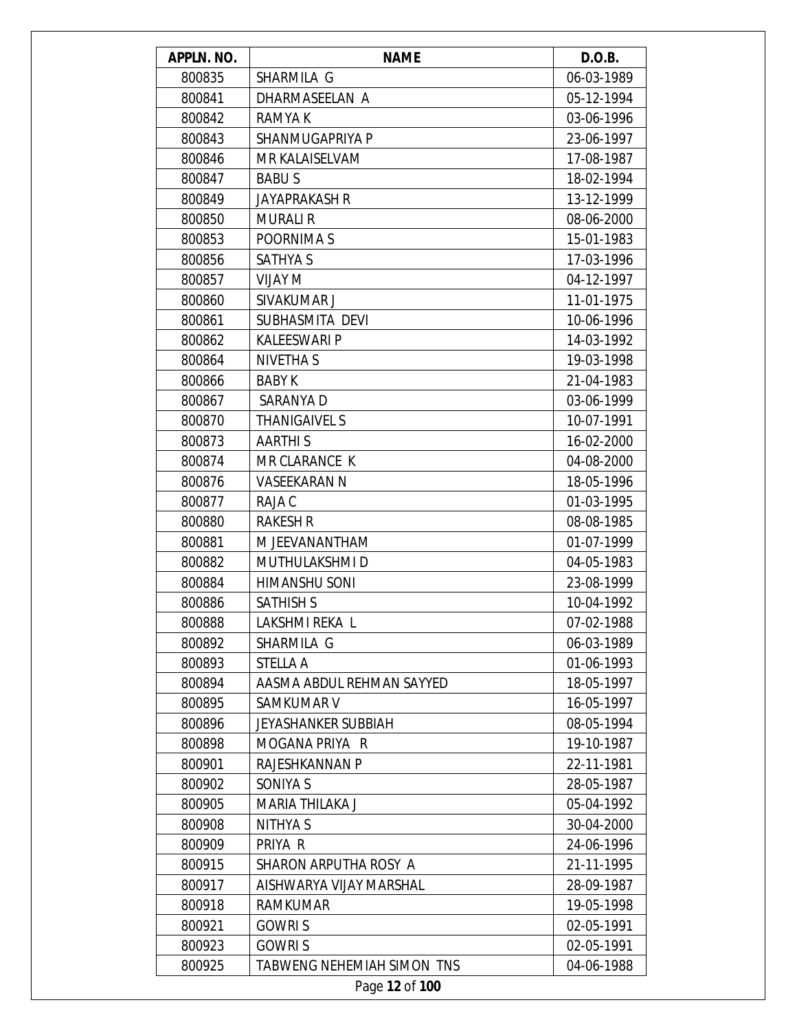| APPLN. NO. | NAME | D.O.B. |
|---|---|---|
| 800835 | SHARMILA G | 06-03-1989 |
| 800841 | DHARMASEELAN A | 05-12-1994 |
| 800842 | RAMYA K | 03-06-1996 |
| 800843 | SHANMUGAPRIYA P | 23-06-1997 |
| 800846 | MR KALAISELVAM | 17-08-1987 |
| 800847 | BABU S | 18-02-1994 |
| 800849 | JAYAPRAKASH R | 13-12-1999 |
| 800850 | MURALI R | 08-06-2000 |
| 800853 | POORNIMA S | 15-01-1983 |
| 800856 | SATHYA S | 17-03-1996 |
| 800857 | VIJAY M | 04-12-1997 |
| 800860 | SIVAKUMAR J | 11-01-1975 |
| 800861 | SUBHASMITA DEVI | 10-06-1996 |
| 800862 | KALEESWARI P | 14-03-1992 |
| 800864 | NIVETHA S | 19-03-1998 |
| 800866 | BABY K | 21-04-1983 |
| 800867 | SARANYA D | 03-06-1999 |
| 800870 | THANIGAIVEL S | 10-07-1991 |
| 800873 | AARTHI S | 16-02-2000 |
| 800874 | MR CLARANCE K | 04-08-2000 |
| 800876 | VASEEKARAN N | 18-05-1996 |
| 800877 | RAJA C | 01-03-1995 |
| 800880 | RAKESH R | 08-08-1985 |
| 800881 | M JEEVANANTHAM | 01-07-1999 |
| 800882 | MUTHULAKSHMI D | 04-05-1983 |
| 800884 | HIMANSHU SONI | 23-08-1999 |
| 800886 | SATHISH S | 10-04-1992 |
| 800888 | LAKSHMI REKA L | 07-02-1988 |
| 800892 | SHARMILA G | 06-03-1989 |
| 800893 | STELLA A | 01-06-1993 |
| 800894 | AASMA ABDUL REHMAN SAYYED | 18-05-1997 |
| 800895 | SAMKUMAR V | 16-05-1997 |
| 800896 | JEYASHANKER SUBBIAH | 08-05-1994 |
| 800898 | MOGANA PRIYA R | 19-10-1987 |
| 800901 | RAJESHKANNAN P | 22-11-1981 |
| 800902 | SONIYA S | 28-05-1987 |
| 800905 | MARIA THILAKA J | 05-04-1992 |
| 800908 | NITHYA S | 30-04-2000 |
| 800909 | PRIYA R | 24-06-1996 |
| 800915 | SHARON ARPUTHA ROSY A | 21-11-1995 |
| 800917 | AISHWARYA VIJAY MARSHAL | 28-09-1987 |
| 800918 | RAMKUMAR | 19-05-1998 |
| 800921 | GOWRI S | 02-05-1991 |
| 800923 | GOWRI S | 02-05-1991 |
| 800925 | TABWENG NEHEMIAH SIMON TNS | 04-06-1988 |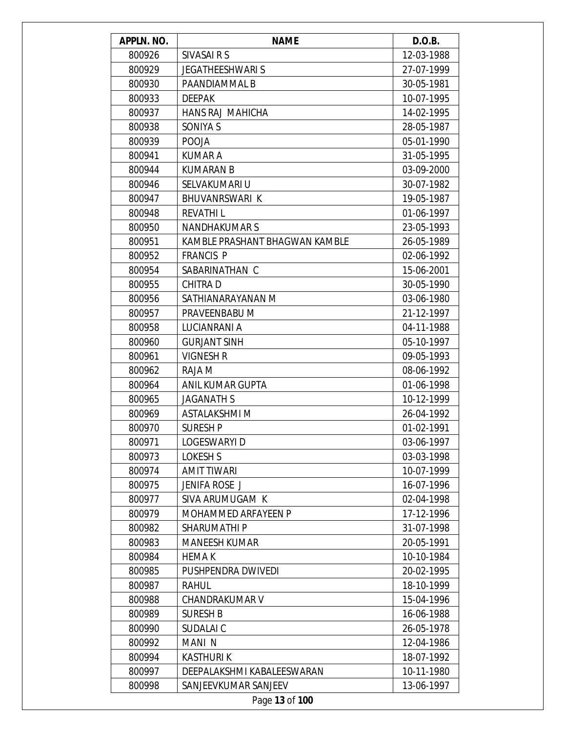| APPLN. NO. | NAME | D.O.B. |
| --- | --- | --- |
| 800926 | SIVASAI R S | 12-03-1988 |
| 800929 | JEGATHEESHWARI S | 27-07-1999 |
| 800930 | PAANDIAMMAL B | 30-05-1981 |
| 800933 | DEEPAK | 10-07-1995 |
| 800937 | HANS RAJ MAHICHA | 14-02-1995 |
| 800938 | SONIYA S | 28-05-1987 |
| 800939 | POOJA | 05-01-1990 |
| 800941 | KUMAR A | 31-05-1995 |
| 800944 | KUMARAN B | 03-09-2000 |
| 800946 | SELVAKUMARI U | 30-07-1982 |
| 800947 | BHUVANRSWARI K | 19-05-1987 |
| 800948 | REVATHI L | 01-06-1997 |
| 800950 | NANDHAKUMAR S | 23-05-1993 |
| 800951 | KAMBLE PRASHANT BHAGWAN KAMBLE | 26-05-1989 |
| 800952 | FRANCIS P | 02-06-1992 |
| 800954 | SABARINATHAN C | 15-06-2001 |
| 800955 | CHITRA D | 30-05-1990 |
| 800956 | SATHIANARAYANAN M | 03-06-1980 |
| 800957 | PRAVEENBABU M | 21-12-1997 |
| 800958 | LUCIANRANI A | 04-11-1988 |
| 800960 | GURJANT SINH | 05-10-1997 |
| 800961 | VIGNESH R | 09-05-1993 |
| 800962 | RAJA M | 08-06-1992 |
| 800964 | ANIL KUMAR GUPTA | 01-06-1998 |
| 800965 | JAGANATH S | 10-12-1999 |
| 800969 | ASTALAKSHMI M | 26-04-1992 |
| 800970 | SURESH P | 01-02-1991 |
| 800971 | LOGESWARYI D | 03-06-1997 |
| 800973 | LOKESH S | 03-03-1998 |
| 800974 | AMIT TIWARI | 10-07-1999 |
| 800975 | JENIFA ROSE J | 16-07-1996 |
| 800977 | SIVA ARUMUGAM K | 02-04-1998 |
| 800979 | MOHAMMED ARFAYEEN P | 17-12-1996 |
| 800982 | SHARUMATHI P | 31-07-1998 |
| 800983 | MANEESH KUMAR | 20-05-1991 |
| 800984 | HEMA K | 10-10-1984 |
| 800985 | PUSHPENDRA DWIVEDI | 20-02-1995 |
| 800987 | RAHUL | 18-10-1999 |
| 800988 | CHANDRAKUMAR V | 15-04-1996 |
| 800989 | SURESH B | 16-06-1988 |
| 800990 | SUDALAI C | 26-05-1978 |
| 800992 | MANI N | 12-04-1986 |
| 800994 | KASTHURI K | 18-07-1992 |
| 800997 | DEEPALAKSHMI KABALEESWARAN | 10-11-1980 |
| 800998 | SANJEEVKUMAR SANJEEV | 13-06-1997 |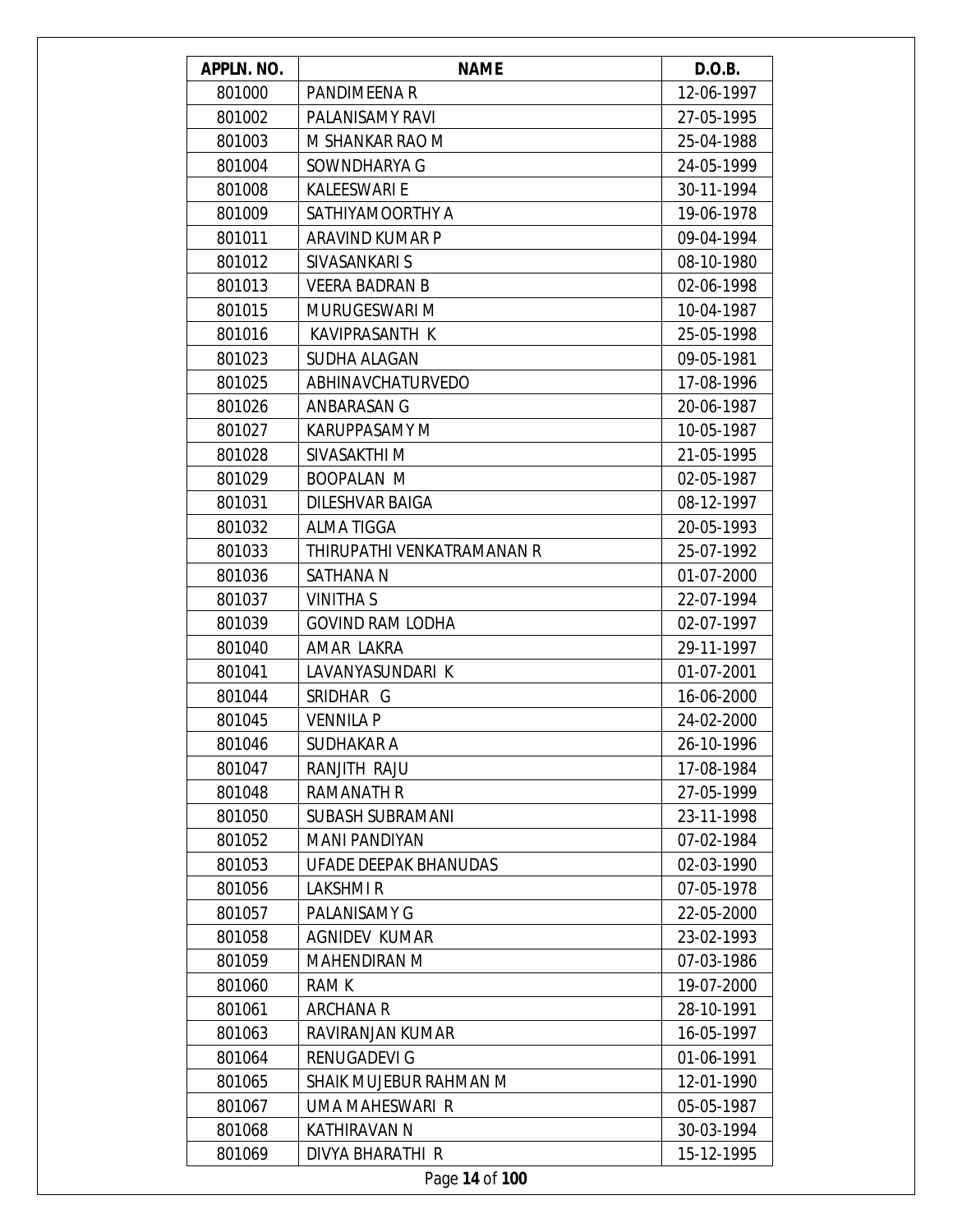| APPLN. NO. | NAME | D.O.B. |
|---|---|---|
| 801000 | PANDIMEENA R | 12-06-1997 |
| 801002 | PALANISAMY RAVI | 27-05-1995 |
| 801003 | M SHANKAR RAO M | 25-04-1988 |
| 801004 | SOWNDHARYA G | 24-05-1999 |
| 801008 | KALEESWARI E | 30-11-1994 |
| 801009 | SATHIYAMOORTHY A | 19-06-1978 |
| 801011 | ARAVIND KUMAR P | 09-04-1994 |
| 801012 | SIVASANKARI S | 08-10-1980 |
| 801013 | VEERA BADRAN B | 02-06-1998 |
| 801015 | MURUGESWARI M | 10-04-1987 |
| 801016 | KAVIPRASANTH K | 25-05-1998 |
| 801023 | SUDHA ALAGAN | 09-05-1981 |
| 801025 | ABHINAVCHATURVEDO | 17-08-1996 |
| 801026 | ANBARASAN G | 20-06-1987 |
| 801027 | KARUPPASAMY M | 10-05-1987 |
| 801028 | SIVASAKTHI M | 21-05-1995 |
| 801029 | BOOPALAN M | 02-05-1987 |
| 801031 | DILESHVAR BAIGA | 08-12-1997 |
| 801032 | ALMA TIGGA | 20-05-1993 |
| 801033 | THIRUPATHI VENKATRAMANAN R | 25-07-1992 |
| 801036 | SATHANA N | 01-07-2000 |
| 801037 | VINITHA S | 22-07-1994 |
| 801039 | GOVIND RAM LODHA | 02-07-1997 |
| 801040 | AMAR LAKRA | 29-11-1997 |
| 801041 | LAVANYASUNDARI K | 01-07-2001 |
| 801044 | SRIDHAR G | 16-06-2000 |
| 801045 | VENNILA P | 24-02-2000 |
| 801046 | SUDHAKAR A | 26-10-1996 |
| 801047 | RANJITH RAJU | 17-08-1984 |
| 801048 | RAMANATH R | 27-05-1999 |
| 801050 | SUBASH SUBRAMANI | 23-11-1998 |
| 801052 | MANI PANDIYAN | 07-02-1984 |
| 801053 | UFADE DEEPAK BHANUDAS | 02-03-1990 |
| 801056 | LAKSHMI R | 07-05-1978 |
| 801057 | PALANISAMY G | 22-05-2000 |
| 801058 | AGNIDEV KUMAR | 23-02-1993 |
| 801059 | MAHENDIRAN M | 07-03-1986 |
| 801060 | RAM K | 19-07-2000 |
| 801061 | ARCHANA R | 28-10-1991 |
| 801063 | RAVIRANJAN KUMAR | 16-05-1997 |
| 801064 | RENUGADEVI G | 01-06-1991 |
| 801065 | SHAIK MUJEBUR RAHMAN M | 12-01-1990 |
| 801067 | UMA MAHESWARI R | 05-05-1987 |
| 801068 | KATHIRAVAN N | 30-03-1994 |
| 801069 | DIVYA BHARATHI R | 15-12-1995 |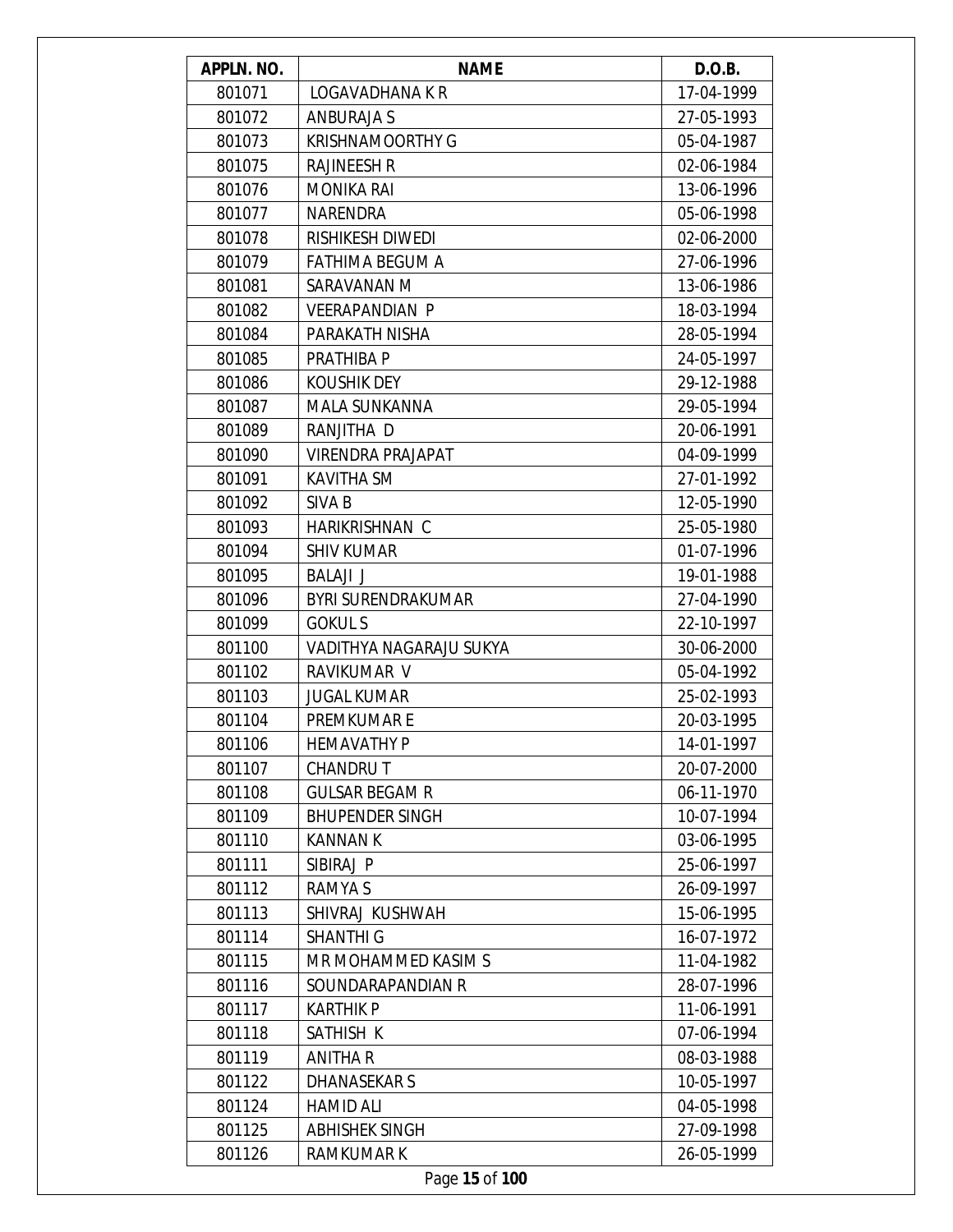| APPLN. NO. | NAME | D.O.B. |
| --- | --- | --- |
| 801071 | LOGAVADHANA K R | 17-04-1999 |
| 801072 | ANBURAJA S | 27-05-1993 |
| 801073 | KRISHNAMOORTHY G | 05-04-1987 |
| 801075 | RAJINEESH R | 02-06-1984 |
| 801076 | MONIKA RAI | 13-06-1996 |
| 801077 | NARENDRA | 05-06-1998 |
| 801078 | RISHIKESH DIWEDI | 02-06-2000 |
| 801079 | FATHIMA BEGUM A | 27-06-1996 |
| 801081 | SARAVANAN M | 13-06-1986 |
| 801082 | VEERAPANDIAN P | 18-03-1994 |
| 801084 | PARAKATH NISHA | 28-05-1994 |
| 801085 | PRATHIBA P | 24-05-1997 |
| 801086 | KOUSHIK DEY | 29-12-1988 |
| 801087 | MALA SUNKANNA | 29-05-1994 |
| 801089 | RANJITHA D | 20-06-1991 |
| 801090 | VIRENDRA PRAJAPAT | 04-09-1999 |
| 801091 | KAVITHA SM | 27-01-1992 |
| 801092 | SIVA B | 12-05-1990 |
| 801093 | HARIKRISHNAN C | 25-05-1980 |
| 801094 | SHIV KUMAR | 01-07-1996 |
| 801095 | BALAJI J | 19-01-1988 |
| 801096 | BYRI SURENDRAKUMAR | 27-04-1990 |
| 801099 | GOKUL S | 22-10-1997 |
| 801100 | VADITHYA NAGARAJU SUKYA | 30-06-2000 |
| 801102 | RAVIKUMAR V | 05-04-1992 |
| 801103 | JUGAL KUMAR | 25-02-1993 |
| 801104 | PREMKUMAR E | 20-03-1995 |
| 801106 | HEMAVATHY P | 14-01-1997 |
| 801107 | CHANDRU T | 20-07-2000 |
| 801108 | GULSAR BEGAM R | 06-11-1970 |
| 801109 | BHUPENDER SINGH | 10-07-1994 |
| 801110 | KANNAN K | 03-06-1995 |
| 801111 | SIBIRAJ P | 25-06-1997 |
| 801112 | RAMYA S | 26-09-1997 |
| 801113 | SHIVRAJ KUSHWAH | 15-06-1995 |
| 801114 | SHANTHI G | 16-07-1972 |
| 801115 | MR MOHAMMED KASIM S | 11-04-1982 |
| 801116 | SOUNDARAPANDIAN R | 28-07-1996 |
| 801117 | KARTHIK P | 11-06-1991 |
| 801118 | SATHISH K | 07-06-1994 |
| 801119 | ANITHA R | 08-03-1988 |
| 801122 | DHANASEKAR S | 10-05-1997 |
| 801124 | HAMID ALI | 04-05-1998 |
| 801125 | ABHISHEK SINGH | 27-09-1998 |
| 801126 | RAMKUMAR K | 26-05-1999 |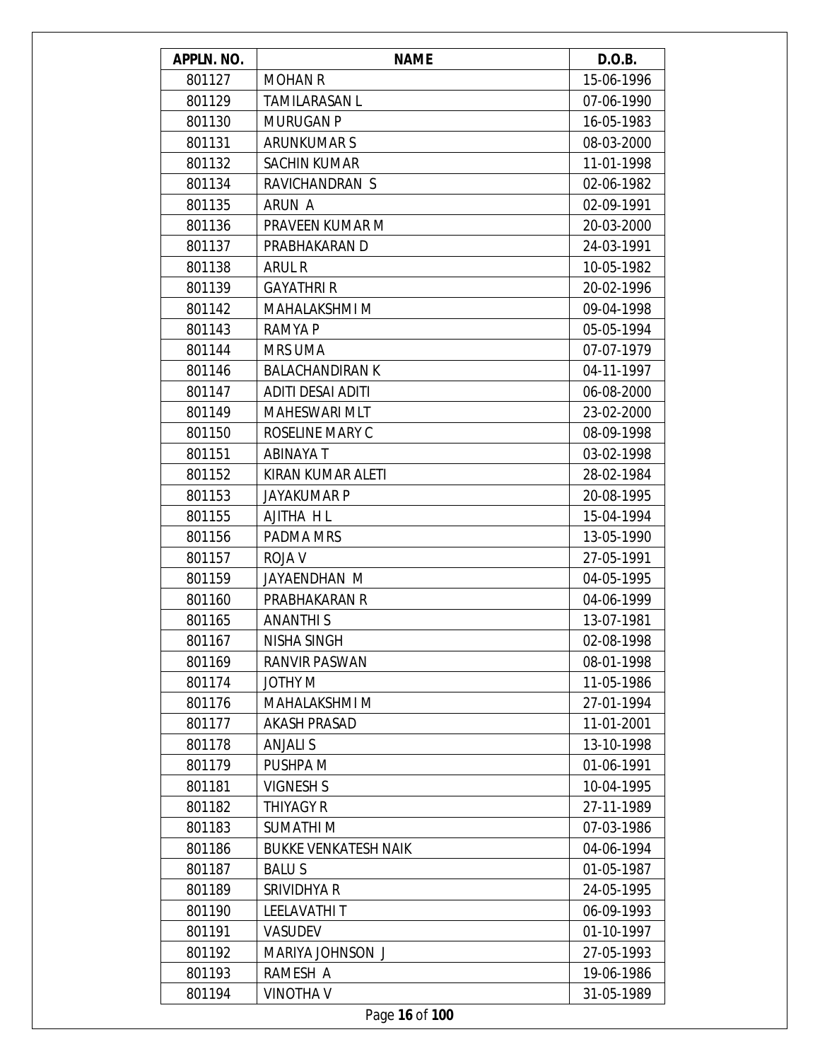| APPLN. NO. | NAME | D.O.B. |
|---|---|---|
| 801127 | MOHAN R | 15-06-1996 |
| 801129 | TAMILARASAN L | 07-06-1990 |
| 801130 | MURUGAN P | 16-05-1983 |
| 801131 | ARUNKUMAR S | 08-03-2000 |
| 801132 | SACHIN KUMAR | 11-01-1998 |
| 801134 | RAVICHANDRAN S | 02-06-1982 |
| 801135 | ARUN A | 02-09-1991 |
| 801136 | PRAVEEN KUMAR M | 20-03-2000 |
| 801137 | PRABHAKARAN D | 24-03-1991 |
| 801138 | ARUL R | 10-05-1982 |
| 801139 | GAYATHRI R | 20-02-1996 |
| 801142 | MAHALAKSHMI M | 09-04-1998 |
| 801143 | RAMYA P | 05-05-1994 |
| 801144 | MRS UMA | 07-07-1979 |
| 801146 | BALACHANDIRAN K | 04-11-1997 |
| 801147 | ADITI DESAI ADITI | 06-08-2000 |
| 801149 | MAHESWARI MLT | 23-02-2000 |
| 801150 | ROSELINE MARY C | 08-09-1998 |
| 801151 | ABINAYA T | 03-02-1998 |
| 801152 | KIRAN KUMAR ALETI | 28-02-1984 |
| 801153 | JAYAKUMAR P | 20-08-1995 |
| 801155 | AJITHA H L | 15-04-1994 |
| 801156 | PADMA MRS | 13-05-1990 |
| 801157 | ROJA V | 27-05-1991 |
| 801159 | JAYAENDHAN M | 04-05-1995 |
| 801160 | PRABHAKARAN R | 04-06-1999 |
| 801165 | ANANTHI S | 13-07-1981 |
| 801167 | NISHA SINGH | 02-08-1998 |
| 801169 | RANVIR PASWAN | 08-01-1998 |
| 801174 | JOTHY M | 11-05-1986 |
| 801176 | MAHALAKSHMI M | 27-01-1994 |
| 801177 | AKASH PRASAD | 11-01-2001 |
| 801178 | ANJALI S | 13-10-1998 |
| 801179 | PUSHPA M | 01-06-1991 |
| 801181 | VIGNESH S | 10-04-1995 |
| 801182 | THIYAGY R | 27-11-1989 |
| 801183 | SUMATHI M | 07-03-1986 |
| 801186 | BUKKE VENKATESH NAIK | 04-06-1994 |
| 801187 | BALU S | 01-05-1987 |
| 801189 | SRIVIDHYA R | 24-05-1995 |
| 801190 | LEELAVATHI T | 06-09-1993 |
| 801191 | VASUDEV | 01-10-1997 |
| 801192 | MARIYA JOHNSON J | 27-05-1993 |
| 801193 | RAMESH A | 19-06-1986 |
| 801194 | VINOTHA V | 31-05-1989 |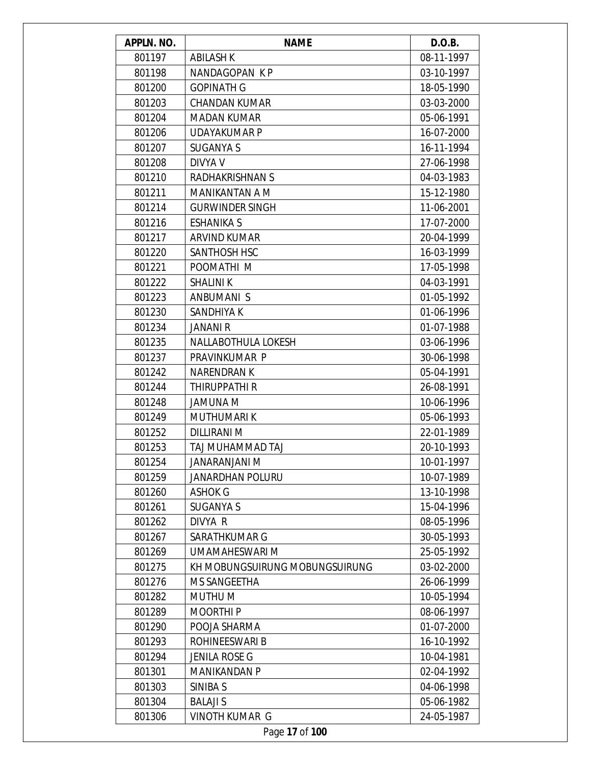| APPLN. NO. | NAME | D.O.B. |
| --- | --- | --- |
| 801197 | ABILASH K | 08-11-1997 |
| 801198 | NANDAGOPAN K P | 03-10-1997 |
| 801200 | GOPINATH G | 18-05-1990 |
| 801203 | CHANDAN KUMAR | 03-03-2000 |
| 801204 | MADAN KUMAR | 05-06-1991 |
| 801206 | UDAYAKUMAR P | 16-07-2000 |
| 801207 | SUGANYA S | 16-11-1994 |
| 801208 | DIVYA V | 27-06-1998 |
| 801210 | RADHAKRISHNAN S | 04-03-1983 |
| 801211 | MANIKANTAN A M | 15-12-1980 |
| 801214 | GURWINDER SINGH | 11-06-2001 |
| 801216 | ESHANIKA S | 17-07-2000 |
| 801217 | ARVIND KUMAR | 20-04-1999 |
| 801220 | SANTHOSH HSC | 16-03-1999 |
| 801221 | POOMATHI M | 17-05-1998 |
| 801222 | SHALINI K | 04-03-1991 |
| 801223 | ANBUMANI S | 01-05-1992 |
| 801230 | SANDHIYA K | 01-06-1996 |
| 801234 | JANANI R | 01-07-1988 |
| 801235 | NALLABOTHULA LOKESH | 03-06-1996 |
| 801237 | PRAVINKUMAR P | 30-06-1998 |
| 801242 | NARENDRAN K | 05-04-1991 |
| 801244 | THIRUPPATHI R | 26-08-1991 |
| 801248 | JAMUNA M | 10-06-1996 |
| 801249 | MUTHUMARI K | 05-06-1993 |
| 801252 | DILLIRANI M | 22-01-1989 |
| 801253 | TAJ MUHAMMAD TAJ | 20-10-1993 |
| 801254 | JANARANJANI M | 10-01-1997 |
| 801259 | JANARDHAN POLURU | 10-07-1989 |
| 801260 | ASHOK G | 13-10-1998 |
| 801261 | SUGANYA S | 15-04-1996 |
| 801262 | DIVYA R | 08-05-1996 |
| 801267 | SARATHKUMAR G | 30-05-1993 |
| 801269 | UMAMAHESWARI M | 25-05-1992 |
| 801275 | KH MOBUNGSUIRUNG MOBUNGSUIRUNG | 03-02-2000 |
| 801276 | MS SANGEETHA | 26-06-1999 |
| 801282 | MUTHU M | 10-05-1994 |
| 801289 | MOORTHI P | 08-06-1997 |
| 801290 | POOJA SHARMA | 01-07-2000 |
| 801293 | ROHINEESWARI B | 16-10-1992 |
| 801294 | JENILA ROSE G | 10-04-1981 |
| 801301 | MANIKANDAN P | 02-04-1992 |
| 801303 | SINIBA S | 04-06-1998 |
| 801304 | BALAJI S | 05-06-1982 |
| 801306 | VINOTH KUMAR G | 24-05-1987 |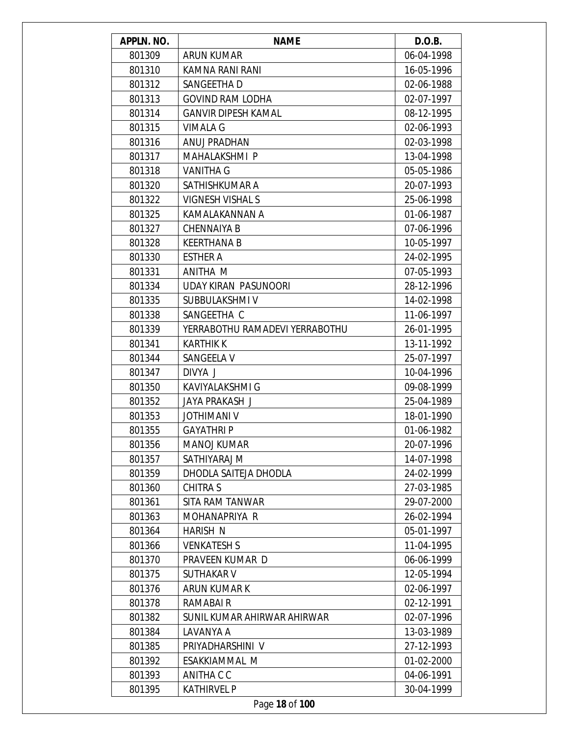| APPLN. NO. | NAME | D.O.B. |
|---|---|---|
| 801309 | ARUN KUMAR | 06-04-1998 |
| 801310 | KAMNA RANI RANI | 16-05-1996 |
| 801312 | SANGEETHA D | 02-06-1988 |
| 801313 | GOVIND RAM LODHA | 02-07-1997 |
| 801314 | GANVIR DIPESH KAMAL | 08-12-1995 |
| 801315 | VIMALA G | 02-06-1993 |
| 801316 | ANUJ PRADHAN | 02-03-1998 |
| 801317 | MAHALAKSHMI P | 13-04-1998 |
| 801318 | VANITHA G | 05-05-1986 |
| 801320 | SATHISHKUMAR A | 20-07-1993 |
| 801322 | VIGNESH VISHAL S | 25-06-1998 |
| 801325 | KAMALAKANNAN A | 01-06-1987 |
| 801327 | CHENNAIYA B | 07-06-1996 |
| 801328 | KEERTHANA B | 10-05-1997 |
| 801330 | ESTHER A | 24-02-1995 |
| 801331 | ANITHA M | 07-05-1993 |
| 801334 | UDAY KIRAN PASUNOORI | 28-12-1996 |
| 801335 | SUBBULAKSHMI V | 14-02-1998 |
| 801338 | SANGEETHA C | 11-06-1997 |
| 801339 | YERRABOTHU RAMADEVI YERRABOTHU | 26-01-1995 |
| 801341 | KARTHIK K | 13-11-1992 |
| 801344 | SANGEELA V | 25-07-1997 |
| 801347 | DIVYA J | 10-04-1996 |
| 801350 | KAVIYALAKSHMI G | 09-08-1999 |
| 801352 | JAYA PRAKASH J | 25-04-1989 |
| 801353 | JOTHIMANI V | 18-01-1990 |
| 801355 | GAYATHRI P | 01-06-1982 |
| 801356 | MANOJ KUMAR | 20-07-1996 |
| 801357 | SATHIYARAJ M | 14-07-1998 |
| 801359 | DHODLA SAITEJA DHODLA | 24-02-1999 |
| 801360 | CHITRA S | 27-03-1985 |
| 801361 | SITA RAM TANWAR | 29-07-2000 |
| 801363 | MOHANAPRIYA R | 26-02-1994 |
| 801364 | HARISH N | 05-01-1997 |
| 801366 | VENKATESH S | 11-04-1995 |
| 801370 | PRAVEEN KUMAR D | 06-06-1999 |
| 801375 | SUTHAKAR V | 12-05-1994 |
| 801376 | ARUN KUMAR K | 02-06-1997 |
| 801378 | RAMABAI R | 02-12-1991 |
| 801382 | SUNIL KUMAR AHIRWAR AHIRWAR | 02-07-1996 |
| 801384 | LAVANYA A | 13-03-1989 |
| 801385 | PRIYADHARSHINI V | 27-12-1993 |
| 801392 | ESAKKIAMMAL M | 01-02-2000 |
| 801393 | ANITHA C C | 04-06-1991 |
| 801395 | KATHIRVEL P | 30-04-1999 |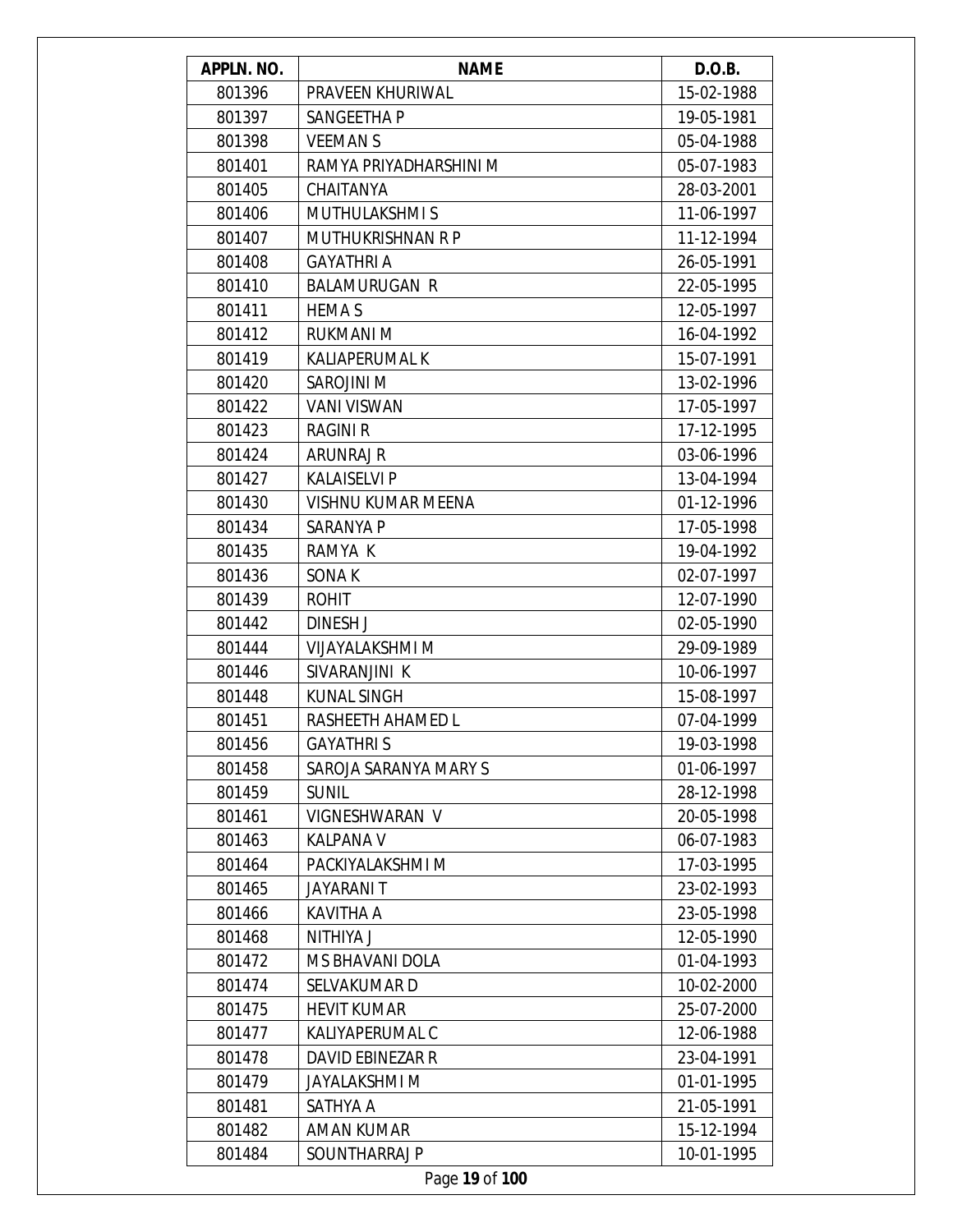| APPLN. NO. | NAME | D.O.B. |
|---|---|---|
| 801396 | PRAVEEN KHURIWAL | 15-02-1988 |
| 801397 | SANGEETHA P | 19-05-1981 |
| 801398 | VEEMAN S | 05-04-1988 |
| 801401 | RAMYA PRIYADHARSHINI M | 05-07-1983 |
| 801405 | CHAITANYA | 28-03-2001 |
| 801406 | MUTHULAKSHMI S | 11-06-1997 |
| 801407 | MUTHUKRISHNAN R P | 11-12-1994 |
| 801408 | GAYATHRI A | 26-05-1991 |
| 801410 | BALAMURUGAN R | 22-05-1995 |
| 801411 | HEMA S | 12-05-1997 |
| 801412 | RUKMANI M | 16-04-1992 |
| 801419 | KALIAPERUMAL K | 15-07-1991 |
| 801420 | SAROJINI M | 13-02-1996 |
| 801422 | VANI VISWAN | 17-05-1997 |
| 801423 | RAGINI R | 17-12-1995 |
| 801424 | ARUNRAJ R | 03-06-1996 |
| 801427 | KALAISELVI P | 13-04-1994 |
| 801430 | VISHNU KUMAR MEENA | 01-12-1996 |
| 801434 | SARANYA P | 17-05-1998 |
| 801435 | RAMYA K | 19-04-1992 |
| 801436 | SONA K | 02-07-1997 |
| 801439 | ROHIT | 12-07-1990 |
| 801442 | DINESH J | 02-05-1990 |
| 801444 | VIJAYALAKSHMI M | 29-09-1989 |
| 801446 | SIVARANJINI K | 10-06-1997 |
| 801448 | KUNAL SINGH | 15-08-1997 |
| 801451 | RASHEETH AHAMED L | 07-04-1999 |
| 801456 | GAYATHRI S | 19-03-1998 |
| 801458 | SAROJA SARANYA MARY S | 01-06-1997 |
| 801459 | SUNIL | 28-12-1998 |
| 801461 | VIGNESHWARAN V | 20-05-1998 |
| 801463 | KALPANA V | 06-07-1983 |
| 801464 | PACKIYALAKSHMI M | 17-03-1995 |
| 801465 | JAYARANI T | 23-02-1993 |
| 801466 | KAVITHA A | 23-05-1998 |
| 801468 | NITHIYA J | 12-05-1990 |
| 801472 | M S BHAVANI DOLA | 01-04-1993 |
| 801474 | SELVAKUMAR D | 10-02-2000 |
| 801475 | HEVIT KUMAR | 25-07-2000 |
| 801477 | KALIYAPERUMAL C | 12-06-1988 |
| 801478 | DAVID EBINEZAR R | 23-04-1991 |
| 801479 | JAYALAKSHMI M | 01-01-1995 |
| 801481 | SATHYA A | 21-05-1991 |
| 801482 | AMAN KUMAR | 15-12-1994 |
| 801484 | SOUNTHARRAJ P | 10-01-1995 |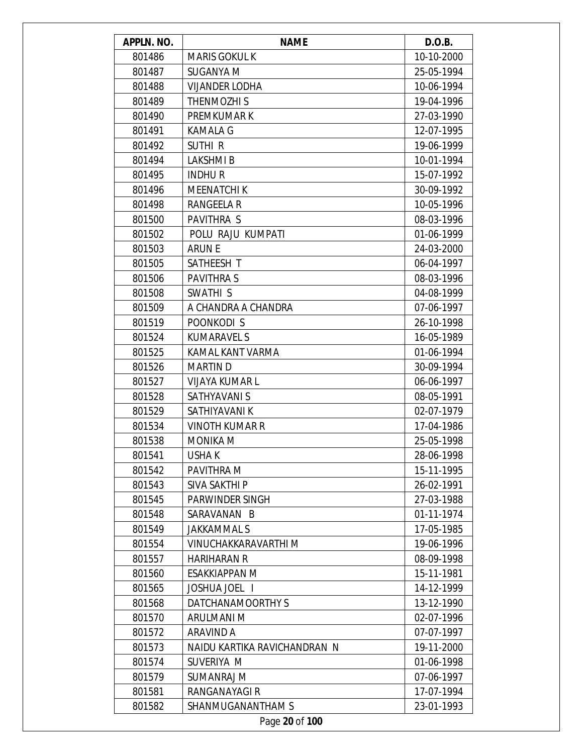| APPLN. NO. | NAME | D.O.B. |
|---|---|---|
| 801486 | MARIS GOKUL K | 10-10-2000 |
| 801487 | SUGANYA M | 25-05-1994 |
| 801488 | VIJANDER LODHA | 10-06-1994 |
| 801489 | THENMOZHI S | 19-04-1996 |
| 801490 | PREMKUMAR K | 27-03-1990 |
| 801491 | KAMALA G | 12-07-1995 |
| 801492 | SUTHI R | 19-06-1999 |
| 801494 | LAKSHMI B | 10-01-1994 |
| 801495 | INDHU R | 15-07-1992 |
| 801496 | MEENATCHI K | 30-09-1992 |
| 801498 | RANGEELA R | 10-05-1996 |
| 801500 | PAVITHRA S | 08-03-1996 |
| 801502 | POLU RAJU KUMPATI | 01-06-1999 |
| 801503 | ARUN E | 24-03-2000 |
| 801505 | SATHEESH T | 06-04-1997 |
| 801506 | PAVITHRA S | 08-03-1996 |
| 801508 | SWATHI S | 04-08-1999 |
| 801509 | A CHANDRA A CHANDRA | 07-06-1997 |
| 801519 | POONKODI S | 26-10-1998 |
| 801524 | KUMARAVEL S | 16-05-1989 |
| 801525 | KAMAL KANT VARMA | 01-06-1994 |
| 801526 | MARTIN D | 30-09-1994 |
| 801527 | VIJAYA KUMAR L | 06-06-1997 |
| 801528 | SATHYAVANI S | 08-05-1991 |
| 801529 | SATHIYAVANI K | 02-07-1979 |
| 801534 | VINOTH KUMAR R | 17-04-1986 |
| 801538 | MONIKA M | 25-05-1998 |
| 801541 | USHA K | 28-06-1998 |
| 801542 | PAVITHRA M | 15-11-1995 |
| 801543 | SIVA SAKTHI P | 26-02-1991 |
| 801545 | PARWINDER SINGH | 27-03-1988 |
| 801548 | SARAVANAN B | 01-11-1974 |
| 801549 | JAKKAMMAL S | 17-05-1985 |
| 801554 | VINUCHAKKARAVARTHI M | 19-06-1996 |
| 801557 | HARIHARAN R | 08-09-1998 |
| 801560 | ESAKKIAPPAN M | 15-11-1981 |
| 801565 | JOSHUA JOEL I | 14-12-1999 |
| 801568 | DATCHANAMOORTHY S | 13-12-1990 |
| 801570 | ARULMANI M | 02-07-1996 |
| 801572 | ARAVIND A | 07-07-1997 |
| 801573 | NAIDU KARTIKA RAVICHANDRAN N | 19-11-2000 |
| 801574 | SUVERIYA M | 01-06-1998 |
| 801579 | SUMANRAJ M | 07-06-1997 |
| 801581 | RANGANAYAGI R | 17-07-1994 |
| 801582 | SHANMUGANANTHAM S | 23-01-1993 |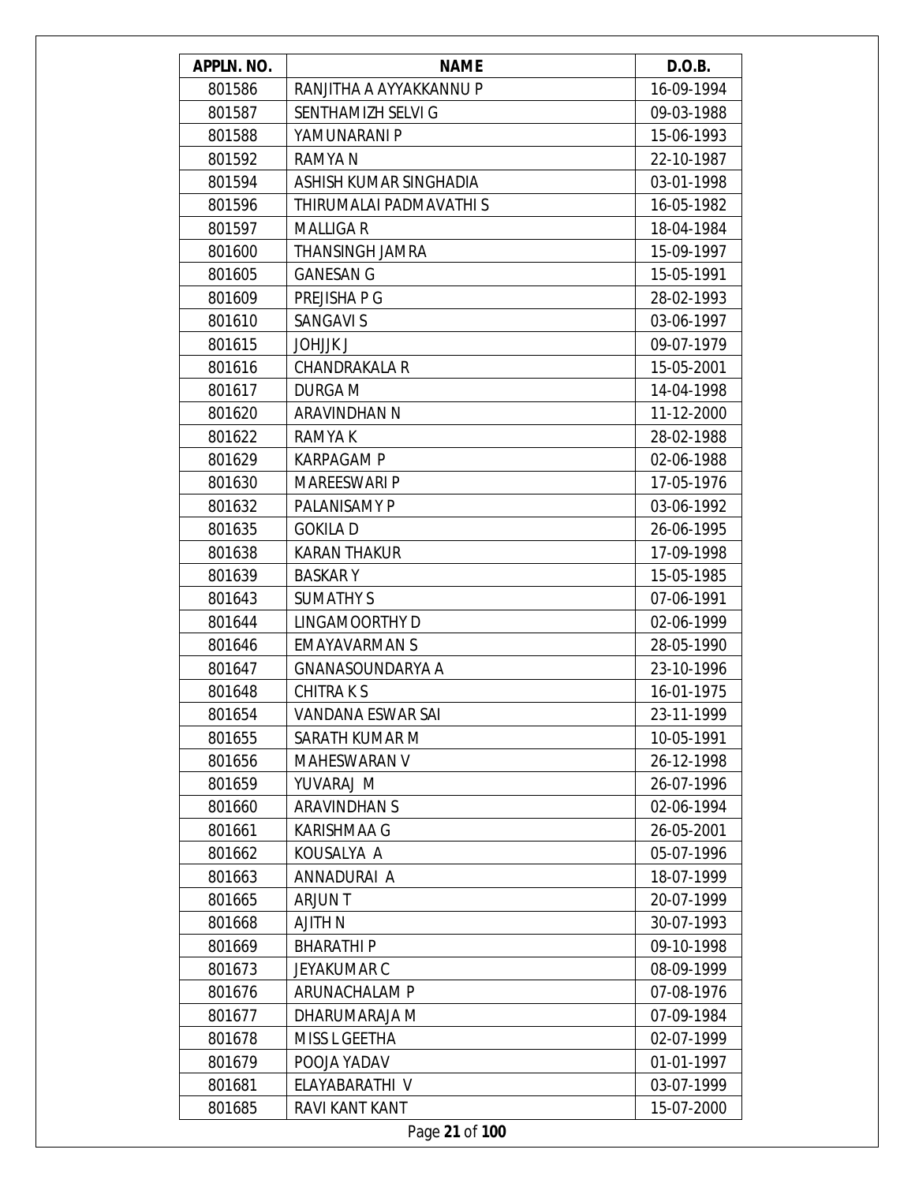| APPLN. NO. | NAME | D.O.B. |
| --- | --- | --- |
| 801586 | RANJITHA A AYYAKKANNU P | 16-09-1994 |
| 801587 | SENTHAMIZH SELVI G | 09-03-1988 |
| 801588 | YAMUNARANI P | 15-06-1993 |
| 801592 | RAMYA N | 22-10-1987 |
| 801594 | ASHISH KUMAR SINGHADIA | 03-01-1998 |
| 801596 | THIRUMALAI PADMAVATHI S | 16-05-1982 |
| 801597 | MALLIGA R | 18-04-1984 |
| 801600 | THANSINGH JAMRA | 15-09-1997 |
| 801605 | GANESAN G | 15-05-1991 |
| 801609 | PREJISHA P G | 28-02-1993 |
| 801610 | SANGAVI S | 03-06-1997 |
| 801615 | JOHJJK J | 09-07-1979 |
| 801616 | CHANDRAKALA R | 15-05-2001 |
| 801617 | DURGA M | 14-04-1998 |
| 801620 | ARAVINDHAN N | 11-12-2000 |
| 801622 | RAMYA K | 28-02-1988 |
| 801629 | KARPAGAM P | 02-06-1988 |
| 801630 | MAREESWARI P | 17-05-1976 |
| 801632 | PALANISAMY P | 03-06-1992 |
| 801635 | GOKILA D | 26-06-1995 |
| 801638 | KARAN THAKUR | 17-09-1998 |
| 801639 | BASKAR Y | 15-05-1985 |
| 801643 | SUMATHY S | 07-06-1991 |
| 801644 | LINGAMOORTHY D | 02-06-1999 |
| 801646 | EMAYAVARMAN S | 28-05-1990 |
| 801647 | GNANASOUNDARYA A | 23-10-1996 |
| 801648 | CHITRA K S | 16-01-1975 |
| 801654 | VANDANA ESWAR SAI | 23-11-1999 |
| 801655 | SARATH KUMAR M | 10-05-1991 |
| 801656 | MAHESWARAN V | 26-12-1998 |
| 801659 | YUVARAJ M | 26-07-1996 |
| 801660 | ARAVINDHAN S | 02-06-1994 |
| 801661 | KARISHMAA G | 26-05-2001 |
| 801662 | KOUSALYA A | 05-07-1996 |
| 801663 | ANNADURAI A | 18-07-1999 |
| 801665 | ARJUN T | 20-07-1999 |
| 801668 | AJITH N | 30-07-1993 |
| 801669 | BHARATHI P | 09-10-1998 |
| 801673 | JEYAKUMAR C | 08-09-1999 |
| 801676 | ARUNACHALAM P | 07-08-1976 |
| 801677 | DHARUMARAJA M | 07-09-1984 |
| 801678 | MISS L GEETHA | 02-07-1999 |
| 801679 | POOJA YADAV | 01-01-1997 |
| 801681 | ELAYABARATHI V | 03-07-1999 |
| 801685 | RAVI KANT KANT | 15-07-2000 |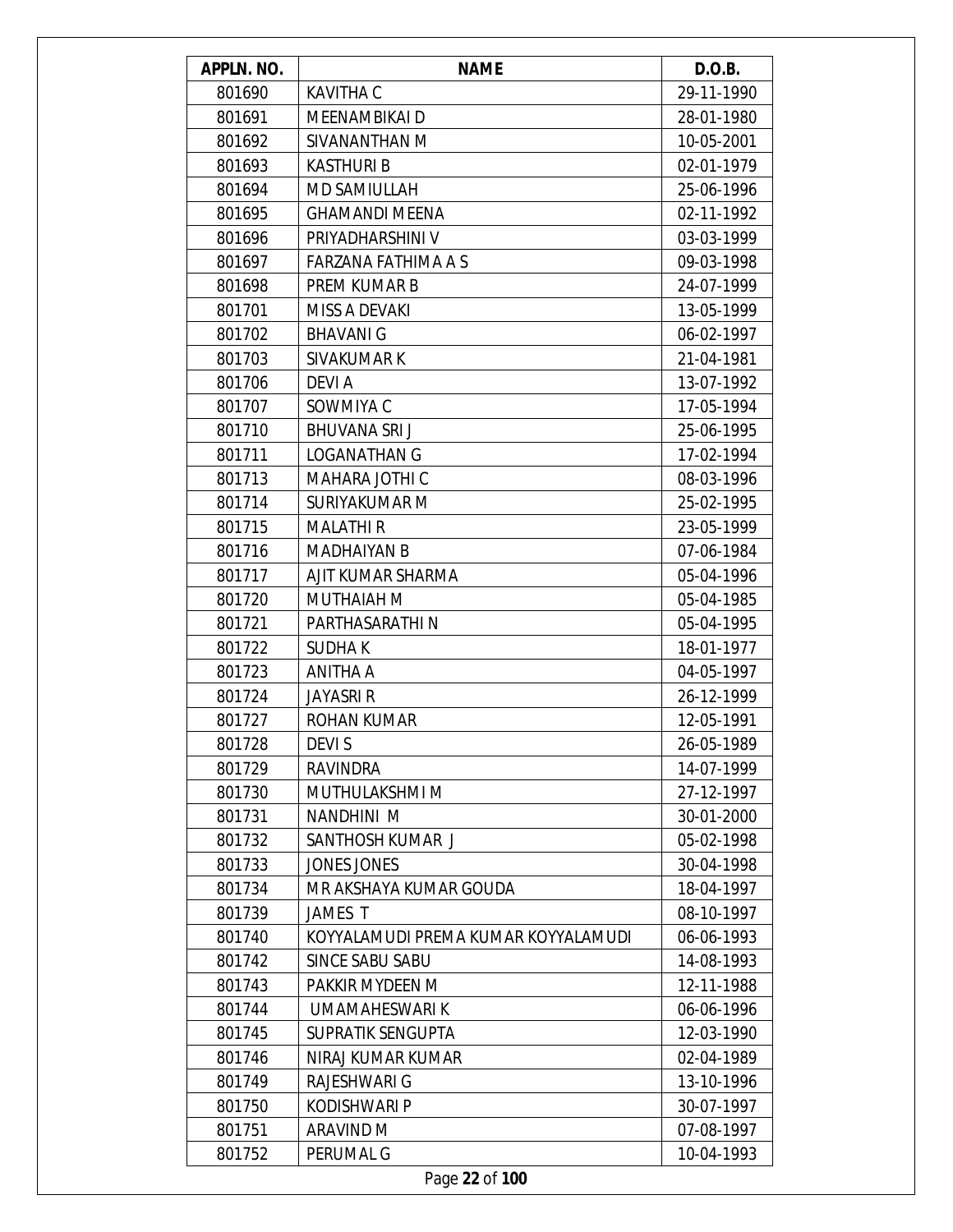| APPLN. NO. | NAME | D.O.B. |
|---|---|---|
| 801690 | KAVITHA C | 29-11-1990 |
| 801691 | MEENAMBIKAI D | 28-01-1980 |
| 801692 | SIVANANTHAN M | 10-05-2001 |
| 801693 | KASTHURI B | 02-01-1979 |
| 801694 | MD SAMIULLAH | 25-06-1996 |
| 801695 | GHAMANDI MEENA | 02-11-1992 |
| 801696 | PRIYADHARSHINI V | 03-03-1999 |
| 801697 | FARZANA FATHIMA A S | 09-03-1998 |
| 801698 | PREM KUMAR B | 24-07-1999 |
| 801701 | MISS A DEVAKI | 13-05-1999 |
| 801702 | BHAVANI G | 06-02-1997 |
| 801703 | SIVAKUMAR K | 21-04-1981 |
| 801706 | DEVI A | 13-07-1992 |
| 801707 | SOWMIYA C | 17-05-1994 |
| 801710 | BHUVANA SRI J | 25-06-1995 |
| 801711 | LOGANATHAN G | 17-02-1994 |
| 801713 | MAHARA JOTHI C | 08-03-1996 |
| 801714 | SURIYAKUMAR M | 25-02-1995 |
| 801715 | MALATHI R | 23-05-1999 |
| 801716 | MADHAIYAN B | 07-06-1984 |
| 801717 | AJIT KUMAR SHARMA | 05-04-1996 |
| 801720 | MUTHAIAH M | 05-04-1985 |
| 801721 | PARTHASARATHI N | 05-04-1995 |
| 801722 | SUDHA K | 18-01-1977 |
| 801723 | ANITHA A | 04-05-1997 |
| 801724 | JAYASRI R | 26-12-1999 |
| 801727 | ROHAN KUMAR | 12-05-1991 |
| 801728 | DEVI S | 26-05-1989 |
| 801729 | RAVINDRA | 14-07-1999 |
| 801730 | MUTHULAKSHMI M | 27-12-1997 |
| 801731 | NANDHINI M | 30-01-2000 |
| 801732 | SANTHOSH KUMAR J | 05-02-1998 |
| 801733 | JONES JONES | 30-04-1998 |
| 801734 | MR AKSHAYA KUMAR GOUDA | 18-04-1997 |
| 801739 | JAMES T | 08-10-1997 |
| 801740 | KOYYALAMUDI PREMA KUMAR KOYYALAMUDI | 06-06-1993 |
| 801742 | SINCE SABU SABU | 14-08-1993 |
| 801743 | PAKKIR MYDEEN M | 12-11-1988 |
| 801744 | UMAMAHESWARI K | 06-06-1996 |
| 801745 | SUPRATIK SENGUPTA | 12-03-1990 |
| 801746 | NIRAJ KUMAR KUMAR | 02-04-1989 |
| 801749 | RAJESHWARI G | 13-10-1996 |
| 801750 | KODISHWARI P | 30-07-1997 |
| 801751 | ARAVIND M | 07-08-1997 |
| 801752 | PERUMAL G | 10-04-1993 |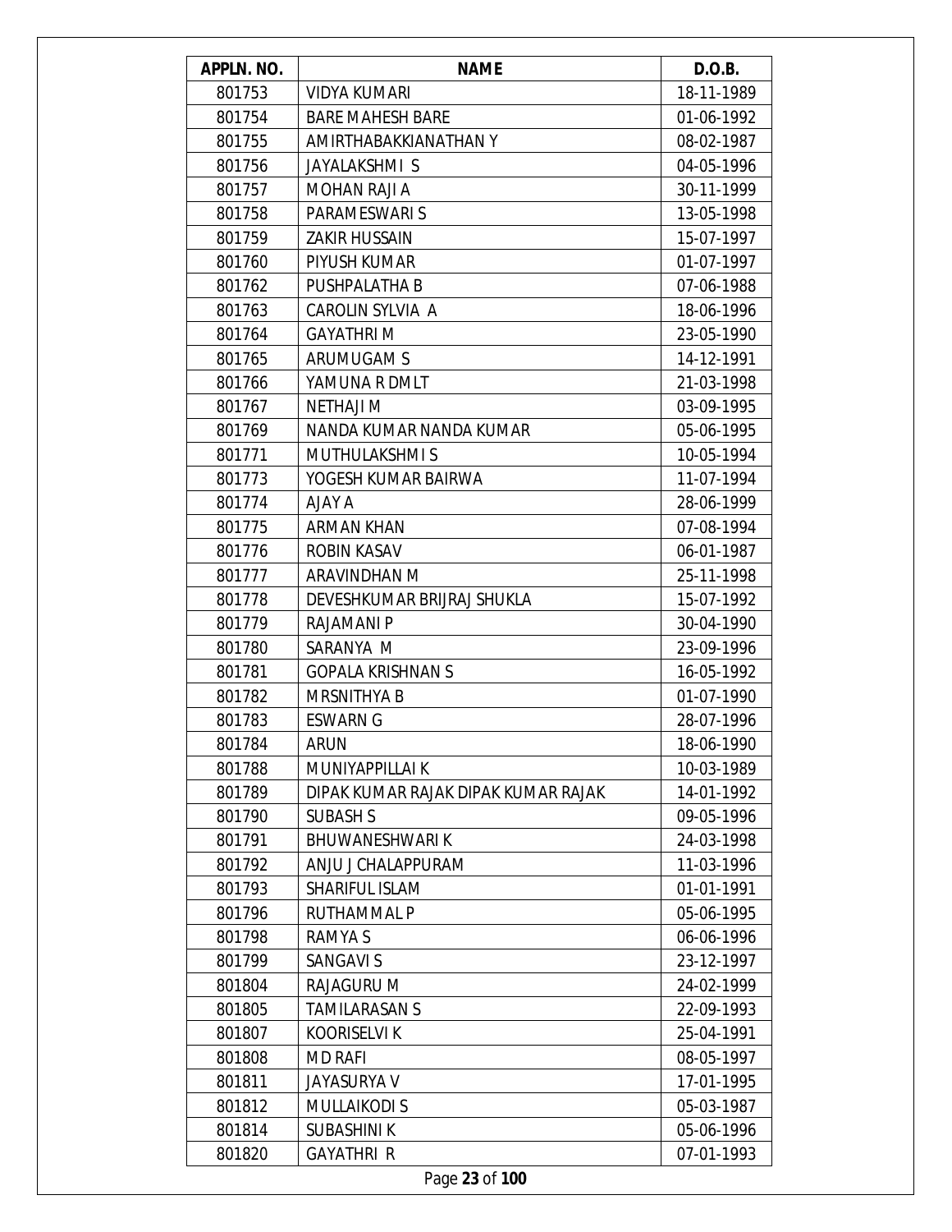| APPLN. NO. | NAME | D.O.B. |
|---|---|---|
| 801753 | VIDYA KUMARI | 18-11-1989 |
| 801754 | BARE MAHESH BARE | 01-06-1992 |
| 801755 | AMIRTHABAKKIANATHAN Y | 08-02-1987 |
| 801756 | JAYALAKSHMI S | 04-05-1996 |
| 801757 | MOHAN RAJI A | 30-11-1999 |
| 801758 | PARAMESWARI S | 13-05-1998 |
| 801759 | ZAKIR HUSSAIN | 15-07-1997 |
| 801760 | PIYUSH KUMAR | 01-07-1997 |
| 801762 | PUSHPALATHA B | 07-06-1988 |
| 801763 | CAROLIN SYLVIA A | 18-06-1996 |
| 801764 | GAYATHRI M | 23-05-1990 |
| 801765 | ARUMUGAM S | 14-12-1991 |
| 801766 | YAMUNA R DMLT | 21-03-1998 |
| 801767 | NETHAJI M | 03-09-1995 |
| 801769 | NANDA KUMAR NANDA KUMAR | 05-06-1995 |
| 801771 | MUTHULAKSHMI S | 10-05-1994 |
| 801773 | YOGESH KUMAR BAIRWA | 11-07-1994 |
| 801774 | AJAY A | 28-06-1999 |
| 801775 | ARMAN KHAN | 07-08-1994 |
| 801776 | ROBIN KASAV | 06-01-1987 |
| 801777 | ARAVINDHAN M | 25-11-1998 |
| 801778 | DEVESHKUMAR BRIJRAJ SHUKLA | 15-07-1992 |
| 801779 | RAJAMANI P | 30-04-1990 |
| 801780 | SARANYA M | 23-09-1996 |
| 801781 | GOPALA KRISHNAN S | 16-05-1992 |
| 801782 | MRSNITHYA B | 01-07-1990 |
| 801783 | ESWARN G | 28-07-1996 |
| 801784 | ARUN | 18-06-1990 |
| 801788 | MUNIYAPPILLAI K | 10-03-1989 |
| 801789 | DIPAK KUMAR RAJAK DIPAK KUMAR RAJAK | 14-01-1992 |
| 801790 | SUBASH S | 09-05-1996 |
| 801791 | BHUWANESHWARI K | 24-03-1998 |
| 801792 | ANJU J CHALAPPURAM | 11-03-1996 |
| 801793 | SHARIFUL ISLAM | 01-01-1991 |
| 801796 | RUTHAMMAL P | 05-06-1995 |
| 801798 | RAMYA S | 06-06-1996 |
| 801799 | SANGAVI S | 23-12-1997 |
| 801804 | RAJAGURU M | 24-02-1999 |
| 801805 | TAMILARASAN S | 22-09-1993 |
| 801807 | KOORISELVI K | 25-04-1991 |
| 801808 | MD RAFI | 08-05-1997 |
| 801811 | JAYASURYA V | 17-01-1995 |
| 801812 | MULLAIKODI S | 05-03-1987 |
| 801814 | SUBASHINI K | 05-06-1996 |
| 801820 | GAYATHRI R | 07-01-1993 |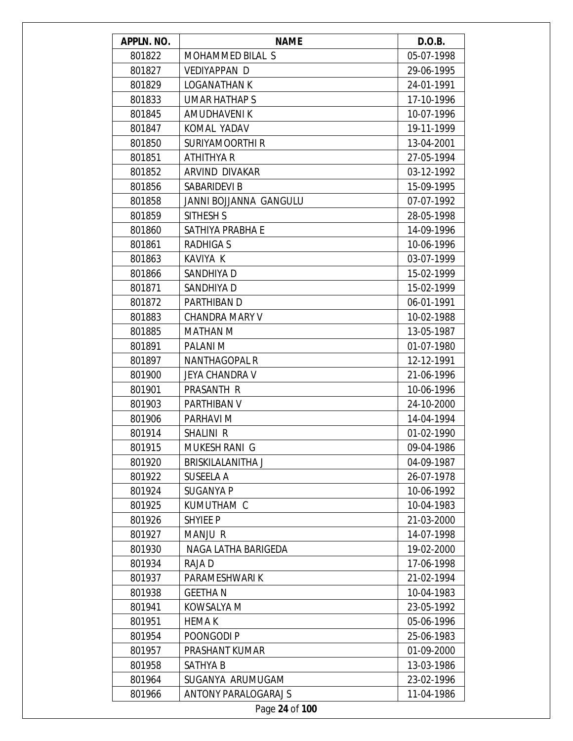| APPLN. NO. | NAME | D.O.B. |
|---|---|---|
| 801822 | MOHAMMED BILAL S | 05-07-1998 |
| 801827 | VEDIYAPPAN D | 29-06-1995 |
| 801829 | LOGANATHAN K | 24-01-1991 |
| 801833 | UMAR HATHAP S | 17-10-1996 |
| 801845 | AMUDHAVENI K | 10-07-1996 |
| 801847 | KOMAL YADAV | 19-11-1999 |
| 801850 | SURIYAMOORTHI R | 13-04-2001 |
| 801851 | ATHITHYA R | 27-05-1994 |
| 801852 | ARVIND DIVAKAR | 03-12-1992 |
| 801856 | SABARIDEVI B | 15-09-1995 |
| 801858 | JANNI BOJJANNA GANGULU | 07-07-1992 |
| 801859 | SITHESH S | 28-05-1998 |
| 801860 | SATHIYA PRABHA E | 14-09-1996 |
| 801861 | RADHIGA S | 10-06-1996 |
| 801863 | KAVIYA K | 03-07-1999 |
| 801866 | SANDHIYA D | 15-02-1999 |
| 801871 | SANDHIYA D | 15-02-1999 |
| 801872 | PARTHIBAN D | 06-01-1991 |
| 801883 | CHANDRA MARY V | 10-02-1988 |
| 801885 | MATHAN M | 13-05-1987 |
| 801891 | PALANI M | 01-07-1980 |
| 801897 | NANTHAGOPAL R | 12-12-1991 |
| 801900 | JEYA CHANDRA V | 21-06-1996 |
| 801901 | PRASANTH R | 10-06-1996 |
| 801903 | PARTHIBAN V | 24-10-2000 |
| 801906 | PARHAVI M | 14-04-1994 |
| 801914 | SHALINI R | 01-02-1990 |
| 801915 | MUKESH RANI G | 09-04-1986 |
| 801920 | BRISKILALANITHA J | 04-09-1987 |
| 801922 | SUSEELA A | 26-07-1978 |
| 801924 | SUGANYA P | 10-06-1992 |
| 801925 | KUMUTHAM C | 10-04-1983 |
| 801926 | SHYIEE P | 21-03-2000 |
| 801927 | MANJU R | 14-07-1998 |
| 801930 | NAGA LATHA BARIGEDA | 19-02-2000 |
| 801934 | RAJA D | 17-06-1998 |
| 801937 | PARAMESHWARI K | 21-02-1994 |
| 801938 | GEETHA N | 10-04-1983 |
| 801941 | KOWSALYA M | 23-05-1992 |
| 801951 | HEMA K | 05-06-1996 |
| 801954 | POONGODI P | 25-06-1983 |
| 801957 | PRASHANT KUMAR | 01-09-2000 |
| 801958 | SATHYA B | 13-03-1986 |
| 801964 | SUGANYA ARUMUGAM | 23-02-1996 |
| 801966 | ANTONY PARALOGARAJ S | 11-04-1986 |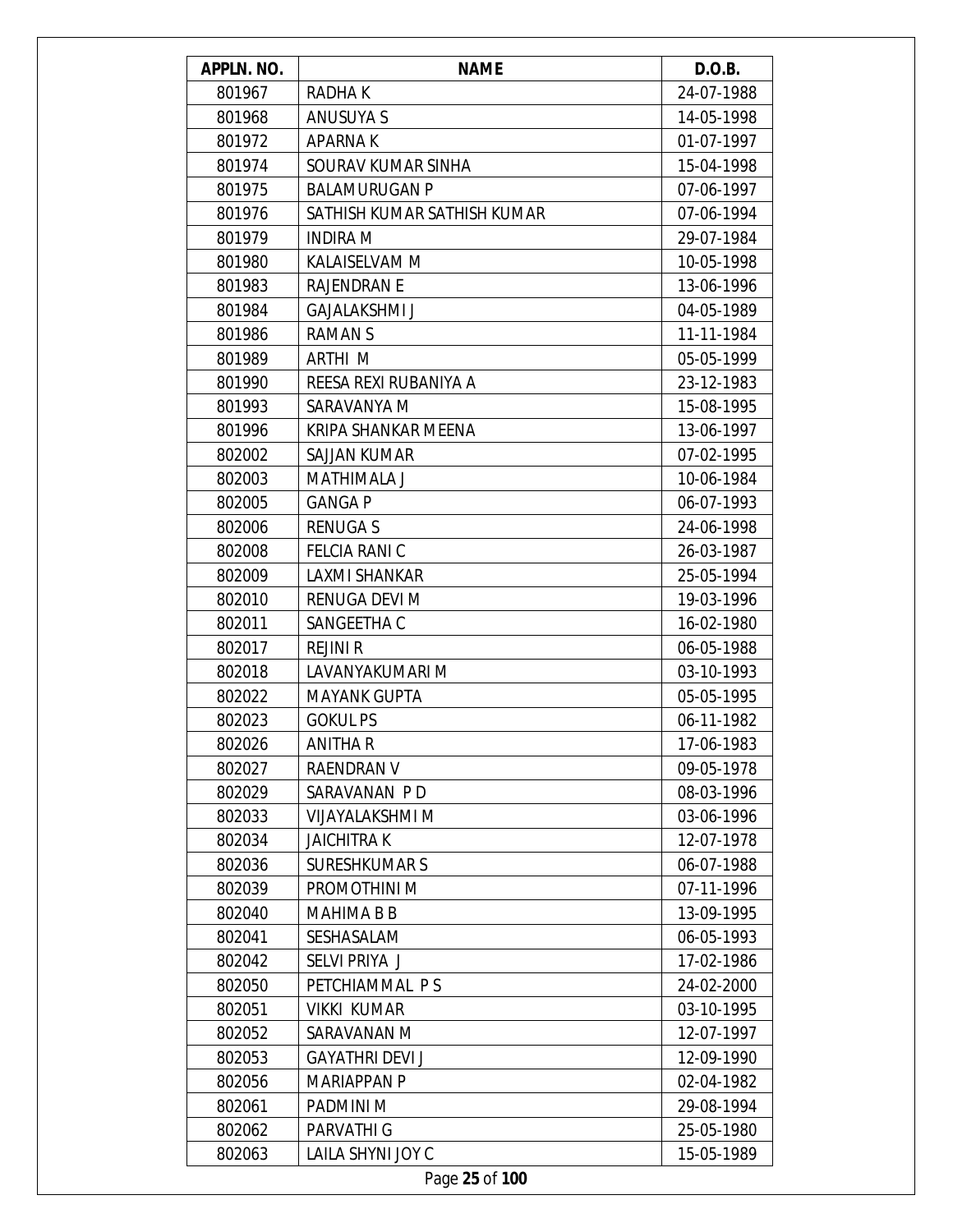| APPLN. NO. | NAME | D.O.B. |
|---|---|---|
| 801967 | RADHA K | 24-07-1988 |
| 801968 | ANUSUYA S | 14-05-1998 |
| 801972 | APARNA K | 01-07-1997 |
| 801974 | SOURAV KUMAR SINHA | 15-04-1998 |
| 801975 | BALAMURUGAN P | 07-06-1997 |
| 801976 | SATHISH KUMAR SATHISH KUMAR | 07-06-1994 |
| 801979 | INDIRA M | 29-07-1984 |
| 801980 | KALAISELVAM M | 10-05-1998 |
| 801983 | RAJENDRAN E | 13-06-1996 |
| 801984 | GAJALAKSHMI J | 04-05-1989 |
| 801986 | RAMAN S | 11-11-1984 |
| 801989 | ARTHI M | 05-05-1999 |
| 801990 | REESA REXI RUBANIYA A | 23-12-1983 |
| 801993 | SARAVANYA M | 15-08-1995 |
| 801996 | KRIPA SHANKAR MEENA | 13-06-1997 |
| 802002 | SAJJAN KUMAR | 07-02-1995 |
| 802003 | MATHIMALA J | 10-06-1984 |
| 802005 | GANGA P | 06-07-1993 |
| 802006 | RENUGA S | 24-06-1998 |
| 802008 | FELCIA RANI C | 26-03-1987 |
| 802009 | LAXMI SHANKAR | 25-05-1994 |
| 802010 | RENUGA DEVI M | 19-03-1996 |
| 802011 | SANGEETHA C | 16-02-1980 |
| 802017 | REJINI R | 06-05-1988 |
| 802018 | LAVANYAKUMARI M | 03-10-1993 |
| 802022 | MAYANK GUPTA | 05-05-1995 |
| 802023 | GOKUL PS | 06-11-1982 |
| 802026 | ANITHA R | 17-06-1983 |
| 802027 | RAENDRAN V | 09-05-1978 |
| 802029 | SARAVANAN P D | 08-03-1996 |
| 802033 | VIJAYALAKSHMI M | 03-06-1996 |
| 802034 | JAICHITRA K | 12-07-1978 |
| 802036 | SURESHKUMAR S | 06-07-1988 |
| 802039 | PROMOTHINI M | 07-11-1996 |
| 802040 | MAHIMA B B | 13-09-1995 |
| 802041 | SESHASALAM | 06-05-1993 |
| 802042 | SELVI PRIYA J | 17-02-1986 |
| 802050 | PETCHIAMMAL P S | 24-02-2000 |
| 802051 | VIKKI KUMAR | 03-10-1995 |
| 802052 | SARAVANAN M | 12-07-1997 |
| 802053 | GAYATHRI DEVI J | 12-09-1990 |
| 802056 | MARIAPPAN P | 02-04-1982 |
| 802061 | PADMINI M | 29-08-1994 |
| 802062 | PARVATHI G | 25-05-1980 |
| 802063 | LAILA SHYNI JOY C | 15-05-1989 |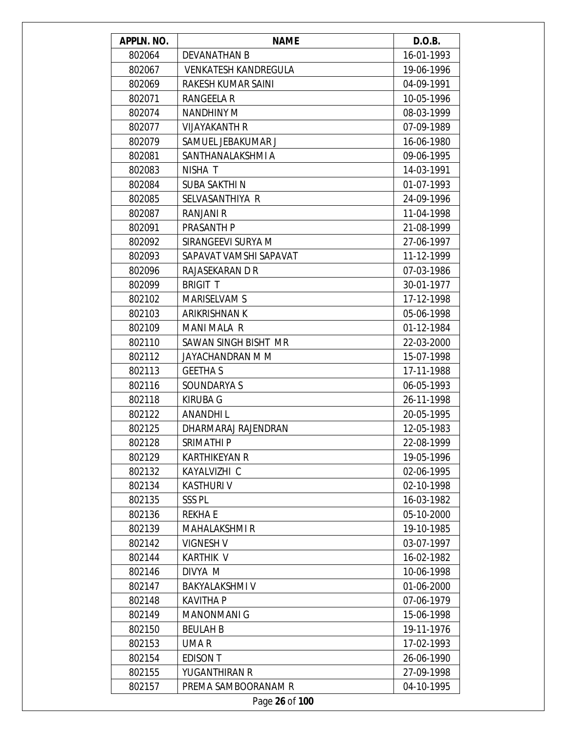| APPLN. NO. | NAME | D.O.B. |
|---|---|---|
| 802064 | DEVANATHAN B | 16-01-1993 |
| 802067 | VENKATESH KANDREGULA | 19-06-1996 |
| 802069 | RAKESH KUMAR SAINI | 04-09-1991 |
| 802071 | RANGEELA R | 10-05-1996 |
| 802074 | NANDHINY M | 08-03-1999 |
| 802077 | VIJAYAKANTH R | 07-09-1989 |
| 802079 | SAMUEL JEBAKUMAR J | 16-06-1980 |
| 802081 | SANTHANALAKSHMI A | 09-06-1995 |
| 802083 | NISHA T | 14-03-1991 |
| 802084 | SUBA SAKTHI N | 01-07-1993 |
| 802085 | SELVASANTHIYA R | 24-09-1996 |
| 802087 | RANJANI R | 11-04-1998 |
| 802091 | PRASANTH P | 21-08-1999 |
| 802092 | SIRANGEEVI SURYA M | 27-06-1997 |
| 802093 | SAPAVAT VAMSHI SAPAVAT | 11-12-1999 |
| 802096 | RAJASEKARAN D R | 07-03-1986 |
| 802099 | BRIGIT T | 30-01-1977 |
| 802102 | MARISELVAM S | 17-12-1998 |
| 802103 | ARIKRISHNAN K | 05-06-1998 |
| 802109 | MANI MALA R | 01-12-1984 |
| 802110 | SAWAN SINGH BISHT MR | 22-03-2000 |
| 802112 | JAYACHANDRAN M M | 15-07-1998 |
| 802113 | GEETHA S | 17-11-1988 |
| 802116 | SOUNDARYA S | 06-05-1993 |
| 802118 | KIRUBA G | 26-11-1998 |
| 802122 | ANANDHI L | 20-05-1995 |
| 802125 | DHARMARAJ RAJENDRAN | 12-05-1983 |
| 802128 | SRIMATHI P | 22-08-1999 |
| 802129 | KARTHIKEYAN R | 19-05-1996 |
| 802132 | KAYALVIZHI C | 02-06-1995 |
| 802134 | KASTHURI V | 02-10-1998 |
| 802135 | SSS PL | 16-03-1982 |
| 802136 | REKHA E | 05-10-2000 |
| 802139 | MAHALAKSHMI R | 19-10-1985 |
| 802142 | VIGNESH V | 03-07-1997 |
| 802144 | KARTHIK V | 16-02-1982 |
| 802146 | DIVYA M | 10-06-1998 |
| 802147 | BAKYALAKSHMI V | 01-06-2000 |
| 802148 | KAVITHA P | 07-06-1979 |
| 802149 | MANONMANI G | 15-06-1998 |
| 802150 | BEULAH B | 19-11-1976 |
| 802153 | UMA R | 17-02-1993 |
| 802154 | EDISON T | 26-06-1990 |
| 802155 | YUGANTHIRAN R | 27-09-1998 |
| 802157 | PREMA SAMBOORANAM R | 04-10-1995 |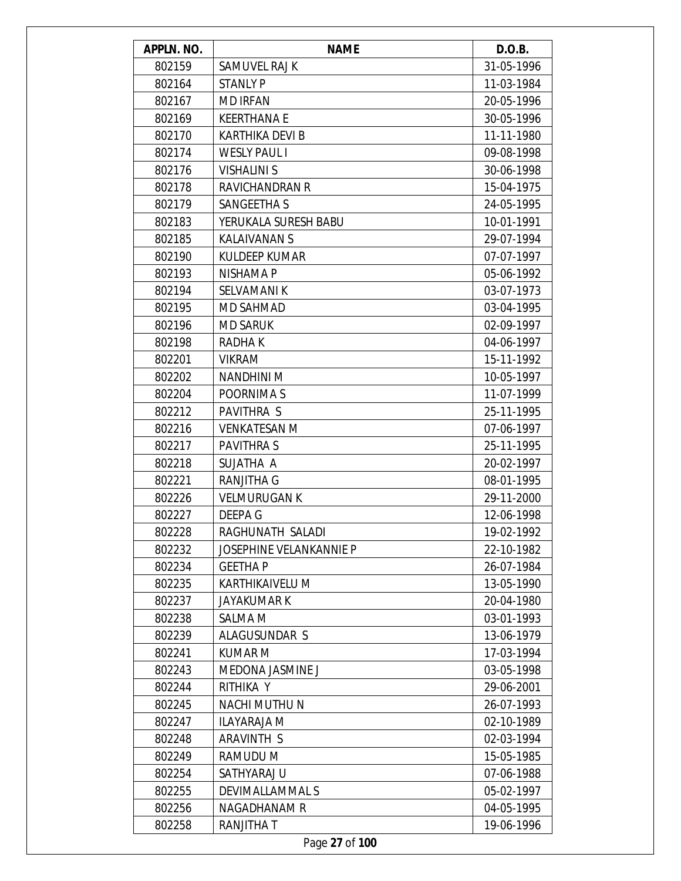| APPLN. NO. | NAME | D.O.B. |
|---|---|---|
| 802159 | SAMUVEL RAJ K | 31-05-1996 |
| 802164 | STANLY P | 11-03-1984 |
| 802167 | MD IRFAN | 20-05-1996 |
| 802169 | KEERTHANA E | 30-05-1996 |
| 802170 | KARTHIKA DEVI B | 11-11-1980 |
| 802174 | WESLY PAUL I | 09-08-1998 |
| 802176 | VISHALINI S | 30-06-1998 |
| 802178 | RAVICHANDRAN R | 15-04-1975 |
| 802179 | SANGEETHA S | 24-05-1995 |
| 802183 | YERUKALA SURESH BABU | 10-01-1991 |
| 802185 | KALAIVANAN S | 29-07-1994 |
| 802190 | KULDEEP KUMAR | 07-07-1997 |
| 802193 | NISHAMA P | 05-06-1992 |
| 802194 | SELVAMANI K | 03-07-1973 |
| 802195 | MD SAHMAD | 03-04-1995 |
| 802196 | MD SARUK | 02-09-1997 |
| 802198 | RADHA K | 04-06-1997 |
| 802201 | VIKRAM | 15-11-1992 |
| 802202 | NANDHINI M | 10-05-1997 |
| 802204 | POORNIMA S | 11-07-1999 |
| 802212 | PAVITHRA S | 25-11-1995 |
| 802216 | VENKATESAN M | 07-06-1997 |
| 802217 | PAVITHRA S | 25-11-1995 |
| 802218 | SUJATHA A | 20-02-1997 |
| 802221 | RANJITHA G | 08-01-1995 |
| 802226 | VELMURUGAN K | 29-11-2000 |
| 802227 | DEEPA G | 12-06-1998 |
| 802228 | RAGHUNATH SALADI | 19-02-1992 |
| 802232 | JOSEPHINE VELANKANNIE P | 22-10-1982 |
| 802234 | GEETHA P | 26-07-1984 |
| 802235 | KARTHIKAIVELU M | 13-05-1990 |
| 802237 | JAYAKUMAR K | 20-04-1980 |
| 802238 | SALMA M | 03-01-1993 |
| 802239 | ALAGUSUNDAR S | 13-06-1979 |
| 802241 | KUMAR M | 17-03-1994 |
| 802243 | MEDONA JASMINE J | 03-05-1998 |
| 802244 | RITHIKA Y | 29-06-2001 |
| 802245 | NACHI MUTHU N | 26-07-1993 |
| 802247 | ILAYARAJA M | 02-10-1989 |
| 802248 | ARAVINTH S | 02-03-1994 |
| 802249 | RAMUDU M | 15-05-1985 |
| 802254 | SATHYARAJ U | 07-06-1988 |
| 802255 | DEVIMALLAMMAL S | 05-02-1997 |
| 802256 | NAGADHANAM R | 04-05-1995 |
| 802258 | RANJITHA T | 19-06-1996 |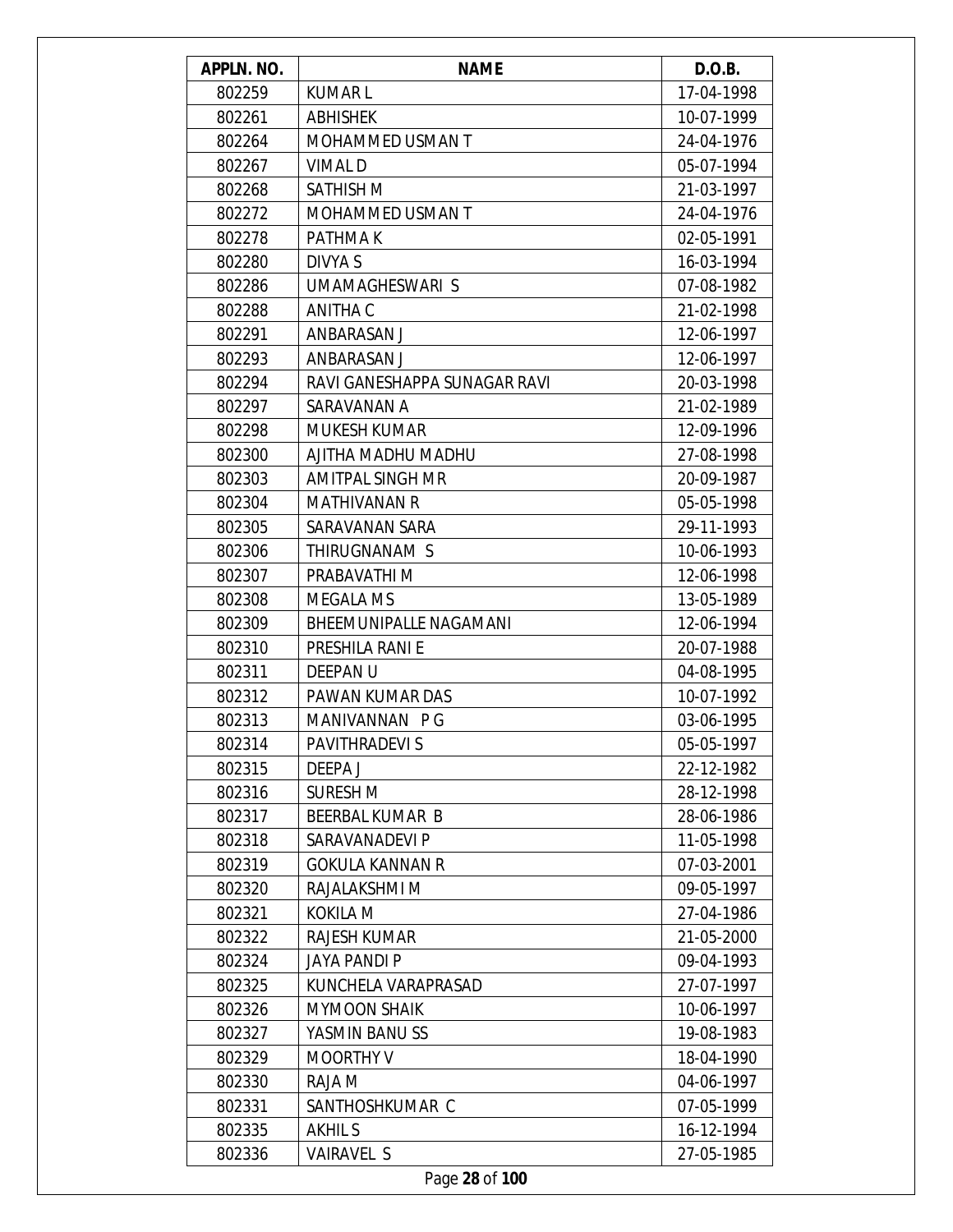| APPLN. NO. | NAME | D.O.B. |
|---|---|---|
| 802259 | KUMAR L | 17-04-1998 |
| 802261 | ABHISHEK | 10-07-1999 |
| 802264 | MOHAMMED USMAN T | 24-04-1976 |
| 802267 | VIMAL D | 05-07-1994 |
| 802268 | SATHISH M | 21-03-1997 |
| 802272 | MOHAMMED USMAN T | 24-04-1976 |
| 802278 | PATHMA K | 02-05-1991 |
| 802280 | DIVYA S | 16-03-1994 |
| 802286 | UMAMAGHESWARI S | 07-08-1982 |
| 802288 | ANITHA C | 21-02-1998 |
| 802291 | ANBARASAN J | 12-06-1997 |
| 802293 | ANBARASAN J | 12-06-1997 |
| 802294 | RAVI GANESHAPPA SUNAGAR RAVI | 20-03-1998 |
| 802297 | SARAVANAN A | 21-02-1989 |
| 802298 | MUKESH KUMAR | 12-09-1996 |
| 802300 | AJITHA MADHU MADHU | 27-08-1998 |
| 802303 | AMITPAL SINGH M R | 20-09-1987 |
| 802304 | MATHIVANAN R | 05-05-1998 |
| 802305 | SARAVANAN SARA | 29-11-1993 |
| 802306 | THIRUGNANAM S | 10-06-1993 |
| 802307 | PRABAVATHI M | 12-06-1998 |
| 802308 | MEGALA M S | 13-05-1989 |
| 802309 | BHEEMUNIPALLE NAGAMANI | 12-06-1994 |
| 802310 | PRESHILA RANI E | 20-07-1988 |
| 802311 | DEEPAN U | 04-08-1995 |
| 802312 | PAWAN KUMAR DAS | 10-07-1992 |
| 802313 | MANIVANNAN P G | 03-06-1995 |
| 802314 | PAVITHRADEVI S | 05-05-1997 |
| 802315 | DEEPA J | 22-12-1982 |
| 802316 | SURESH M | 28-12-1998 |
| 802317 | BEERBAL KUMAR B | 28-06-1986 |
| 802318 | SARAVANADEVI P | 11-05-1998 |
| 802319 | GOKULA KANNAN R | 07-03-2001 |
| 802320 | RAJALAKSHMI M | 09-05-1997 |
| 802321 | KOKILA M | 27-04-1986 |
| 802322 | RAJESH KUMAR | 21-05-2000 |
| 802324 | JAYA PANDI P | 09-04-1993 |
| 802325 | KUNCHELA VARAPRASAD | 27-07-1997 |
| 802326 | MYMOON SHAIK | 10-06-1997 |
| 802327 | YASMIN BANU SS | 19-08-1983 |
| 802329 | MOORTHY V | 18-04-1990 |
| 802330 | RAJA M | 04-06-1997 |
| 802331 | SANTHOSHKUMAR C | 07-05-1999 |
| 802335 | AKHIL S | 16-12-1994 |
| 802336 | VAIRAVEL S | 27-05-1985 |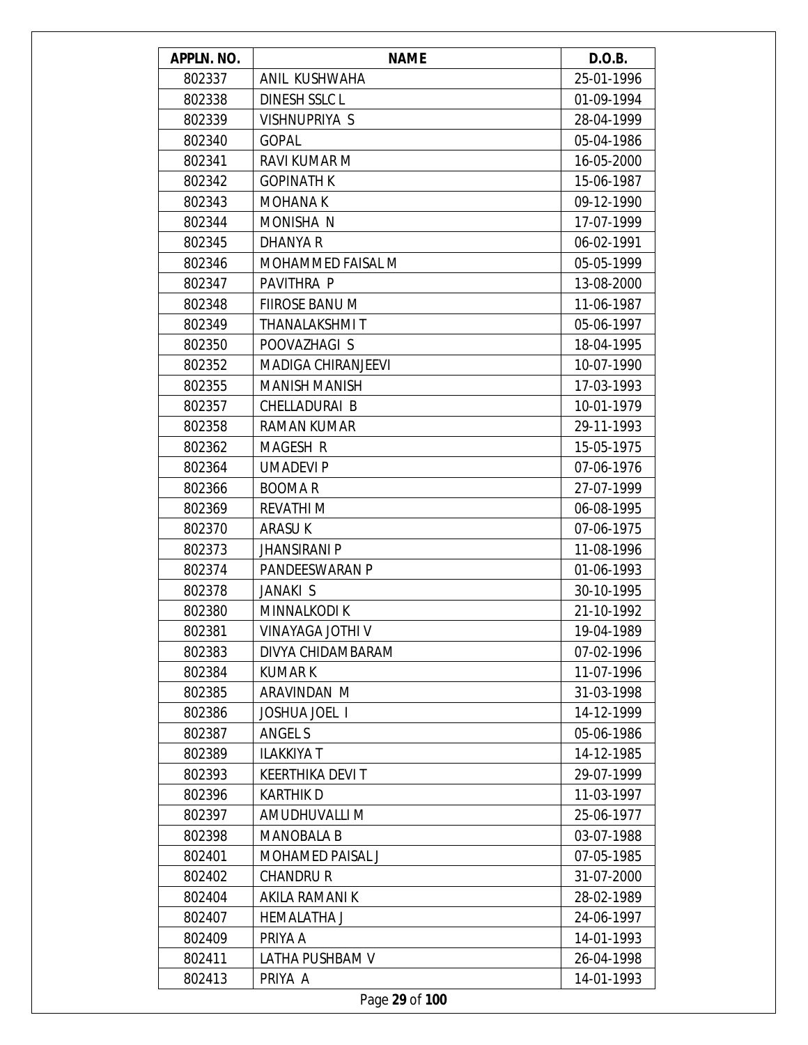| APPLN. NO. | NAME | D.O.B. |
|---|---|---|
| 802337 | ANIL KUSHWAHA | 25-01-1996 |
| 802338 | DINESH SSLC L | 01-09-1994 |
| 802339 | VISHNUPRIYA S | 28-04-1999 |
| 802340 | GOPAL | 05-04-1986 |
| 802341 | RAVI KUMAR M | 16-05-2000 |
| 802342 | GOPINATH K | 15-06-1987 |
| 802343 | MOHANA K | 09-12-1990 |
| 802344 | MONISHA N | 17-07-1999 |
| 802345 | DHANYA R | 06-02-1991 |
| 802346 | MOHAMMED FAISAL M | 05-05-1999 |
| 802347 | PAVITHRA P | 13-08-2000 |
| 802348 | FIIROSE BANU M | 11-06-1987 |
| 802349 | THANALAKSHMI T | 05-06-1997 |
| 802350 | POOVAZHAGI S | 18-04-1995 |
| 802352 | MADIGA CHIRANJEEVI | 10-07-1990 |
| 802355 | MANISH MANISH | 17-03-1993 |
| 802357 | CHELLADURAI B | 10-01-1979 |
| 802358 | RAMAN KUMAR | 29-11-1993 |
| 802362 | MAGESH R | 15-05-1975 |
| 802364 | UMADEVI P | 07-06-1976 |
| 802366 | BOOMA R | 27-07-1999 |
| 802369 | REVATHI M | 06-08-1995 |
| 802370 | ARASU K | 07-06-1975 |
| 802373 | JHANSIRANI P | 11-08-1996 |
| 802374 | PANDEESWARAN P | 01-06-1993 |
| 802378 | JANAKI S | 30-10-1995 |
| 802380 | MINNALKODI K | 21-10-1992 |
| 802381 | VINAYAGA JOTHI V | 19-04-1989 |
| 802383 | DIVYA CHIDAMBARAM | 07-02-1996 |
| 802384 | KUMAR K | 11-07-1996 |
| 802385 | ARAVINDAN M | 31-03-1998 |
| 802386 | JOSHUA JOEL I | 14-12-1999 |
| 802387 | ANGEL S | 05-06-1986 |
| 802389 | ILAKKIYA T | 14-12-1985 |
| 802393 | KEERTHIKA DEVI T | 29-07-1999 |
| 802396 | KARTHIK D | 11-03-1997 |
| 802397 | AMUDHUVALLI M | 25-06-1977 |
| 802398 | MANOBALA B | 03-07-1988 |
| 802401 | MOHAMED PAISAL J | 07-05-1985 |
| 802402 | CHANDRU R | 31-07-2000 |
| 802404 | AKILA RAMANI K | 28-02-1989 |
| 802407 | HEMALATHA J | 24-06-1997 |
| 802409 | PRIYA A | 14-01-1993 |
| 802411 | LATHA PUSHBAM V | 26-04-1998 |
| 802413 | PRIYA A | 14-01-1993 |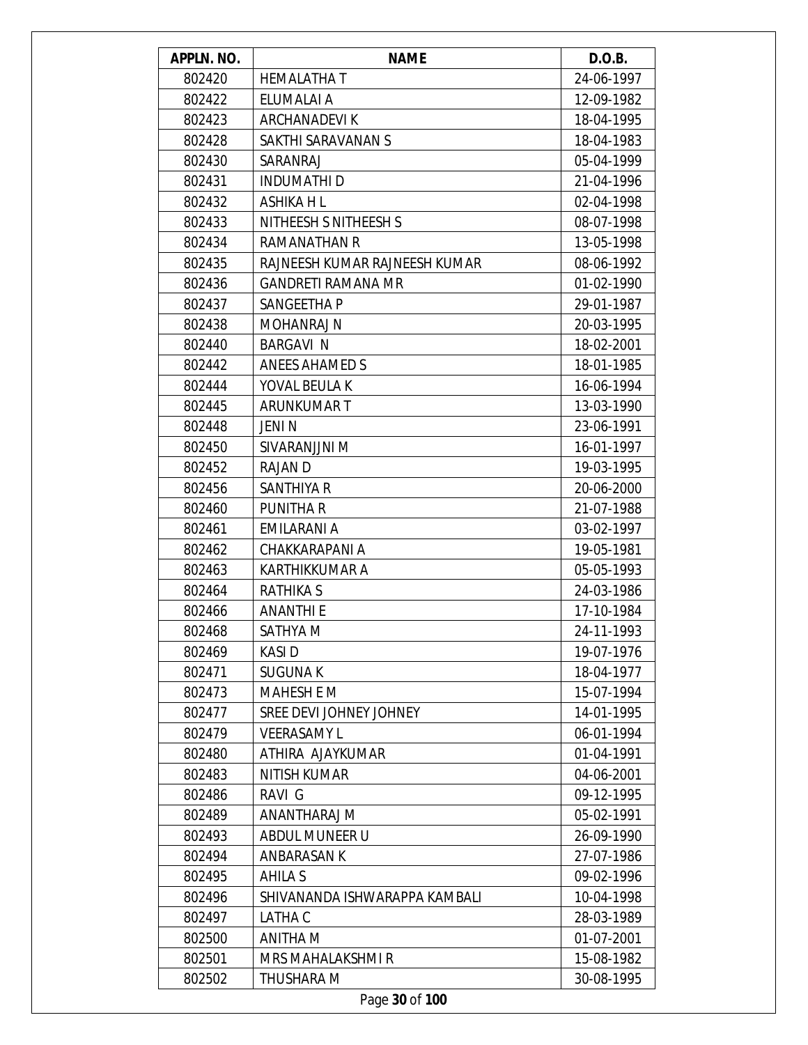| APPLN. NO. | NAME | D.O.B. |
| --- | --- | --- |
| 802420 | HEMALATHA T | 24-06-1997 |
| 802422 | ELUMALAI A | 12-09-1982 |
| 802423 | ARCHANADEVI K | 18-04-1995 |
| 802428 | SAKTHI SARAVANAN S | 18-04-1983 |
| 802430 | SARANRAJ | 05-04-1999 |
| 802431 | INDUMATHI D | 21-04-1996 |
| 802432 | ASHIKA H L | 02-04-1998 |
| 802433 | NITHEESH S NITHEESH S | 08-07-1998 |
| 802434 | RAMANATHAN R | 13-05-1998 |
| 802435 | RAJNEESH KUMAR RAJNEESH KUMAR | 08-06-1992 |
| 802436 | GANDRETI RAMANA M R | 01-02-1990 |
| 802437 | SANGEETHA P | 29-01-1987 |
| 802438 | MOHANRAJ N | 20-03-1995 |
| 802440 | BARGAVI N | 18-02-2001 |
| 802442 | ANEES AHAMED S | 18-01-1985 |
| 802444 | YOVAL BEULA K | 16-06-1994 |
| 802445 | ARUNKUMAR T | 13-03-1990 |
| 802448 | JENI N | 23-06-1991 |
| 802450 | SIVARANJJNI M | 16-01-1997 |
| 802452 | RAJAN D | 19-03-1995 |
| 802456 | SANTHIYA R | 20-06-2000 |
| 802460 | PUNITHA R | 21-07-1988 |
| 802461 | EMILARANI A | 03-02-1997 |
| 802462 | CHAKKARAPANI A | 19-05-1981 |
| 802463 | KARTHIKKUMAR A | 05-05-1993 |
| 802464 | RATHIKA S | 24-03-1986 |
| 802466 | ANANTHI E | 17-10-1984 |
| 802468 | SATHYA M | 24-11-1993 |
| 802469 | KASI D | 19-07-1976 |
| 802471 | SUGUNA K | 18-04-1977 |
| 802473 | MAHESH E M | 15-07-1994 |
| 802477 | SREE DEVI JOHNEY JOHNEY | 14-01-1995 |
| 802479 | VEERASAMY L | 06-01-1994 |
| 802480 | ATHIRA AJAYKUMAR | 01-04-1991 |
| 802483 | NITISH KUMAR | 04-06-2001 |
| 802486 | RAVI G | 09-12-1995 |
| 802489 | ANANTHARAJ M | 05-02-1991 |
| 802493 | ABDUL MUNEER U | 26-09-1990 |
| 802494 | ANBARASAN K | 27-07-1986 |
| 802495 | AHILA S | 09-02-1996 |
| 802496 | SHIVANANDA ISHWARAPPA KAMBALI | 10-04-1998 |
| 802497 | LATHA C | 28-03-1989 |
| 802500 | ANITHA M | 01-07-2001 |
| 802501 | MRS MAHALAKSHMI R | 15-08-1982 |
| 802502 | THUSHARA M | 30-08-1995 |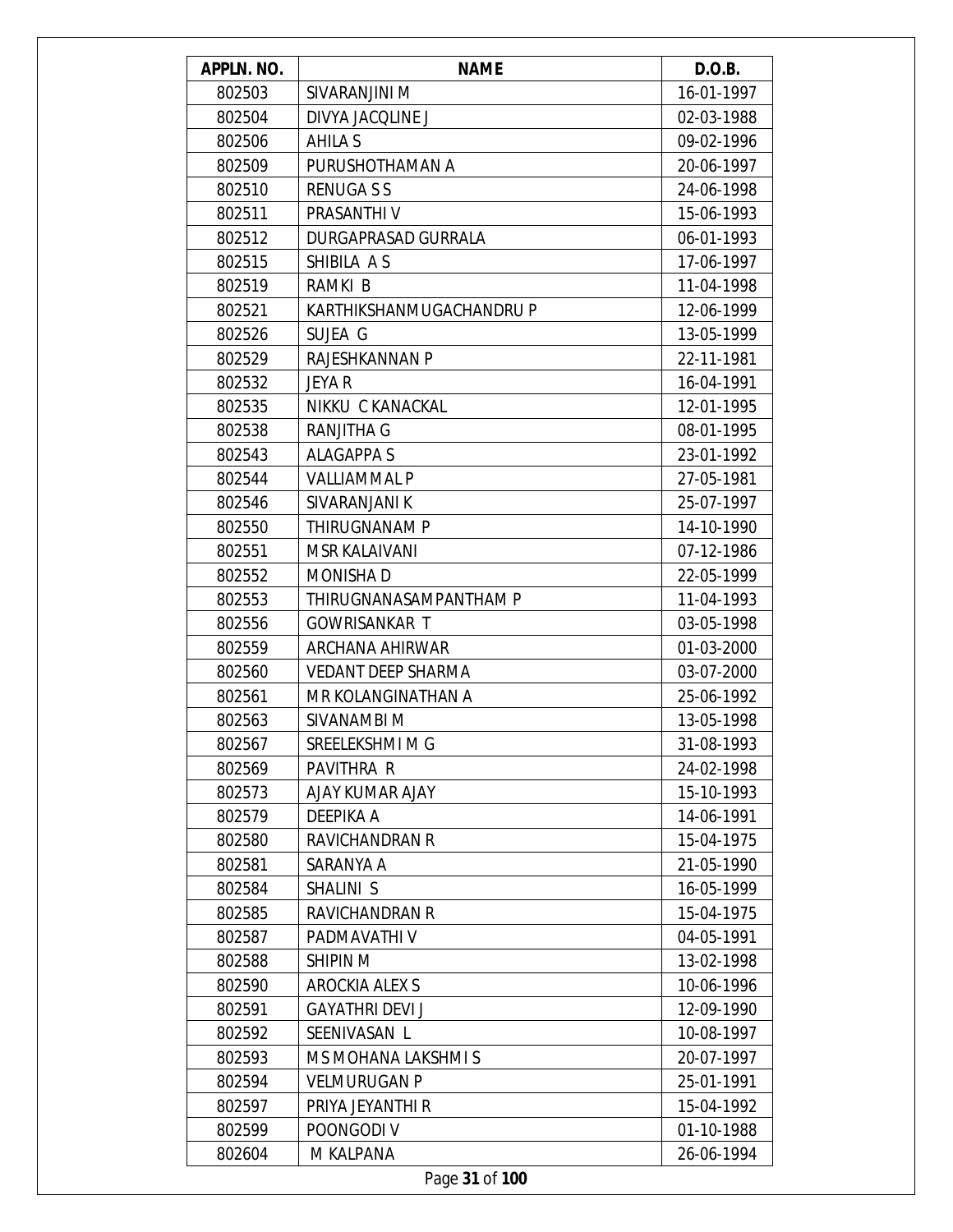| APPLN. NO. | NAME | D.O.B. |
| --- | --- | --- |
| 802503 | SIVARANJINI M | 16-01-1997 |
| 802504 | DIVYA JACQLINE J | 02-03-1988 |
| 802506 | AHILA S | 09-02-1996 |
| 802509 | PURUSHOTHAMAN A | 20-06-1997 |
| 802510 | RENUGA S S | 24-06-1998 |
| 802511 | PRASANTHI V | 15-06-1993 |
| 802512 | DURGAPRASAD GURRALA | 06-01-1993 |
| 802515 | SHIBILA A S | 17-06-1997 |
| 802519 | RAMKI B | 11-04-1998 |
| 802521 | KARTHIKSHANMUGACHANDRU P | 12-06-1999 |
| 802526 | SUJEA G | 13-05-1999 |
| 802529 | RAJESHKANNAN P | 22-11-1981 |
| 802532 | JEYA R | 16-04-1991 |
| 802535 | NIKKU C KANACKAL | 12-01-1995 |
| 802538 | RANJITHA G | 08-01-1995 |
| 802543 | ALAGAPPA S | 23-01-1992 |
| 802544 | VALLIAMMAL P | 27-05-1981 |
| 802546 | SIVARANJANI K | 25-07-1997 |
| 802550 | THIRUGNANAM P | 14-10-1990 |
| 802551 | MSR KALAIVANI | 07-12-1986 |
| 802552 | MONISHA D | 22-05-1999 |
| 802553 | THIRUGNANASAMPANTHAM P | 11-04-1993 |
| 802556 | GOWRISANKAR T | 03-05-1998 |
| 802559 | ARCHANA AHIRWAR | 01-03-2000 |
| 802560 | VEDANT DEEP SHARMA | 03-07-2000 |
| 802561 | MR KOLANGINATHAN A | 25-06-1992 |
| 802563 | SIVANAMBI M | 13-05-1998 |
| 802567 | SREELEKSHMI M G | 31-08-1993 |
| 802569 | PAVITHRA R | 24-02-1998 |
| 802573 | AJAY KUMAR AJAY | 15-10-1993 |
| 802579 | DEEPIKA A | 14-06-1991 |
| 802580 | RAVICHANDRAN R | 15-04-1975 |
| 802581 | SARANYA A | 21-05-1990 |
| 802584 | SHALINI S | 16-05-1999 |
| 802585 | RAVICHANDRAN R | 15-04-1975 |
| 802587 | PADMAVATHI V | 04-05-1991 |
| 802588 | SHIPIN M | 13-02-1998 |
| 802590 | AROCKIA ALEX S | 10-06-1996 |
| 802591 | GAYATHRI DEVI J | 12-09-1990 |
| 802592 | SEENIVASAN L | 10-08-1997 |
| 802593 | MS MOHANA LAKSHMI S | 20-07-1997 |
| 802594 | VELMURUGAN P | 25-01-1991 |
| 802597 | PRIYA JEYANTHI R | 15-04-1992 |
| 802599 | POONGODI V | 01-10-1988 |
| 802604 | M KALPANA | 26-06-1994 |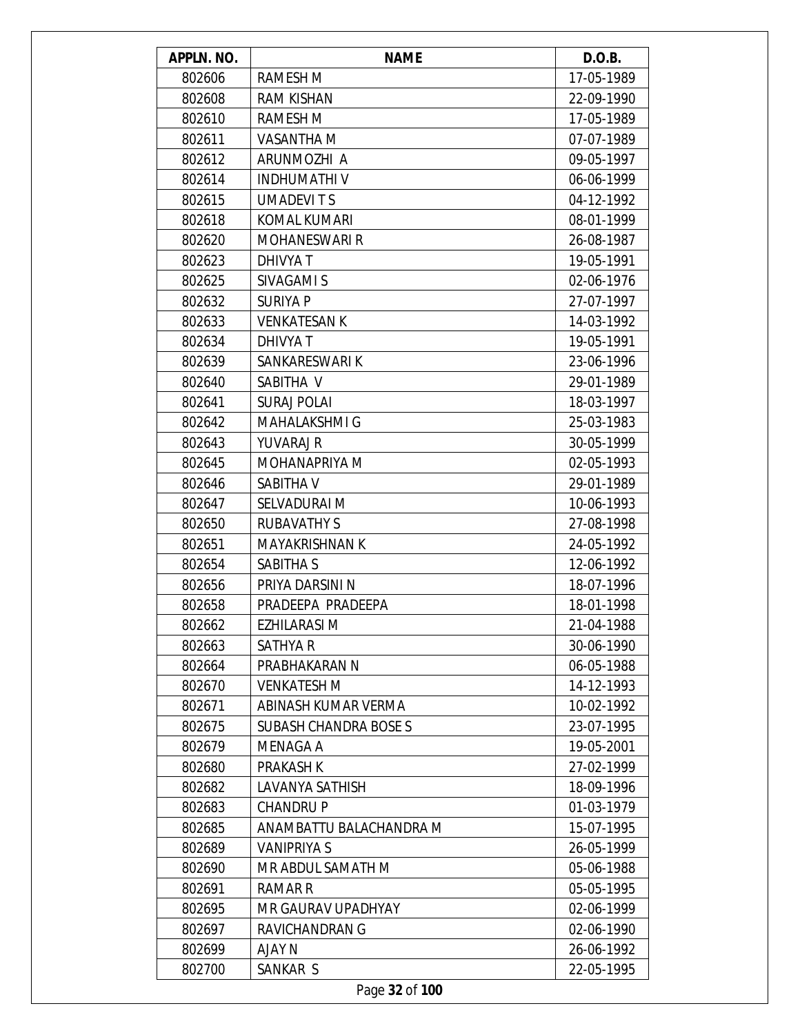| APPLN. NO. | NAME | D.O.B. |
| --- | --- | --- |
| 802606 | RAMESH M | 17-05-1989 |
| 802608 | RAM KISHAN | 22-09-1990 |
| 802610 | RAMESH M | 17-05-1989 |
| 802611 | VASANTHA M | 07-07-1989 |
| 802612 | ARUNMOZHI A | 09-05-1997 |
| 802614 | INDHUMATHI V | 06-06-1999 |
| 802615 | UMADEVI T S | 04-12-1992 |
| 802618 | KOMAL KUMARI | 08-01-1999 |
| 802620 | MOHANESWARI R | 26-08-1987 |
| 802623 | DHIVYA T | 19-05-1991 |
| 802625 | SIVAGAMI S | 02-06-1976 |
| 802632 | SURIYA P | 27-07-1997 |
| 802633 | VENKATESAN K | 14-03-1992 |
| 802634 | DHIVYA T | 19-05-1991 |
| 802639 | SANKARESWARI K | 23-06-1996 |
| 802640 | SABITHA V | 29-01-1989 |
| 802641 | SURAJ POLAI | 18-03-1997 |
| 802642 | MAHALAKSHMI G | 25-03-1983 |
| 802643 | YUVARAJ R | 30-05-1999 |
| 802645 | MOHANAPRIYA M | 02-05-1993 |
| 802646 | SABITHA V | 29-01-1989 |
| 802647 | SELVADURAI M | 10-06-1993 |
| 802650 | RUBAVATHY S | 27-08-1998 |
| 802651 | MAYAKRISHNAN K | 24-05-1992 |
| 802654 | SABITHA S | 12-06-1992 |
| 802656 | PRIYA DARSINI N | 18-07-1996 |
| 802658 | PRADEEPA PRADEEPA | 18-01-1998 |
| 802662 | EZHILARASI M | 21-04-1988 |
| 802663 | SATHYA R | 30-06-1990 |
| 802664 | PRABHAKARAN N | 06-05-1988 |
| 802670 | VENKATESH M | 14-12-1993 |
| 802671 | ABINASH KUMAR VERMA | 10-02-1992 |
| 802675 | SUBASH CHANDRA BOSE S | 23-07-1995 |
| 802679 | MENAGA A | 19-05-2001 |
| 802680 | PRAKASH K | 27-02-1999 |
| 802682 | LAVANYA SATHISH | 18-09-1996 |
| 802683 | CHANDRU P | 01-03-1979 |
| 802685 | ANAMBATTU BALACHANDRA M | 15-07-1995 |
| 802689 | VANIPRIYA S | 26-05-1999 |
| 802690 | MR ABDUL SAMATH M | 05-06-1988 |
| 802691 | RAMAR R | 05-05-1995 |
| 802695 | MR GAURAV UPADHYAY | 02-06-1999 |
| 802697 | RAVICHANDRAN G | 02-06-1990 |
| 802699 | AJAY N | 26-06-1992 |
| 802700 | SANKAR S | 22-05-1995 |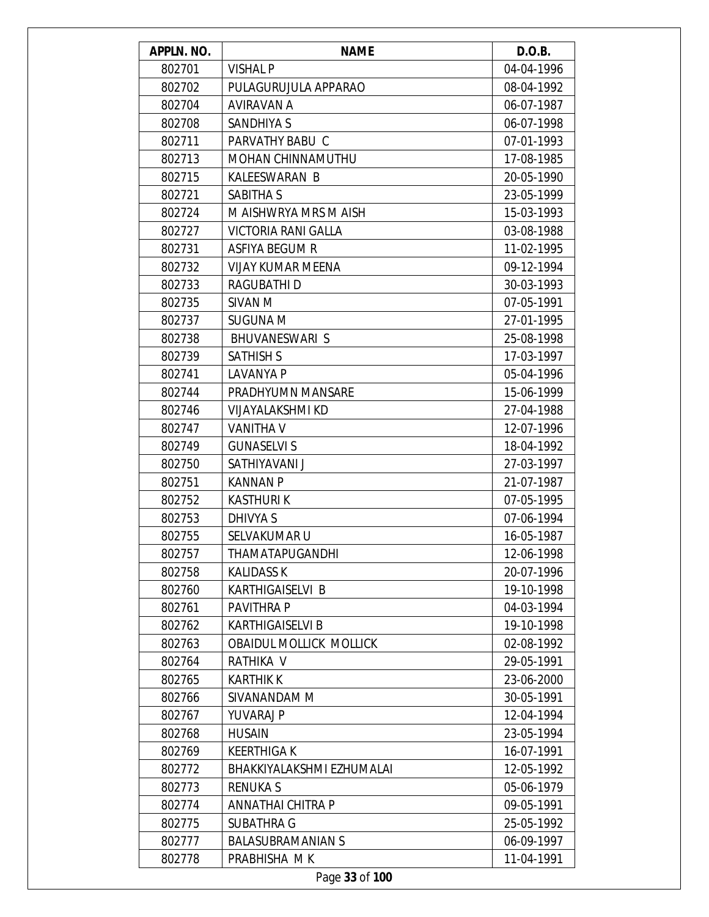| APPLN. NO. | NAME | D.O.B. |
|---|---|---|
| 802701 | VISHAL P | 04-04-1996 |
| 802702 | PULAGURUJULA APPARAO | 08-04-1992 |
| 802704 | AVIRAVAN A | 06-07-1987 |
| 802708 | SANDHIYA S | 06-07-1998 |
| 802711 | PARVATHY BABU C | 07-01-1993 |
| 802713 | MOHAN CHINNAMUTHU | 17-08-1985 |
| 802715 | KALEESWARAN B | 20-05-1990 |
| 802721 | SABITHA S | 23-05-1999 |
| 802724 | M AISHWRYA MRS M AISH | 15-03-1993 |
| 802727 | VICTORIA RANI GALLA | 03-08-1988 |
| 802731 | ASFIYA BEGUM R | 11-02-1995 |
| 802732 | VIJAY KUMAR MEENA | 09-12-1994 |
| 802733 | RAGUBATHI D | 30-03-1993 |
| 802735 | SIVAN M | 07-05-1991 |
| 802737 | SUGUNA M | 27-01-1995 |
| 802738 | BHUVANESWARI S | 25-08-1998 |
| 802739 | SATHISH S | 17-03-1997 |
| 802741 | LAVANYA P | 05-04-1996 |
| 802744 | PRADHYUMN MANSARE | 15-06-1999 |
| 802746 | VIJAYALAKSHMI KD | 27-04-1988 |
| 802747 | VANITHA V | 12-07-1996 |
| 802749 | GUNASELVI S | 18-04-1992 |
| 802750 | SATHIYAVANI J | 27-03-1997 |
| 802751 | KANNAN P | 21-07-1987 |
| 802752 | KASTHURI K | 07-05-1995 |
| 802753 | DHIVYA S | 07-06-1994 |
| 802755 | SELVAKUMAR U | 16-05-1987 |
| 802757 | THAMATAPUGANDHI | 12-06-1998 |
| 802758 | KALIDASS K | 20-07-1996 |
| 802760 | KARTHIGAISELVI B | 19-10-1998 |
| 802761 | PAVITHRA P | 04-03-1994 |
| 802762 | KARTHIGAISELVI B | 19-10-1998 |
| 802763 | OBAIDUL MOLLICK MOLLICK | 02-08-1992 |
| 802764 | RATHIKA V | 29-05-1991 |
| 802765 | KARTHIK K | 23-06-2000 |
| 802766 | SIVANANDAM M | 30-05-1991 |
| 802767 | YUVARAJ P | 12-04-1994 |
| 802768 | HUSAIN | 23-05-1994 |
| 802769 | KEERTHIGA K | 16-07-1991 |
| 802772 | BHAKKIYALAKSHMI EZHUMALAI | 12-05-1992 |
| 802773 | RENUKA S | 05-06-1979 |
| 802774 | ANNATHAI CHITRA P | 09-05-1991 |
| 802775 | SUBATHRA G | 25-05-1992 |
| 802777 | BALASUBRAMANIAN S | 06-09-1997 |
| 802778 | PRABHISHA M K | 11-04-1991 |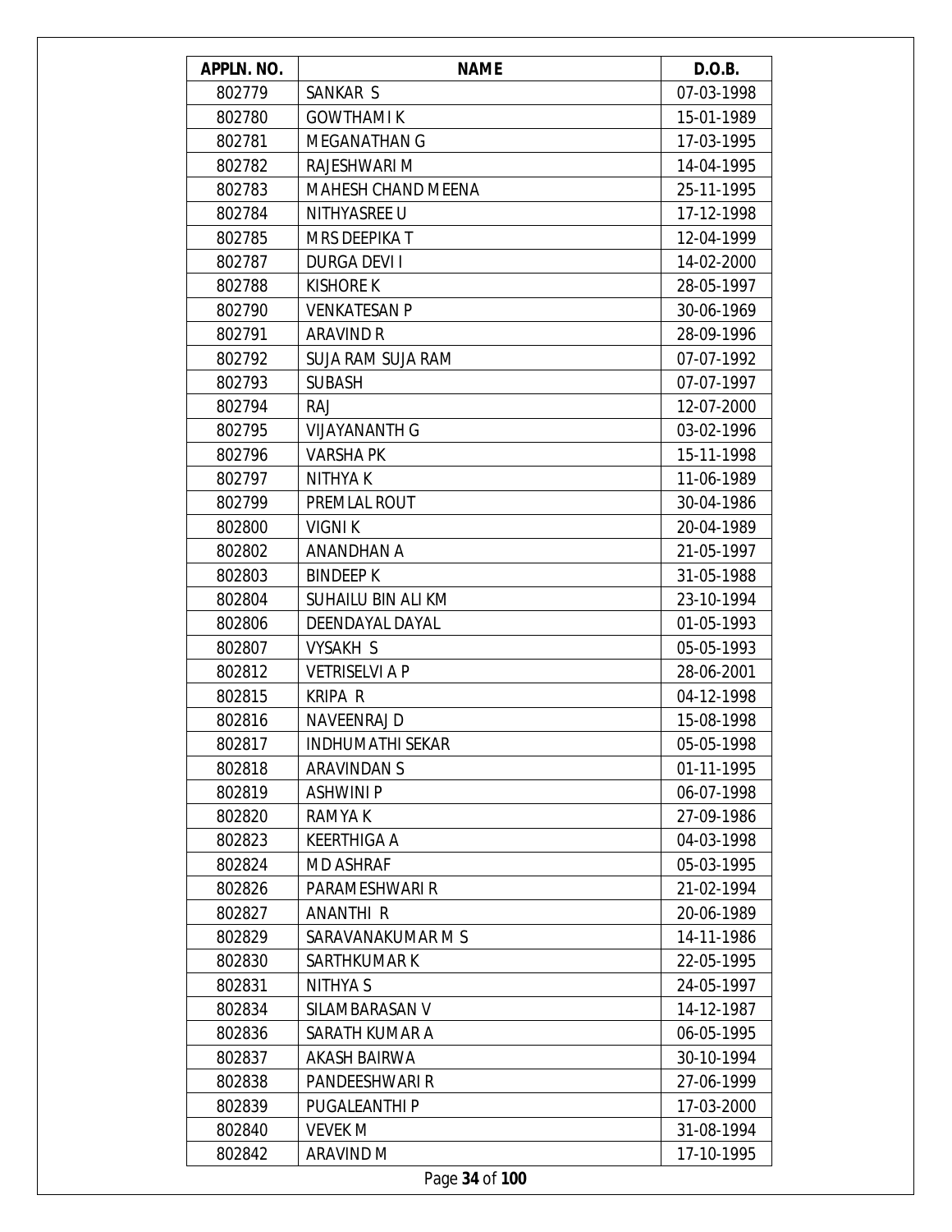| APPLN. NO. | NAME | D.O.B. |
| --- | --- | --- |
| 802779 | SANKAR S | 07-03-1998 |
| 802780 | GOWTHAMI K | 15-01-1989 |
| 802781 | MEGANATHAN G | 17-03-1995 |
| 802782 | RAJESHWARI M | 14-04-1995 |
| 802783 | MAHESH CHAND MEENA | 25-11-1995 |
| 802784 | NITHYASREE U | 17-12-1998 |
| 802785 | MRS DEEPIKA T | 12-04-1999 |
| 802787 | DURGA DEVI I | 14-02-2000 |
| 802788 | KISHORE K | 28-05-1997 |
| 802790 | VENKATESAN P | 30-06-1969 |
| 802791 | ARAVIND R | 28-09-1996 |
| 802792 | SUJA RAM SUJA RAM | 07-07-1992 |
| 802793 | SUBASH | 07-07-1997 |
| 802794 | RAJ | 12-07-2000 |
| 802795 | VIJAYANANTH G | 03-02-1996 |
| 802796 | VARSHA PK | 15-11-1998 |
| 802797 | NITHYA K | 11-06-1989 |
| 802799 | PREMLAL ROUT | 30-04-1986 |
| 802800 | VIGNI K | 20-04-1989 |
| 802802 | ANANDHAN A | 21-05-1997 |
| 802803 | BINDEEP K | 31-05-1988 |
| 802804 | SUHAILU BIN ALI KM | 23-10-1994 |
| 802806 | DEENDAYAL DAYAL | 01-05-1993 |
| 802807 | VYSAKH S | 05-05-1993 |
| 802812 | VETRISELVI A P | 28-06-2001 |
| 802815 | KRIPA R | 04-12-1998 |
| 802816 | NAVEENRAJ D | 15-08-1998 |
| 802817 | INDHUMATHI SEKAR | 05-05-1998 |
| 802818 | ARAVINDAN S | 01-11-1995 |
| 802819 | ASHWINI P | 06-07-1998 |
| 802820 | RAMYA K | 27-09-1986 |
| 802823 | KEERTHIGA A | 04-03-1998 |
| 802824 | MD ASHRAF | 05-03-1995 |
| 802826 | PARAMESHWARI R | 21-02-1994 |
| 802827 | ANANTHI R | 20-06-1989 |
| 802829 | SARAVANAKUMAR M S | 14-11-1986 |
| 802830 | SARTHKUMAR K | 22-05-1995 |
| 802831 | NITHYA S | 24-05-1997 |
| 802834 | SILAMBARASAN V | 14-12-1987 |
| 802836 | SARATH KUMAR A | 06-05-1995 |
| 802837 | AKASH BAIRWA | 30-10-1994 |
| 802838 | PANDEESHWARI R | 27-06-1999 |
| 802839 | PUGALEANTHI P | 17-03-2000 |
| 802840 | VEVEK M | 31-08-1994 |
| 802842 | ARAVIND M | 17-10-1995 |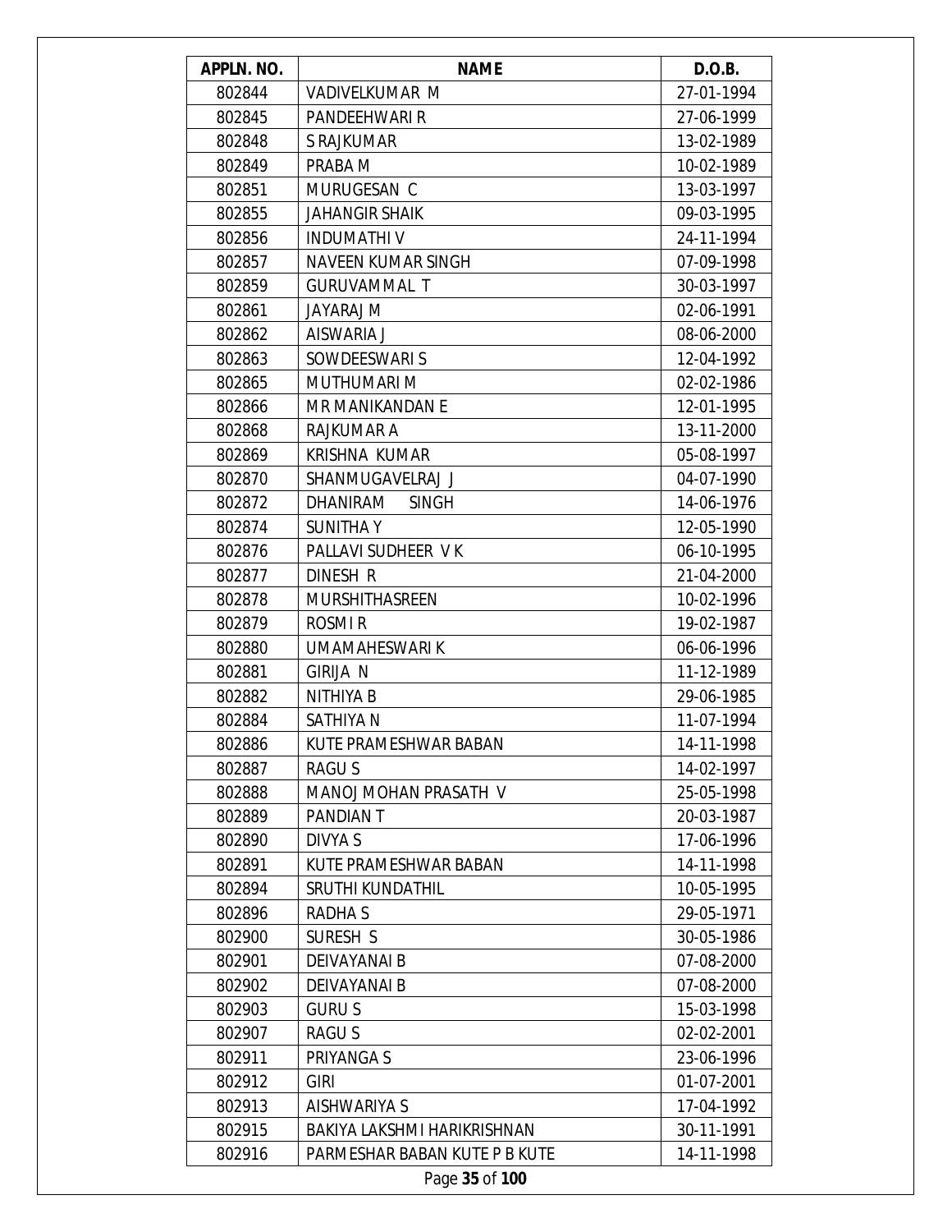| APPLN. NO. | NAME | D.O.B. |
|---|---|---|
| 802844 | VADIVELKUMAR M | 27-01-1994 |
| 802845 | PANDEEHWARI R | 27-06-1999 |
| 802848 | S RAJKUMAR | 13-02-1989 |
| 802849 | PRABA M | 10-02-1989 |
| 802851 | MURUGESAN C | 13-03-1997 |
| 802855 | JAHANGIR SHAIK | 09-03-1995 |
| 802856 | INDUMATHI V | 24-11-1994 |
| 802857 | NAVEEN KUMAR SINGH | 07-09-1998 |
| 802859 | GURUVAMMAL T | 30-03-1997 |
| 802861 | JAYARAJ M | 02-06-1991 |
| 802862 | AISWARIA J | 08-06-2000 |
| 802863 | SOWDEESWARI S | 12-04-1992 |
| 802865 | MUTHUMARI M | 02-02-1986 |
| 802866 | MR MANIKANDAN E | 12-01-1995 |
| 802868 | RAJKUMAR A | 13-11-2000 |
| 802869 | KRISHNA KUMAR | 05-08-1997 |
| 802870 | SHANMUGAVELRAJ J | 04-07-1990 |
| 802872 | DHANIRAM SINGH | 14-06-1976 |
| 802874 | SUNITHA Y | 12-05-1990 |
| 802876 | PALLAVI SUDHEER V K | 06-10-1995 |
| 802877 | DINESH R | 21-04-2000 |
| 802878 | MURSHITHASREEN | 10-02-1996 |
| 802879 | ROSMI R | 19-02-1987 |
| 802880 | UMAMAHESWARI K | 06-06-1996 |
| 802881 | GIRIJA N | 11-12-1989 |
| 802882 | NITHIYA B | 29-06-1985 |
| 802884 | SATHIYA N | 11-07-1994 |
| 802886 | KUTE PRAMESHWAR BABAN | 14-11-1998 |
| 802887 | RAGU S | 14-02-1997 |
| 802888 | MANOJ MOHAN PRASATH V | 25-05-1998 |
| 802889 | PANDIAN T | 20-03-1987 |
| 802890 | DIVYA S | 17-06-1996 |
| 802891 | KUTE PRAMESHWAR BABAN | 14-11-1998 |
| 802894 | SRUTHI KUNDATHIL | 10-05-1995 |
| 802896 | RADHA S | 29-05-1971 |
| 802900 | SURESH S | 30-05-1986 |
| 802901 | DEIVAYANAI B | 07-08-2000 |
| 802902 | DEIVAYANAI B | 07-08-2000 |
| 802903 | GURU S | 15-03-1998 |
| 802907 | RAGU S | 02-02-2001 |
| 802911 | PRIYANGA S | 23-06-1996 |
| 802912 | GIRI | 01-07-2001 |
| 802913 | AISHWARIYA S | 17-04-1992 |
| 802915 | BAKIYA LAKSHMI HARIKRISHNAN | 30-11-1991 |
| 802916 | PARMESHAR BABAN KUTE P B KUTE | 14-11-1998 |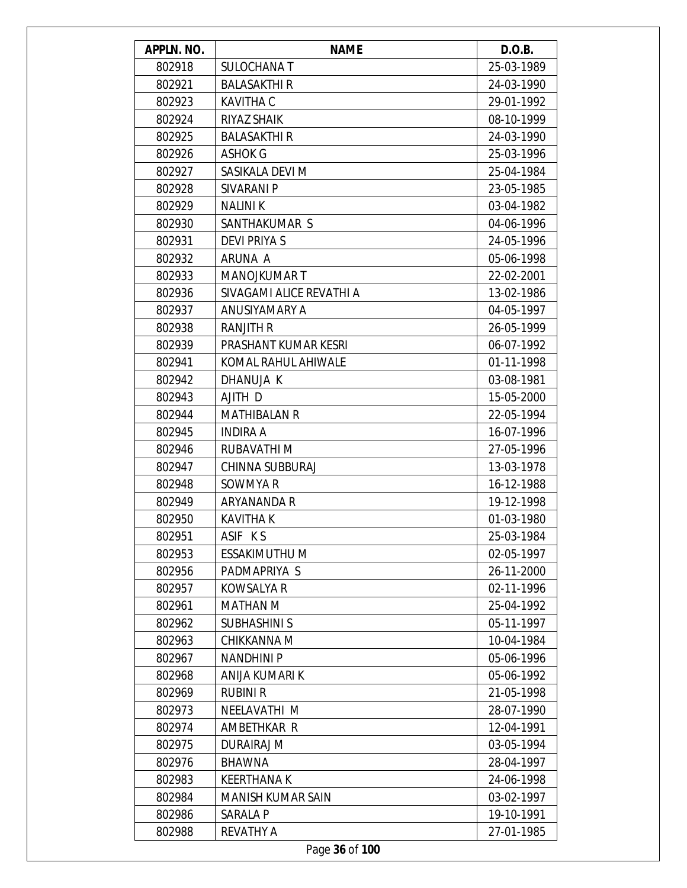| APPLN. NO. | NAME | D.O.B. |
|---|---|---|
| 802918 | SULOCHANA T | 25-03-1989 |
| 802921 | BALASAKTHI R | 24-03-1990 |
| 802923 | KAVITHA C | 29-01-1992 |
| 802924 | RIYAZ SHAIK | 08-10-1999 |
| 802925 | BALASAKTHI R | 24-03-1990 |
| 802926 | ASHOK G | 25-03-1996 |
| 802927 | SASIKALA DEVI M | 25-04-1984 |
| 802928 | SIVARANI P | 23-05-1985 |
| 802929 | NALINI K | 03-04-1982 |
| 802930 | SANTHAKUMAR S | 04-06-1996 |
| 802931 | DEVI PRIYA S | 24-05-1996 |
| 802932 | ARUNA A | 05-06-1998 |
| 802933 | MANOJKUMAR T | 22-02-2001 |
| 802936 | SIVAGAMI ALICE REVATHI A | 13-02-1986 |
| 802937 | ANUSIYAMARY A | 04-05-1997 |
| 802938 | RANJITH R | 26-05-1999 |
| 802939 | PRASHANT KUMAR KESRI | 06-07-1992 |
| 802941 | KOMAL RAHUL AHIWALE | 01-11-1998 |
| 802942 | DHANUJA K | 03-08-1981 |
| 802943 | AJITH D | 15-05-2000 |
| 802944 | MATHIBALAN R | 22-05-1994 |
| 802945 | INDIRA A | 16-07-1996 |
| 802946 | RUBAVATHI M | 27-05-1996 |
| 802947 | CHINNA SUBBURAJ | 13-03-1978 |
| 802948 | SOWMYA R | 16-12-1988 |
| 802949 | ARYANANDA R | 19-12-1998 |
| 802950 | KAVITHA K | 01-03-1980 |
| 802951 | ASIF K S | 25-03-1984 |
| 802953 | ESSAKIMUTHU M | 02-05-1997 |
| 802956 | PADMAPRIYA S | 26-11-2000 |
| 802957 | KOWSALYA R | 02-11-1996 |
| 802961 | MATHAN M | 25-04-1992 |
| 802962 | SUBHASHINI S | 05-11-1997 |
| 802963 | CHIKKANNA M | 10-04-1984 |
| 802967 | NANDHINI P | 05-06-1996 |
| 802968 | ANIJA KUMARI K | 05-06-1992 |
| 802969 | RUBINI R | 21-05-1998 |
| 802973 | NEELAVATHI M | 28-07-1990 |
| 802974 | AMBETHKAR R | 12-04-1991 |
| 802975 | DURAIRAJ M | 03-05-1994 |
| 802976 | BHAWNA | 28-04-1997 |
| 802983 | KEERTHANA K | 24-06-1998 |
| 802984 | MANISH KUMAR SAIN | 03-02-1997 |
| 802986 | SARALA P | 19-10-1991 |
| 802988 | REVATHY A | 27-01-1985 |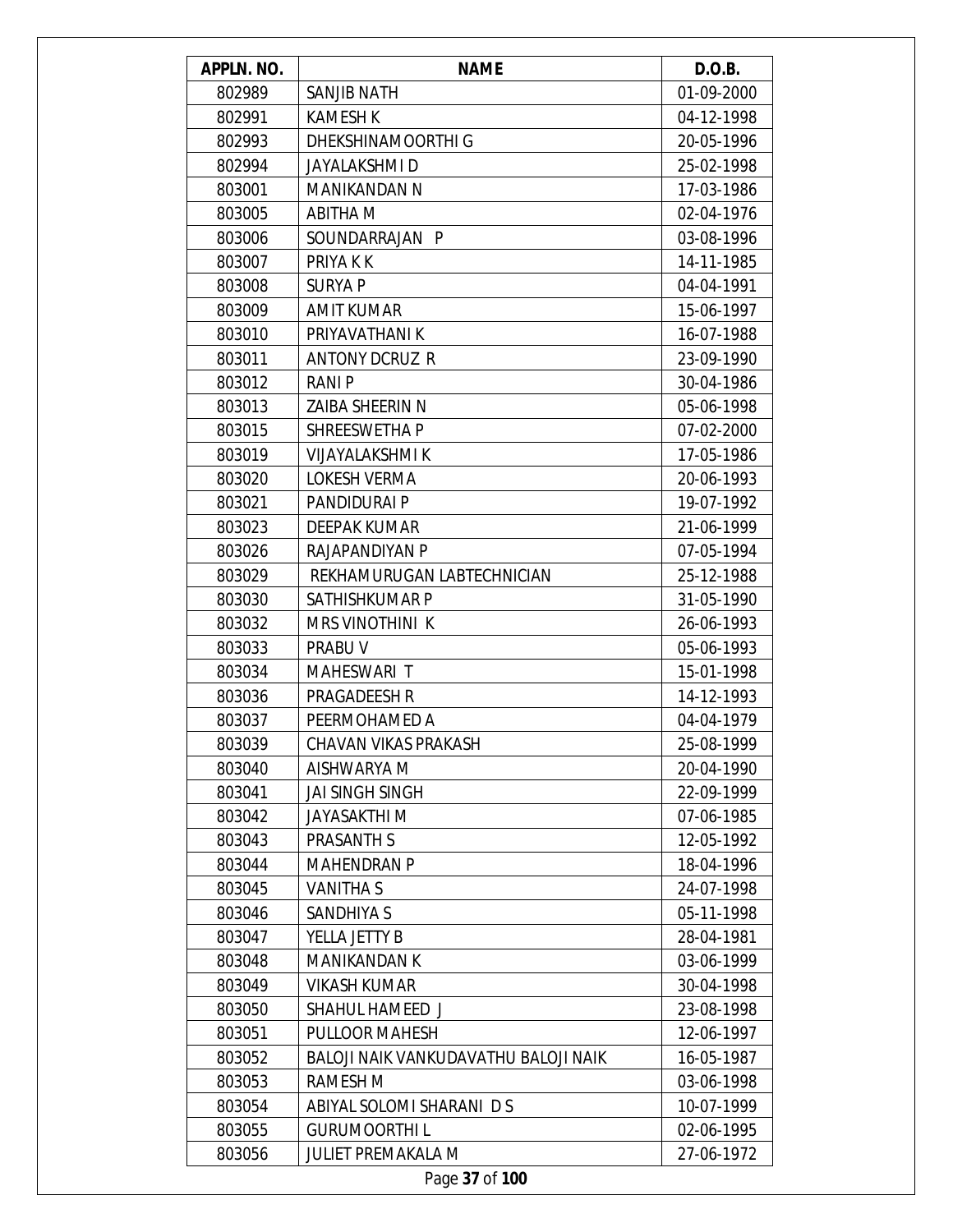| APPLN. NO. | NAME | D.O.B. |
|---|---|---|
| 802989 | SANJIB NATH | 01-09-2000 |
| 802991 | KAMESH K | 04-12-1998 |
| 802993 | DHEKSHINAMOORTHI G | 20-05-1996 |
| 802994 | JAYALAKSHMI D | 25-02-1998 |
| 803001 | MANIKANDAN N | 17-03-1986 |
| 803005 | ABITHA M | 02-04-1976 |
| 803006 | SOUNDARRAJAN P | 03-08-1996 |
| 803007 | PRIYA K K | 14-11-1985 |
| 803008 | SURYA P | 04-04-1991 |
| 803009 | AMIT KUMAR | 15-06-1997 |
| 803010 | PRIYAVATHANI K | 16-07-1988 |
| 803011 | ANTONY DCRUZ R | 23-09-1990 |
| 803012 | RANI P | 30-04-1986 |
| 803013 | ZAIBA SHEERIN N | 05-06-1998 |
| 803015 | SHREESWETHA P | 07-02-2000 |
| 803019 | VIJAYALAKSHMI K | 17-05-1986 |
| 803020 | LOKESH VERMA | 20-06-1993 |
| 803021 | PANDIDURAI P | 19-07-1992 |
| 803023 | DEEPAK KUMAR | 21-06-1999 |
| 803026 | RAJAPANDIYAN P | 07-05-1994 |
| 803029 | REKHAMURUGAN LABTECHNICIAN | 25-12-1988 |
| 803030 | SATHISHKUMAR P | 31-05-1990 |
| 803032 | MRS VINOTHINI K | 26-06-1993 |
| 803033 | PRABU V | 05-06-1993 |
| 803034 | MAHESWARI T | 15-01-1998 |
| 803036 | PRAGADEESH R | 14-12-1993 |
| 803037 | PEERMOHAMED A | 04-04-1979 |
| 803039 | CHAVAN VIKAS PRAKASH | 25-08-1999 |
| 803040 | AISHWARYA M | 20-04-1990 |
| 803041 | JAI SINGH SINGH | 22-09-1999 |
| 803042 | JAYASAKTHI M | 07-06-1985 |
| 803043 | PRASANTH S | 12-05-1992 |
| 803044 | MAHENDRAN P | 18-04-1996 |
| 803045 | VANITHA S | 24-07-1998 |
| 803046 | SANDHIYA S | 05-11-1998 |
| 803047 | YELLA JETTY B | 28-04-1981 |
| 803048 | MANIKANDAN K | 03-06-1999 |
| 803049 | VIKASH KUMAR | 30-04-1998 |
| 803050 | SHAHUL HAMEED J | 23-08-1998 |
| 803051 | PULLOOR MAHESH | 12-06-1997 |
| 803052 | BALOJI NAIK VANKUDAVATHU BALOJI NAIK | 16-05-1987 |
| 803053 | RAMESH M | 03-06-1998 |
| 803054 | ABIYAL SOLOMI SHARANI D S | 10-07-1999 |
| 803055 | GURUMOORTHI L | 02-06-1995 |
| 803056 | JULIET PREMAKALA M | 27-06-1972 |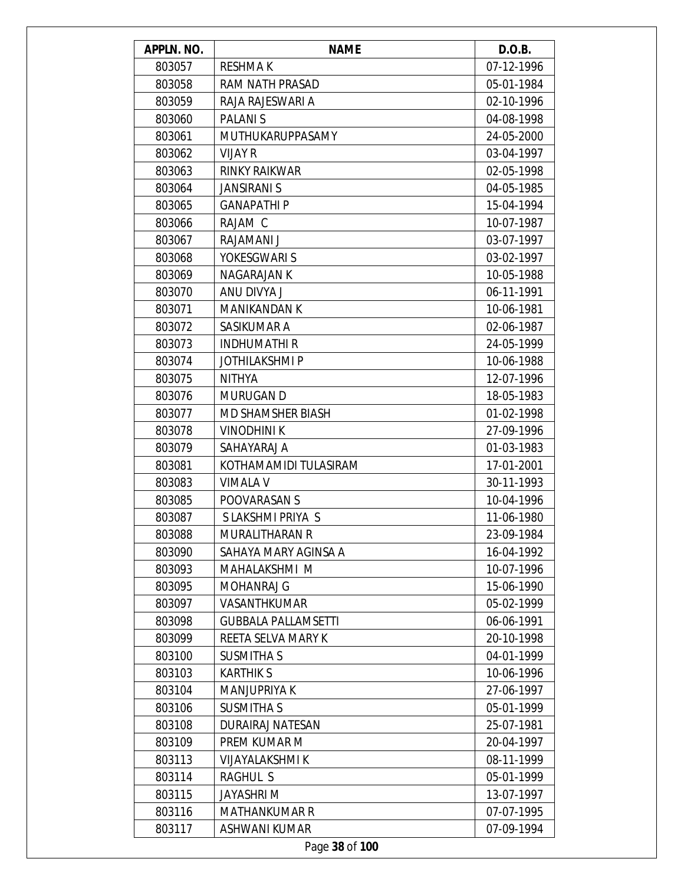| APPLN. NO. | NAME | D.O.B. |
|---|---|---|
| 803057 | RESHMA K | 07-12-1996 |
| 803058 | RAM NATH PRASAD | 05-01-1984 |
| 803059 | RAJA RAJESWARI A | 02-10-1996 |
| 803060 | PALANI S | 04-08-1998 |
| 803061 | MUTHUKARUPPASAMY | 24-05-2000 |
| 803062 | VIJAY R | 03-04-1997 |
| 803063 | RINKY RAIKWAR | 02-05-1998 |
| 803064 | JANSIRANI S | 04-05-1985 |
| 803065 | GANAPATHI P | 15-04-1994 |
| 803066 | RAJAM C | 10-07-1987 |
| 803067 | RAJAMANI J | 03-07-1997 |
| 803068 | YOKESGWARI S | 03-02-1997 |
| 803069 | NAGARAJAN K | 10-05-1988 |
| 803070 | ANU DIVYA J | 06-11-1991 |
| 803071 | MANIKANDAN K | 10-06-1981 |
| 803072 | SASIKUMAR A | 02-06-1987 |
| 803073 | INDHUMATHI R | 24-05-1999 |
| 803074 | JOTHILAKSHMI P | 10-06-1988 |
| 803075 | NITHYA | 12-07-1996 |
| 803076 | MURUGAN D | 18-05-1983 |
| 803077 | MD SHAMSHER BIASH | 01-02-1998 |
| 803078 | VINODHINI K | 27-09-1996 |
| 803079 | SAHAYARAJ A | 01-03-1983 |
| 803081 | KOTHAMAMIDI TULASIRAM | 17-01-2001 |
| 803083 | VIMALA V | 30-11-1993 |
| 803085 | POOVARASAN S | 10-04-1996 |
| 803087 | S LAKSHMI PRIYA S | 11-06-1980 |
| 803088 | MURALITHARAN R | 23-09-1984 |
| 803090 | SAHAYA MARY AGINSA A | 16-04-1992 |
| 803093 | MAHALAKSHMI M | 10-07-1996 |
| 803095 | MOHANRAJ G | 15-06-1990 |
| 803097 | VASANTHKUMAR | 05-02-1999 |
| 803098 | GUBBALA PALLAMSETTI | 06-06-1991 |
| 803099 | REETA SELVA MARY K | 20-10-1998 |
| 803100 | SUSMITHA S | 04-01-1999 |
| 803103 | KARTHIK S | 10-06-1996 |
| 803104 | MANJUPRIYA K | 27-06-1997 |
| 803106 | SUSMITHA S | 05-01-1999 |
| 803108 | DURAIRAJ NATESAN | 25-07-1981 |
| 803109 | PREM KUMAR M | 20-04-1997 |
| 803113 | VIJAYALAKSHMI K | 08-11-1999 |
| 803114 | RAGHUL S | 05-01-1999 |
| 803115 | JAYASHRI M | 13-07-1997 |
| 803116 | MATHANKUMAR R | 07-07-1995 |
| 803117 | ASHWANI KUMAR | 07-09-1994 |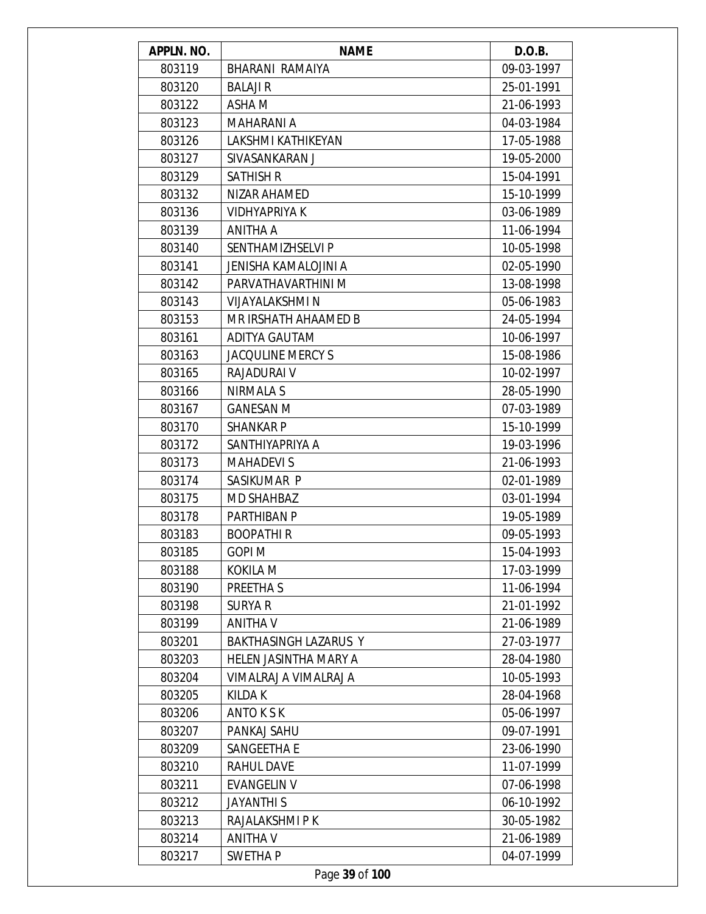| APPLN. NO. | NAME | D.O.B. |
|---|---|---|
| 803119 | BHARANI RAMAIYA | 09-03-1997 |
| 803120 | BALAJI R | 25-01-1991 |
| 803122 | ASHA M | 21-06-1993 |
| 803123 | MAHARANI A | 04-03-1984 |
| 803126 | LAKSHMI KATHIKEYAN | 17-05-1988 |
| 803127 | SIVASANKARAN J | 19-05-2000 |
| 803129 | SATHISH R | 15-04-1991 |
| 803132 | NIZAR AHAMED | 15-10-1999 |
| 803136 | VIDHYAPRIYA K | 03-06-1989 |
| 803139 | ANITHA A | 11-06-1994 |
| 803140 | SENTHAMIZHSELVI P | 10-05-1998 |
| 803141 | JENISHA KAMALOJINI A | 02-05-1990 |
| 803142 | PARVATHAVARTHINI M | 13-08-1998 |
| 803143 | VIJAYALAKSHMI N | 05-06-1983 |
| 803153 | MR IRSHATH AHAAMED B | 24-05-1994 |
| 803161 | ADITYA GAUTAM | 10-06-1997 |
| 803163 | JACQULINE MERCY S | 15-08-1986 |
| 803165 | RAJADURAI V | 10-02-1997 |
| 803166 | NIRMALA S | 28-05-1990 |
| 803167 | GANESAN M | 07-03-1989 |
| 803170 | SHANKAR P | 15-10-1999 |
| 803172 | SANTHIYAPRIYA A | 19-03-1996 |
| 803173 | MAHADEVI S | 21-06-1993 |
| 803174 | SASIKUMAR P | 02-01-1989 |
| 803175 | MD SHAHBAZ | 03-01-1994 |
| 803178 | PARTHIBAN P | 19-05-1989 |
| 803183 | BOOPATHI R | 09-05-1993 |
| 803185 | GOPI M | 15-04-1993 |
| 803188 | KOKILA M | 17-03-1999 |
| 803190 | PREETHA S | 11-06-1994 |
| 803198 | SURYA R | 21-01-1992 |
| 803199 | ANITHA V | 21-06-1989 |
| 803201 | BAKTHASINGH LAZARUS Y | 27-03-1977 |
| 803203 | HELEN JASINTHA MARY A | 28-04-1980 |
| 803204 | VIMALRAJA VIMALRAJA | 10-05-1993 |
| 803205 | KILDA K | 28-04-1968 |
| 803206 | ANTO K S K | 05-06-1997 |
| 803207 | PANKAJ SAHU | 09-07-1991 |
| 803209 | SANGEETHA E | 23-06-1990 |
| 803210 | RAHUL DAVE | 11-07-1999 |
| 803211 | EVANGELIN V | 07-06-1998 |
| 803212 | JAYANTHI S | 06-10-1992 |
| 803213 | RAJALAKSHMI P K | 30-05-1982 |
| 803214 | ANITHA V | 21-06-1989 |
| 803217 | SWETHA P | 04-07-1999 |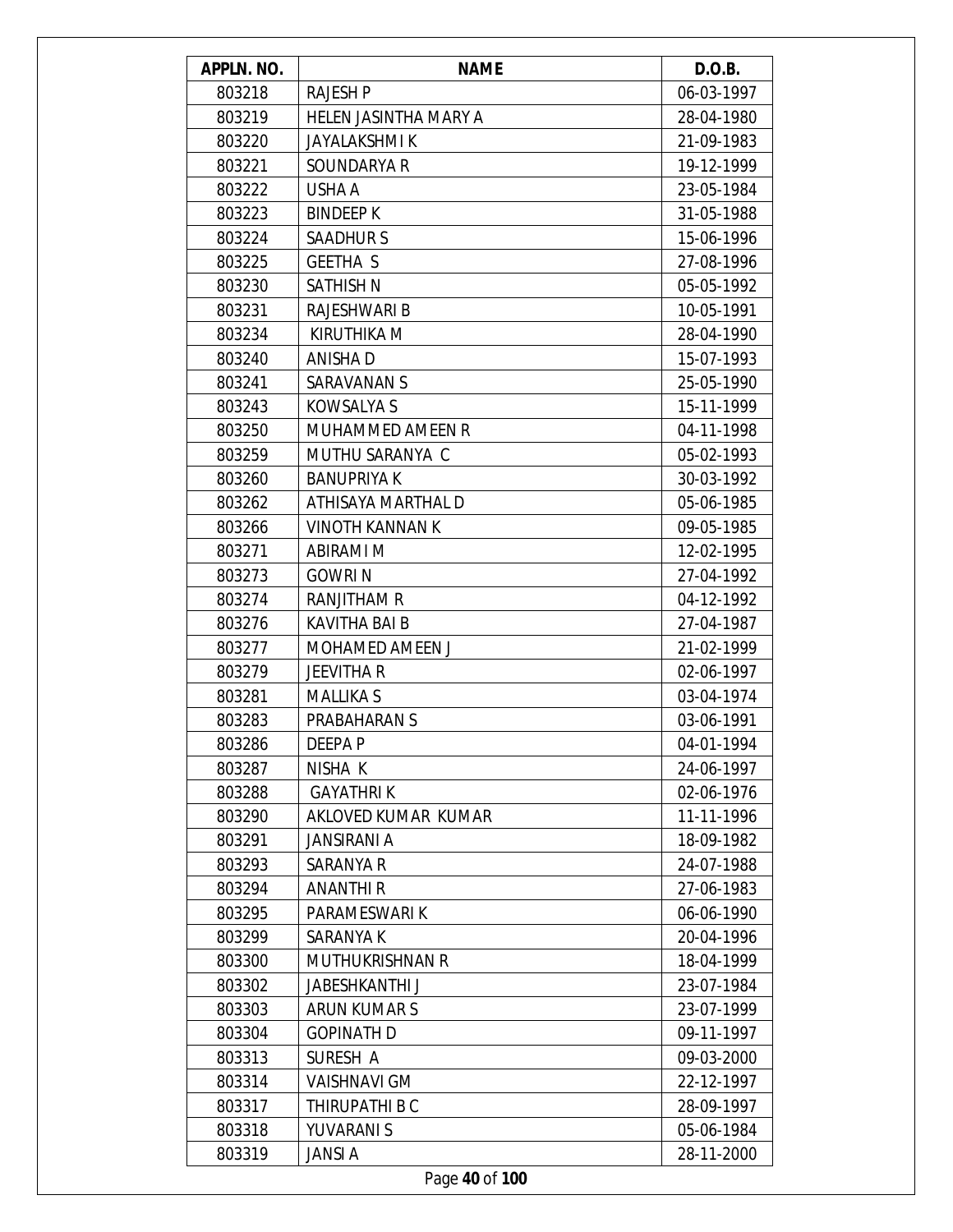| APPLN. NO. | NAME | D.O.B. |
|---|---|---|
| 803218 | RAJESH P | 06-03-1997 |
| 803219 | HELEN JASINTHA MARY A | 28-04-1980 |
| 803220 | JAYALAKSHMI K | 21-09-1983 |
| 803221 | SOUNDARYA R | 19-12-1999 |
| 803222 | USHA A | 23-05-1984 |
| 803223 | BINDEEP K | 31-05-1988 |
| 803224 | SAADHUR S | 15-06-1996 |
| 803225 | GEETHA S | 27-08-1996 |
| 803230 | SATHISH N | 05-05-1992 |
| 803231 | RAJESHWARI B | 10-05-1991 |
| 803234 | KIRUTHIKA M | 28-04-1990 |
| 803240 | ANISHA D | 15-07-1993 |
| 803241 | SARAVANAN S | 25-05-1990 |
| 803243 | KOWSALYA S | 15-11-1999 |
| 803250 | MUHAMMED AMEEN R | 04-11-1998 |
| 803259 | MUTHU SARANYA C | 05-02-1993 |
| 803260 | BANUPRIYA K | 30-03-1992 |
| 803262 | ATHISAYA MARTHAL D | 05-06-1985 |
| 803266 | VINOTH KANNAN K | 09-05-1985 |
| 803271 | ABIRAMI M | 12-02-1995 |
| 803273 | GOWRI N | 27-04-1992 |
| 803274 | RANJITHAM R | 04-12-1992 |
| 803276 | KAVITHA BAI B | 27-04-1987 |
| 803277 | MOHAMED AMEEN J | 21-02-1999 |
| 803279 | JEEVITHA R | 02-06-1997 |
| 803281 | MALLIKA S | 03-04-1974 |
| 803283 | PRABAHARAN S | 03-06-1991 |
| 803286 | DEEPA P | 04-01-1994 |
| 803287 | NISHA K | 24-06-1997 |
| 803288 | GAYATHRI K | 02-06-1976 |
| 803290 | AKLOVED KUMAR KUMAR | 11-11-1996 |
| 803291 | JANSIRANI A | 18-09-1982 |
| 803293 | SARANYA R | 24-07-1988 |
| 803294 | ANANTHI R | 27-06-1983 |
| 803295 | PARAMESWARI K | 06-06-1990 |
| 803299 | SARANYA K | 20-04-1996 |
| 803300 | MUTHUKRISHNAN R | 18-04-1999 |
| 803302 | JABESHKANTHI J | 23-07-1984 |
| 803303 | ARUN KUMAR S | 23-07-1999 |
| 803304 | GOPINATH D | 09-11-1997 |
| 803313 | SURESH A | 09-03-2000 |
| 803314 | VAISHNAVI GM | 22-12-1997 |
| 803317 | THIRUPATHI B C | 28-09-1997 |
| 803318 | YUVARANI S | 05-06-1984 |
| 803319 | JANSI A | 28-11-2000 |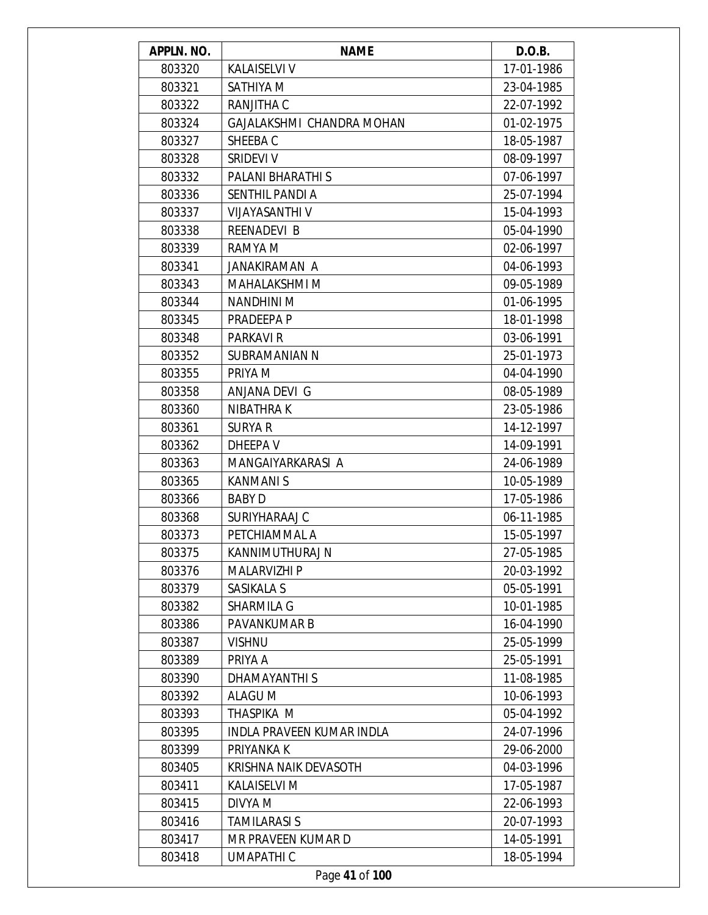| APPLN. NO. | NAME | D.O.B. |
|---|---|---|
| 803320 | KALAISELVI V | 17-01-1986 |
| 803321 | SATHIYA M | 23-04-1985 |
| 803322 | RANJITHA C | 22-07-1992 |
| 803324 | GAJALAKSHMI CHANDRA MOHAN | 01-02-1975 |
| 803327 | SHEEBA C | 18-05-1987 |
| 803328 | SRIDEVI V | 08-09-1997 |
| 803332 | PALANI BHARATHI S | 07-06-1997 |
| 803336 | SENTHIL PANDI A | 25-07-1994 |
| 803337 | VIJAYASANTHI V | 15-04-1993 |
| 803338 | REENADEVI B | 05-04-1990 |
| 803339 | RAMYA M | 02-06-1997 |
| 803341 | JANAKIRAMAN A | 04-06-1993 |
| 803343 | MAHALAKSHMI M | 09-05-1989 |
| 803344 | NANDHINI M | 01-06-1995 |
| 803345 | PRADEEPA P | 18-01-1998 |
| 803348 | PARKAVI R | 03-06-1991 |
| 803352 | SUBRAMANIAN N | 25-01-1973 |
| 803355 | PRIYA M | 04-04-1990 |
| 803358 | ANJANA DEVI G | 08-05-1989 |
| 803360 | NIBATHRA K | 23-05-1986 |
| 803361 | SURYA R | 14-12-1997 |
| 803362 | DHEEPA V | 14-09-1991 |
| 803363 | MANGAIYARKARASI A | 24-06-1989 |
| 803365 | KANMANI S | 10-05-1989 |
| 803366 | BABY D | 17-05-1986 |
| 803368 | SURIYHARAAJ C | 06-11-1985 |
| 803373 | PETCHIAMMAL A | 15-05-1997 |
| 803375 | KANNIMUTHURAJ N | 27-05-1985 |
| 803376 | MALARVIZHI P | 20-03-1992 |
| 803379 | SASIKALA S | 05-05-1991 |
| 803382 | SHARMILA G | 10-01-1985 |
| 803386 | PAVANKUMAR B | 16-04-1990 |
| 803387 | VISHNU | 25-05-1999 |
| 803389 | PRIYA A | 25-05-1991 |
| 803390 | DHAMAYANTHI S | 11-08-1985 |
| 803392 | ALAGU M | 10-06-1993 |
| 803393 | THASPIKA M | 05-04-1992 |
| 803395 | INDLA PRAVEEN KUMAR INDLA | 24-07-1996 |
| 803399 | PRIYANKA K | 29-06-2000 |
| 803405 | KRISHNA NAIK DEVASOTH | 04-03-1996 |
| 803411 | KALAISELVI M | 17-05-1987 |
| 803415 | DIVYA M | 22-06-1993 |
| 803416 | TAMILARASI S | 20-07-1993 |
| 803417 | MR PRAVEEN KUMAR D | 14-05-1991 |
| 803418 | UMAPATHI C | 18-05-1994 |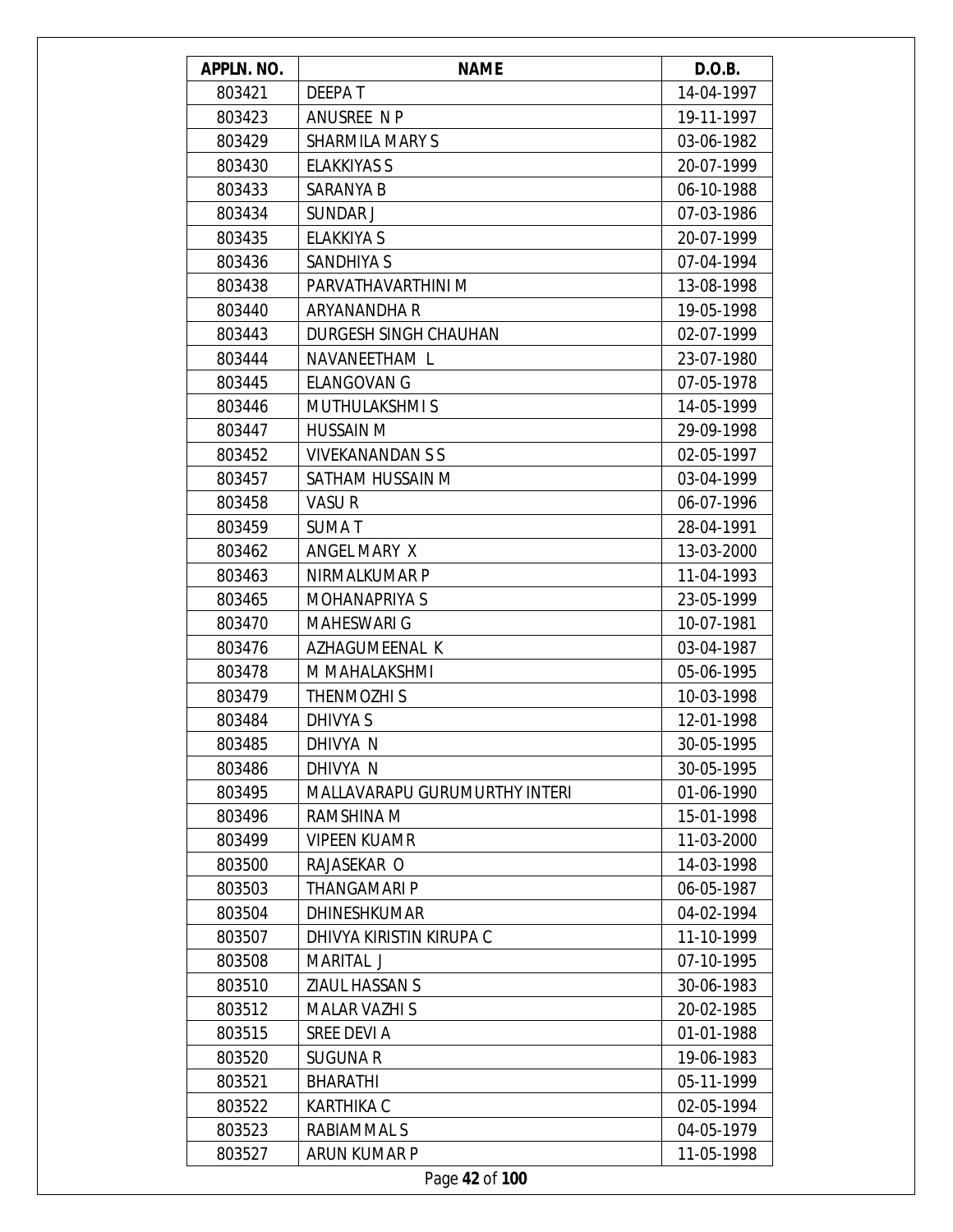| APPLN. NO. | NAME | D.O.B. |
|---|---|---|
| 803421 | DEEPA T | 14-04-1997 |
| 803423 | ANUSREE N P | 19-11-1997 |
| 803429 | SHARMILA MARY S | 03-06-1982 |
| 803430 | ELAKKIYAS S | 20-07-1999 |
| 803433 | SARANYA B | 06-10-1988 |
| 803434 | SUNDAR J | 07-03-1986 |
| 803435 | ELAKKIYA S | 20-07-1999 |
| 803436 | SANDHIYA S | 07-04-1994 |
| 803438 | PARVATHAVARTHINI M | 13-08-1998 |
| 803440 | ARYANANDHA R | 19-05-1998 |
| 803443 | DURGESH SINGH CHAUHAN | 02-07-1999 |
| 803444 | NAVANEETHAM L | 23-07-1980 |
| 803445 | ELANGOVAN G | 07-05-1978 |
| 803446 | MUTHULAKSHMI S | 14-05-1999 |
| 803447 | HUSSAIN M | 29-09-1998 |
| 803452 | VIVEKANANDAN S S | 02-05-1997 |
| 803457 | SATHAM HUSSAIN M | 03-04-1999 |
| 803458 | VASU R | 06-07-1996 |
| 803459 | SUMA T | 28-04-1991 |
| 803462 | ANGEL MARY X | 13-03-2000 |
| 803463 | NIRMALKUMAR P | 11-04-1993 |
| 803465 | MOHANAPRIYA S | 23-05-1999 |
| 803470 | MAHESWARI G | 10-07-1981 |
| 803476 | AZHAGUMEENAL K | 03-04-1987 |
| 803478 | M MAHALAKSHMI | 05-06-1995 |
| 803479 | THENMOZHI S | 10-03-1998 |
| 803484 | DHIVYA S | 12-01-1998 |
| 803485 | DHIVYA N | 30-05-1995 |
| 803486 | DHIVYA N | 30-05-1995 |
| 803495 | MALLAVARAPU GURUMURTHY INTERI | 01-06-1990 |
| 803496 | RAMSHINA M | 15-01-1998 |
| 803499 | VIPEEN KUAMR | 11-03-2000 |
| 803500 | RAJASEKAR O | 14-03-1998 |
| 803503 | THANGAMARI P | 06-05-1987 |
| 803504 | DHINESHKUMAR | 04-02-1994 |
| 803507 | DHIVYA KIRISTIN KIRUPA C | 11-10-1999 |
| 803508 | MARITAL J | 07-10-1995 |
| 803510 | ZIAUL HASSAN S | 30-06-1983 |
| 803512 | MALAR VAZHI S | 20-02-1985 |
| 803515 | SREE DEVI A | 01-01-1988 |
| 803520 | SUGUNA R | 19-06-1983 |
| 803521 | BHARATHI | 05-11-1999 |
| 803522 | KARTHIKA C | 02-05-1994 |
| 803523 | RABIAMMAL S | 04-05-1979 |
| 803527 | ARUN KUMAR P | 11-05-1998 |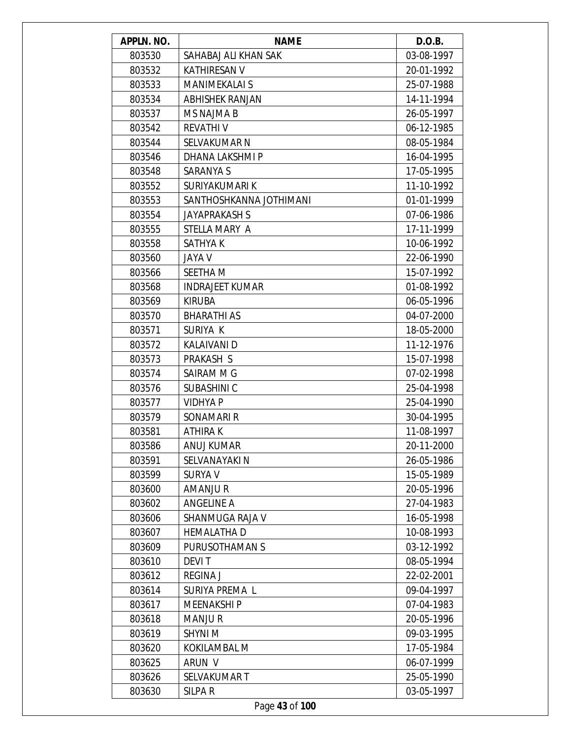| APPLN. NO. | NAME | D.O.B. |
|---|---|---|
| 803530 | SAHABAJ ALI KHAN SAK | 03-08-1997 |
| 803532 | KATHIRESAN V | 20-01-1992 |
| 803533 | MANIMEKALAI S | 25-07-1988 |
| 803534 | ABHISHEK RANJAN | 14-11-1994 |
| 803537 | MS NAJMA B | 26-05-1997 |
| 803542 | REVATHI V | 06-12-1985 |
| 803544 | SELVAKUMAR N | 08-05-1984 |
| 803546 | DHANA LAKSHMI P | 16-04-1995 |
| 803548 | SARANYA S | 17-05-1995 |
| 803552 | SURIYAKUMARI K | 11-10-1992 |
| 803553 | SANTHOSHKANNA JOTHIMANI | 01-01-1999 |
| 803554 | JAYAPRAKASH S | 07-06-1986 |
| 803555 | STELLA MARY A | 17-11-1999 |
| 803558 | SATHYA K | 10-06-1992 |
| 803560 | JAYA V | 22-06-1990 |
| 803566 | SEETHA M | 15-07-1992 |
| 803568 | INDRAJEET KUMAR | 01-08-1992 |
| 803569 | KIRUBA | 06-05-1996 |
| 803570 | BHARATHI AS | 04-07-2000 |
| 803571 | SURIYA K | 18-05-2000 |
| 803572 | KALAIVANI D | 11-12-1976 |
| 803573 | PRAKASH S | 15-07-1998 |
| 803574 | SAIRAM M G | 07-02-1998 |
| 803576 | SUBASHINI C | 25-04-1998 |
| 803577 | VIDHYA P | 25-04-1990 |
| 803579 | SONAMARI R | 30-04-1995 |
| 803581 | ATHIRA K | 11-08-1997 |
| 803586 | ANUJ KUMAR | 20-11-2000 |
| 803591 | SELVANAYAKI N | 26-05-1986 |
| 803599 | SURYA V | 15-05-1989 |
| 803600 | AMANJU R | 20-05-1996 |
| 803602 | ANGELINE A | 27-04-1983 |
| 803606 | SHANMUGA RAJA V | 16-05-1998 |
| 803607 | HEMALATHA D | 10-08-1993 |
| 803609 | PURUSOTHAMAN S | 03-12-1992 |
| 803610 | DEVI T | 08-05-1994 |
| 803612 | REGINA J | 22-02-2001 |
| 803614 | SURIYA PREMA L | 09-04-1997 |
| 803617 | MEENAKSHI P | 07-04-1983 |
| 803618 | MANJU R | 20-05-1996 |
| 803619 | SHYNI M | 09-03-1995 |
| 803620 | KOKILAMBAL M | 17-05-1984 |
| 803625 | ARUN V | 06-07-1999 |
| 803626 | SELVAKUMAR T | 25-05-1990 |
| 803630 | SILPA R | 03-05-1997 |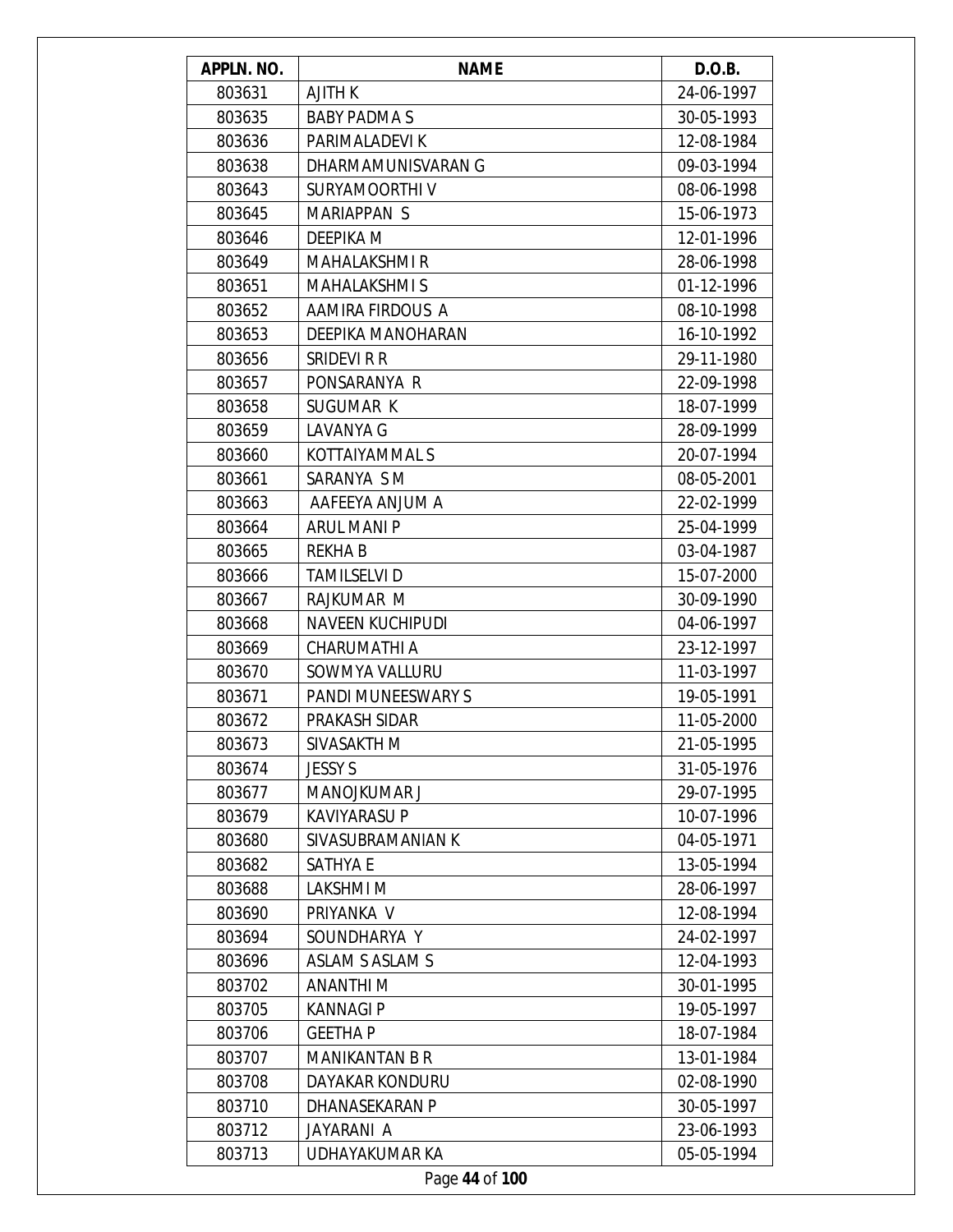| APPLN. NO. | NAME | D.O.B. |
|---|---|---|
| 803631 | AJITH K | 24-06-1997 |
| 803635 | BABY PADMA S | 30-05-1993 |
| 803636 | PARIMALADEVI K | 12-08-1984 |
| 803638 | DHARMAMUNISVARAN G | 09-03-1994 |
| 803643 | SURYAMOORTHI V | 08-06-1998 |
| 803645 | MARIAPPAN S | 15-06-1973 |
| 803646 | DEEPIKA M | 12-01-1996 |
| 803649 | MAHALAKSHMI R | 28-06-1998 |
| 803651 | MAHALAKSHMI S | 01-12-1996 |
| 803652 | AAMIRA FIRDOUS A | 08-10-1998 |
| 803653 | DEEPIKA MANOHARAN | 16-10-1992 |
| 803656 | SRIDEVI R R | 29-11-1980 |
| 803657 | PONSARANYA R | 22-09-1998 |
| 803658 | SUGUMAR K | 18-07-1999 |
| 803659 | LAVANYA G | 28-09-1999 |
| 803660 | KOTTAIYAMMAL S | 20-07-1994 |
| 803661 | SARANYA S M | 08-05-2001 |
| 803663 | AAFEEYA ANJUM A | 22-02-1999 |
| 803664 | ARUL MANI P | 25-04-1999 |
| 803665 | REKHA B | 03-04-1987 |
| 803666 | TAMILSELVI D | 15-07-2000 |
| 803667 | RAJKUMAR M | 30-09-1990 |
| 803668 | NAVEEN KUCHIPUDI | 04-06-1997 |
| 803669 | CHARUMATHI A | 23-12-1997 |
| 803670 | SOWMYA VALLURU | 11-03-1997 |
| 803671 | PANDI MUNEESWARY S | 19-05-1991 |
| 803672 | PRAKASH SIDAR | 11-05-2000 |
| 803673 | SIVASAKTH M | 21-05-1995 |
| 803674 | JESSY S | 31-05-1976 |
| 803677 | MANOJKUMAR J | 29-07-1995 |
| 803679 | KAVIYARASU P | 10-07-1996 |
| 803680 | SIVASUBRAMANIAN K | 04-05-1971 |
| 803682 | SATHYA E | 13-05-1994 |
| 803688 | LAKSHMI M | 28-06-1997 |
| 803690 | PRIYANKA V | 12-08-1994 |
| 803694 | SOUNDHARYA Y | 24-02-1997 |
| 803696 | ASLAM S ASLAM S | 12-04-1993 |
| 803702 | ANANTHI M | 30-01-1995 |
| 803705 | KANNAGI P | 19-05-1997 |
| 803706 | GEETHA P | 18-07-1984 |
| 803707 | MANIKANTAN B R | 13-01-1984 |
| 803708 | DAYAKAR KONDURU | 02-08-1990 |
| 803710 | DHANASEKARAN P | 30-05-1997 |
| 803712 | JAYARANI A | 23-06-1993 |
| 803713 | UDHAYAKUMAR KA | 05-05-1994 |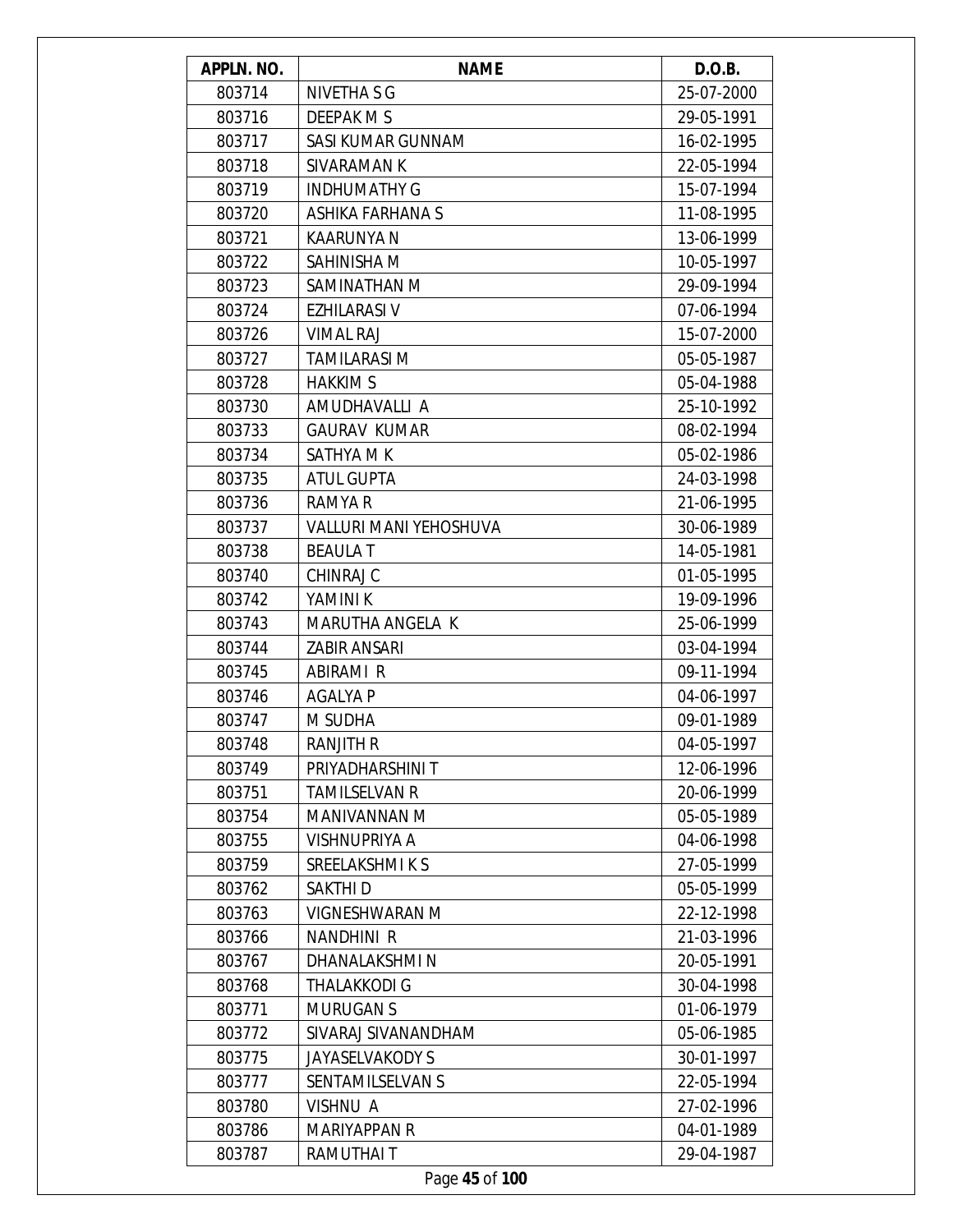| APPLN. NO. | NAME | D.O.B. |
|---|---|---|
| 803714 | NIVETHA S G | 25-07-2000 |
| 803716 | DEEPAK M S | 29-05-1991 |
| 803717 | SASI KUMAR GUNNAM | 16-02-1995 |
| 803718 | SIVARAMAN K | 22-05-1994 |
| 803719 | INDHUMATHY G | 15-07-1994 |
| 803720 | ASHIKA FARHANA S | 11-08-1995 |
| 803721 | KAARUNYA N | 13-06-1999 |
| 803722 | SAHINISHA M | 10-05-1997 |
| 803723 | SAMINATHAN M | 29-09-1994 |
| 803724 | EZHILARASI V | 07-06-1994 |
| 803726 | VIMAL RAJ | 15-07-2000 |
| 803727 | TAMILARASI M | 05-05-1987 |
| 803728 | HAKKIM S | 05-04-1988 |
| 803730 | AMUDHAVALLI A | 25-10-1992 |
| 803733 | GAURAV KUMAR | 08-02-1994 |
| 803734 | SATHYA M K | 05-02-1986 |
| 803735 | ATUL GUPTA | 24-03-1998 |
| 803736 | RAMYA R | 21-06-1995 |
| 803737 | VALLURI MANI YEHOSHUVA | 30-06-1989 |
| 803738 | BEAULA T | 14-05-1981 |
| 803740 | CHINRAJ C | 01-05-1995 |
| 803742 | YAMINI K | 19-09-1996 |
| 803743 | MARUTHA ANGELA K | 25-06-1999 |
| 803744 | ZABIR ANSARI | 03-04-1994 |
| 803745 | ABIRAMI R | 09-11-1994 |
| 803746 | AGALYA P | 04-06-1997 |
| 803747 | M SUDHA | 09-01-1989 |
| 803748 | RANJITH R | 04-05-1997 |
| 803749 | PRIYADHARSHINI T | 12-06-1996 |
| 803751 | TAMILSELVAN R | 20-06-1999 |
| 803754 | MANIVANNAN M | 05-05-1989 |
| 803755 | VISHNUPRIYA A | 04-06-1998 |
| 803759 | SREELAKSHMI K S | 27-05-1999 |
| 803762 | SAKTHI D | 05-05-1999 |
| 803763 | VIGNESHWARAN M | 22-12-1998 |
| 803766 | NANDHINI R | 21-03-1996 |
| 803767 | DHANALAKSHMI N | 20-05-1991 |
| 803768 | THALAKKODI G | 30-04-1998 |
| 803771 | MURUGAN S | 01-06-1979 |
| 803772 | SIVARAJ SIVANANDHAM | 05-06-1985 |
| 803775 | JAYASELVAKODY S | 30-01-1997 |
| 803777 | SENTAMILSELVAN S | 22-05-1994 |
| 803780 | VISHNU A | 27-02-1996 |
| 803786 | MARIYAPPAN R | 04-01-1989 |
| 803787 | RAMUTHAI T | 29-04-1987 |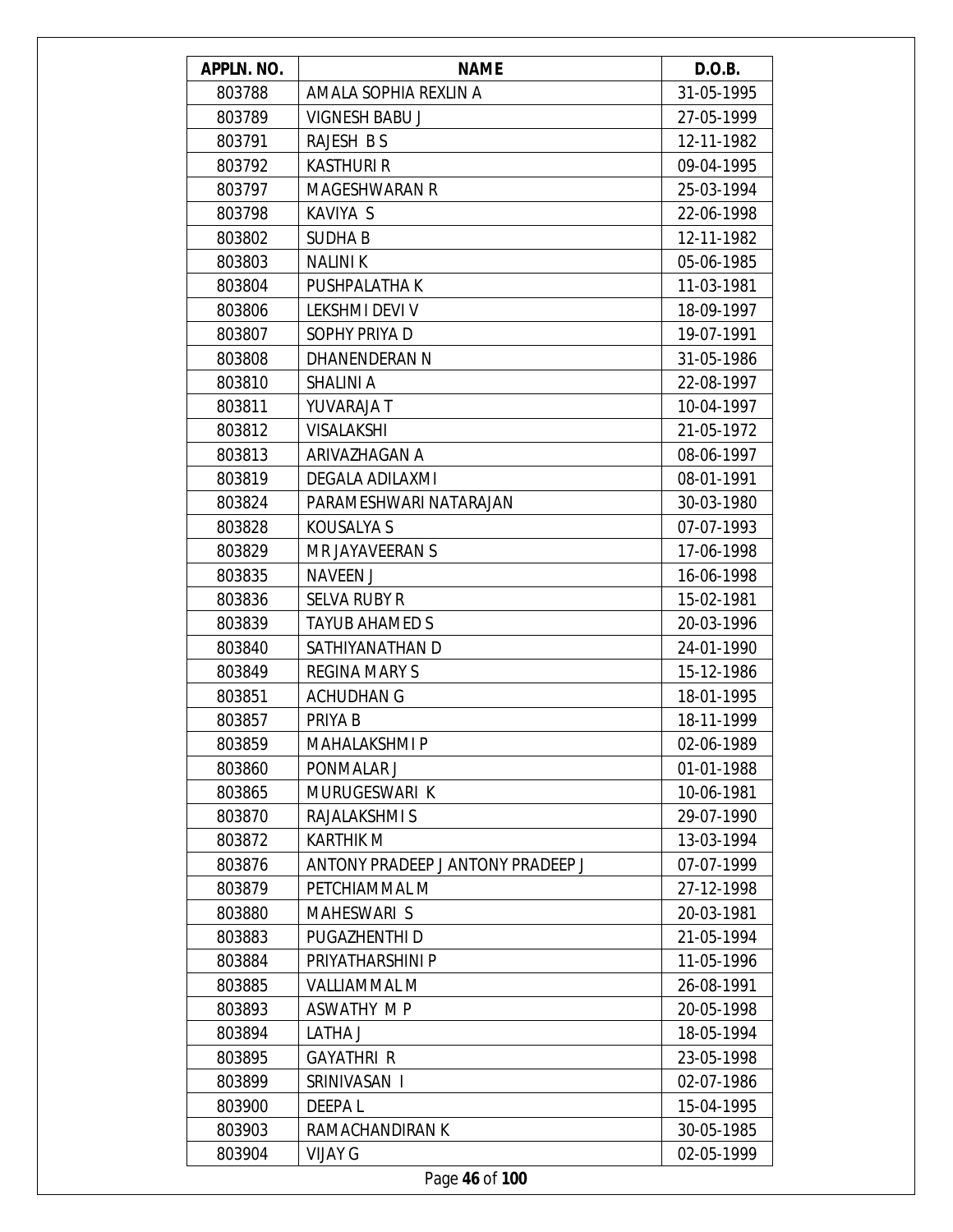| APPLN. NO. | NAME | D.O.B. |
|---|---|---|
| 803788 | AMALA SOPHIA REXLIN A | 31-05-1995 |
| 803789 | VIGNESH BABU J | 27-05-1999 |
| 803791 | RAJESH B S | 12-11-1982 |
| 803792 | KASTHURI R | 09-04-1995 |
| 803797 | MAGESHWARAN R | 25-03-1994 |
| 803798 | KAVIYA S | 22-06-1998 |
| 803802 | SUDHA B | 12-11-1982 |
| 803803 | NALINI K | 05-06-1985 |
| 803804 | PUSHPALATHA K | 11-03-1981 |
| 803806 | LEKSHMI DEVI V | 18-09-1997 |
| 803807 | SOPHY PRIYA D | 19-07-1991 |
| 803808 | DHANENDERAN N | 31-05-1986 |
| 803810 | SHALINI A | 22-08-1997 |
| 803811 | YUVARAJA T | 10-04-1997 |
| 803812 | VISALAKSHI | 21-05-1972 |
| 803813 | ARIVAZHAGAN A | 08-06-1997 |
| 803819 | DEGALA ADILAXMI | 08-01-1991 |
| 803824 | PARAMESHWARI NATARAJAN | 30-03-1980 |
| 803828 | KOUSALYA S | 07-07-1993 |
| 803829 | MR JAYAVEERAN S | 17-06-1998 |
| 803835 | NAVEEN J | 16-06-1998 |
| 803836 | SELVA RUBY R | 15-02-1981 |
| 803839 | TAYUB AHAMED S | 20-03-1996 |
| 803840 | SATHIYANATHAN D | 24-01-1990 |
| 803849 | REGINA MARY S | 15-12-1986 |
| 803851 | ACHUDHAN G | 18-01-1995 |
| 803857 | PRIYA B | 18-11-1999 |
| 803859 | MAHALAKSHMI P | 02-06-1989 |
| 803860 | PONMALAR J | 01-01-1988 |
| 803865 | MURUGESWARI K | 10-06-1981 |
| 803870 | RAJALAKSHMI S | 29-07-1990 |
| 803872 | KARTHIK M | 13-03-1994 |
| 803876 | ANTONY PRADEEP J ANTONY PRADEEP J | 07-07-1999 |
| 803879 | PETCHIAMMAL M | 27-12-1998 |
| 803880 | MAHESWARI S | 20-03-1981 |
| 803883 | PUGAZHENTHI D | 21-05-1994 |
| 803884 | PRIYATHARSHINI P | 11-05-1996 |
| 803885 | VALLIAMMAL M | 26-08-1991 |
| 803893 | ASWATHY M P | 20-05-1998 |
| 803894 | LATHA J | 18-05-1994 |
| 803895 | GAYATHRI R | 23-05-1998 |
| 803899 | SRINIVASAN I | 02-07-1986 |
| 803900 | DEEPA L | 15-04-1995 |
| 803903 | RAMACHANDIRAN K | 30-05-1985 |
| 803904 | VIJAY G | 02-05-1999 |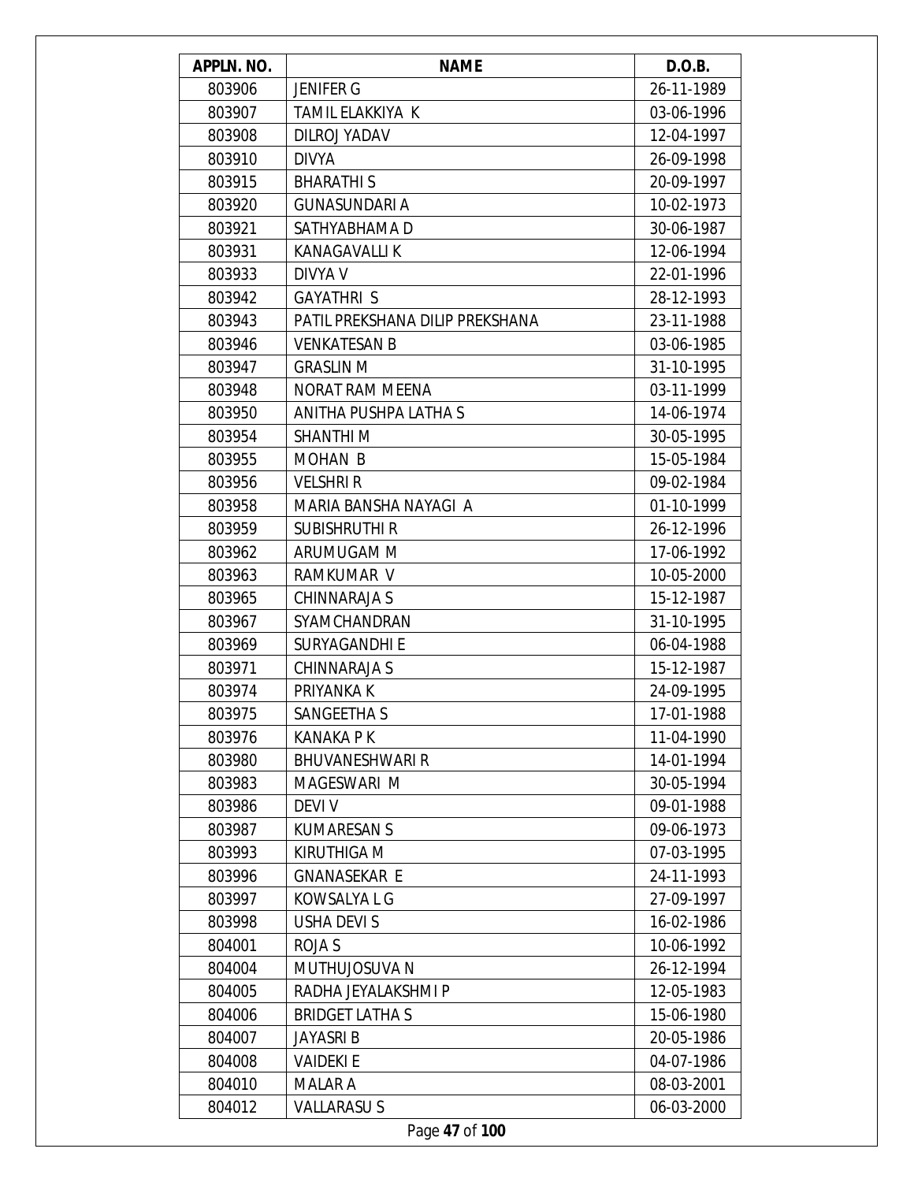| APPLN. NO. | NAME | D.O.B. |
|---|---|---|
| 803906 | JENIFER G | 26-11-1989 |
| 803907 | TAMIL ELAKKIYA K | 03-06-1996 |
| 803908 | DILROJ YADAV | 12-04-1997 |
| 803910 | DIVYA | 26-09-1998 |
| 803915 | BHARATHI S | 20-09-1997 |
| 803920 | GUNASUNDARI A | 10-02-1973 |
| 803921 | SATHYABHAMA D | 30-06-1987 |
| 803931 | KANAGAVALLI K | 12-06-1994 |
| 803933 | DIVYA V | 22-01-1996 |
| 803942 | GAYATHRI S | 28-12-1993 |
| 803943 | PATIL PREKSHANA DILIP PREKSHANA | 23-11-1988 |
| 803946 | VENKATESAN B | 03-06-1985 |
| 803947 | GRASLIN M | 31-10-1995 |
| 803948 | NORAT RAM MEENA | 03-11-1999 |
| 803950 | ANITHA PUSHPA LATHA S | 14-06-1974 |
| 803954 | SHANTHI M | 30-05-1995 |
| 803955 | MOHAN B | 15-05-1984 |
| 803956 | VELSHRI R | 09-02-1984 |
| 803958 | MARIA BANSHA NAYAGI A | 01-10-1999 |
| 803959 | SUBISHRUTHI R | 26-12-1996 |
| 803962 | ARUMUGAM M | 17-06-1992 |
| 803963 | RAMKUMAR V | 10-05-2000 |
| 803965 | CHINNARAJA S | 15-12-1987 |
| 803967 | SYAMCHANDRAN | 31-10-1995 |
| 803969 | SURYAGANDHI E | 06-04-1988 |
| 803971 | CHINNARAJA S | 15-12-1987 |
| 803974 | PRIYANKA K | 24-09-1995 |
| 803975 | SANGEETHA S | 17-01-1988 |
| 803976 | KANAKA P K | 11-04-1990 |
| 803980 | BHUVANESHWARI R | 14-01-1994 |
| 803983 | MAGESWARI M | 30-05-1994 |
| 803986 | DEVI V | 09-01-1988 |
| 803987 | KUMARESAN S | 09-06-1973 |
| 803993 | KIRUTHIGA M | 07-03-1995 |
| 803996 | GNANASEKAR E | 24-11-1993 |
| 803997 | KOWSALYA L G | 27-09-1997 |
| 803998 | USHA DEVI S | 16-02-1986 |
| 804001 | ROJA S | 10-06-1992 |
| 804004 | MUTHUJOSUVA N | 26-12-1994 |
| 804005 | RADHA JEYALAKSHMI P | 12-05-1983 |
| 804006 | BRIDGET LATHA S | 15-06-1980 |
| 804007 | JAYASRI B | 20-05-1986 |
| 804008 | VAIDEKI E | 04-07-1986 |
| 804010 | MALAR A | 08-03-2001 |
| 804012 | VALLARASU S | 06-03-2000 |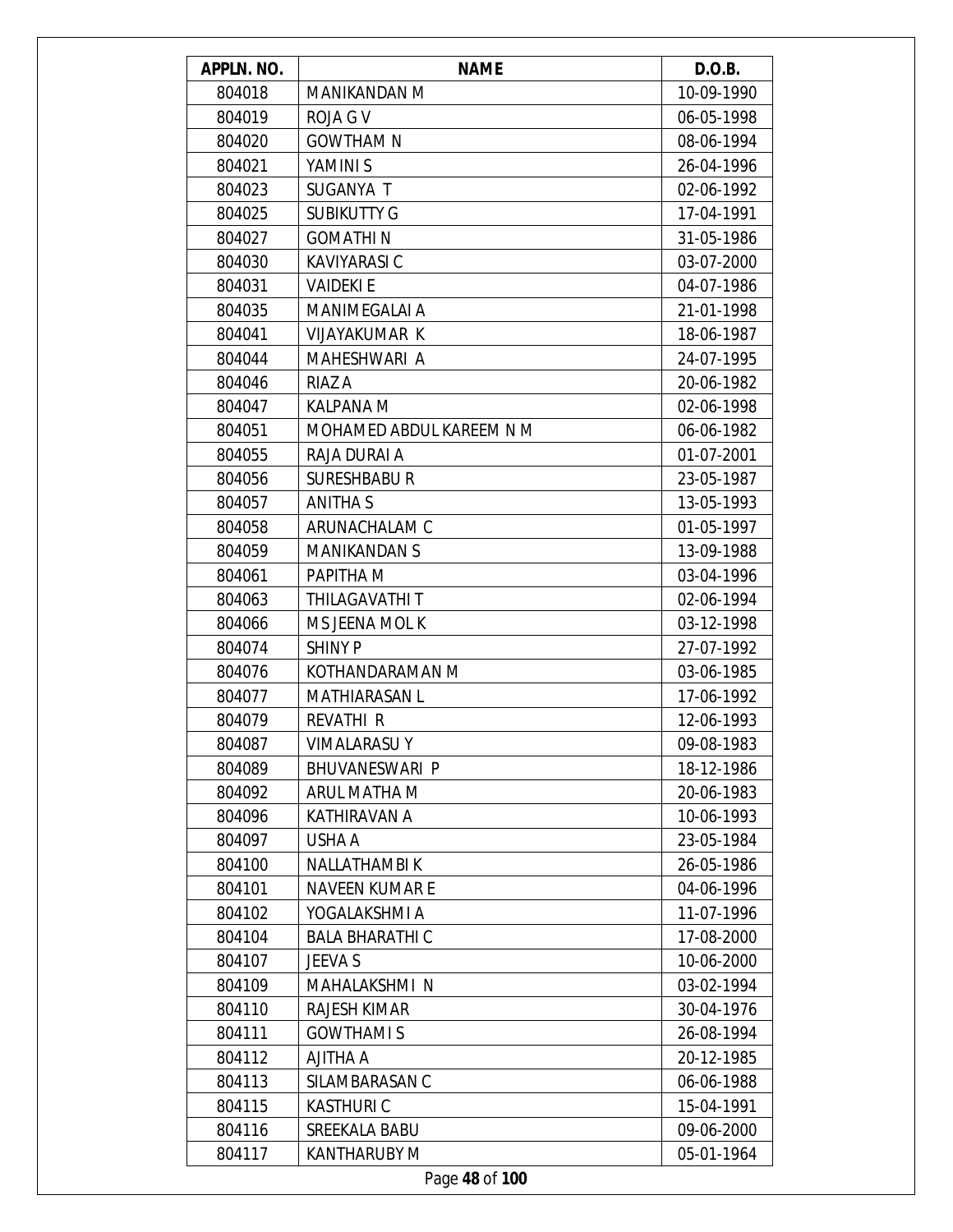| APPLN. NO. | NAME | D.O.B. |
|---|---|---|
| 804018 | MANIKANDAN M | 10-09-1990 |
| 804019 | ROJA G V | 06-05-1998 |
| 804020 | GOWTHAM N | 08-06-1994 |
| 804021 | YAMINI S | 26-04-1996 |
| 804023 | SUGANYA T | 02-06-1992 |
| 804025 | SUBIKUTTY G | 17-04-1991 |
| 804027 | GOMATHI N | 31-05-1986 |
| 804030 | KAVIYARASI C | 03-07-2000 |
| 804031 | VAIDEKI E | 04-07-1986 |
| 804035 | MANIMEGALAI A | 21-01-1998 |
| 804041 | VIJAYAKUMAR K | 18-06-1987 |
| 804044 | MAHESHWARI A | 24-07-1995 |
| 804046 | RIAZ A | 20-06-1982 |
| 804047 | KALPANA M | 02-06-1998 |
| 804051 | MOHAMED ABDUL KAREEM N M | 06-06-1982 |
| 804055 | RAJA DURAI A | 01-07-2001 |
| 804056 | SURESHBABU R | 23-05-1987 |
| 804057 | ANITHA S | 13-05-1993 |
| 804058 | ARUNACHALAM C | 01-05-1997 |
| 804059 | MANIKANDAN S | 13-09-1988 |
| 804061 | PAPITHA M | 03-04-1996 |
| 804063 | THILAGAVATHI T | 02-06-1994 |
| 804066 | MS JEENA MOL K | 03-12-1998 |
| 804074 | SHINY P | 27-07-1992 |
| 804076 | KOTHANDARAMAN M | 03-06-1985 |
| 804077 | MATHIARASAN L | 17-06-1992 |
| 804079 | REVATHI R | 12-06-1993 |
| 804087 | VIMALARASU Y | 09-08-1983 |
| 804089 | BHUVANESWARI P | 18-12-1986 |
| 804092 | ARUL MATHA M | 20-06-1983 |
| 804096 | KATHIRAVAN A | 10-06-1993 |
| 804097 | USHA A | 23-05-1984 |
| 804100 | NALLATHAMBI K | 26-05-1986 |
| 804101 | NAVEEN KUMAR E | 04-06-1996 |
| 804102 | YOGALAKSHMI A | 11-07-1996 |
| 804104 | BALA BHARATHI C | 17-08-2000 |
| 804107 | JEEVA S | 10-06-2000 |
| 804109 | MAHALAKSHMI N | 03-02-1994 |
| 804110 | RAJESH KIMAR | 30-04-1976 |
| 804111 | GOWTHAMI S | 26-08-1994 |
| 804112 | AJITHA A | 20-12-1985 |
| 804113 | SILAMBARASAN C | 06-06-1988 |
| 804115 | KASTHURI C | 15-04-1991 |
| 804116 | SREEKALA BABU | 09-06-2000 |
| 804117 | KANTHARUBY M | 05-01-1964 |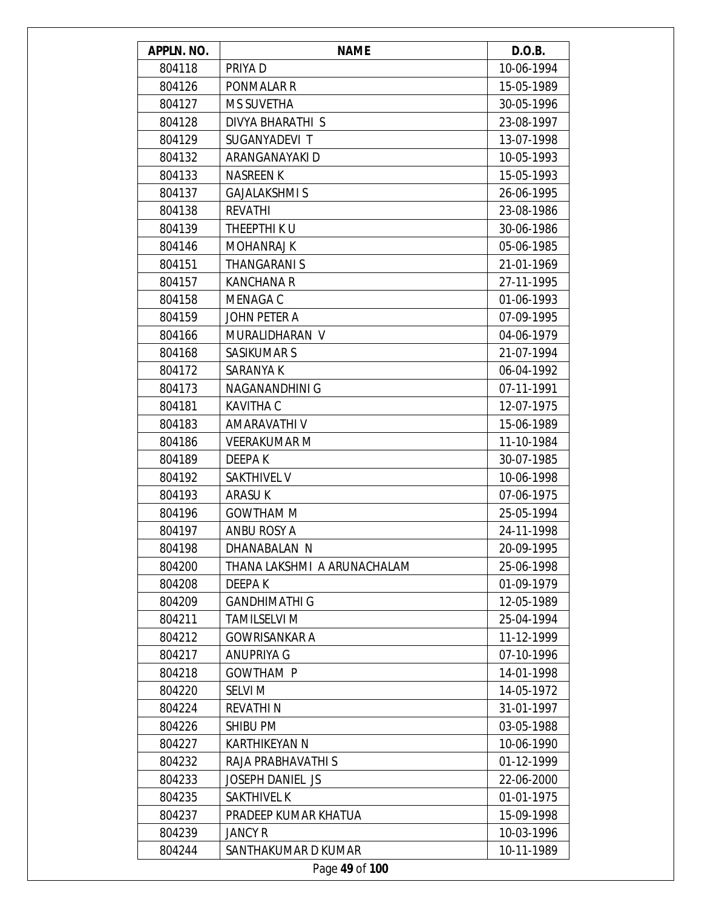| APPLN. NO. | NAME | D.O.B. |
|---|---|---|
| 804118 | PRIYA D | 10-06-1994 |
| 804126 | PONMALAR R | 15-05-1989 |
| 804127 | M S SUVETHA | 30-05-1996 |
| 804128 | DIVYA BHARATHI S | 23-08-1997 |
| 804129 | SUGANYADEVI T | 13-07-1998 |
| 804132 | ARANGANAYAKI D | 10-05-1993 |
| 804133 | NASREEN K | 15-05-1993 |
| 804137 | GAJALAKSHMI S | 26-06-1995 |
| 804138 | REVATHI | 23-08-1986 |
| 804139 | THEEPTHI K U | 30-06-1986 |
| 804146 | MOHANRAJ K | 05-06-1985 |
| 804151 | THANGARANI S | 21-01-1969 |
| 804157 | KANCHANA R | 27-11-1995 |
| 804158 | MENAGA C | 01-06-1993 |
| 804159 | JOHN PETER A | 07-09-1995 |
| 804166 | MURALIDHARAN V | 04-06-1979 |
| 804168 | SASIKUMAR S | 21-07-1994 |
| 804172 | SARANYA K | 06-04-1992 |
| 804173 | NAGANANDHINI G | 07-11-1991 |
| 804181 | KAVITHA C | 12-07-1975 |
| 804183 | AMARAVATHI V | 15-06-1989 |
| 804186 | VEERAKUMAR M | 11-10-1984 |
| 804189 | DEEPA K | 30-07-1985 |
| 804192 | SAKTHIVEL V | 10-06-1998 |
| 804193 | ARASU K | 07-06-1975 |
| 804196 | GOWTHAM M | 25-05-1994 |
| 804197 | ANBU ROSY A | 24-11-1998 |
| 804198 | DHANABALAN N | 20-09-1995 |
| 804200 | THANA LAKSHMI A ARUNACHALAM | 25-06-1998 |
| 804208 | DEEPA K | 01-09-1979 |
| 804209 | GANDHIMATHI G | 12-05-1989 |
| 804211 | TAMILSELVI M | 25-04-1994 |
| 804212 | GOWRISANKAR A | 11-12-1999 |
| 804217 | ANUPRIYA G | 07-10-1996 |
| 804218 | GOWTHAM P | 14-01-1998 |
| 804220 | SELVI M | 14-05-1972 |
| 804224 | REVATHI N | 31-01-1997 |
| 804226 | SHIBU PM | 03-05-1988 |
| 804227 | KARTHIKEYAN N | 10-06-1990 |
| 804232 | RAJA PRABHAVATHI S | 01-12-1999 |
| 804233 | JOSEPH DANIEL JS | 22-06-2000 |
| 804235 | SAKTHIVEL K | 01-01-1975 |
| 804237 | PRADEEP KUMAR KHATUA | 15-09-1998 |
| 804239 | JANCY R | 10-03-1996 |
| 804244 | SANTHAKUMAR D KUMAR | 10-11-1989 |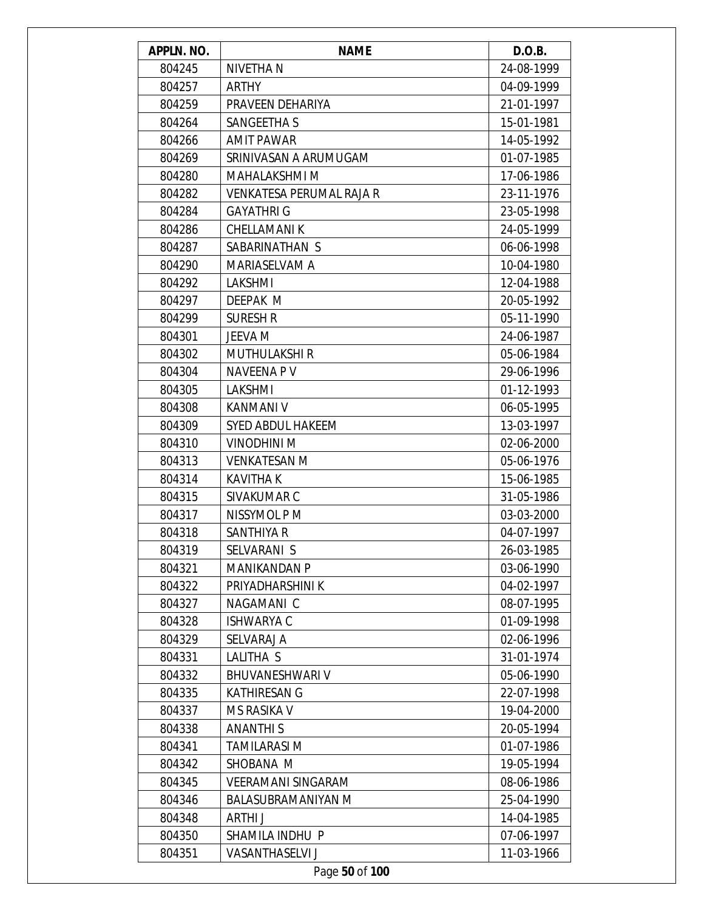| APPLN. NO. | NAME | D.O.B. |
|---|---|---|
| 804245 | NIVETHA N | 24-08-1999 |
| 804257 | ARTHY | 04-09-1999 |
| 804259 | PRAVEEN DEHARIYA | 21-01-1997 |
| 804264 | SANGEETHA S | 15-01-1981 |
| 804266 | AMIT PAWAR | 14-05-1992 |
| 804269 | SRINIVASAN A ARUMUGAM | 01-07-1985 |
| 804280 | MAHALAKSHMI M | 17-06-1986 |
| 804282 | VENKATESA PERUMAL RAJA R | 23-11-1976 |
| 804284 | GAYATHRI G | 23-05-1998 |
| 804286 | CHELLAMANI K | 24-05-1999 |
| 804287 | SABARINATHAN S | 06-06-1998 |
| 804290 | MARIASELVAM A | 10-04-1980 |
| 804292 | LAKSHMI | 12-04-1988 |
| 804297 | DEEPAK M | 20-05-1992 |
| 804299 | SURESH R | 05-11-1990 |
| 804301 | JEEVA M | 24-06-1987 |
| 804302 | MUTHULAKSHI R | 05-06-1984 |
| 804304 | NAVEENA P V | 29-06-1996 |
| 804305 | LAKSHMI | 01-12-1993 |
| 804308 | KANMANI V | 06-05-1995 |
| 804309 | SYED ABDUL HAKEEM | 13-03-1997 |
| 804310 | VINODHINI M | 02-06-2000 |
| 804313 | VENKATESAN M | 05-06-1976 |
| 804314 | KAVITHA K | 15-06-1985 |
| 804315 | SIVAKUMAR C | 31-05-1986 |
| 804317 | NISSYMOL P M | 03-03-2000 |
| 804318 | SANTHIYA R | 04-07-1997 |
| 804319 | SELVARANI S | 26-03-1985 |
| 804321 | MANIKANDAN P | 03-06-1990 |
| 804322 | PRIYADHARSHINI K | 04-02-1997 |
| 804327 | NAGAMANI C | 08-07-1995 |
| 804328 | ISHWARYA C | 01-09-1998 |
| 804329 | SELVARAJ A | 02-06-1996 |
| 804331 | LALITHA S | 31-01-1974 |
| 804332 | BHUVANESHWARI V | 05-06-1990 |
| 804335 | KATHIRESAN G | 22-07-1998 |
| 804337 | M S RASIKA V | 19-04-2000 |
| 804338 | ANANTHI S | 20-05-1994 |
| 804341 | TAMILARASI M | 01-07-1986 |
| 804342 | SHOBANA M | 19-05-1994 |
| 804345 | VEERAMANI SINGARAM | 08-06-1986 |
| 804346 | BALASUBRAMANIYAN M | 25-04-1990 |
| 804348 | ARTHI J | 14-04-1985 |
| 804350 | SHAMILA INDHU P | 07-06-1997 |
| 804351 | VASANTHASELVI J | 11-03-1966 |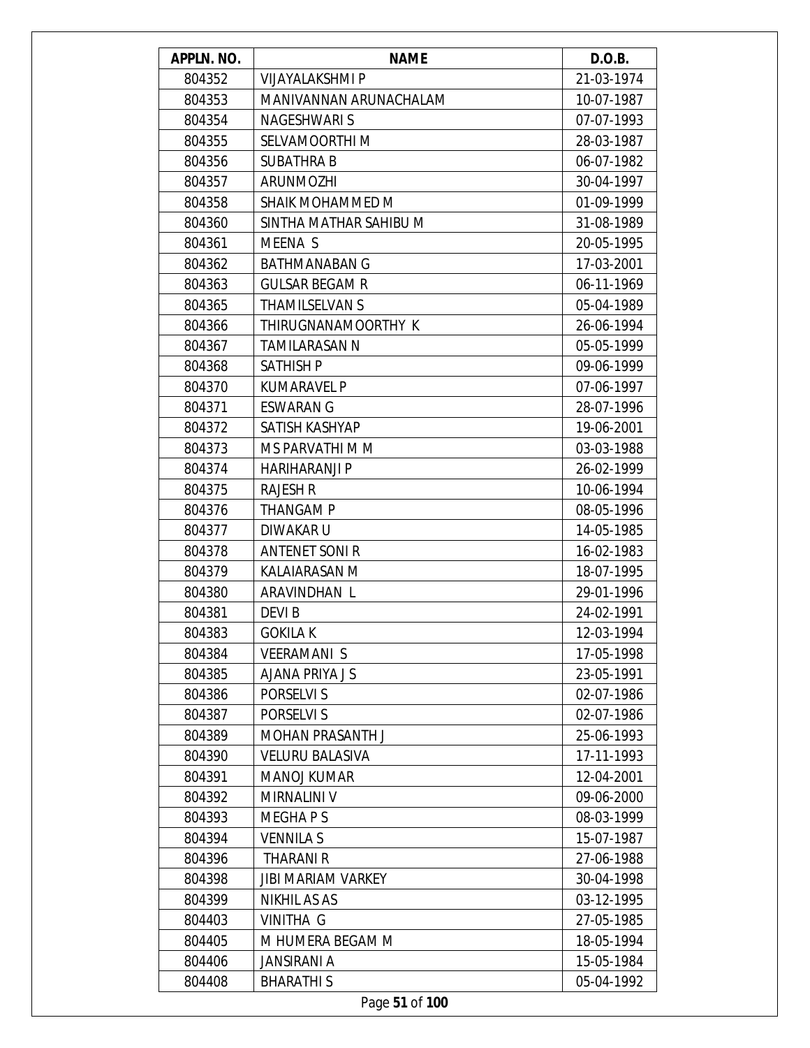| APPLN. NO. | NAME | D.O.B. |
| --- | --- | --- |
| 804352 | VIJAYALAKSHMI P | 21-03-1974 |
| 804353 | MANIVANNAN ARUNACHALAM | 10-07-1987 |
| 804354 | NAGESHWARI S | 07-07-1993 |
| 804355 | SELVAMOORTHI M | 28-03-1987 |
| 804356 | SUBATHRA B | 06-07-1982 |
| 804357 | ARUNMOZHI | 30-04-1997 |
| 804358 | SHAIK MOHAMMED M | 01-09-1999 |
| 804360 | SINTHA MATHAR SAHIBU M | 31-08-1989 |
| 804361 | MEENA S | 20-05-1995 |
| 804362 | BATHMANABAN G | 17-03-2001 |
| 804363 | GULSAR BEGAM R | 06-11-1969 |
| 804365 | THAMILSELVAN S | 05-04-1989 |
| 804366 | THIRUGNANAMOORTHY K | 26-06-1994 |
| 804367 | TAMILARASAN N | 05-05-1999 |
| 804368 | SATHISH P | 09-06-1999 |
| 804370 | KUMARAVEL P | 07-06-1997 |
| 804371 | ESWARAN G | 28-07-1996 |
| 804372 | SATISH KASHYAP | 19-06-2001 |
| 804373 | MS PARVATHI M M | 03-03-1988 |
| 804374 | HARIHARANJI P | 26-02-1999 |
| 804375 | RAJESH R | 10-06-1994 |
| 804376 | THANGAM P | 08-05-1996 |
| 804377 | DIWAKAR U | 14-05-1985 |
| 804378 | ANTENET SONI R | 16-02-1983 |
| 804379 | KALAIARASAN M | 18-07-1995 |
| 804380 | ARAVINDHAN L | 29-01-1996 |
| 804381 | DEVI B | 24-02-1991 |
| 804383 | GOKILA K | 12-03-1994 |
| 804384 | VEERAMANI S | 17-05-1998 |
| 804385 | AJANA PRIYA J S | 23-05-1991 |
| 804386 | PORSELVI S | 02-07-1986 |
| 804387 | PORSELVI S | 02-07-1986 |
| 804389 | MOHAN PRASANTH J | 25-06-1993 |
| 804390 | VELURU BALASIVA | 17-11-1993 |
| 804391 | MANOJ KUMAR | 12-04-2001 |
| 804392 | MIRNALINI V | 09-06-2000 |
| 804393 | MEGHA P S | 08-03-1999 |
| 804394 | VENNILA S | 15-07-1987 |
| 804396 | THARANI R | 27-06-1988 |
| 804398 | JIBI MARIAM VARKEY | 30-04-1998 |
| 804399 | NIKHIL AS AS | 03-12-1995 |
| 804403 | VINITHA G | 27-05-1985 |
| 804405 | M HUMERA BEGAM M | 18-05-1994 |
| 804406 | JANSIRANI A | 15-05-1984 |
| 804408 | BHARATHI S | 05-04-1992 |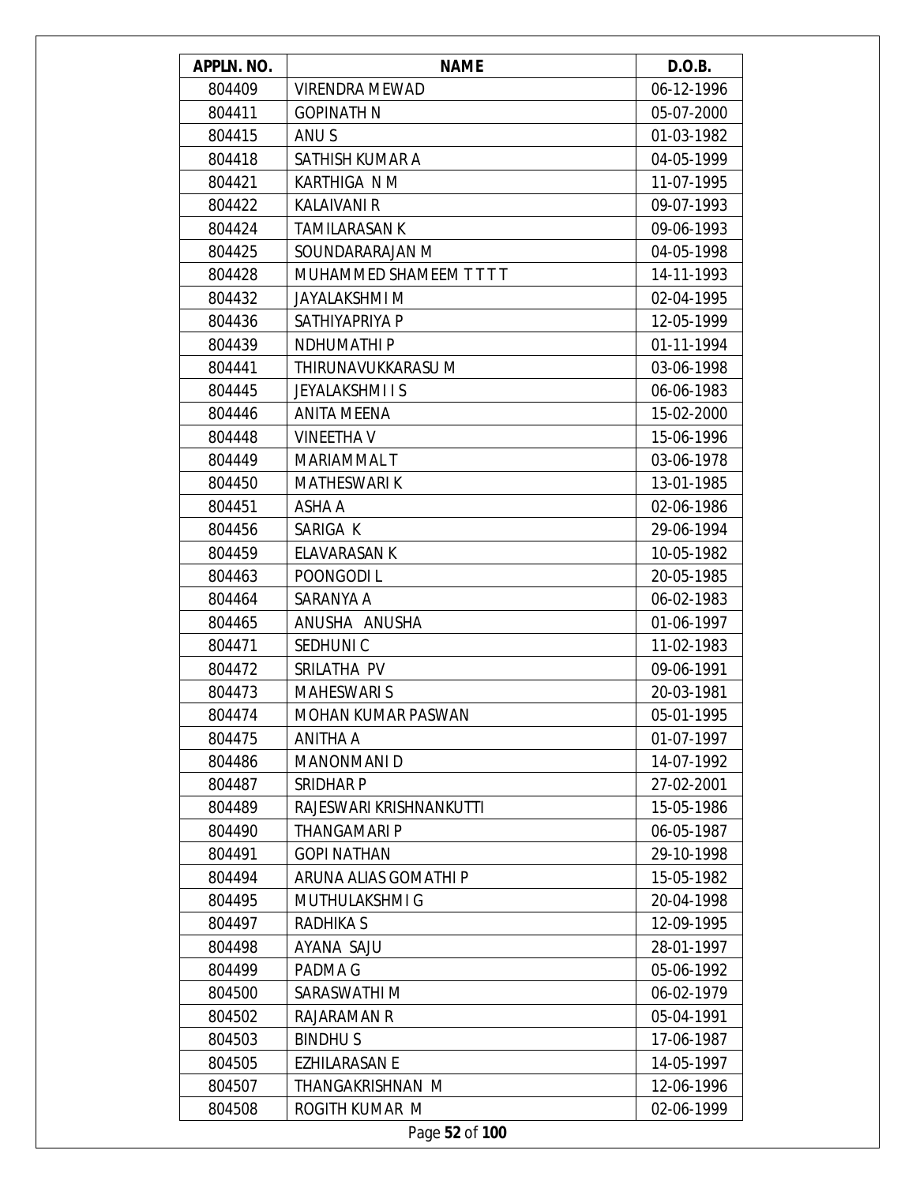| APPLN. NO. | NAME | D.O.B. |
| --- | --- | --- |
| 804409 | VIRENDRA MEWAD | 06-12-1996 |
| 804411 | GOPINATH N | 05-07-2000 |
| 804415 | ANU S | 01-03-1982 |
| 804418 | SATHISH KUMAR A | 04-05-1999 |
| 804421 | KARTHIGA N M | 11-07-1995 |
| 804422 | KALAIVANI R | 09-07-1993 |
| 804424 | TAMILARASAN K | 09-06-1993 |
| 804425 | SOUNDARARAJAN M | 04-05-1998 |
| 804428 | MUHAMMED SHAMEEM T T T T | 14-11-1993 |
| 804432 | JAYALAKSHMI M | 02-04-1995 |
| 804436 | SATHIYAPRIYA P | 12-05-1999 |
| 804439 | NDHUMATHI P | 01-11-1994 |
| 804441 | THIRUNAVUKKARASU M | 03-06-1998 |
| 804445 | JEYALAKSHMI I S | 06-06-1983 |
| 804446 | ANITA MEENA | 15-02-2000 |
| 804448 | VINEETHA V | 15-06-1996 |
| 804449 | MARIAMMAL T | 03-06-1978 |
| 804450 | MATHESWARI K | 13-01-1985 |
| 804451 | ASHA A | 02-06-1986 |
| 804456 | SARIGA K | 29-06-1994 |
| 804459 | ELAVARASAN K | 10-05-1982 |
| 804463 | POONGODI L | 20-05-1985 |
| 804464 | SARANYA A | 06-02-1983 |
| 804465 | ANUSHA ANUSHA | 01-06-1997 |
| 804471 | SEDHUNI C | 11-02-1983 |
| 804472 | SRILATHA PV | 09-06-1991 |
| 804473 | MAHESWARI S | 20-03-1981 |
| 804474 | MOHAN KUMAR PASWAN | 05-01-1995 |
| 804475 | ANITHA A | 01-07-1997 |
| 804486 | MANONMANI D | 14-07-1992 |
| 804487 | SRIDHAR P | 27-02-2001 |
| 804489 | RAJESWARI KRISHNANKUTTI | 15-05-1986 |
| 804490 | THANGAMARI P | 06-05-1987 |
| 804491 | GOPI NATHAN | 29-10-1998 |
| 804494 | ARUNA ALIAS GOMATHI P | 15-05-1982 |
| 804495 | MUTHULAKSHMI G | 20-04-1998 |
| 804497 | RADHIKA S | 12-09-1995 |
| 804498 | AYANA SAJU | 28-01-1997 |
| 804499 | PADMA G | 05-06-1992 |
| 804500 | SARASWATHI M | 06-02-1979 |
| 804502 | RAJARAMAN R | 05-04-1991 |
| 804503 | BINDHU S | 17-06-1987 |
| 804505 | EZHILARASAN E | 14-05-1997 |
| 804507 | THANGAKRISHNAN M | 12-06-1996 |
| 804508 | ROGITH KUMAR M | 02-06-1999 |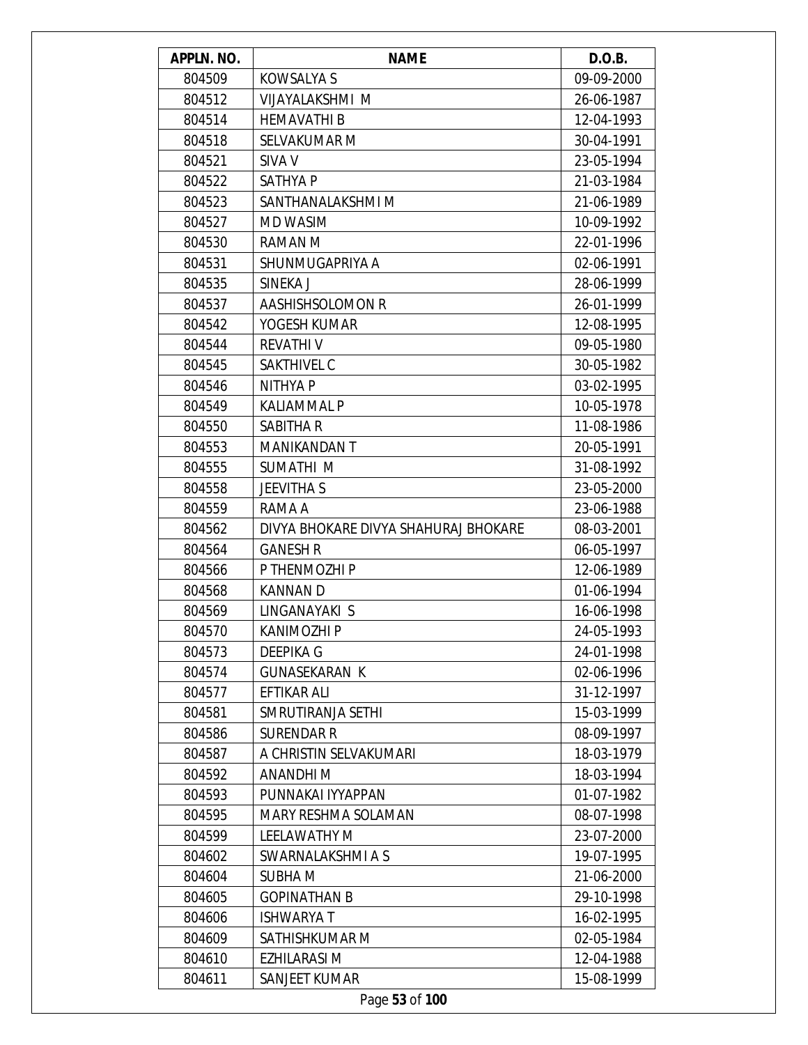| APPLN. NO. | NAME | D.O.B. |
|---|---|---|
| 804509 | KOWSALYA S | 09-09-2000 |
| 804512 | VIJAYALAKSHMI M | 26-06-1987 |
| 804514 | HEMAVATHI B | 12-04-1993 |
| 804518 | SELVAKUMAR M | 30-04-1991 |
| 804521 | SIVA V | 23-05-1994 |
| 804522 | SATHYA P | 21-03-1984 |
| 804523 | SANTHANALAKSHMI M | 21-06-1989 |
| 804527 | MD WASIM | 10-09-1992 |
| 804530 | RAMAN M | 22-01-1996 |
| 804531 | SHUNMUGAPRIYA A | 02-06-1991 |
| 804535 | SINEKA J | 28-06-1999 |
| 804537 | AASHISHSOLOMON R | 26-01-1999 |
| 804542 | YOGESH KUMAR | 12-08-1995 |
| 804544 | REVATHI V | 09-05-1980 |
| 804545 | SAKTHIVEL C | 30-05-1982 |
| 804546 | NITHYA P | 03-02-1995 |
| 804549 | KALIAMMAL P | 10-05-1978 |
| 804550 | SABITHA R | 11-08-1986 |
| 804553 | MANIKANDAN T | 20-05-1991 |
| 804555 | SUMATHI M | 31-08-1992 |
| 804558 | JEEVITHA S | 23-05-2000 |
| 804559 | RAMA A | 23-06-1988 |
| 804562 | DIVYA BHOKARE DIVYA SHAHURAJ BHOKARE | 08-03-2001 |
| 804564 | GANESH R | 06-05-1997 |
| 804566 | P THENMOZHI P | 12-06-1989 |
| 804568 | KANNAN D | 01-06-1994 |
| 804569 | LINGANAYAKI S | 16-06-1998 |
| 804570 | KANIMOZHI P | 24-05-1993 |
| 804573 | DEEPIKA G | 24-01-1998 |
| 804574 | GUNASEKARAN K | 02-06-1996 |
| 804577 | EFTIKAR ALI | 31-12-1997 |
| 804581 | SMRUTIRANJA SETHI | 15-03-1999 |
| 804586 | SURENDAR R | 08-09-1997 |
| 804587 | A CHRISTIN SELVAKUMARI | 18-03-1979 |
| 804592 | ANANDHI M | 18-03-1994 |
| 804593 | PUNNAKAI IYYAPPAN | 01-07-1982 |
| 804595 | MARY RESHMA SOLAMAN | 08-07-1998 |
| 804599 | LEELAWATHY M | 23-07-2000 |
| 804602 | SWARNALAKSHMI A S | 19-07-1995 |
| 804604 | SUBHA M | 21-06-2000 |
| 804605 | GOPINATHAN B | 29-10-1998 |
| 804606 | ISHWARYA T | 16-02-1995 |
| 804609 | SATHISHKUMAR M | 02-05-1984 |
| 804610 | EZHILARASI M | 12-04-1988 |
| 804611 | SANJEET KUMAR | 15-08-1999 |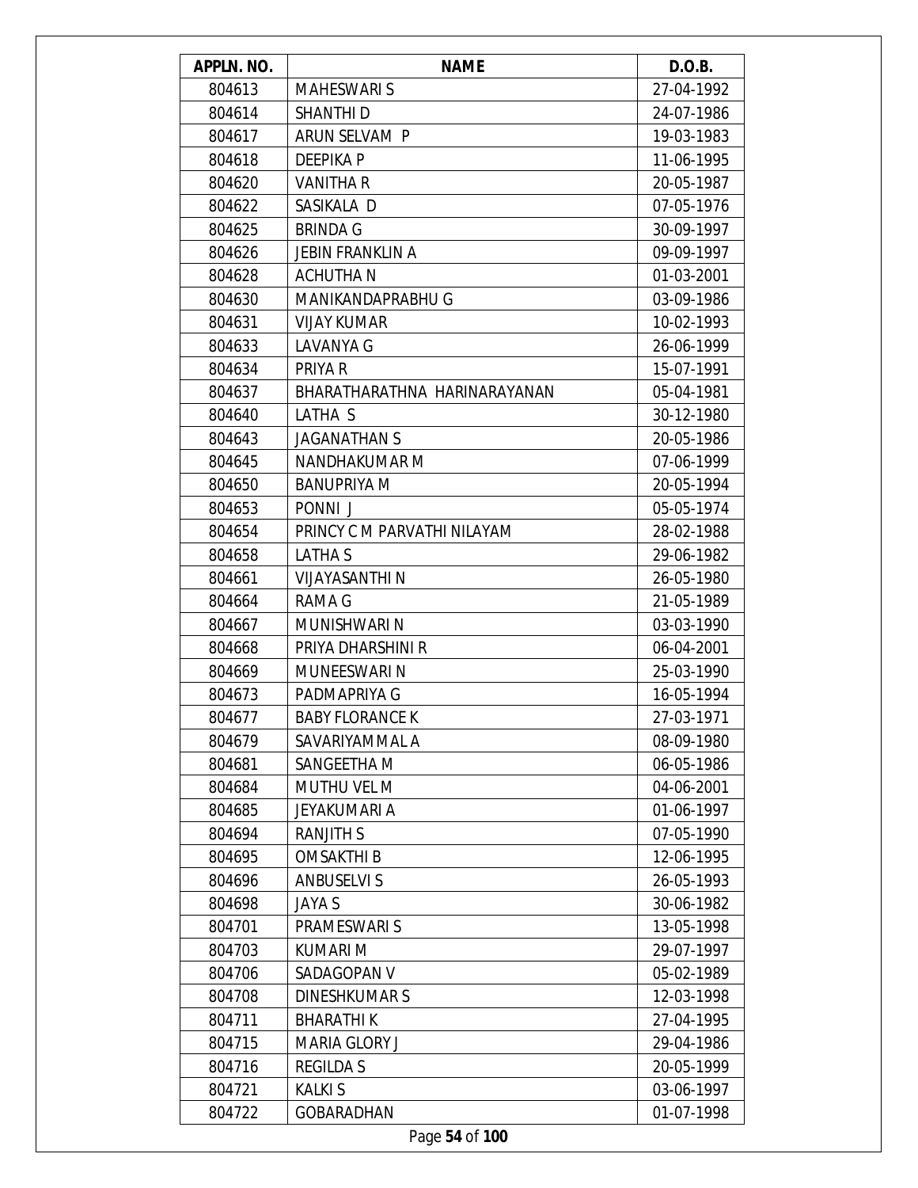| APPLN. NO. | NAME | D.O.B. |
|---|---|---|
| 804613 | MAHESWARI S | 27-04-1992 |
| 804614 | SHANTHI D | 24-07-1986 |
| 804617 | ARUN SELVAM P | 19-03-1983 |
| 804618 | DEEPIKA P | 11-06-1995 |
| 804620 | VANITHA R | 20-05-1987 |
| 804622 | SASIKALA D | 07-05-1976 |
| 804625 | BRINDA G | 30-09-1997 |
| 804626 | JEBIN FRANKLIN A | 09-09-1997 |
| 804628 | ACHUTHA N | 01-03-2001 |
| 804630 | MANIKANDAPRABHU G | 03-09-1986 |
| 804631 | VIJAY KUMAR | 10-02-1993 |
| 804633 | LAVANYA G | 26-06-1999 |
| 804634 | PRIYA R | 15-07-1991 |
| 804637 | BHARATHARATHNA HARINARAYANAN | 05-04-1981 |
| 804640 | LATHA S | 30-12-1980 |
| 804643 | JAGANATHAN S | 20-05-1986 |
| 804645 | NANDHAKUMAR M | 07-06-1999 |
| 804650 | BANUPRIYA M | 20-05-1994 |
| 804653 | PONNI J | 05-05-1974 |
| 804654 | PRINCY C M PARVATHI NILAYAM | 28-02-1988 |
| 804658 | LATHA S | 29-06-1982 |
| 804661 | VIJAYASANTHI N | 26-05-1980 |
| 804664 | RAMA G | 21-05-1989 |
| 804667 | MUNISHWARI N | 03-03-1990 |
| 804668 | PRIYA DHARSHINI R | 06-04-2001 |
| 804669 | MUNEESWARI N | 25-03-1990 |
| 804673 | PADMAPRIYA G | 16-05-1994 |
| 804677 | BABY FLORANCE K | 27-03-1971 |
| 804679 | SAVARIYAMMAL A | 08-09-1980 |
| 804681 | SANGEETHA M | 06-05-1986 |
| 804684 | MUTHU VEL M | 04-06-2001 |
| 804685 | JEYAKUMARI A | 01-06-1997 |
| 804694 | RANJITH S | 07-05-1990 |
| 804695 | OMSAKTHI B | 12-06-1995 |
| 804696 | ANBUSELVI S | 26-05-1993 |
| 804698 | JAYA S | 30-06-1982 |
| 804701 | PRAMESWARI S | 13-05-1998 |
| 804703 | KUMARI M | 29-07-1997 |
| 804706 | SADAGOPAN V | 05-02-1989 |
| 804708 | DINESHKUMAR S | 12-03-1998 |
| 804711 | BHARATHI K | 27-04-1995 |
| 804715 | MARIA GLORY J | 29-04-1986 |
| 804716 | REGILDA S | 20-05-1999 |
| 804721 | KALKI S | 03-06-1997 |
| 804722 | GOBARADHAN | 01-07-1998 |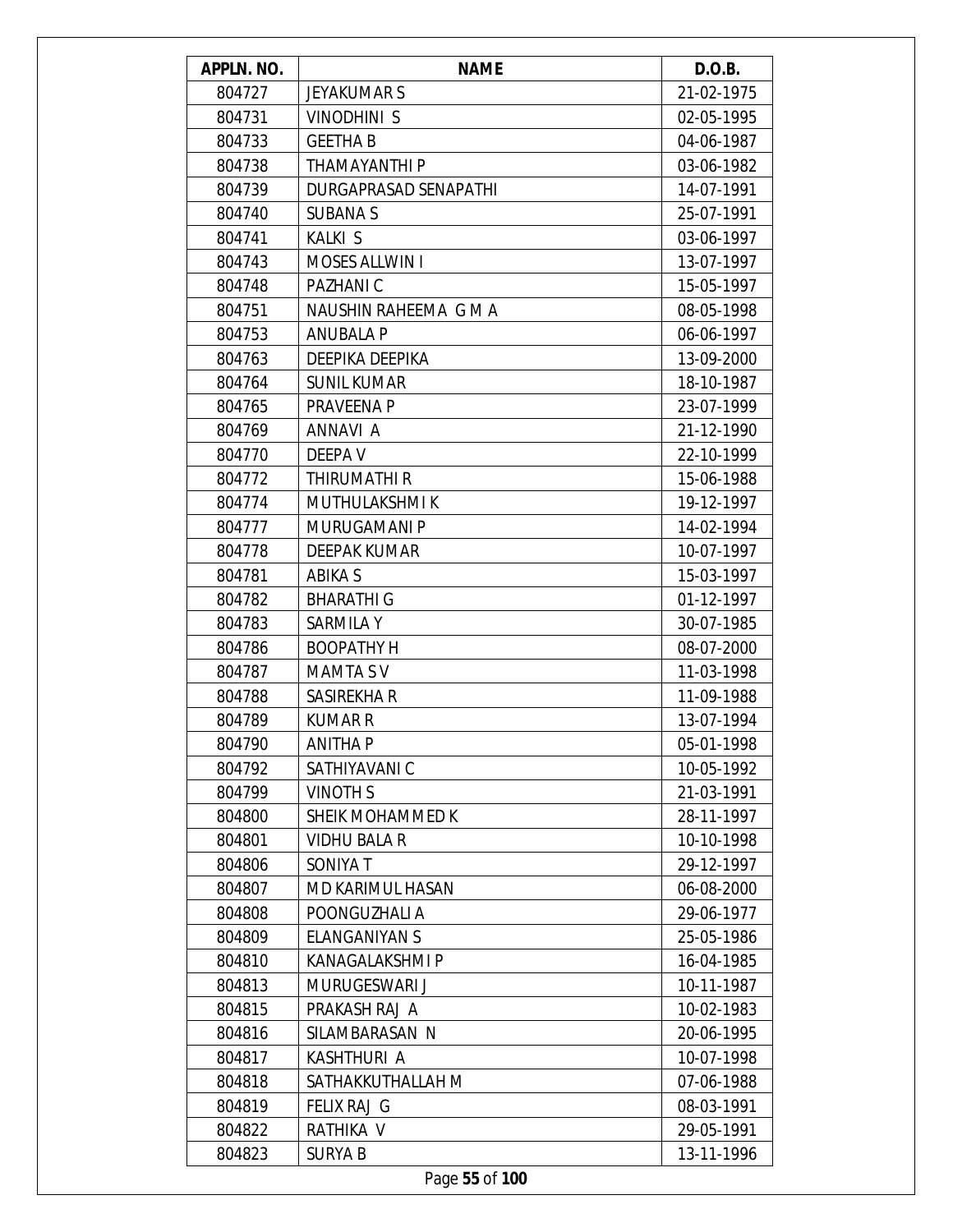| APPLN. NO. | NAME | D.O.B. |
| --- | --- | --- |
| 804727 | JEYAKUMAR S | 21-02-1975 |
| 804731 | VINODHINI S | 02-05-1995 |
| 804733 | GEETHA B | 04-06-1987 |
| 804738 | THAMAYANTHI P | 03-06-1982 |
| 804739 | DURGAPRASAD SENAPATHI | 14-07-1991 |
| 804740 | SUBANA S | 25-07-1991 |
| 804741 | KALKI S | 03-06-1997 |
| 804743 | MOSES ALLWIN I | 13-07-1997 |
| 804748 | PAZHANI C | 15-05-1997 |
| 804751 | NAUSHIN RAHEEMA G M A | 08-05-1998 |
| 804753 | ANUBALA P | 06-06-1997 |
| 804763 | DEEPIKA DEEPIKA | 13-09-2000 |
| 804764 | SUNIL KUMAR | 18-10-1987 |
| 804765 | PRAVEENA P | 23-07-1999 |
| 804769 | ANNAVI A | 21-12-1990 |
| 804770 | DEEPA V | 22-10-1999 |
| 804772 | THIRUMATHI R | 15-06-1988 |
| 804774 | MUTHULAKSHMI K | 19-12-1997 |
| 804777 | MURUGAMANI P | 14-02-1994 |
| 804778 | DEEPAK KUMAR | 10-07-1997 |
| 804781 | ABIKA S | 15-03-1997 |
| 804782 | BHARATHI G | 01-12-1997 |
| 804783 | SARMILA Y | 30-07-1985 |
| 804786 | BOOPATHY H | 08-07-2000 |
| 804787 | MAMTA S V | 11-03-1998 |
| 804788 | SASIREKHA R | 11-09-1988 |
| 804789 | KUMAR R | 13-07-1994 |
| 804790 | ANITHA P | 05-01-1998 |
| 804792 | SATHIYAVANI C | 10-05-1992 |
| 804799 | VINOTH S | 21-03-1991 |
| 804800 | SHEIK MOHAMMED K | 28-11-1997 |
| 804801 | VIDHU BALA R | 10-10-1998 |
| 804806 | SONIYA T | 29-12-1997 |
| 804807 | MD KARIMUL HASAN | 06-08-2000 |
| 804808 | POONGUZHALI A | 29-06-1977 |
| 804809 | ELANGANIYAN S | 25-05-1986 |
| 804810 | KANAGALAKSHMI P | 16-04-1985 |
| 804813 | MURUGESWARI J | 10-11-1987 |
| 804815 | PRAKASH RAJ A | 10-02-1983 |
| 804816 | SILAMBARASAN N | 20-06-1995 |
| 804817 | KASHTHURI A | 10-07-1998 |
| 804818 | SATHAKKUTHALLAH M | 07-06-1988 |
| 804819 | FELIX RAJ G | 08-03-1991 |
| 804822 | RATHIKA V | 29-05-1991 |
| 804823 | SURYA B | 13-11-1996 |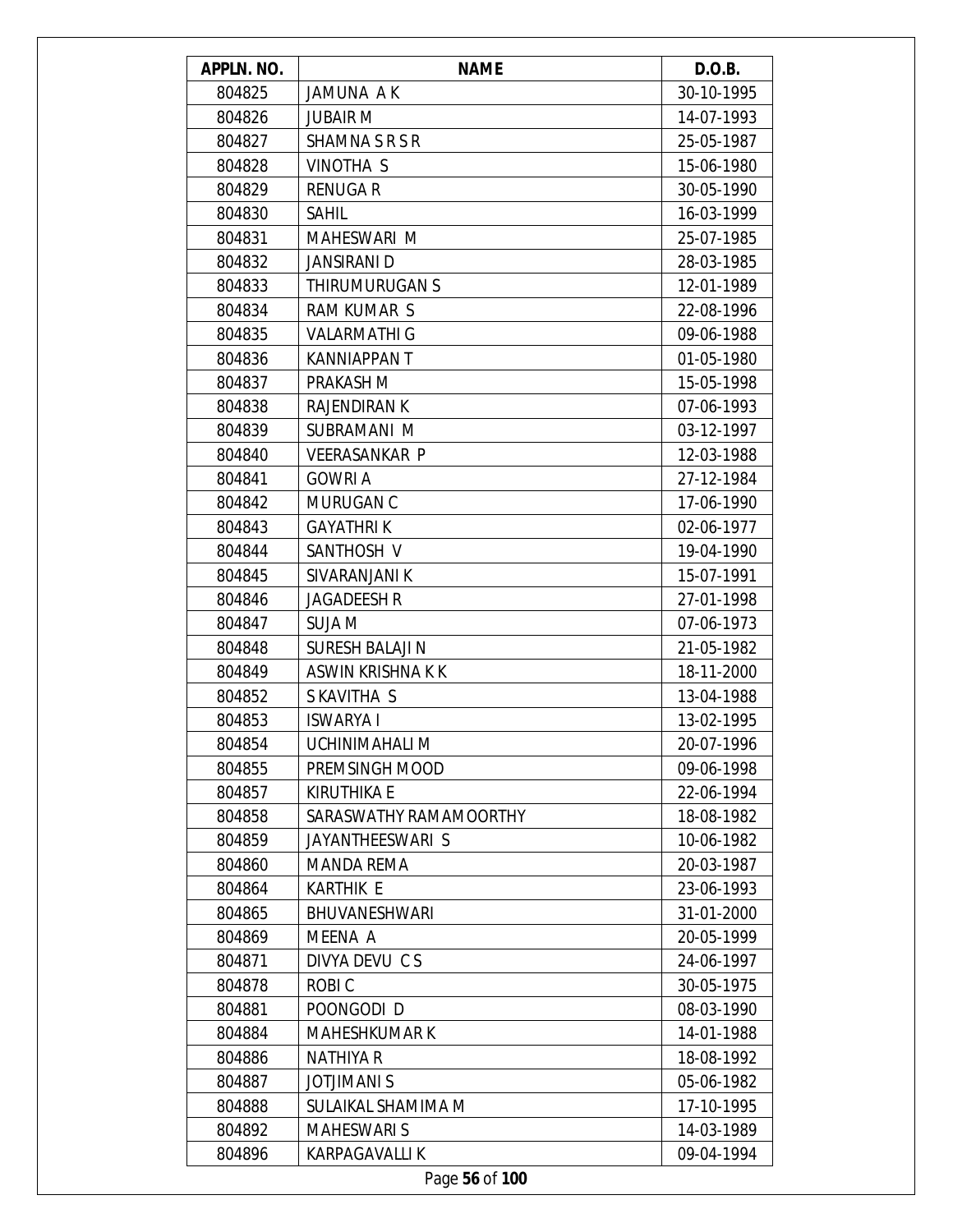| APPLN. NO. | NAME | D.O.B. |
|---|---|---|
| 804825 | JAMUNA A K | 30-10-1995 |
| 804826 | JUBAIR M | 14-07-1993 |
| 804827 | SHAMNA S R S R | 25-05-1987 |
| 804828 | VINOTHA S | 15-06-1980 |
| 804829 | RENUGA R | 30-05-1990 |
| 804830 | SAHIL | 16-03-1999 |
| 804831 | MAHESWARI M | 25-07-1985 |
| 804832 | JANSIRANI D | 28-03-1985 |
| 804833 | THIRUMURUGAN S | 12-01-1989 |
| 804834 | RAM KUMAR S | 22-08-1996 |
| 804835 | VALARMATHI G | 09-06-1988 |
| 804836 | KANNIAPPAN T | 01-05-1980 |
| 804837 | PRAKASH M | 15-05-1998 |
| 804838 | RAJENDIRAN K | 07-06-1993 |
| 804839 | SUBRAMANI M | 03-12-1997 |
| 804840 | VEERASANKAR P | 12-03-1988 |
| 804841 | GOWRI A | 27-12-1984 |
| 804842 | MURUGAN C | 17-06-1990 |
| 804843 | GAYATHRI K | 02-06-1977 |
| 804844 | SANTHOSH V | 19-04-1990 |
| 804845 | SIVARANJANI K | 15-07-1991 |
| 804846 | JAGADEESH R | 27-01-1998 |
| 804847 | SUJA M | 07-06-1973 |
| 804848 | SURESH BALAJI N | 21-05-1982 |
| 804849 | ASWIN KRISHNA K K | 18-11-2000 |
| 804852 | S KAVITHA S | 13-04-1988 |
| 804853 | ISWARYA I | 13-02-1995 |
| 804854 | UCHINIMAHALI M | 20-07-1996 |
| 804855 | PREMSINGH MOOD | 09-06-1998 |
| 804857 | KIRUTHIKA E | 22-06-1994 |
| 804858 | SARASWATHY RAMAMOORTHY | 18-08-1982 |
| 804859 | JAYANTHEESWARI S | 10-06-1982 |
| 804860 | MANDA REMA | 20-03-1987 |
| 804864 | KARTHIK E | 23-06-1993 |
| 804865 | BHUVANESHWARI | 31-01-2000 |
| 804869 | MEENA A | 20-05-1999 |
| 804871 | DIVYA DEVU C S | 24-06-1997 |
| 804878 | ROBI C | 30-05-1975 |
| 804881 | POONGODI D | 08-03-1990 |
| 804884 | MAHESHKUMAR K | 14-01-1988 |
| 804886 | NATHIYA R | 18-08-1992 |
| 804887 | JOTJIMANI S | 05-06-1982 |
| 804888 | SULAIKAL SHAMIMA M | 17-10-1995 |
| 804892 | MAHESWARI S | 14-03-1989 |
| 804896 | KARPAGAVALLI K | 09-04-1994 |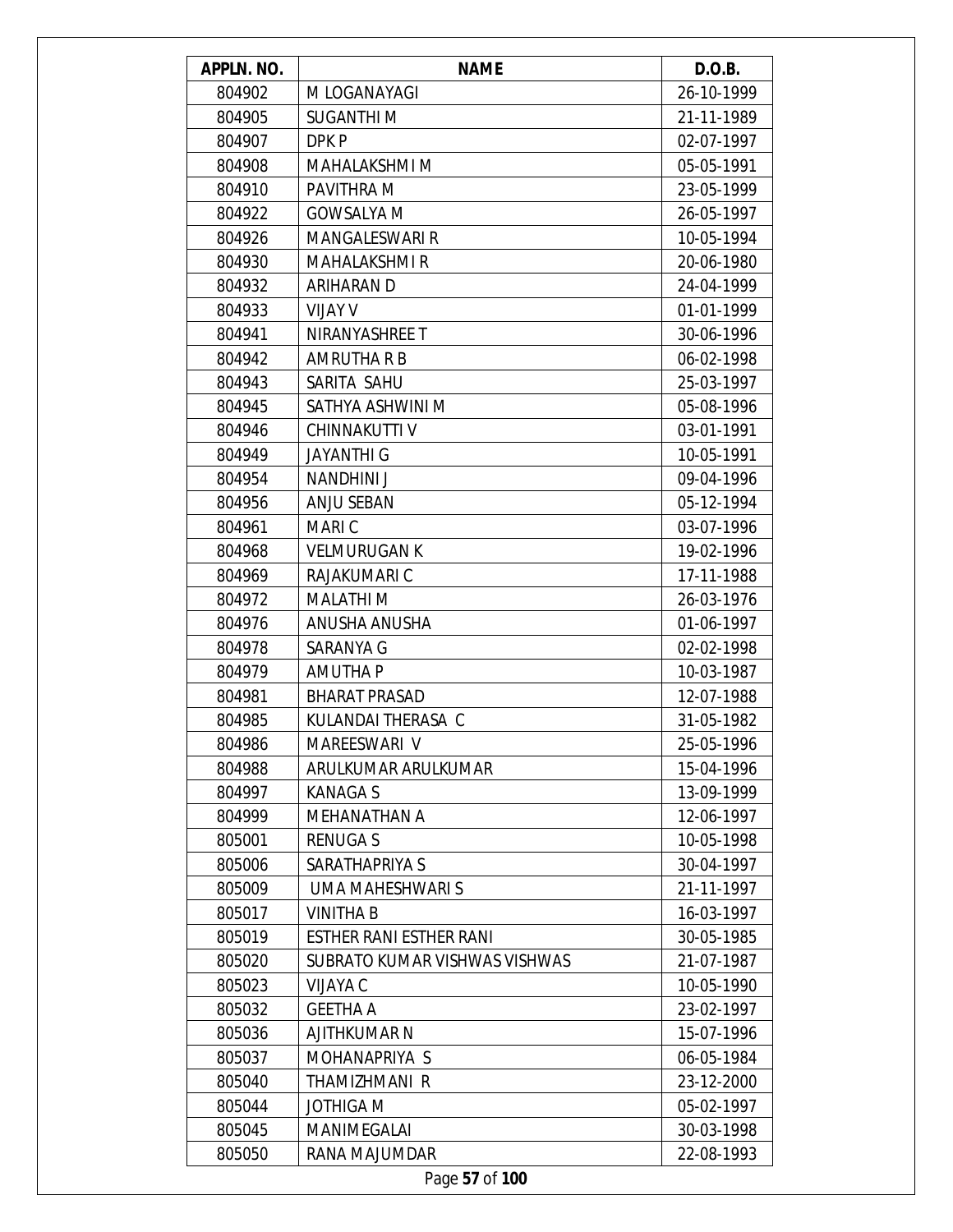| APPLN. NO. | NAME | D.O.B. |
|---|---|---|
| 804902 | M LOGANAYAGI | 26-10-1999 |
| 804905 | SUGANTHI M | 21-11-1989 |
| 804907 | DPK P | 02-07-1997 |
| 804908 | MAHALAKSHMI M | 05-05-1991 |
| 804910 | PAVITHRA M | 23-05-1999 |
| 804922 | GOWSALYA M | 26-05-1997 |
| 804926 | MANGALESWARI R | 10-05-1994 |
| 804930 | MAHALAKSHMI R | 20-06-1980 |
| 804932 | ARIHARAN D | 24-04-1999 |
| 804933 | VIJAY V | 01-01-1999 |
| 804941 | NIRANYASHREE T | 30-06-1996 |
| 804942 | AMRUTHA R B | 06-02-1998 |
| 804943 | SARITA SAHU | 25-03-1997 |
| 804945 | SATHYA ASHWINI M | 05-08-1996 |
| 804946 | CHINNAKUTTI V | 03-01-1991 |
| 804949 | JAYANTHI G | 10-05-1991 |
| 804954 | NANDHINI J | 09-04-1996 |
| 804956 | ANJU SEBAN | 05-12-1994 |
| 804961 | MARI C | 03-07-1996 |
| 804968 | VELMURUGAN K | 19-02-1996 |
| 804969 | RAJAKUMARI C | 17-11-1988 |
| 804972 | MALATHI M | 26-03-1976 |
| 804976 | ANUSHA ANUSHA | 01-06-1997 |
| 804978 | SARANYA G | 02-02-1998 |
| 804979 | AMUTHA P | 10-03-1987 |
| 804981 | BHARAT PRASAD | 12-07-1988 |
| 804985 | KULANDAI THERASA C | 31-05-1982 |
| 804986 | MAREESWARI V | 25-05-1996 |
| 804988 | ARULKUMAR ARULKUMAR | 15-04-1996 |
| 804997 | KANAGA S | 13-09-1999 |
| 804999 | MEHANATHAN A | 12-06-1997 |
| 805001 | RENUGA S | 10-05-1998 |
| 805006 | SARATHAPRIYA S | 30-04-1997 |
| 805009 | UMA MAHESHWARI S | 21-11-1997 |
| 805017 | VINITHA B | 16-03-1997 |
| 805019 | ESTHER RANI ESTHER RANI | 30-05-1985 |
| 805020 | SUBRATO KUMAR VISHWAS VISHWAS | 21-07-1987 |
| 805023 | VIJAYA C | 10-05-1990 |
| 805032 | GEETHA A | 23-02-1997 |
| 805036 | AJITHKUMAR N | 15-07-1996 |
| 805037 | MOHANAPRIYA S | 06-05-1984 |
| 805040 | THAMIZHMANI R | 23-12-2000 |
| 805044 | JOTHIGA M | 05-02-1997 |
| 805045 | MANIMEGALAI | 30-03-1998 |
| 805050 | RANA MAJUMDAR | 22-08-1993 |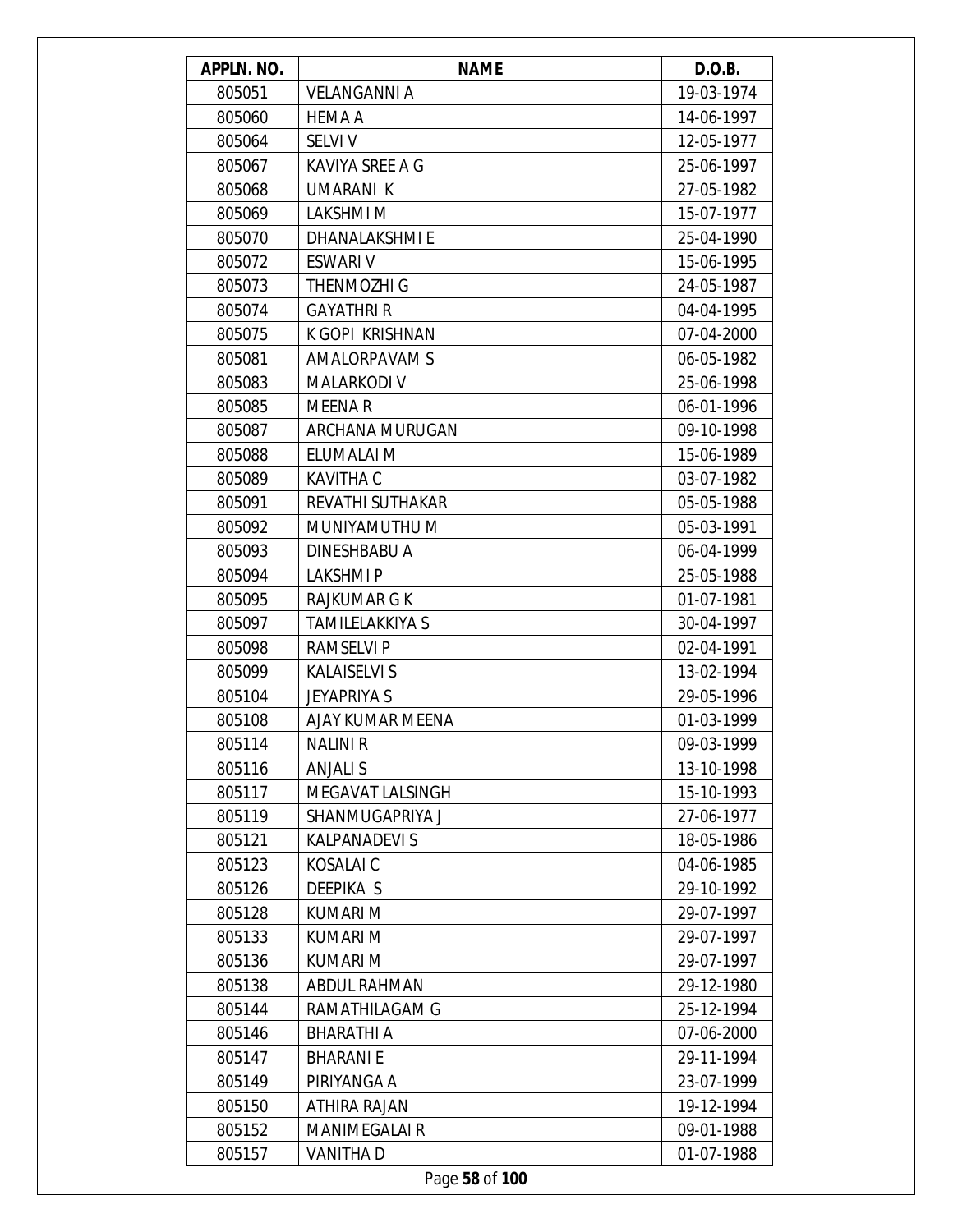| APPLN. NO. | NAME | D.O.B. |
|---|---|---|
| 805051 | VELANGANNI A | 19-03-1974 |
| 805060 | HEMA A | 14-06-1997 |
| 805064 | SELVI V | 12-05-1977 |
| 805067 | KAVIYA SREE A G | 25-06-1997 |
| 805068 | UMARANI K | 27-05-1982 |
| 805069 | LAKSHMI M | 15-07-1977 |
| 805070 | DHANALAKSHMI E | 25-04-1990 |
| 805072 | ESWARI V | 15-06-1995 |
| 805073 | THENMOZHI G | 24-05-1987 |
| 805074 | GAYATHRI R | 04-04-1995 |
| 805075 | K GOPI KRISHNAN | 07-04-2000 |
| 805081 | AMALORPAVAM S | 06-05-1982 |
| 805083 | MALARKODI V | 25-06-1998 |
| 805085 | MEENA R | 06-01-1996 |
| 805087 | ARCHANA MURUGAN | 09-10-1998 |
| 805088 | ELUMALAI M | 15-06-1989 |
| 805089 | KAVITHA C | 03-07-1982 |
| 805091 | REVATHI SUTHAKAR | 05-05-1988 |
| 805092 | MUNIYAMUTHU M | 05-03-1991 |
| 805093 | DINESHBABU A | 06-04-1999 |
| 805094 | LAKSHMI P | 25-05-1988 |
| 805095 | RAJKUMAR G K | 01-07-1981 |
| 805097 | TAMILELAKKIYA S | 30-04-1997 |
| 805098 | RAMSELVI P | 02-04-1991 |
| 805099 | KALAISELVI S | 13-02-1994 |
| 805104 | JEYAPRIYA S | 29-05-1996 |
| 805108 | AJAY KUMAR MEENA | 01-03-1999 |
| 805114 | NALINI R | 09-03-1999 |
| 805116 | ANJALI S | 13-10-1998 |
| 805117 | MEGAVAT LALSINGH | 15-10-1993 |
| 805119 | SHANMUGAPRIYA J | 27-06-1977 |
| 805121 | KALPANADEVI S | 18-05-1986 |
| 805123 | KOSALAI C | 04-06-1985 |
| 805126 | DEEPIKA S | 29-10-1992 |
| 805128 | KUMARI M | 29-07-1997 |
| 805133 | KUMARI M | 29-07-1997 |
| 805136 | KUMARI M | 29-07-1997 |
| 805138 | ABDUL RAHMAN | 29-12-1980 |
| 805144 | RAMATHILAGAM G | 25-12-1994 |
| 805146 | BHARATHI A | 07-06-2000 |
| 805147 | BHARANI E | 29-11-1994 |
| 805149 | PIRIYANGA A | 23-07-1999 |
| 805150 | ATHIRA RAJAN | 19-12-1994 |
| 805152 | MANIMEGALAI R | 09-01-1988 |
| 805157 | VANITHA D | 01-07-1988 |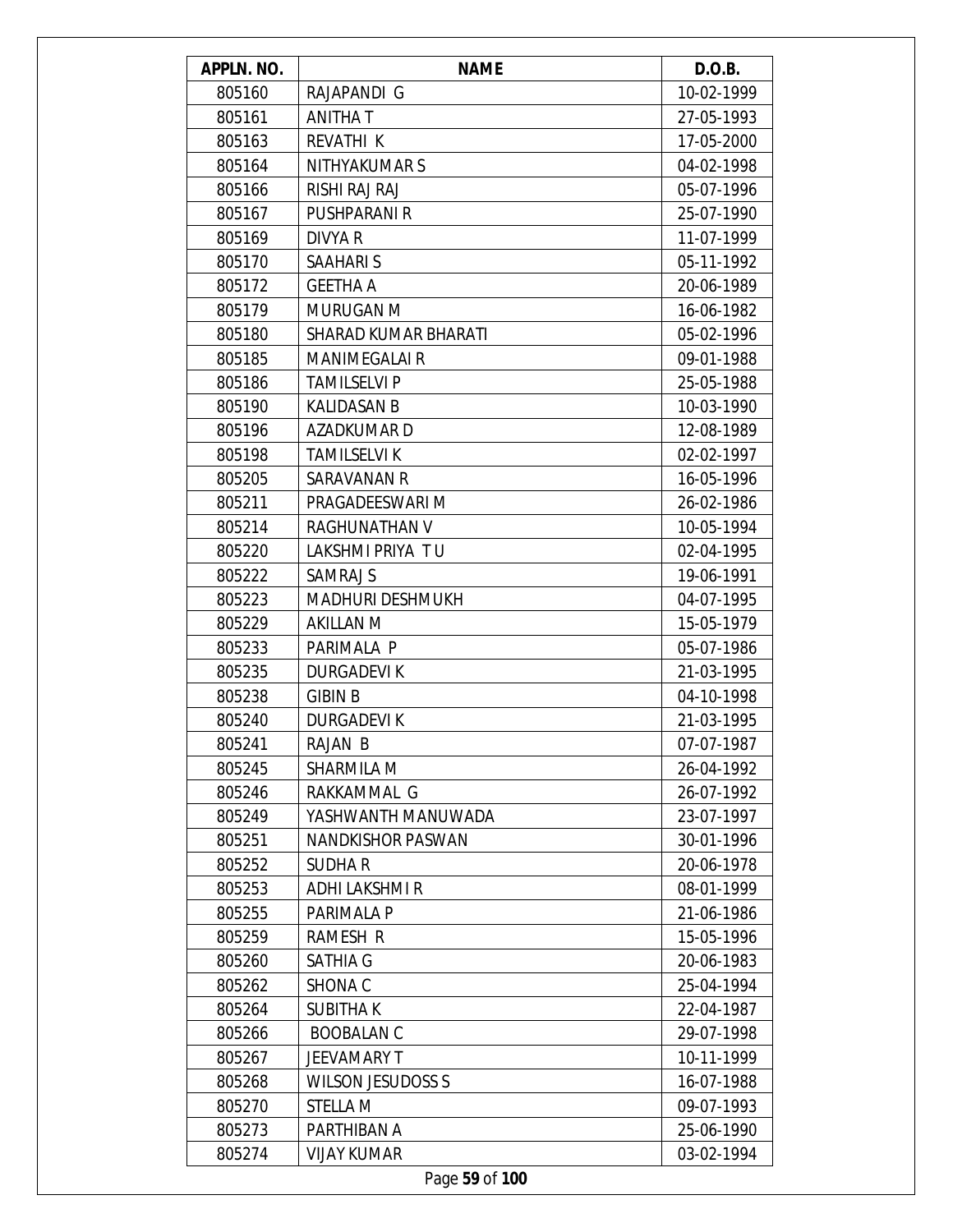| APPLN. NO. | NAME | D.O.B. |
|---|---|---|
| 805160 | RAJAPANDI G | 10-02-1999 |
| 805161 | ANITHA T | 27-05-1993 |
| 805163 | REVATHI K | 17-05-2000 |
| 805164 | NITHYAKUMAR S | 04-02-1998 |
| 805166 | RISHI RAJ RAJ | 05-07-1996 |
| 805167 | PUSHPARANI R | 25-07-1990 |
| 805169 | DIVYA R | 11-07-1999 |
| 805170 | SAAHARI S | 05-11-1992 |
| 805172 | GEETHA A | 20-06-1989 |
| 805179 | MURUGAN M | 16-06-1982 |
| 805180 | SHARAD KUMAR BHARATI | 05-02-1996 |
| 805185 | MANIMEGALAI R | 09-01-1988 |
| 805186 | TAMILSELVI P | 25-05-1988 |
| 805190 | KALIDASAN B | 10-03-1990 |
| 805196 | AZADKUMAR D | 12-08-1989 |
| 805198 | TAMILSELVI K | 02-02-1997 |
| 805205 | SARAVANAN R | 16-05-1996 |
| 805211 | PRAGADEESWARI M | 26-02-1986 |
| 805214 | RAGHUNATHAN V | 10-05-1994 |
| 805220 | LAKSHMI PRIYA T U | 02-04-1995 |
| 805222 | SAMRAJ S | 19-06-1991 |
| 805223 | MADHURI DESHMUKH | 04-07-1995 |
| 805229 | AKILLAN M | 15-05-1979 |
| 805233 | PARIMALA P | 05-07-1986 |
| 805235 | DURGADEVI K | 21-03-1995 |
| 805238 | GIBIN B | 04-10-1998 |
| 805240 | DURGADEVI K | 21-03-1995 |
| 805241 | RAJAN B | 07-07-1987 |
| 805245 | SHARMILA M | 26-04-1992 |
| 805246 | RAKKAMMAL G | 26-07-1992 |
| 805249 | YASHWANTH MANUWADA | 23-07-1997 |
| 805251 | NANDKISHOR PASWAN | 30-01-1996 |
| 805252 | SUDHA R | 20-06-1978 |
| 805253 | ADHI LAKSHMI R | 08-01-1999 |
| 805255 | PARIMALA P | 21-06-1986 |
| 805259 | RAMESH R | 15-05-1996 |
| 805260 | SATHIA G | 20-06-1983 |
| 805262 | SHONA C | 25-04-1994 |
| 805264 | SUBITHA K | 22-04-1987 |
| 805266 | BOOBALAN C | 29-07-1998 |
| 805267 | JEEVAMARY T | 10-11-1999 |
| 805268 | WILSON JESUDOSS S | 16-07-1988 |
| 805270 | STELLA M | 09-07-1993 |
| 805273 | PARTHIBAN A | 25-06-1990 |
| 805274 | VIJAY KUMAR | 03-02-1994 |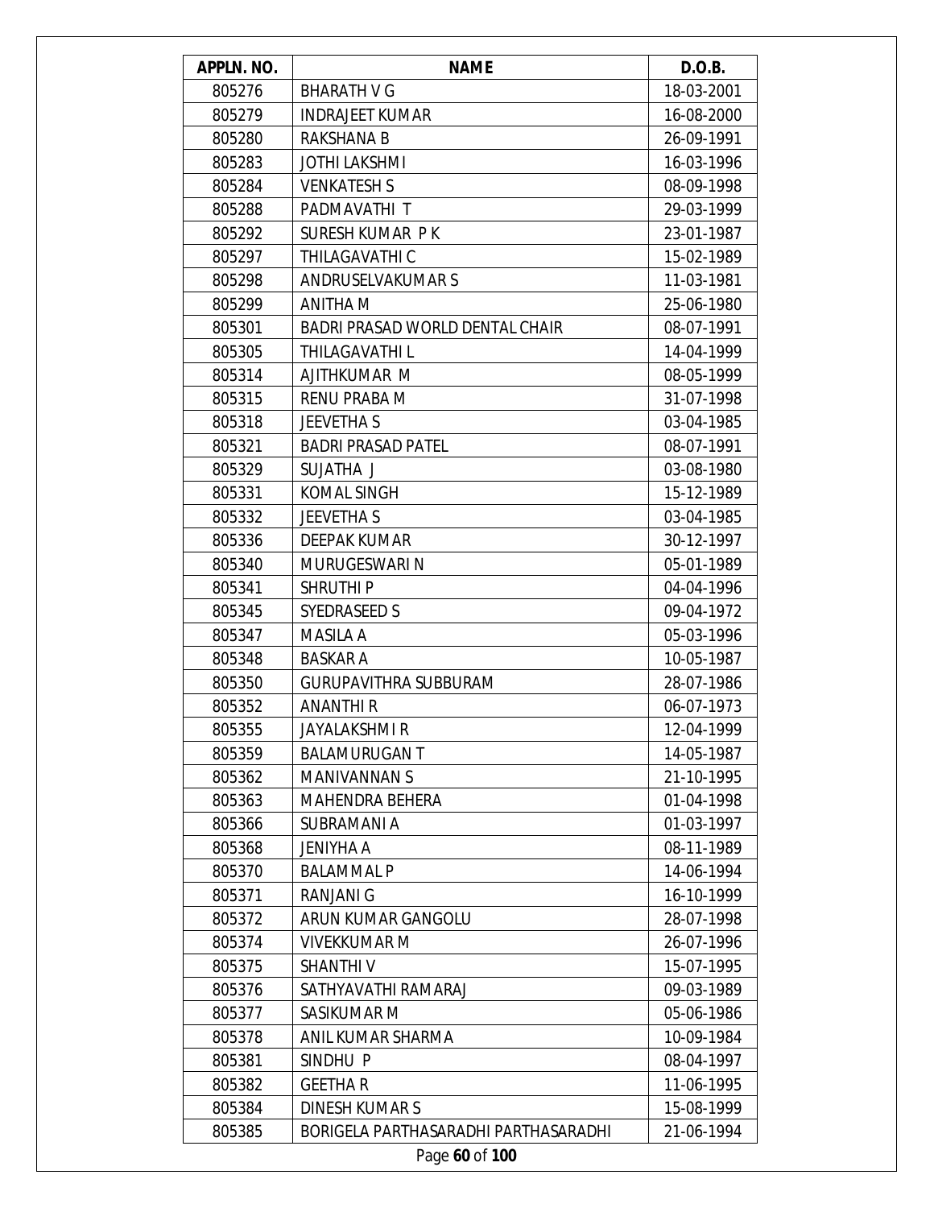| APPLN. NO. | NAME | D.O.B. |
| --- | --- | --- |
| 805276 | BHARATH V G | 18-03-2001 |
| 805279 | INDRAJEET KUMAR | 16-08-2000 |
| 805280 | RAKSHANA B | 26-09-1991 |
| 805283 | JOTHI LAKSHMI | 16-03-1996 |
| 805284 | VENKATESH S | 08-09-1998 |
| 805288 | PADMAVATHI T | 29-03-1999 |
| 805292 | SURESH KUMAR P K | 23-01-1987 |
| 805297 | THILAGAVATHI C | 15-02-1989 |
| 805298 | ANDRUSELVAKUMAR S | 11-03-1981 |
| 805299 | ANITHA M | 25-06-1980 |
| 805301 | BADRI PRASAD WORLD DENTAL CHAIR | 08-07-1991 |
| 805305 | THILAGAVATHI L | 14-04-1999 |
| 805314 | AJITHKUMAR M | 08-05-1999 |
| 805315 | RENU PRABA M | 31-07-1998 |
| 805318 | JEEVETHA S | 03-04-1985 |
| 805321 | BADRI PRASAD PATEL | 08-07-1991 |
| 805329 | SUJATHA J | 03-08-1980 |
| 805331 | KOMAL SINGH | 15-12-1989 |
| 805332 | JEEVETHA S | 03-04-1985 |
| 805336 | DEEPAK KUMAR | 30-12-1997 |
| 805340 | MURUGESWARI N | 05-01-1989 |
| 805341 | SHRUTHI P | 04-04-1996 |
| 805345 | SYEDRASEED S | 09-04-1972 |
| 805347 | MASILA A | 05-03-1996 |
| 805348 | BASKAR A | 10-05-1987 |
| 805350 | GURUPAVITHRA SUBBURAM | 28-07-1986 |
| 805352 | ANANTHI R | 06-07-1973 |
| 805355 | JAYALAKSHMI R | 12-04-1999 |
| 805359 | BALAMURUGAN T | 14-05-1987 |
| 805362 | MANIVANNAN S | 21-10-1995 |
| 805363 | MAHENDRA BEHERA | 01-04-1998 |
| 805366 | SUBRAMANI A | 01-03-1997 |
| 805368 | JENIYHA A | 08-11-1989 |
| 805370 | BALAMMAL P | 14-06-1994 |
| 805371 | RANJANI G | 16-10-1999 |
| 805372 | ARUN KUMAR GANGOLU | 28-07-1998 |
| 805374 | VIVEKKUMAR M | 26-07-1996 |
| 805375 | SHANTHI V | 15-07-1995 |
| 805376 | SATHYAVATHI RAMARAJ | 09-03-1989 |
| 805377 | SASIKUMAR M | 05-06-1986 |
| 805378 | ANIL KUMAR SHARMA | 10-09-1984 |
| 805381 | SINDHU P | 08-04-1997 |
| 805382 | GEETHA R | 11-06-1995 |
| 805384 | DINESH KUMAR S | 15-08-1999 |
| 805385 | BORIGELA PARTHASARADHI PARTHASARADHI | 21-06-1994 |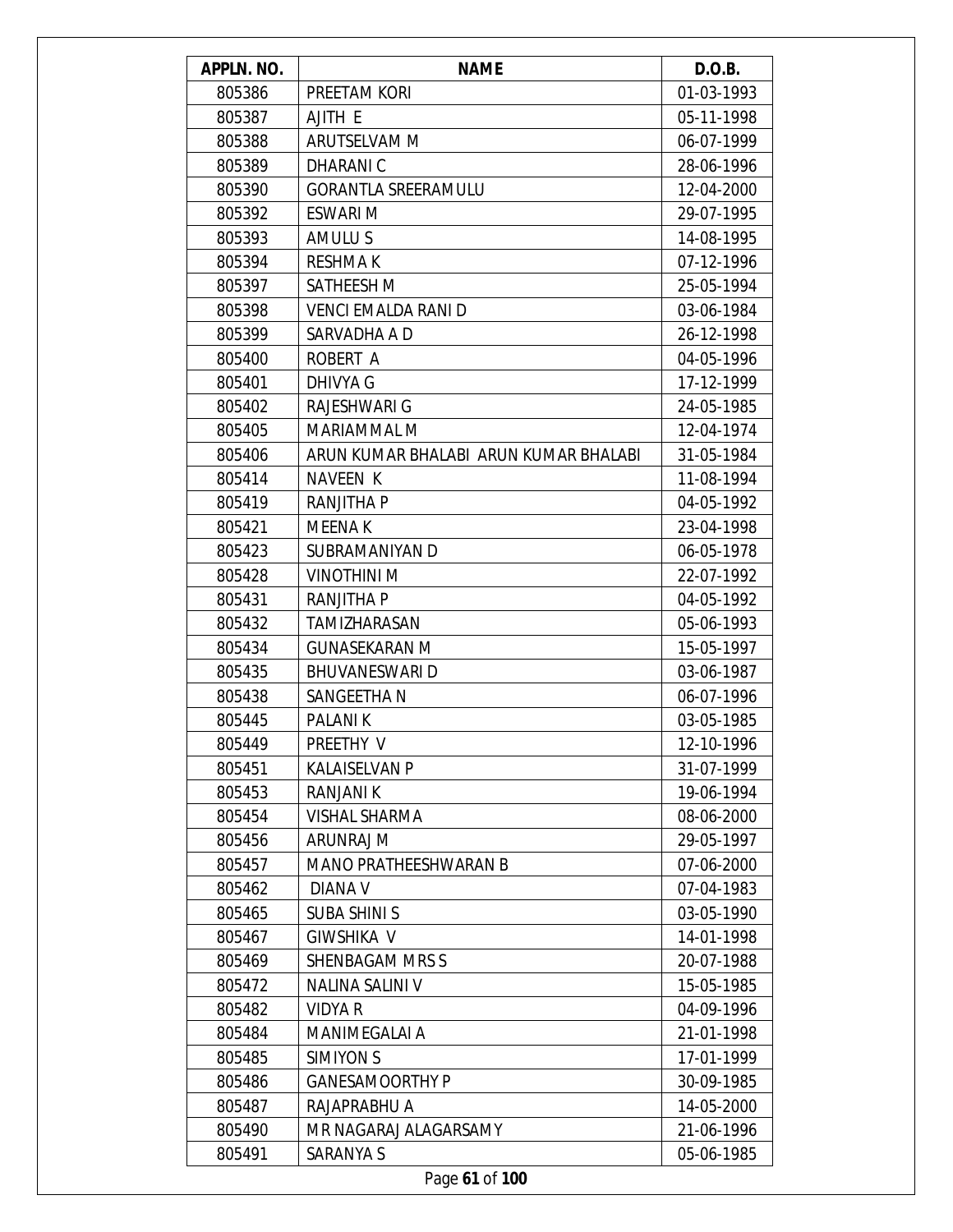| APPLN. NO. | NAME | D.O.B. |
|---|---|---|
| 805386 | PREETAM KORI | 01-03-1993 |
| 805387 | AJITH E | 05-11-1998 |
| 805388 | ARUTSELVAM M | 06-07-1999 |
| 805389 | DHARANI C | 28-06-1996 |
| 805390 | GORANTLA SREERAMULU | 12-04-2000 |
| 805392 | ESWARI M | 29-07-1995 |
| 805393 | AMULU S | 14-08-1995 |
| 805394 | RESHMA K | 07-12-1996 |
| 805397 | SATHEESH M | 25-05-1994 |
| 805398 | VENCI EMALDA RANI D | 03-06-1984 |
| 805399 | SARVADHA A D | 26-12-1998 |
| 805400 | ROBERT A | 04-05-1996 |
| 805401 | DHIVYA G | 17-12-1999 |
| 805402 | RAJESHWARI G | 24-05-1985 |
| 805405 | MARIAMMAL M | 12-04-1974 |
| 805406 | ARUN KUMAR BHALABI ARUN KUMAR BHALABI | 31-05-1984 |
| 805414 | NAVEEN K | 11-08-1994 |
| 805419 | RANJITHA P | 04-05-1992 |
| 805421 | MEENA K | 23-04-1998 |
| 805423 | SUBRAMANIYAN D | 06-05-1978 |
| 805428 | VINOTHINI M | 22-07-1992 |
| 805431 | RANJITHA P | 04-05-1992 |
| 805432 | TAMIZHARASAN | 05-06-1993 |
| 805434 | GUNASEKARAN M | 15-05-1997 |
| 805435 | BHUVANESWARI D | 03-06-1987 |
| 805438 | SANGEETHA N | 06-07-1996 |
| 805445 | PALANI K | 03-05-1985 |
| 805449 | PREETHY V | 12-10-1996 |
| 805451 | KALAISELVAN P | 31-07-1999 |
| 805453 | RANJANI K | 19-06-1994 |
| 805454 | VISHAL SHARMA | 08-06-2000 |
| 805456 | ARUNRAJ M | 29-05-1997 |
| 805457 | MANO PRATHEESHWARAN B | 07-06-2000 |
| 805462 | DIANA V | 07-04-1983 |
| 805465 | SUBA SHINI S | 03-05-1990 |
| 805467 | GIWSHIKA V | 14-01-1998 |
| 805469 | SHENBAGAM MRS S | 20-07-1988 |
| 805472 | NALINA SALINI V | 15-05-1985 |
| 805482 | VIDYA R | 04-09-1996 |
| 805484 | MANIMEGALAI A | 21-01-1998 |
| 805485 | SIMIYON S | 17-01-1999 |
| 805486 | GANESAMOORTHY P | 30-09-1985 |
| 805487 | RAJAPRABHU A | 14-05-2000 |
| 805490 | MR NAGARAJ ALAGARSAMY | 21-06-1996 |
| 805491 | SARANYA S | 05-06-1985 |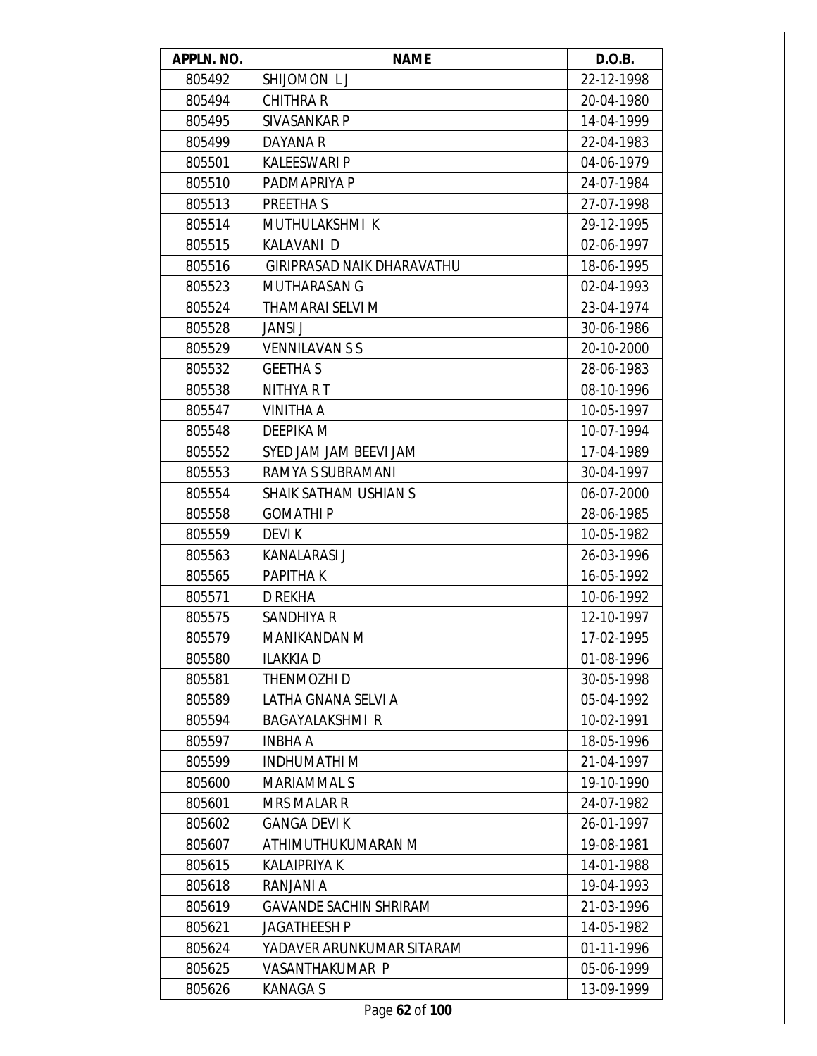| APPLN. NO. | NAME | D.O.B. |
| --- | --- | --- |
| 805492 | SHIJOMON L J | 22-12-1998 |
| 805494 | CHITHRA R | 20-04-1980 |
| 805495 | SIVASANKAR P | 14-04-1999 |
| 805499 | DAYANA R | 22-04-1983 |
| 805501 | KALEESWARI P | 04-06-1979 |
| 805510 | PADMAPRIYA P | 24-07-1984 |
| 805513 | PREETHA S | 27-07-1998 |
| 805514 | MUTHULAKSHMI K | 29-12-1995 |
| 805515 | KALAVANI D | 02-06-1997 |
| 805516 | GIRIPRASAD NAIK DHARAVATHU | 18-06-1995 |
| 805523 | MUTHARASAN G | 02-04-1993 |
| 805524 | THAMARAI SELVI M | 23-04-1974 |
| 805528 | JANSI J | 30-06-1986 |
| 805529 | VENNILAVAN S S | 20-10-2000 |
| 805532 | GEETHA S | 28-06-1983 |
| 805538 | NITHYA R T | 08-10-1996 |
| 805547 | VINITHA A | 10-05-1997 |
| 805548 | DEEPIKA M | 10-07-1994 |
| 805552 | SYED JAM JAM BEEVI JAM | 17-04-1989 |
| 805553 | RAMYA S SUBRAMANI | 30-04-1997 |
| 805554 | SHAIK SATHAM USHIAN S | 06-07-2000 |
| 805558 | GOMATHI P | 28-06-1985 |
| 805559 | DEVI K | 10-05-1982 |
| 805563 | KANALARASI J | 26-03-1996 |
| 805565 | PAPITHA K | 16-05-1992 |
| 805571 | D REKHA | 10-06-1992 |
| 805575 | SANDHIYA R | 12-10-1997 |
| 805579 | MANIKANDAN M | 17-02-1995 |
| 805580 | ILAKKIA D | 01-08-1996 |
| 805581 | THENMOZHI D | 30-05-1998 |
| 805589 | LATHA GNANA SELVI A | 05-04-1992 |
| 805594 | BAGAYALAKSHMI R | 10-02-1991 |
| 805597 | INBHA A | 18-05-1996 |
| 805599 | INDHUMATHI M | 21-04-1997 |
| 805600 | MARIAMMAL S | 19-10-1990 |
| 805601 | MRS MALAR R | 24-07-1982 |
| 805602 | GANGA DEVI K | 26-01-1997 |
| 805607 | ATHIMUTHUKUMARAN M | 19-08-1981 |
| 805615 | KALAIPRIYA K | 14-01-1988 |
| 805618 | RANJANI A | 19-04-1993 |
| 805619 | GAVANDE SACHIN SHRIRAM | 21-03-1996 |
| 805621 | JAGATHEESH P | 14-05-1982 |
| 805624 | YADAVER ARUNKUMAR SITARAM | 01-11-1996 |
| 805625 | VASANTHAKUMAR P | 05-06-1999 |
| 805626 | KANAGA S | 13-09-1999 |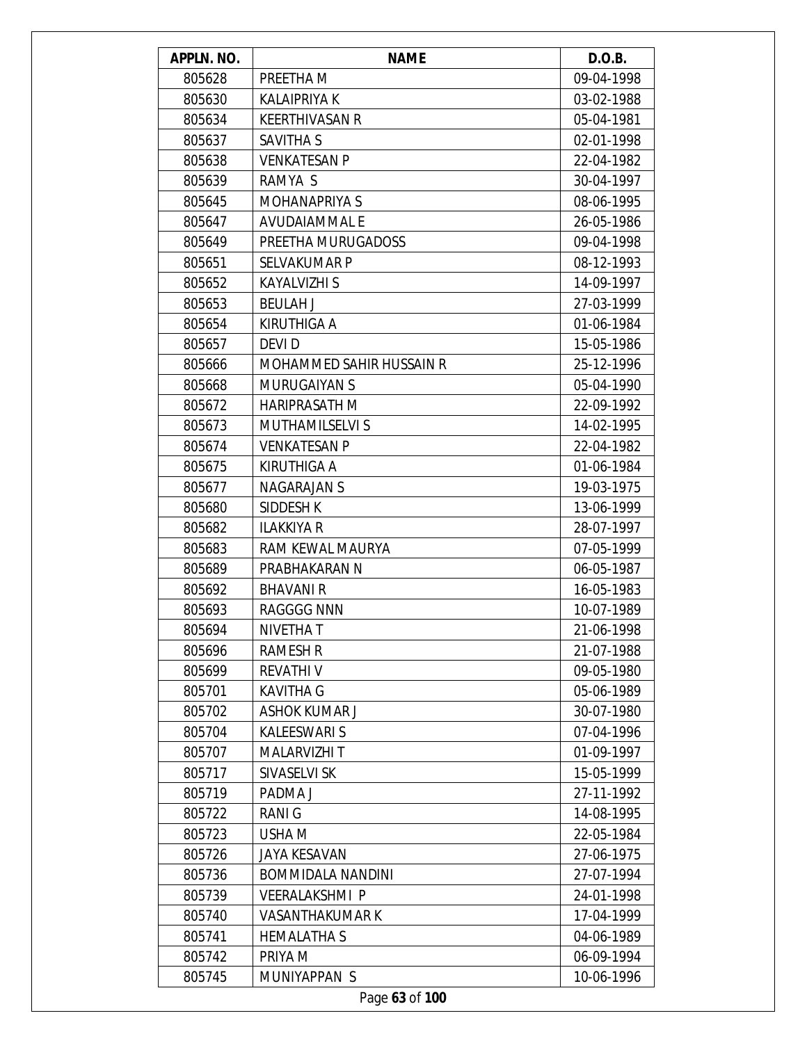| APPLN. NO. | NAME | D.O.B. |
|---|---|---|
| 805628 | PREETHA M | 09-04-1998 |
| 805630 | KALAIPRIYA K | 03-02-1988 |
| 805634 | KEERTHIVASAN R | 05-04-1981 |
| 805637 | SAVITHA S | 02-01-1998 |
| 805638 | VENKATESAN P | 22-04-1982 |
| 805639 | RAMYA S | 30-04-1997 |
| 805645 | MOHANAPRIYA S | 08-06-1995 |
| 805647 | AVUDAIAMMAL E | 26-05-1986 |
| 805649 | PREETHA MURUGADOSS | 09-04-1998 |
| 805651 | SELVAKUMAR P | 08-12-1993 |
| 805652 | KAYALVIZHI S | 14-09-1997 |
| 805653 | BEULAH J | 27-03-1999 |
| 805654 | KIRUTHIGA A | 01-06-1984 |
| 805657 | DEVI D | 15-05-1986 |
| 805666 | MOHAMMED SAHIR HUSSAIN R | 25-12-1996 |
| 805668 | MURUGAIYAN S | 05-04-1990 |
| 805672 | HARIPRASATH M | 22-09-1992 |
| 805673 | MUTHAMILSELVI S | 14-02-1995 |
| 805674 | VENKATESAN P | 22-04-1982 |
| 805675 | KIRUTHIGA A | 01-06-1984 |
| 805677 | NAGARAJAN S | 19-03-1975 |
| 805680 | SIDDESH K | 13-06-1999 |
| 805682 | ILAKKIYA R | 28-07-1997 |
| 805683 | RAM KEWAL MAURYA | 07-05-1999 |
| 805689 | PRABHAKARAN N | 06-05-1987 |
| 805692 | BHAVANI R | 16-05-1983 |
| 805693 | RAGGGG NNN | 10-07-1989 |
| 805694 | NIVETHA T | 21-06-1998 |
| 805696 | RAMESH R | 21-07-1988 |
| 805699 | REVATHI V | 09-05-1980 |
| 805701 | KAVITHA G | 05-06-1989 |
| 805702 | ASHOK KUMAR J | 30-07-1980 |
| 805704 | KALEESWARI S | 07-04-1996 |
| 805707 | MALARVIZHI T | 01-09-1997 |
| 805717 | SIVASELVI SK | 15-05-1999 |
| 805719 | PADMA J | 27-11-1992 |
| 805722 | RANI G | 14-08-1995 |
| 805723 | USHA M | 22-05-1984 |
| 805726 | JAYA KESAVAN | 27-06-1975 |
| 805736 | BOMMIDALA NANDINI | 27-07-1994 |
| 805739 | VEERALAKSHMI P | 24-01-1998 |
| 805740 | VASANTHAKUMAR K | 17-04-1999 |
| 805741 | HEMALATHA S | 04-06-1989 |
| 805742 | PRIYA M | 06-09-1994 |
| 805745 | MUNIYAPPAN S | 10-06-1996 |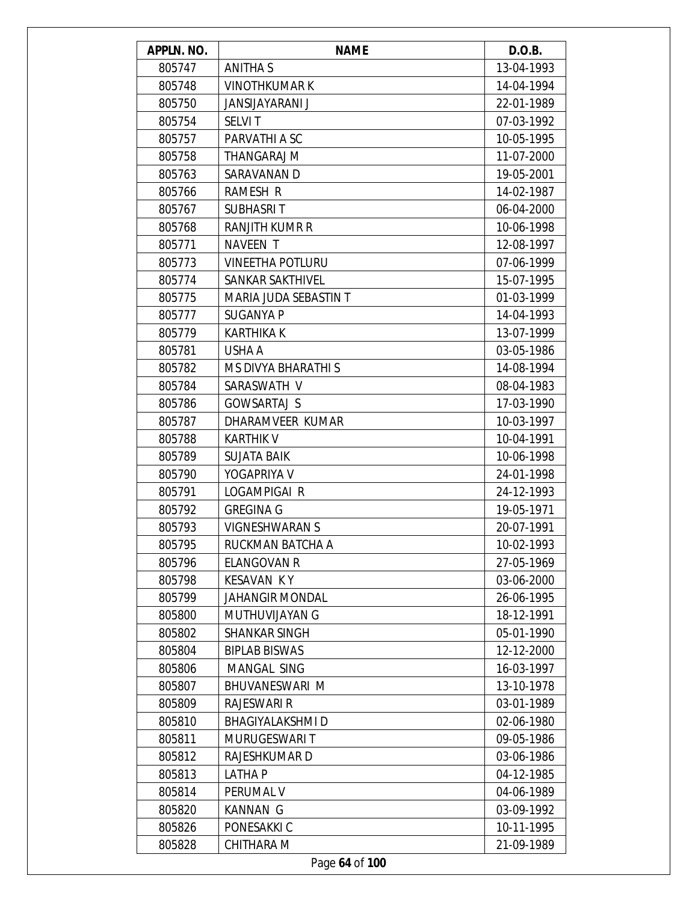| APPLN. NO. | NAME | D.O.B. |
|---|---|---|
| 805747 | ANITHA S | 13-04-1993 |
| 805748 | VINOTHKUMAR K | 14-04-1994 |
| 805750 | JANSIJAYARANI J | 22-01-1989 |
| 805754 | SELVI T | 07-03-1992 |
| 805757 | PARVATHI A SC | 10-05-1995 |
| 805758 | THANGARAJ M | 11-07-2000 |
| 805763 | SARAVANAN D | 19-05-2001 |
| 805766 | RAMESH R | 14-02-1987 |
| 805767 | SUBHASRI T | 06-04-2000 |
| 805768 | RANJITH KUMR R | 10-06-1998 |
| 805771 | NAVEEN T | 12-08-1997 |
| 805773 | VINEETHA POTLURU | 07-06-1999 |
| 805774 | SANKAR SAKTHIVEL | 15-07-1995 |
| 805775 | MARIA JUDA SEBASTIN T | 01-03-1999 |
| 805777 | SUGANYA P | 14-04-1993 |
| 805779 | KARTHIKA K | 13-07-1999 |
| 805781 | USHA A | 03-05-1986 |
| 805782 | MS DIVYA BHARATHI S | 14-08-1994 |
| 805784 | SARASWATH V | 08-04-1983 |
| 805786 | GOWSARTAJ S | 17-03-1990 |
| 805787 | DHARAMVEER KUMAR | 10-03-1997 |
| 805788 | KARTHIK V | 10-04-1991 |
| 805789 | SUJATA BAIK | 10-06-1998 |
| 805790 | YOGAPRIYA V | 24-01-1998 |
| 805791 | LOGAMPIGAI R | 24-12-1993 |
| 805792 | GREGINA G | 19-05-1971 |
| 805793 | VIGNESHWARAN S | 20-07-1991 |
| 805795 | RUCKMAN BATCHA A | 10-02-1993 |
| 805796 | ELANGOVAN R | 27-05-1969 |
| 805798 | KESAVAN K Y | 03-06-2000 |
| 805799 | JAHANGIR MONDAL | 26-06-1995 |
| 805800 | MUTHUVIJAYAN G | 18-12-1991 |
| 805802 | SHANKAR SINGH | 05-01-1990 |
| 805804 | BIPLAB BISWAS | 12-12-2000 |
| 805806 | MANGAL SING | 16-03-1997 |
| 805807 | BHUVANESWARI M | 13-10-1978 |
| 805809 | RAJESWARI R | 03-01-1989 |
| 805810 | BHAGIYALAKSHMI D | 02-06-1980 |
| 805811 | MURUGESWARI T | 09-05-1986 |
| 805812 | RAJESHKUMAR D | 03-06-1986 |
| 805813 | LATHA P | 04-12-1985 |
| 805814 | PERUMAL V | 04-06-1989 |
| 805820 | KANNAN G | 03-09-1992 |
| 805826 | PONESAKKI C | 10-11-1995 |
| 805828 | CHITHARA M | 21-09-1989 |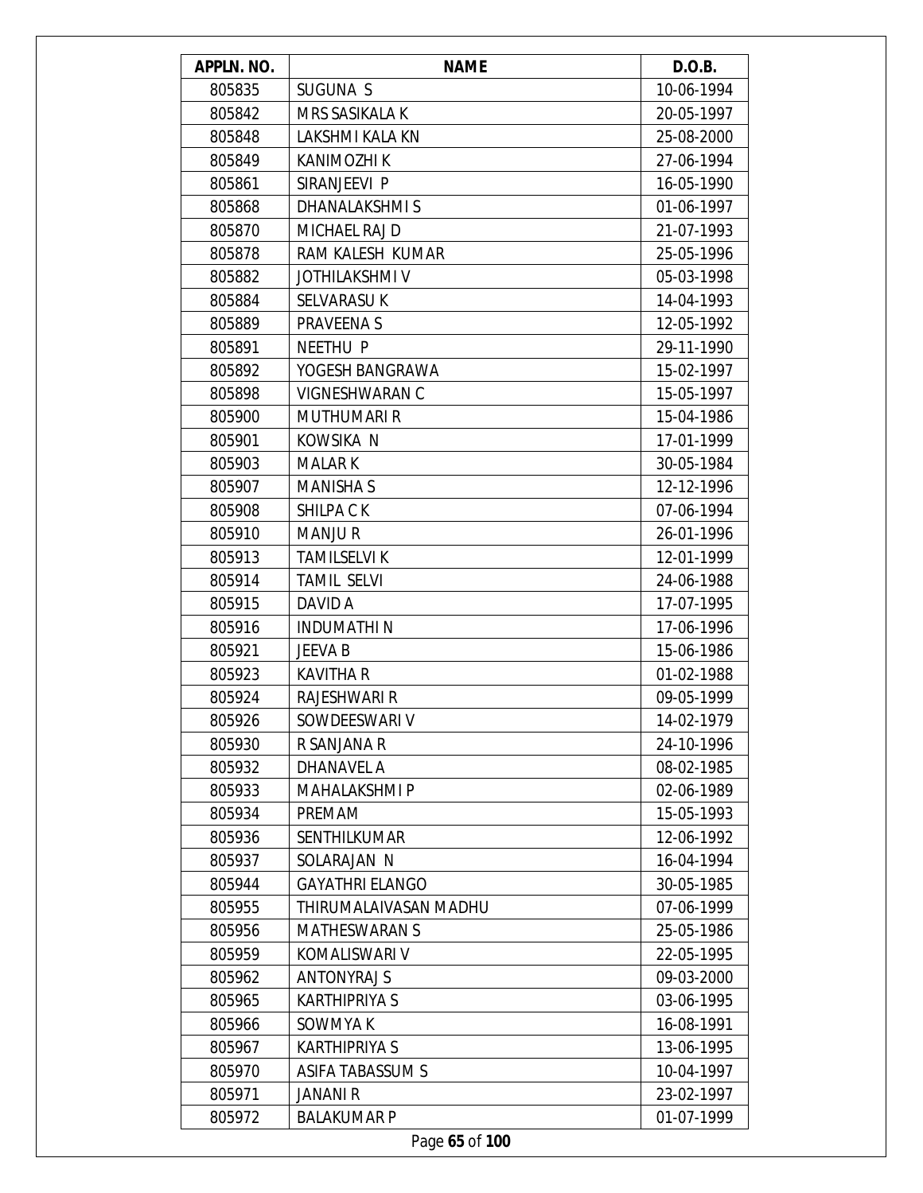| APPLN. NO. | NAME | D.O.B. |
|---|---|---|
| 805835 | SUGUNA S | 10-06-1994 |
| 805842 | MRS SASIKALA K | 20-05-1997 |
| 805848 | LAKSHMI KALA KN | 25-08-2000 |
| 805849 | KANIMOZHI K | 27-06-1994 |
| 805861 | SIRANJEEVI P | 16-05-1990 |
| 805868 | DHANALAKSHMI S | 01-06-1997 |
| 805870 | MICHAEL RAJ D | 21-07-1993 |
| 805878 | RAM KALESH KUMAR | 25-05-1996 |
| 805882 | JOTHILAKSHMI V | 05-03-1998 |
| 805884 | SELVARASU K | 14-04-1993 |
| 805889 | PRAVEENA S | 12-05-1992 |
| 805891 | NEETHU P | 29-11-1990 |
| 805892 | YOGESH BANGRAWA | 15-02-1997 |
| 805898 | VIGNESHWARAN C | 15-05-1997 |
| 805900 | MUTHUMARI R | 15-04-1986 |
| 805901 | KOWSIKA N | 17-01-1999 |
| 805903 | MALAR K | 30-05-1984 |
| 805907 | MANISHA S | 12-12-1996 |
| 805908 | SHILPA C K | 07-06-1994 |
| 805910 | MANJU R | 26-01-1996 |
| 805913 | TAMILSELVI K | 12-01-1999 |
| 805914 | TAMIL SELVI | 24-06-1988 |
| 805915 | DAVID A | 17-07-1995 |
| 805916 | INDUMATHI N | 17-06-1996 |
| 805921 | JEEVA B | 15-06-1986 |
| 805923 | KAVITHA R | 01-02-1988 |
| 805924 | RAJESHWARI R | 09-05-1999 |
| 805926 | SOWDEESWARI V | 14-02-1979 |
| 805930 | R SANJANA R | 24-10-1996 |
| 805932 | DHANAVEL A | 08-02-1985 |
| 805933 | MAHALAKSHMI P | 02-06-1989 |
| 805934 | PREMAM | 15-05-1993 |
| 805936 | SENTHILKUMAR | 12-06-1992 |
| 805937 | SOLARAJAN N | 16-04-1994 |
| 805944 | GAYATHRI ELANGO | 30-05-1985 |
| 805955 | THIRUMALAIVASAN MADHU | 07-06-1999 |
| 805956 | MATHESWARAN S | 25-05-1986 |
| 805959 | KOMALISWARI V | 22-05-1995 |
| 805962 | ANTONYRAJ S | 09-03-2000 |
| 805965 | KARTHIPRIYA S | 03-06-1995 |
| 805966 | SOWMYA K | 16-08-1991 |
| 805967 | KARTHIPRIYA S | 13-06-1995 |
| 805970 | ASIFA TABASSUM S | 10-04-1997 |
| 805971 | JANANI R | 23-02-1997 |
| 805972 | BALAKUMAR P | 01-07-1999 |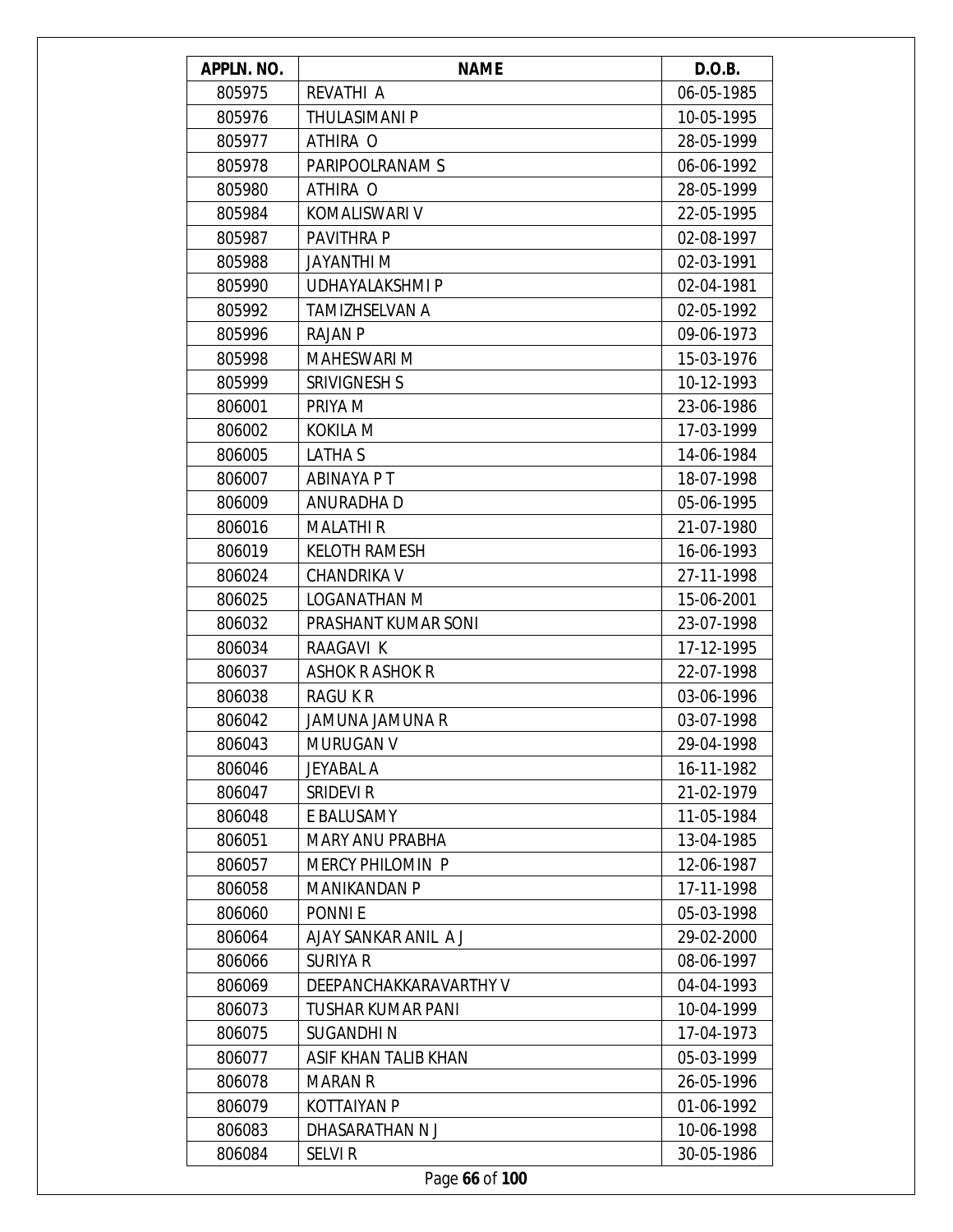| APPLN. NO. | NAME | D.O.B. |
|---|---|---|
| 805975 | REVATHI A | 06-05-1985 |
| 805976 | THULASIMANI P | 10-05-1995 |
| 805977 | ATHIRA O | 28-05-1999 |
| 805978 | PARIPOOLRANAM S | 06-06-1992 |
| 805980 | ATHIRA O | 28-05-1999 |
| 805984 | KOMALISWARI V | 22-05-1995 |
| 805987 | PAVITHRA P | 02-08-1997 |
| 805988 | JAYANTHI M | 02-03-1991 |
| 805990 | UDHAYALAKSHMI P | 02-04-1981 |
| 805992 | TAMIZHSELVAN A | 02-05-1992 |
| 805996 | RAJAN P | 09-06-1973 |
| 805998 | MAHESWARI M | 15-03-1976 |
| 805999 | SRIVIGNESH S | 10-12-1993 |
| 806001 | PRIYA M | 23-06-1986 |
| 806002 | KOKILA M | 17-03-1999 |
| 806005 | LATHA S | 14-06-1984 |
| 806007 | ABINAYA P T | 18-07-1998 |
| 806009 | ANURADHA D | 05-06-1995 |
| 806016 | MALATHI R | 21-07-1980 |
| 806019 | KELOTH RAMESH | 16-06-1993 |
| 806024 | CHANDRIKA V | 27-11-1998 |
| 806025 | LOGANATHAN M | 15-06-2001 |
| 806032 | PRASHANT KUMAR SONI | 23-07-1998 |
| 806034 | RAAGAVI K | 17-12-1995 |
| 806037 | ASHOK R ASHOK R | 22-07-1998 |
| 806038 | RAGU K R | 03-06-1996 |
| 806042 | JAMUNA JAMUNA R | 03-07-1998 |
| 806043 | MURUGAN V | 29-04-1998 |
| 806046 | JEYABAL A | 16-11-1982 |
| 806047 | SRIDEVI R | 21-02-1979 |
| 806048 | E BALUSAMY | 11-05-1984 |
| 806051 | MARY ANU PRABHA | 13-04-1985 |
| 806057 | MERCY PHILOMIN P | 12-06-1987 |
| 806058 | MANIKANDAN P | 17-11-1998 |
| 806060 | PONNI E | 05-03-1998 |
| 806064 | AJAY SANKAR ANIL A J | 29-02-2000 |
| 806066 | SURIYA R | 08-06-1997 |
| 806069 | DEEPANCHAKKARAVARTHY V | 04-04-1993 |
| 806073 | TUSHAR KUMAR PANI | 10-04-1999 |
| 806075 | SUGANDHI N | 17-04-1973 |
| 806077 | ASIF KHAN TALIB KHAN | 05-03-1999 |
| 806078 | MARAN R | 26-05-1996 |
| 806079 | KOTTAIYAN P | 01-06-1992 |
| 806083 | DHASARATHAN N J | 10-06-1998 |
| 806084 | SELVI R | 30-05-1986 |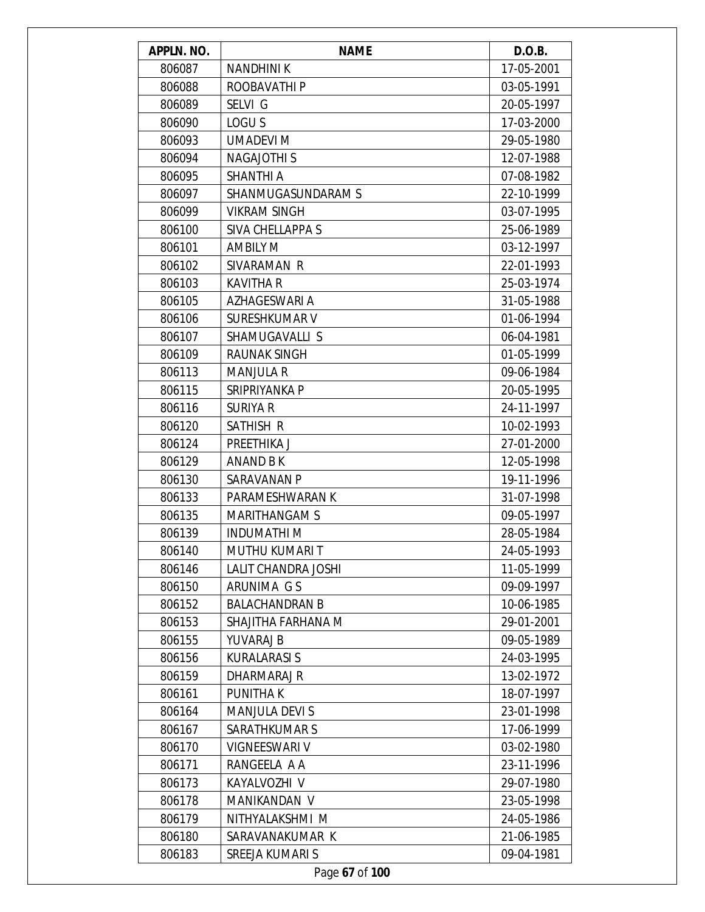| APPLN. NO. | NAME | D.O.B. |
|---|---|---|
| 806087 | NANDHINI K | 17-05-2001 |
| 806088 | ROOBAVATHI P | 03-05-1991 |
| 806089 | SELVI G | 20-05-1997 |
| 806090 | LOGU S | 17-03-2000 |
| 806093 | UMADEVI M | 29-05-1980 |
| 806094 | NAGAJOTHI S | 12-07-1988 |
| 806095 | SHANTHI A | 07-08-1982 |
| 806097 | SHANMUGASUNDARAM S | 22-10-1999 |
| 806099 | VIKRAM SINGH | 03-07-1995 |
| 806100 | SIVA CHELLAPPA S | 25-06-1989 |
| 806101 | AMBILY M | 03-12-1997 |
| 806102 | SIVARAMAN R | 22-01-1993 |
| 806103 | KAVITHA R | 25-03-1974 |
| 806105 | AZHAGESWARI A | 31-05-1988 |
| 806106 | SURESHKUMAR V | 01-06-1994 |
| 806107 | SHAMUGAVALLI S | 06-04-1981 |
| 806109 | RAUNAK SINGH | 01-05-1999 |
| 806113 | MANJULA R | 09-06-1984 |
| 806115 | SRIPRIYANKA P | 20-05-1995 |
| 806116 | SURIYA R | 24-11-1997 |
| 806120 | SATHISH R | 10-02-1993 |
| 806124 | PREETHIKA J | 27-01-2000 |
| 806129 | ANAND B K | 12-05-1998 |
| 806130 | SARAVANAN P | 19-11-1996 |
| 806133 | PARAMESHWARAN K | 31-07-1998 |
| 806135 | MARITHANGAM S | 09-05-1997 |
| 806139 | INDUMATHI M | 28-05-1984 |
| 806140 | MUTHU KUMARI T | 24-05-1993 |
| 806146 | LALIT CHANDRA JOSHI | 11-05-1999 |
| 806150 | ARUNIMA G S | 09-09-1997 |
| 806152 | BALACHANDRAN B | 10-06-1985 |
| 806153 | SHAJITHA FARHANA M | 29-01-2001 |
| 806155 | YUVARAJ B | 09-05-1989 |
| 806156 | KURALARASI S | 24-03-1995 |
| 806159 | DHARMARAJ R | 13-02-1972 |
| 806161 | PUNITHA K | 18-07-1997 |
| 806164 | MANJULA DEVI S | 23-01-1998 |
| 806167 | SARATHKUMAR S | 17-06-1999 |
| 806170 | VIGNEESWARI V | 03-02-1980 |
| 806171 | RANGEELA A A | 23-11-1996 |
| 806173 | KAYALVOZHI V | 29-07-1980 |
| 806178 | MANIKANDAN V | 23-05-1998 |
| 806179 | NITHYALAKSHMI M | 24-05-1986 |
| 806180 | SARAVANAKUMAR K | 21-06-1985 |
| 806183 | SREEJA KUMARI S | 09-04-1981 |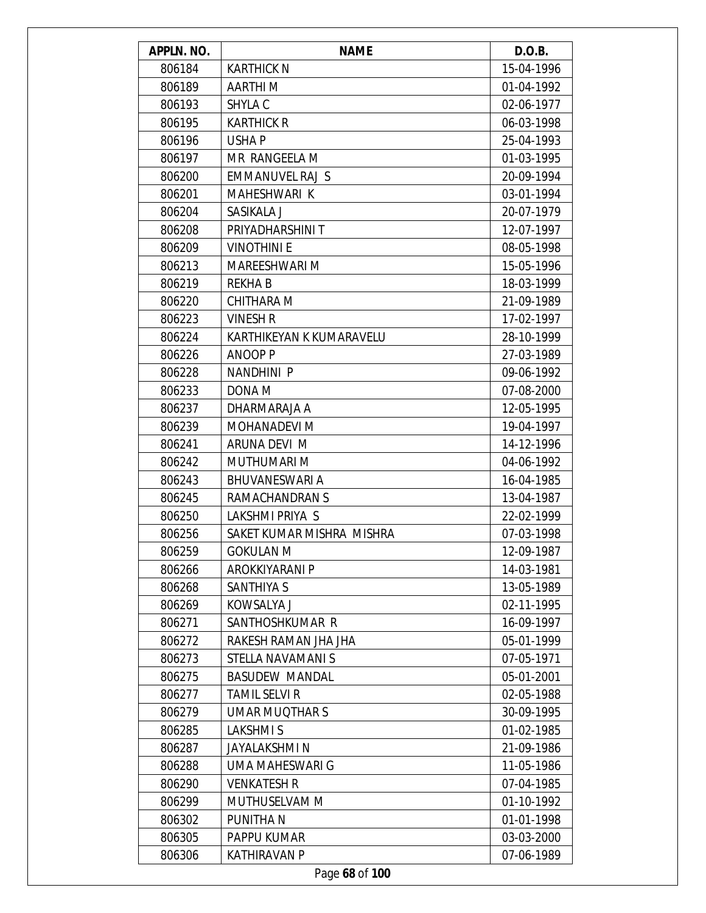| APPLN. NO. | NAME | D.O.B. |
|---|---|---|
| 806184 | KARTHICK N | 15-04-1996 |
| 806189 | AARTHI M | 01-04-1992 |
| 806193 | SHYLA C | 02-06-1977 |
| 806195 | KARTHICK R | 06-03-1998 |
| 806196 | USHA P | 25-04-1993 |
| 806197 | MR RANGEELA M | 01-03-1995 |
| 806200 | EMMANUVEL RAJ S | 20-09-1994 |
| 806201 | MAHESHWARI K | 03-01-1994 |
| 806204 | SASIKALA J | 20-07-1979 |
| 806208 | PRIYADHARSHINI T | 12-07-1997 |
| 806209 | VINOTHINI E | 08-05-1998 |
| 806213 | MAREESHWARI M | 15-05-1996 |
| 806219 | REKHA B | 18-03-1999 |
| 806220 | CHITHARA M | 21-09-1989 |
| 806223 | VINESH R | 17-02-1997 |
| 806224 | KARTHIKEYAN K KUMARAVELU | 28-10-1999 |
| 806226 | ANOOP P | 27-03-1989 |
| 806228 | NANDHINI P | 09-06-1992 |
| 806233 | DONA M | 07-08-2000 |
| 806237 | DHARMARAJA A | 12-05-1995 |
| 806239 | MOHANADEVI M | 19-04-1997 |
| 806241 | ARUNA DEVI M | 14-12-1996 |
| 806242 | MUTHUMARI M | 04-06-1992 |
| 806243 | BHUVANESWARI A | 16-04-1985 |
| 806245 | RAMACHANDRAN S | 13-04-1987 |
| 806250 | LAKSHMI PRIYA S | 22-02-1999 |
| 806256 | SAKET KUMAR MISHRA MISHRA | 07-03-1998 |
| 806259 | GOKULAN M | 12-09-1987 |
| 806266 | AROKKIYARANI P | 14-03-1981 |
| 806268 | SANTHIYA S | 13-05-1989 |
| 806269 | KOWSALYA J | 02-11-1995 |
| 806271 | SANTHOSHKUMAR R | 16-09-1997 |
| 806272 | RAKESH RAMAN JHA JHA | 05-01-1999 |
| 806273 | STELLA NAVAMANI S | 07-05-1971 |
| 806275 | BASUDEW MANDAL | 05-01-2001 |
| 806277 | TAMIL SELVI R | 02-05-1988 |
| 806279 | UMAR MUQTHAR S | 30-09-1995 |
| 806285 | LAKSHMI S | 01-02-1985 |
| 806287 | JAYALAKSHMI N | 21-09-1986 |
| 806288 | UMA MAHESWARI G | 11-05-1986 |
| 806290 | VENKATESH R | 07-04-1985 |
| 806299 | MUTHUSELVAM M | 01-10-1992 |
| 806302 | PUNITHA N | 01-01-1998 |
| 806305 | PAPPU KUMAR | 03-03-2000 |
| 806306 | KATHIRAVAN P | 07-06-1989 |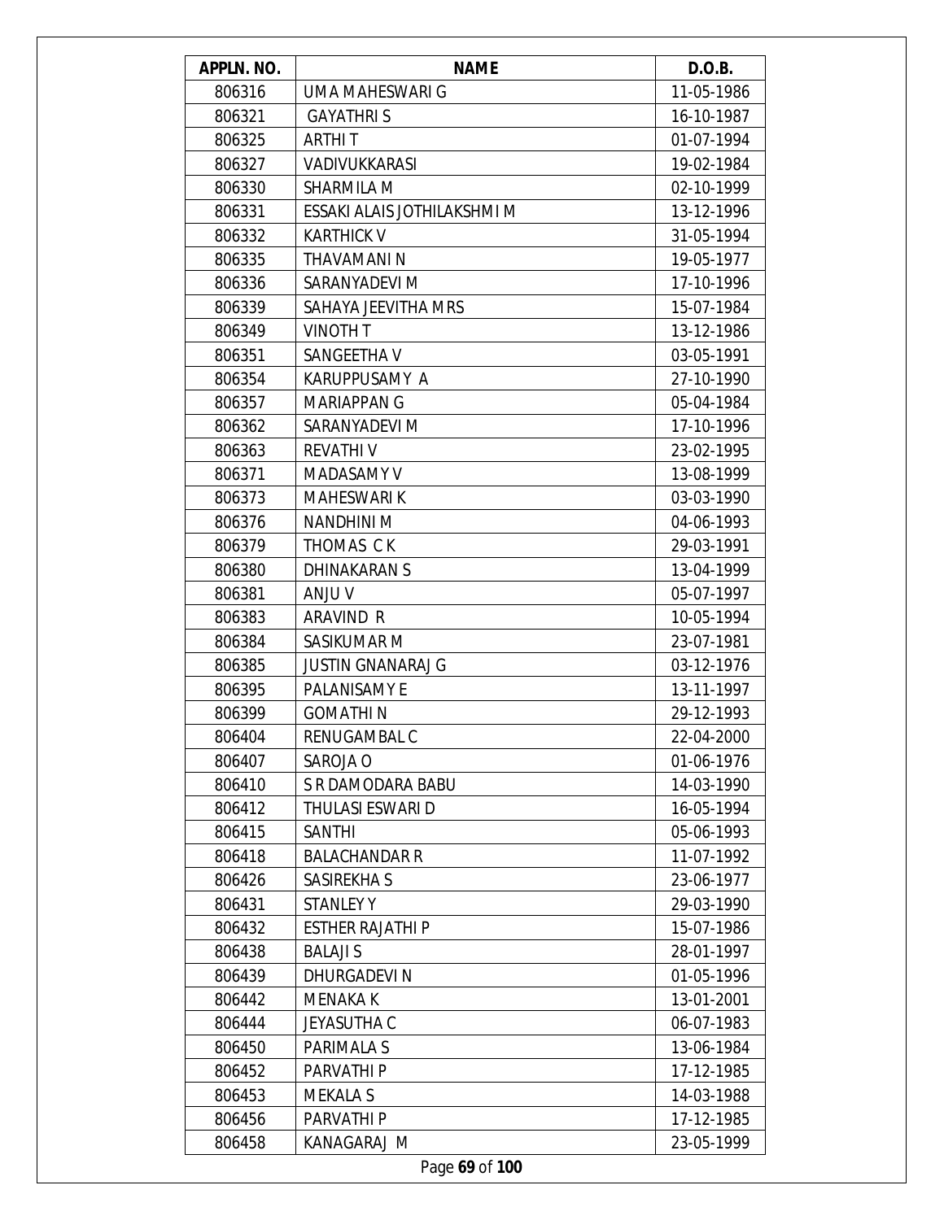| APPLN. NO. | NAME | D.O.B. |
|---|---|---|
| 806316 | UMA MAHESWARI G | 11-05-1986 |
| 806321 | GAYATHRI S | 16-10-1987 |
| 806325 | ARTHI T | 01-07-1994 |
| 806327 | VADIVUKKARASI | 19-02-1984 |
| 806330 | SHARMILA M | 02-10-1999 |
| 806331 | ESSAKI ALAIS JOTHILAKSHMI M | 13-12-1996 |
| 806332 | KARTHICK V | 31-05-1994 |
| 806335 | THAVAMANI N | 19-05-1977 |
| 806336 | SARANYADEVI M | 17-10-1996 |
| 806339 | SAHAYA JEEVITHA MRS | 15-07-1984 |
| 806349 | VINOTH T | 13-12-1986 |
| 806351 | SANGEETHA V | 03-05-1991 |
| 806354 | KARUPPUSAMY A | 27-10-1990 |
| 806357 | MARIAPPAN G | 05-04-1984 |
| 806362 | SARANYADEVI M | 17-10-1996 |
| 806363 | REVATHI V | 23-02-1995 |
| 806371 | MADASAMY V | 13-08-1999 |
| 806373 | MAHESWARI K | 03-03-1990 |
| 806376 | NANDHINI M | 04-06-1993 |
| 806379 | THOMAS C K | 29-03-1991 |
| 806380 | DHINAKARAN S | 13-04-1999 |
| 806381 | ANJU V | 05-07-1997 |
| 806383 | ARAVIND R | 10-05-1994 |
| 806384 | SASIKUMAR M | 23-07-1981 |
| 806385 | JUSTIN GNANARAJ G | 03-12-1976 |
| 806395 | PALANISAMY E | 13-11-1997 |
| 806399 | GOMATHI N | 29-12-1993 |
| 806404 | RENUGAMBAL C | 22-04-2000 |
| 806407 | SAROJA O | 01-06-1976 |
| 806410 | S R DAMODARA BABU | 14-03-1990 |
| 806412 | THULASI ESWARI D | 16-05-1994 |
| 806415 | SANTHI | 05-06-1993 |
| 806418 | BALACHANDAR R | 11-07-1992 |
| 806426 | SASIREKHA S | 23-06-1977 |
| 806431 | STANLEY Y | 29-03-1990 |
| 806432 | ESTHER RAJATHI P | 15-07-1986 |
| 806438 | BALAJI S | 28-01-1997 |
| 806439 | DHURGADEVI N | 01-05-1996 |
| 806442 | MENAKA K | 13-01-2001 |
| 806444 | JEYASUTHA C | 06-07-1983 |
| 806450 | PARIMALA S | 13-06-1984 |
| 806452 | PARVATHI P | 17-12-1985 |
| 806453 | MEKALA S | 14-03-1988 |
| 806456 | PARVATHI P | 17-12-1985 |
| 806458 | KANAGARAJ M | 23-05-1999 |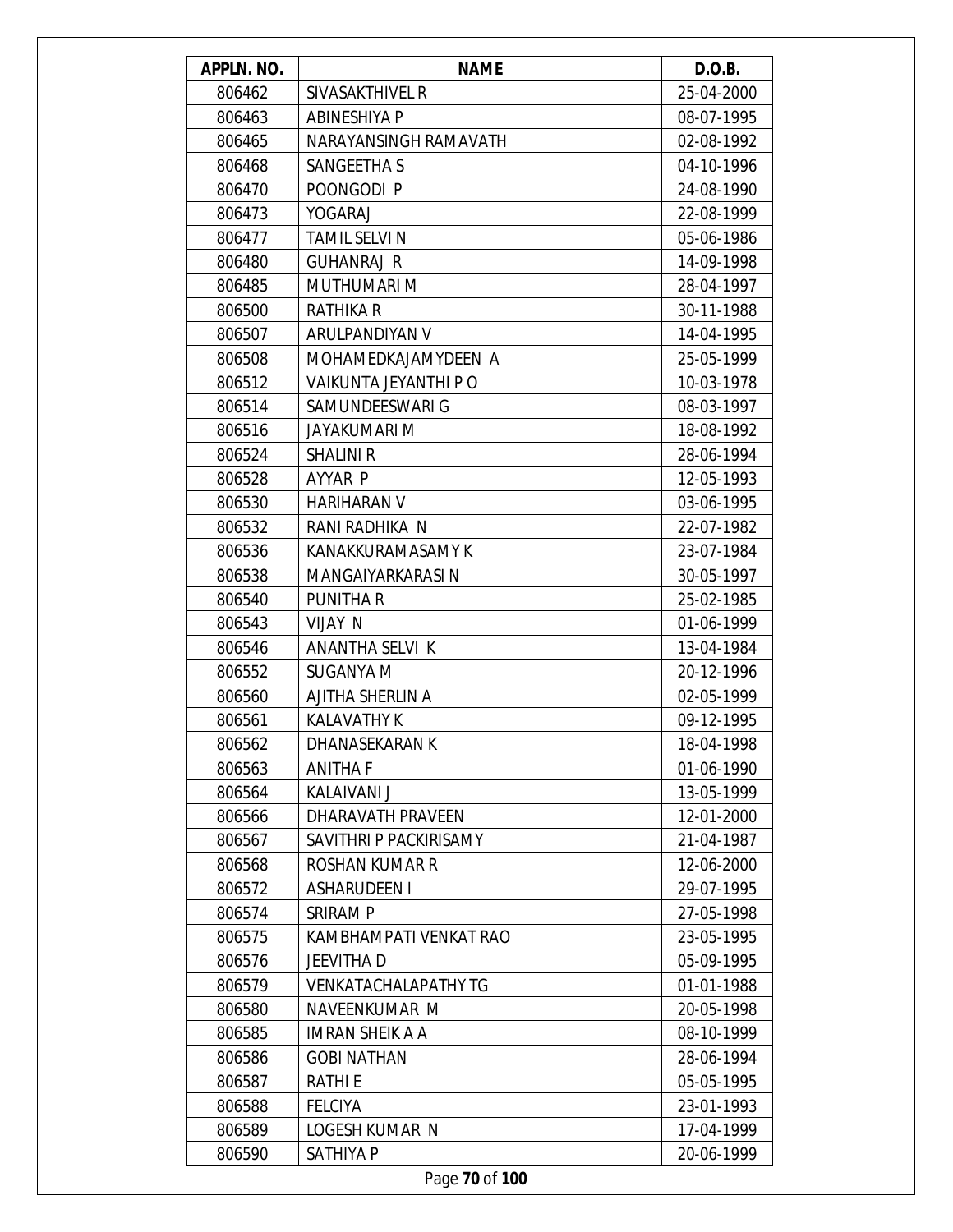| APPLN. NO. | NAME | D.O.B. |
|---|---|---|
| 806462 | SIVASAKTHIVEL R | 25-04-2000 |
| 806463 | ABINESHIYA P | 08-07-1995 |
| 806465 | NARAYANSINGH RAMAVATH | 02-08-1992 |
| 806468 | SANGEETHA S | 04-10-1996 |
| 806470 | POONGODI P | 24-08-1990 |
| 806473 | YOGARAJ | 22-08-1999 |
| 806477 | TAMIL SELVI N | 05-06-1986 |
| 806480 | GUHANRAJ R | 14-09-1998 |
| 806485 | MUTHUMARI M | 28-04-1997 |
| 806500 | RATHIKA R | 30-11-1988 |
| 806507 | ARULPANDIYAN V | 14-04-1995 |
| 806508 | MOHAMEDKAJAMYDEEN A | 25-05-1999 |
| 806512 | VAIKUNTA JEYANTHI P O | 10-03-1978 |
| 806514 | SAMUNDEESWARI G | 08-03-1997 |
| 806516 | JAYAKUMARI M | 18-08-1992 |
| 806524 | SHALINI R | 28-06-1994 |
| 806528 | AYYAR P | 12-05-1993 |
| 806530 | HARIHARAN V | 03-06-1995 |
| 806532 | RANI RADHIKA N | 22-07-1982 |
| 806536 | KANAKKURAMASAMY K | 23-07-1984 |
| 806538 | MANGAIYARKARASI N | 30-05-1997 |
| 806540 | PUNITHA R | 25-02-1985 |
| 806543 | VIJAY N | 01-06-1999 |
| 806546 | ANANTHA SELVI K | 13-04-1984 |
| 806552 | SUGANYA M | 20-12-1996 |
| 806560 | AJITHA SHERLIN A | 02-05-1999 |
| 806561 | KALAVATHY K | 09-12-1995 |
| 806562 | DHANASEKARAN K | 18-04-1998 |
| 806563 | ANITHA F | 01-06-1990 |
| 806564 | KALAIVANI J | 13-05-1999 |
| 806566 | DHARAVATH PRAVEEN | 12-01-2000 |
| 806567 | SAVITHRI P PACKIRISAMY | 21-04-1987 |
| 806568 | ROSHAN KUMAR R | 12-06-2000 |
| 806572 | ASHARUDEEN I | 29-07-1995 |
| 806574 | SRIRAM P | 27-05-1998 |
| 806575 | KAMBHAMPATI VENKAT RAO | 23-05-1995 |
| 806576 | JEEVITHA D | 05-09-1995 |
| 806579 | VENKATACHALAPATHY TG | 01-01-1988 |
| 806580 | NAVEENKUMAR M | 20-05-1998 |
| 806585 | IMRAN SHEIK A A | 08-10-1999 |
| 806586 | GOBI NATHAN | 28-06-1994 |
| 806587 | RATHI E | 05-05-1995 |
| 806588 | FELCIYA | 23-01-1993 |
| 806589 | LOGESH KUMAR N | 17-04-1999 |
| 806590 | SATHIYA P | 20-06-1999 |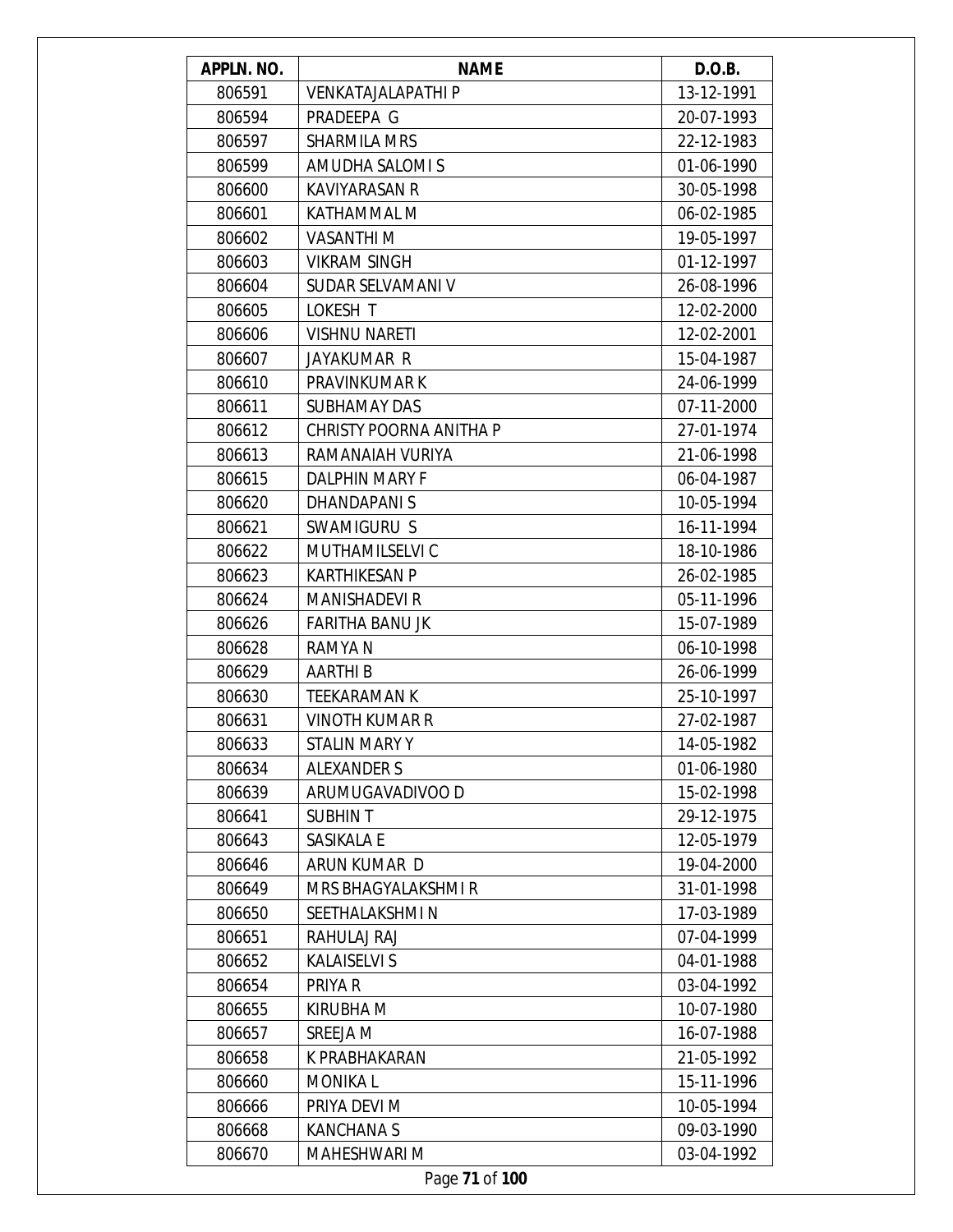| APPLN. NO. | NAME | D.O.B. |
|---|---|---|
| 806591 | VENKATAJALAPATHI P | 13-12-1991 |
| 806594 | PRADEEPA G | 20-07-1993 |
| 806597 | SHARMILA MRS | 22-12-1983 |
| 806599 | AMUDHA SALOMI S | 01-06-1990 |
| 806600 | KAVIYARASAN R | 30-05-1998 |
| 806601 | KATHAMMAL M | 06-02-1985 |
| 806602 | VASANTHI M | 19-05-1997 |
| 806603 | VIKRAM SINGH | 01-12-1997 |
| 806604 | SUDAR SELVAMANI V | 26-08-1996 |
| 806605 | LOKESH T | 12-02-2000 |
| 806606 | VISHNU NARETI | 12-02-2001 |
| 806607 | JAYAKUMAR R | 15-04-1987 |
| 806610 | PRAVINKUMAR K | 24-06-1999 |
| 806611 | SUBHAMAY DAS | 07-11-2000 |
| 806612 | CHRISTY POORNA ANITHA P | 27-01-1974 |
| 806613 | RAMANAIAH VURIYA | 21-06-1998 |
| 806615 | DALPHIN MARY F | 06-04-1987 |
| 806620 | DHANDAPANI S | 10-05-1994 |
| 806621 | SWAMIGURU S | 16-11-1994 |
| 806622 | MUTHAMILSELVI C | 18-10-1986 |
| 806623 | KARTHIKESAN P | 26-02-1985 |
| 806624 | MANISHADEVI R | 05-11-1996 |
| 806626 | FARITHA BANU JK | 15-07-1989 |
| 806628 | RAMYA N | 06-10-1998 |
| 806629 | AARTHI B | 26-06-1999 |
| 806630 | TEEKARAMAN K | 25-10-1997 |
| 806631 | VINOTH KUMAR R | 27-02-1987 |
| 806633 | STALIN MARY Y | 14-05-1982 |
| 806634 | ALEXANDER S | 01-06-1980 |
| 806639 | ARUMUGAVADIVOO D | 15-02-1998 |
| 806641 | SUBHIN T | 29-12-1975 |
| 806643 | SASIKALA E | 12-05-1979 |
| 806646 | ARUN KUMAR D | 19-04-2000 |
| 806649 | MRS BHAGYALAKSHMI R | 31-01-1998 |
| 806650 | SEETHALAKSHMI N | 17-03-1989 |
| 806651 | RAHULAJ RAJ | 07-04-1999 |
| 806652 | KALAISELVI S | 04-01-1988 |
| 806654 | PRIYA R | 03-04-1992 |
| 806655 | KIRUBHA M | 10-07-1980 |
| 806657 | SREEJA M | 16-07-1988 |
| 806658 | K PRABHAKARAN | 21-05-1992 |
| 806660 | MONIKA L | 15-11-1996 |
| 806666 | PRIYA DEVI M | 10-05-1994 |
| 806668 | KANCHANA S | 09-03-1990 |
| 806670 | MAHESHWARI M | 03-04-1992 |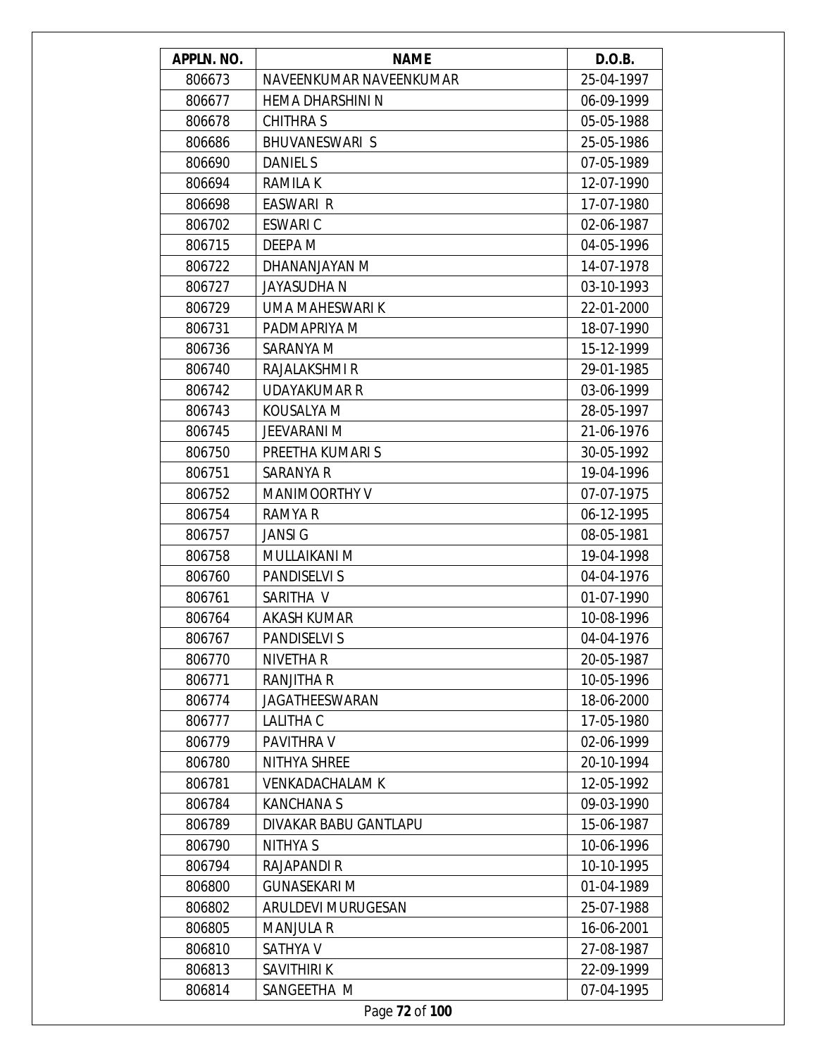| APPLN. NO. | NAME | D.O.B. |
|---|---|---|
| 806673 | NAVEENKUMAR NAVEENKUMAR | 25-04-1997 |
| 806677 | HEMA DHARSHINI N | 06-09-1999 |
| 806678 | CHITHRA S | 05-05-1988 |
| 806686 | BHUVANESWARI S | 25-05-1986 |
| 806690 | DANIEL S | 07-05-1989 |
| 806694 | RAMILA K | 12-07-1990 |
| 806698 | EASWARI R | 17-07-1980 |
| 806702 | ESWARI C | 02-06-1987 |
| 806715 | DEEPA M | 04-05-1996 |
| 806722 | DHANANJAYAN M | 14-07-1978 |
| 806727 | JAYASUDHA N | 03-10-1993 |
| 806729 | UMA MAHESWARI K | 22-01-2000 |
| 806731 | PADMAPRIYA M | 18-07-1990 |
| 806736 | SARANYA M | 15-12-1999 |
| 806740 | RAJALAKSHMI R | 29-01-1985 |
| 806742 | UDAYAKUMAR R | 03-06-1999 |
| 806743 | KOUSALYA M | 28-05-1997 |
| 806745 | JEEVARANI M | 21-06-1976 |
| 806750 | PREETHA KUMARI S | 30-05-1992 |
| 806751 | SARANYA R | 19-04-1996 |
| 806752 | MANIMOORTHY V | 07-07-1975 |
| 806754 | RAMYA R | 06-12-1995 |
| 806757 | JANSI G | 08-05-1981 |
| 806758 | MULLAIKANI M | 19-04-1998 |
| 806760 | PANDISELVI S | 04-04-1976 |
| 806761 | SARITHA V | 01-07-1990 |
| 806764 | AKASH KUMAR | 10-08-1996 |
| 806767 | PANDISELVI S | 04-04-1976 |
| 806770 | NIVETHA R | 20-05-1987 |
| 806771 | RANJITHA R | 10-05-1996 |
| 806774 | JAGATHEESWARAN | 18-06-2000 |
| 806777 | LALITHA C | 17-05-1980 |
| 806779 | PAVITHRA V | 02-06-1999 |
| 806780 | NITHYA SHREE | 20-10-1994 |
| 806781 | VENKADACHALAM K | 12-05-1992 |
| 806784 | KANCHANA S | 09-03-1990 |
| 806789 | DIVAKAR BABU GANTLAPU | 15-06-1987 |
| 806790 | NITHYA S | 10-06-1996 |
| 806794 | RAJAPANDI R | 10-10-1995 |
| 806800 | GUNASEKARI M | 01-04-1989 |
| 806802 | ARULDEVI MURUGESAN | 25-07-1988 |
| 806805 | MANJULA R | 16-06-2001 |
| 806810 | SATHYA V | 27-08-1987 |
| 806813 | SAVITHIRI K | 22-09-1999 |
| 806814 | SANGEETHA M | 07-04-1995 |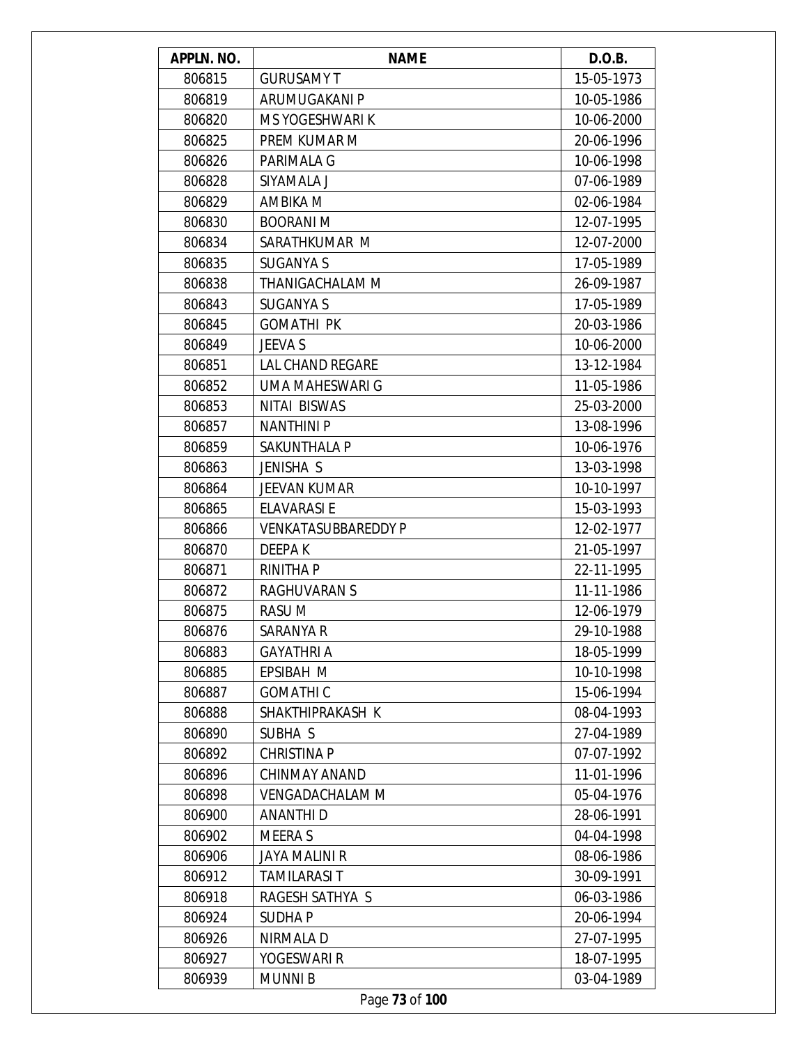| APPLN. NO. | NAME | D.O.B. |
|---|---|---|
| 806815 | GURUSAMY T | 15-05-1973 |
| 806819 | ARUMUGAKANI P | 10-05-1986 |
| 806820 | MS YOGESHWARI K | 10-06-2000 |
| 806825 | PREM KUMAR M | 20-06-1996 |
| 806826 | PARIMALA G | 10-06-1998 |
| 806828 | SIYAMALA J | 07-06-1989 |
| 806829 | AMBIKA M | 02-06-1984 |
| 806830 | BOORANI M | 12-07-1995 |
| 806834 | SARATHKUMAR M | 12-07-2000 |
| 806835 | SUGANYA S | 17-05-1989 |
| 806838 | THANIGACHALAM M | 26-09-1987 |
| 806843 | SUGANYA S | 17-05-1989 |
| 806845 | GOMATHI PK | 20-03-1986 |
| 806849 | JEEVA S | 10-06-2000 |
| 806851 | LAL CHAND REGARE | 13-12-1984 |
| 806852 | UMA MAHESWARI G | 11-05-1986 |
| 806853 | NITAI BISWAS | 25-03-2000 |
| 806857 | NANTHINI P | 13-08-1996 |
| 806859 | SAKUNTHALA P | 10-06-1976 |
| 806863 | JENISHA S | 13-03-1998 |
| 806864 | JEEVAN KUMAR | 10-10-1997 |
| 806865 | ELAVARASI E | 15-03-1993 |
| 806866 | VENKATASUBBAREDDY P | 12-02-1977 |
| 806870 | DEEPA K | 21-05-1997 |
| 806871 | RINITHA P | 22-11-1995 |
| 806872 | RAGHUVARAN S | 11-11-1986 |
| 806875 | RASU M | 12-06-1979 |
| 806876 | SARANYA R | 29-10-1988 |
| 806883 | GAYATHRI A | 18-05-1999 |
| 806885 | EPSIBAH M | 10-10-1998 |
| 806887 | GOMATHI C | 15-06-1994 |
| 806888 | SHAKTHIPRAKASH K | 08-04-1993 |
| 806890 | SUBHA S | 27-04-1989 |
| 806892 | CHRISTINA P | 07-07-1992 |
| 806896 | CHINMAY ANAND | 11-01-1996 |
| 806898 | VENGADACHALAM M | 05-04-1976 |
| 806900 | ANANTHI D | 28-06-1991 |
| 806902 | MEERA S | 04-04-1998 |
| 806906 | JAYA MALINI R | 08-06-1986 |
| 806912 | TAMILARASI T | 30-09-1991 |
| 806918 | RAGESH SATHYA S | 06-03-1986 |
| 806924 | SUDHA P | 20-06-1994 |
| 806926 | NIRMALA D | 27-07-1995 |
| 806927 | YOGESWARI R | 18-07-1995 |
| 806939 | MUNNI B | 03-04-1989 |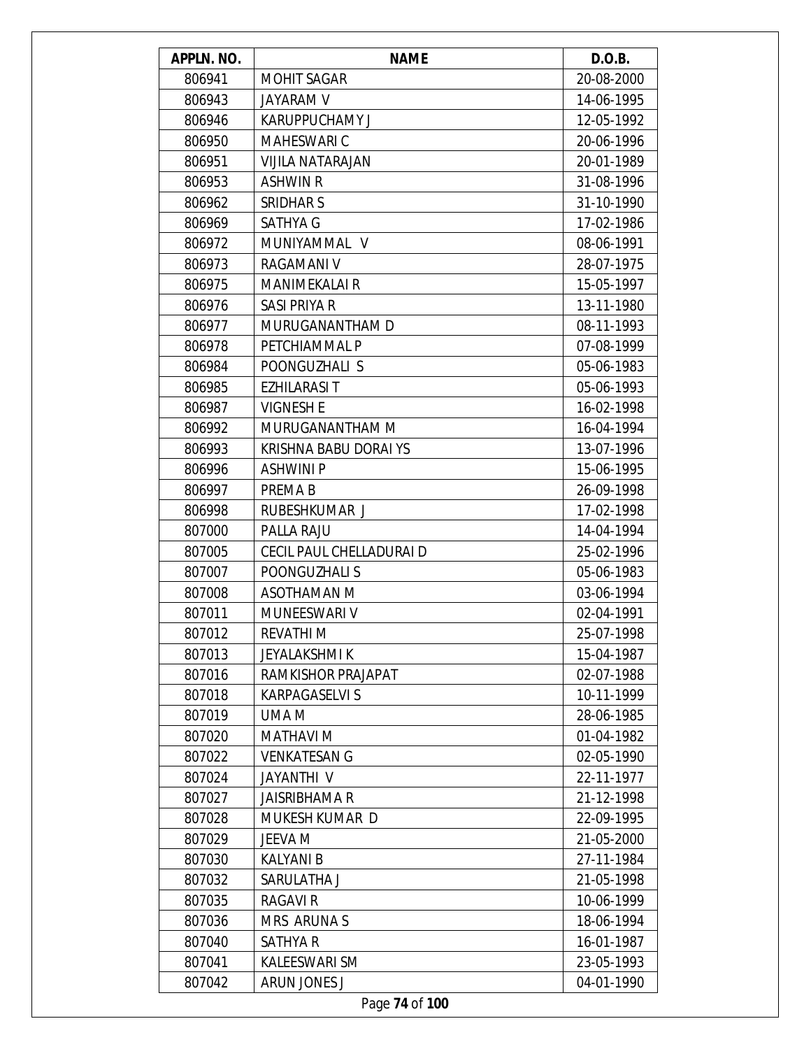| APPLN. NO. | NAME | D.O.B. |
|---|---|---|
| 806941 | MOHIT SAGAR | 20-08-2000 |
| 806943 | JAYARAM V | 14-06-1995 |
| 806946 | KARUPPUCHAMY J | 12-05-1992 |
| 806950 | MAHESWARI C | 20-06-1996 |
| 806951 | VIJILA NATARAJAN | 20-01-1989 |
| 806953 | ASHWIN R | 31-08-1996 |
| 806962 | SRIDHAR S | 31-10-1990 |
| 806969 | SATHYA G | 17-02-1986 |
| 806972 | MUNIYAMMAL V | 08-06-1991 |
| 806973 | RAGAMANI V | 28-07-1975 |
| 806975 | MANIMEKALAI R | 15-05-1997 |
| 806976 | SASI PRIYA R | 13-11-1980 |
| 806977 | MURUGANANTHAM D | 08-11-1993 |
| 806978 | PETCHIAMMAL P | 07-08-1999 |
| 806984 | POONGUZHALI S | 05-06-1983 |
| 806985 | EZHILARASI T | 05-06-1993 |
| 806987 | VIGNESH E | 16-02-1998 |
| 806992 | MURUGANANTHAM M | 16-04-1994 |
| 806993 | KRISHNA BABU DORAI YS | 13-07-1996 |
| 806996 | ASHWINI P | 15-06-1995 |
| 806997 | PREMA B | 26-09-1998 |
| 806998 | RUBESHKUMAR J | 17-02-1998 |
| 807000 | PALLA RAJU | 14-04-1994 |
| 807005 | CECIL PAUL CHELLADURAI D | 25-02-1996 |
| 807007 | POONGUZHALI S | 05-06-1983 |
| 807008 | ASOTHAMAN M | 03-06-1994 |
| 807011 | MUNEESWARI V | 02-04-1991 |
| 807012 | REVATHI M | 25-07-1998 |
| 807013 | JEYALAKSHMI K | 15-04-1987 |
| 807016 | RAMKISHOR PRAJAPAT | 02-07-1988 |
| 807018 | KARPAGASELVI S | 10-11-1999 |
| 807019 | UMA M | 28-06-1985 |
| 807020 | MATHAVI M | 01-04-1982 |
| 807022 | VENKATESAN G | 02-05-1990 |
| 807024 | JAYANTHI V | 22-11-1977 |
| 807027 | JAISRIBHAMA R | 21-12-1998 |
| 807028 | MUKESH KUMAR D | 22-09-1995 |
| 807029 | JEEVA M | 21-05-2000 |
| 807030 | KALYANI B | 27-11-1984 |
| 807032 | SARULATHA J | 21-05-1998 |
| 807035 | RAGAVI R | 10-06-1999 |
| 807036 | MRS ARUNA S | 18-06-1994 |
| 807040 | SATHYA R | 16-01-1987 |
| 807041 | KALEESWARI SM | 23-05-1993 |
| 807042 | ARUN JONES J | 04-01-1990 |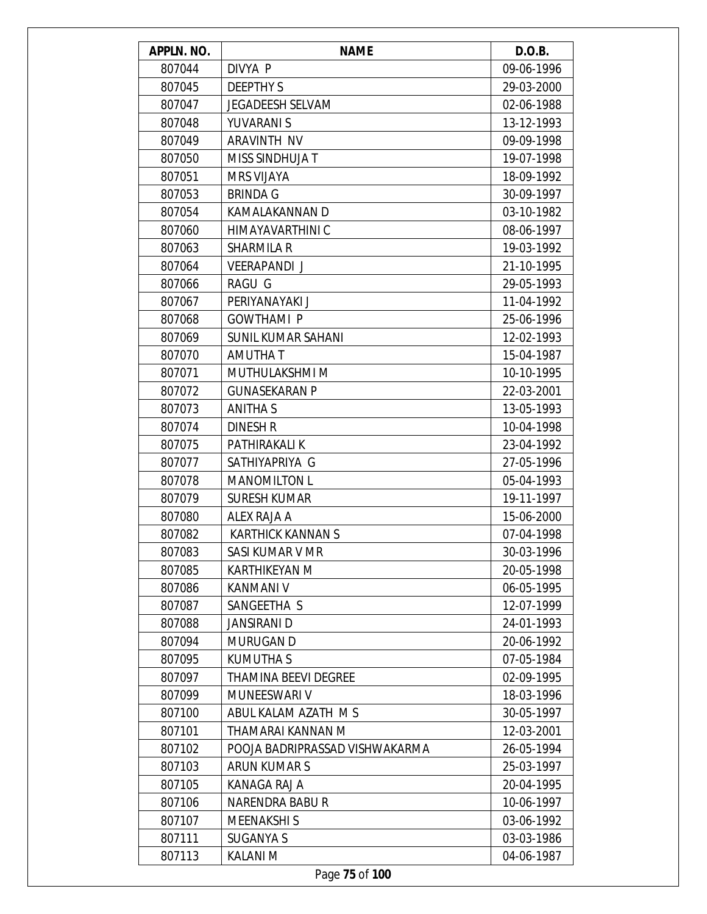| APPLN. NO. | NAME | D.O.B. |
|---|---|---|
| 807044 | DIVYA P | 09-06-1996 |
| 807045 | DEEPTHY S | 29-03-2000 |
| 807047 | JEGADEESH SELVAM | 02-06-1988 |
| 807048 | YUVARANI S | 13-12-1993 |
| 807049 | ARAVINTH NV | 09-09-1998 |
| 807050 | MISS SINDHUJA T | 19-07-1998 |
| 807051 | MRS VIJAYA | 18-09-1992 |
| 807053 | BRINDA G | 30-09-1997 |
| 807054 | KAMALAKANNAN D | 03-10-1982 |
| 807060 | HIMAYAVARTHINI C | 08-06-1997 |
| 807063 | SHARMILA R | 19-03-1992 |
| 807064 | VEERAPANDI J | 21-10-1995 |
| 807066 | RAGU G | 29-05-1993 |
| 807067 | PERIYANAYAKI J | 11-04-1992 |
| 807068 | GOWTHAMI P | 25-06-1996 |
| 807069 | SUNIL KUMAR SAHANI | 12-02-1993 |
| 807070 | AMUTHA T | 15-04-1987 |
| 807071 | MUTHULAKSHMI M | 10-10-1995 |
| 807072 | GUNASEKARAN P | 22-03-2001 |
| 807073 | ANITHA S | 13-05-1993 |
| 807074 | DINESH R | 10-04-1998 |
| 807075 | PATHIRAKALI K | 23-04-1992 |
| 807077 | SATHIYAPRIYA G | 27-05-1996 |
| 807078 | MANOMILTON L | 05-04-1993 |
| 807079 | SURESH KUMAR | 19-11-1997 |
| 807080 | ALEX RAJA A | 15-06-2000 |
| 807082 | KARTHICK KANNAN S | 07-04-1998 |
| 807083 | SASI KUMAR V MR | 30-03-1996 |
| 807085 | KARTHIKEYAN M | 20-05-1998 |
| 807086 | KANMANI V | 06-05-1995 |
| 807087 | SANGEETHA S | 12-07-1999 |
| 807088 | JANSIRANI D | 24-01-1993 |
| 807094 | MURUGAN D | 20-06-1992 |
| 807095 | KUMUTHA S | 07-05-1984 |
| 807097 | THAMINA BEEVI DEGREE | 02-09-1995 |
| 807099 | MUNEESWARI V | 18-03-1996 |
| 807100 | ABUL KALAM AZATH M S | 30-05-1997 |
| 807101 | THAMARAI KANNAN M | 12-03-2001 |
| 807102 | POOJA BADRIPRASSAD VISHWAKARMA | 26-05-1994 |
| 807103 | ARUN KUMAR S | 25-03-1997 |
| 807105 | KANAGA RAJ A | 20-04-1995 |
| 807106 | NARENDRA BABU R | 10-06-1997 |
| 807107 | MEENAKSHI S | 03-06-1992 |
| 807111 | SUGANYA S | 03-03-1986 |
| 807113 | KALANI M | 04-06-1987 |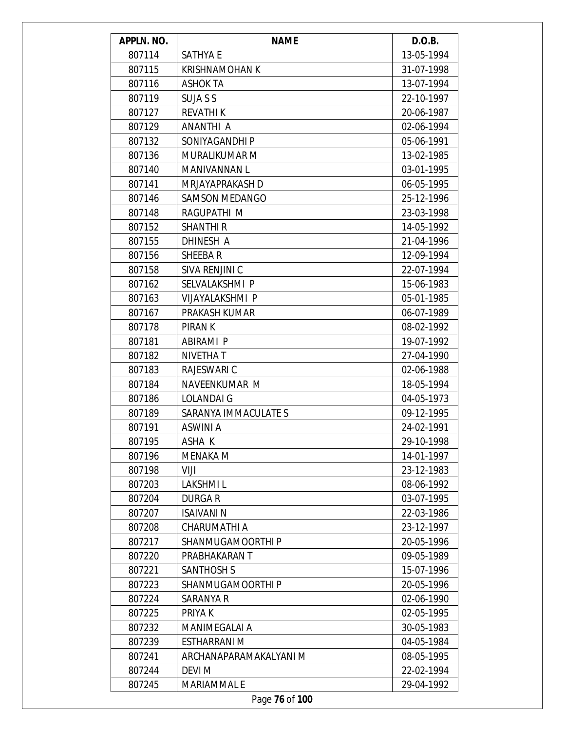| APPLN. NO. | NAME | D.O.B. |
|---|---|---|
| 807114 | SATHYA E | 13-05-1994 |
| 807115 | KRISHNAMOHAN K | 31-07-1998 |
| 807116 | ASHOK TA | 13-07-1994 |
| 807119 | SUJA S S | 22-10-1997 |
| 807127 | REVATHI K | 20-06-1987 |
| 807129 | ANANTHI A | 02-06-1994 |
| 807132 | SONIYAGANDHI P | 05-06-1991 |
| 807136 | MURALIKUMAR M | 13-02-1985 |
| 807140 | MANIVANNAN L | 03-01-1995 |
| 807141 | MRJAYAPRAKASH D | 06-05-1995 |
| 807146 | SAMSON MEDANGO | 25-12-1996 |
| 807148 | RAGUPATHI M | 23-03-1998 |
| 807152 | SHANTHI R | 14-05-1992 |
| 807155 | DHINESH A | 21-04-1996 |
| 807156 | SHEEBA R | 12-09-1994 |
| 807158 | SIVA RENJINI C | 22-07-1994 |
| 807162 | SELVALAKSHMI P | 15-06-1983 |
| 807163 | VIJAYALAKSHMI P | 05-01-1985 |
| 807167 | PRAKASH KUMAR | 06-07-1989 |
| 807178 | PIRAN K | 08-02-1992 |
| 807181 | ABIRAMI P | 19-07-1992 |
| 807182 | NIVETHA T | 27-04-1990 |
| 807183 | RAJESWARI C | 02-06-1988 |
| 807184 | NAVEENKUMAR M | 18-05-1994 |
| 807186 | LOLANDAI G | 04-05-1973 |
| 807189 | SARANYA IMMACULATE S | 09-12-1995 |
| 807191 | ASWINI A | 24-02-1991 |
| 807195 | ASHA K | 29-10-1998 |
| 807196 | MENAKA M | 14-01-1997 |
| 807198 | VIJI | 23-12-1983 |
| 807203 | LAKSHMI L | 08-06-1992 |
| 807204 | DURGA R | 03-07-1995 |
| 807207 | ISAIVANI N | 22-03-1986 |
| 807208 | CHARUMATHI A | 23-12-1997 |
| 807217 | SHANMUGAMOORTHI P | 20-05-1996 |
| 807220 | PRABHAKARAN T | 09-05-1989 |
| 807221 | SANTHOSH S | 15-07-1996 |
| 807223 | SHANMUGAMOORTHI P | 20-05-1996 |
| 807224 | SARANYA R | 02-06-1990 |
| 807225 | PRIYA K | 02-05-1995 |
| 807232 | MANIMEGALAI A | 30-05-1983 |
| 807239 | ESTHARRANI M | 04-05-1984 |
| 807241 | ARCHANAPARAMAKALYANI M | 08-05-1995 |
| 807244 | DEVI M | 22-02-1994 |
| 807245 | MARIAMMAL E | 29-04-1992 |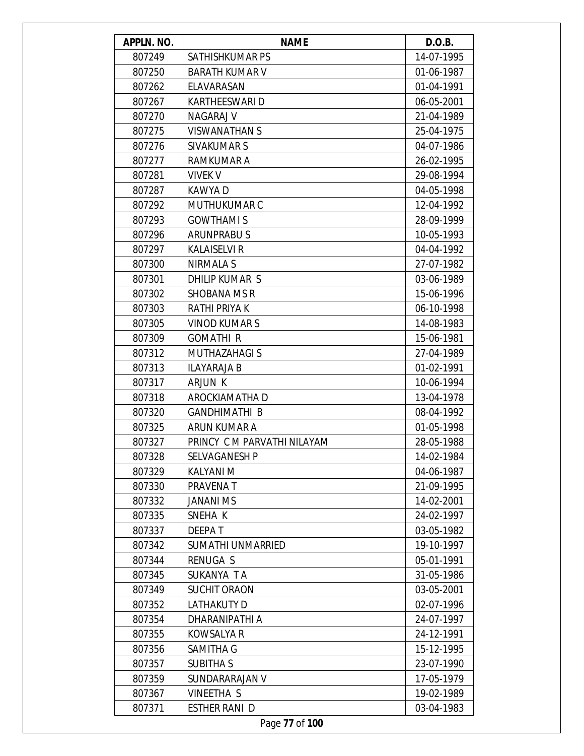| APPLN. NO. | NAME | D.O.B. |
|---|---|---|
| 807249 | SATHISHKUMAR PS | 14-07-1995 |
| 807250 | BARATH KUMAR V | 01-06-1987 |
| 807262 | ELAVARASAN | 01-04-1991 |
| 807267 | KARTHEESWARI D | 06-05-2001 |
| 807270 | NAGARAJ V | 21-04-1989 |
| 807275 | VISWANATHAN S | 25-04-1975 |
| 807276 | SIVAKUMAR S | 04-07-1986 |
| 807277 | RAMKUMAR A | 26-02-1995 |
| 807281 | VIVEK V | 29-08-1994 |
| 807287 | KAWYA D | 04-05-1998 |
| 807292 | MUTHUKUMAR C | 12-04-1992 |
| 807293 | GOWTHAMI S | 28-09-1999 |
| 807296 | ARUNPRABU S | 10-05-1993 |
| 807297 | KALAISELVI R | 04-04-1992 |
| 807300 | NIRMALA S | 27-07-1982 |
| 807301 | DHILIP KUMAR S | 03-06-1989 |
| 807302 | SHOBANA M S R | 15-06-1996 |
| 807303 | RATHI PRIYA K | 06-10-1998 |
| 807305 | VINOD KUMAR S | 14-08-1983 |
| 807309 | GOMATHI R | 15-06-1981 |
| 807312 | MUTHAZAHAGI S | 27-04-1989 |
| 807313 | ILAYARAJA B | 01-02-1991 |
| 807317 | ARJUN K | 10-06-1994 |
| 807318 | AROCKIAMATHA D | 13-04-1978 |
| 807320 | GANDHIMATHI B | 08-04-1992 |
| 807325 | ARUN KUMAR A | 01-05-1998 |
| 807327 | PRINCY C M PARVATHI NILAYAM | 28-05-1988 |
| 807328 | SELVAGANESH P | 14-02-1984 |
| 807329 | KALYANI M | 04-06-1987 |
| 807330 | PRAVENA T | 21-09-1995 |
| 807332 | JANANI M S | 14-02-2001 |
| 807335 | SNEHA K | 24-02-1997 |
| 807337 | DEEPA T | 03-05-1982 |
| 807342 | SUMATHI UNMARRIED | 19-10-1997 |
| 807344 | RENUGA S | 05-01-1991 |
| 807345 | SUKANYA T A | 31-05-1986 |
| 807349 | SUCHIT ORAON | 03-05-2001 |
| 807352 | LATHAKUTY D | 02-07-1996 |
| 807354 | DHARANIPATHI A | 24-07-1997 |
| 807355 | KOWSALYA R | 24-12-1991 |
| 807356 | SAMITHA G | 15-12-1995 |
| 807357 | SUBITHA S | 23-07-1990 |
| 807359 | SUNDARARAJAN V | 17-05-1979 |
| 807367 | VINEETHA S | 19-02-1989 |
| 807371 | ESTHER RANI D | 03-04-1983 |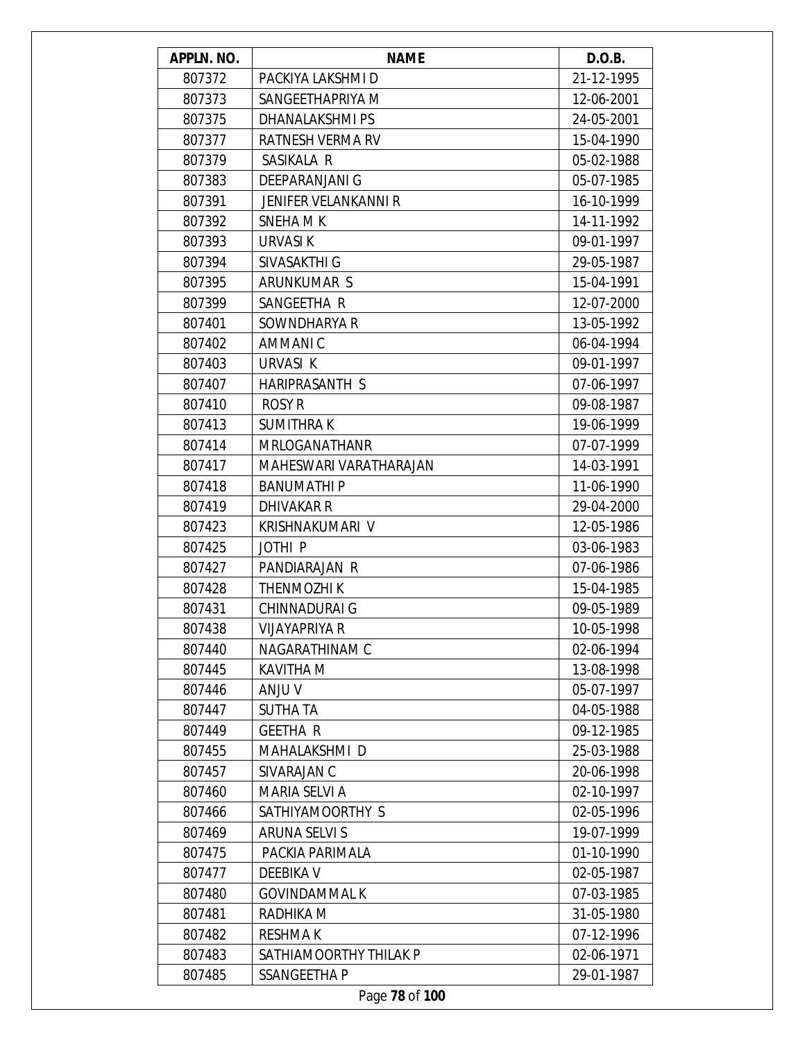| APPLN. NO. | NAME | D.O.B. |
|---|---|---|
| 807372 | PACKIYA LAKSHMI D | 21-12-1995 |
| 807373 | SANGEETHAPRIYA M | 12-06-2001 |
| 807375 | DHANALAKSHMI PS | 24-05-2001 |
| 807377 | RATNESH VERMA RV | 15-04-1990 |
| 807379 | SASIKALA R | 05-02-1988 |
| 807383 | DEEPARANJANI G | 05-07-1985 |
| 807391 | JENIFER VELANKANNI R | 16-10-1999 |
| 807392 | SNEHA M K | 14-11-1992 |
| 807393 | URVASI K | 09-01-1997 |
| 807394 | SIVASAKTHI G | 29-05-1987 |
| 807395 | ARUNKUMAR S | 15-04-1991 |
| 807399 | SANGEETHA R | 12-07-2000 |
| 807401 | SOWNDHARYA R | 13-05-1992 |
| 807402 | AMMANI C | 06-04-1994 |
| 807403 | URVASI K | 09-01-1997 |
| 807407 | HARIPRASANTH S | 07-06-1997 |
| 807410 | ROSY R | 09-08-1987 |
| 807413 | SUMITHRA K | 19-06-1999 |
| 807414 | MRLOGANATHANR | 07-07-1999 |
| 807417 | MAHESWARI VARATHARAJAN | 14-03-1991 |
| 807418 | BANUMATHI P | 11-06-1990 |
| 807419 | DHIVAKAR R | 29-04-2000 |
| 807423 | KRISHNAKUMARI V | 12-05-1986 |
| 807425 | JOTHI P | 03-06-1983 |
| 807427 | PANDIARAJAN R | 07-06-1986 |
| 807428 | THENMOZHI K | 15-04-1985 |
| 807431 | CHINNADURAI G | 09-05-1989 |
| 807438 | VIJAYAPRIYA R | 10-05-1998 |
| 807440 | NAGARATHINAM C | 02-06-1994 |
| 807445 | KAVITHA M | 13-08-1998 |
| 807446 | ANJU V | 05-07-1997 |
| 807447 | SUTHA TA | 04-05-1988 |
| 807449 | GEETHA R | 09-12-1985 |
| 807455 | MAHALAKSHMI D | 25-03-1988 |
| 807457 | SIVARAJAN C | 20-06-1998 |
| 807460 | MARIA SELVI A | 02-10-1997 |
| 807466 | SATHIYAMOORTHY S | 02-05-1996 |
| 807469 | ARUNA SELVI S | 19-07-1999 |
| 807475 | PACKIA PARIMALA | 01-10-1990 |
| 807477 | DEEBIKA V | 02-05-1987 |
| 807480 | GOVINDAMMAL K | 07-03-1985 |
| 807481 | RADHIKA M | 31-05-1980 |
| 807482 | RESHMA K | 07-12-1996 |
| 807483 | SATHIAMOORTHY THILAK P | 02-06-1971 |
| 807485 | SSANGEETHA P | 29-01-1987 |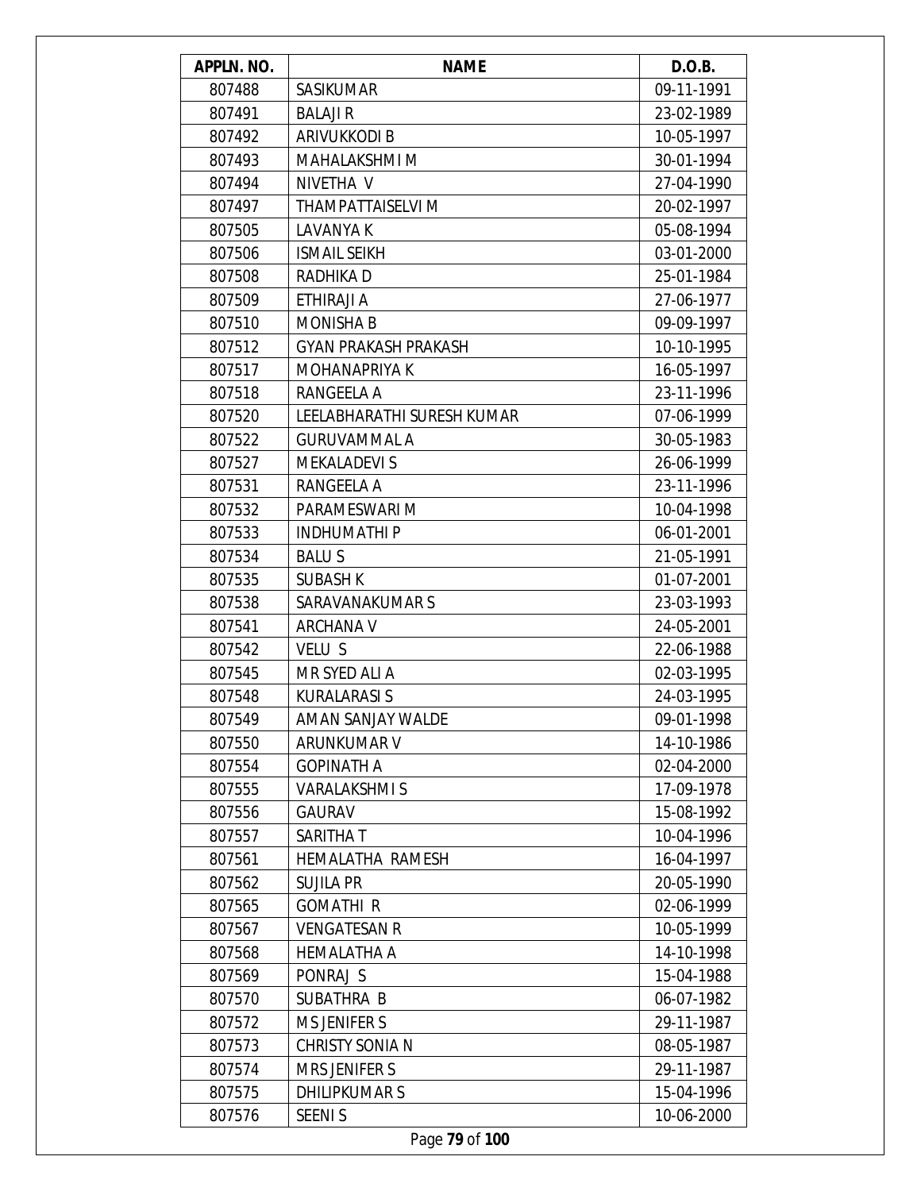| APPLN. NO. | NAME | D.O.B. |
|---|---|---|
| 807488 | SASIKUMAR | 09-11-1991 |
| 807491 | BALAJI R | 23-02-1989 |
| 807492 | ARIVUKKODI B | 10-05-1997 |
| 807493 | MAHALAKSHMI M | 30-01-1994 |
| 807494 | NIVETHA V | 27-04-1990 |
| 807497 | THAMPATTAISELVI M | 20-02-1997 |
| 807505 | LAVANYA K | 05-08-1994 |
| 807506 | ISMAIL SEIKH | 03-01-2000 |
| 807508 | RADHIKA D | 25-01-1984 |
| 807509 | ETHIRAJI A | 27-06-1977 |
| 807510 | MONISHA B | 09-09-1997 |
| 807512 | GYAN PRAKASH PRAKASH | 10-10-1995 |
| 807517 | MOHANAPRIYA K | 16-05-1997 |
| 807518 | RANGEELA A | 23-11-1996 |
| 807520 | LEELABHARATHI SURESH KUMAR | 07-06-1999 |
| 807522 | GURUVAMMAL A | 30-05-1983 |
| 807527 | MEKALADEVI S | 26-06-1999 |
| 807531 | RANGEELA A | 23-11-1996 |
| 807532 | PARAMESWARI M | 10-04-1998 |
| 807533 | INDHUMATHI P | 06-01-2001 |
| 807534 | BALU S | 21-05-1991 |
| 807535 | SUBASH K | 01-07-2001 |
| 807538 | SARAVANAKUMAR S | 23-03-1993 |
| 807541 | ARCHANA V | 24-05-2001 |
| 807542 | VELU S | 22-06-1988 |
| 807545 | MR SYED ALI A | 02-03-1995 |
| 807548 | KURALARASI S | 24-03-1995 |
| 807549 | AMAN SANJAY WALDE | 09-01-1998 |
| 807550 | ARUNKUMAR V | 14-10-1986 |
| 807554 | GOPINATH A | 02-04-2000 |
| 807555 | VARALAKSHMI S | 17-09-1978 |
| 807556 | GAURAV | 15-08-1992 |
| 807557 | SARITHA T | 10-04-1996 |
| 807561 | HEMALATHA RAMESH | 16-04-1997 |
| 807562 | SUJILA PR | 20-05-1990 |
| 807565 | GOMATHI R | 02-06-1999 |
| 807567 | VENGATESAN R | 10-05-1999 |
| 807568 | HEMALATHA A | 14-10-1998 |
| 807569 | PONRAJ S | 15-04-1988 |
| 807570 | SUBATHRA B | 06-07-1982 |
| 807572 | MS JENIFER S | 29-11-1987 |
| 807573 | CHRISTY SONIA N | 08-05-1987 |
| 807574 | MRS JENIFER S | 29-11-1987 |
| 807575 | DHILIPKUMAR S | 15-04-1996 |
| 807576 | SEENI S | 10-06-2000 |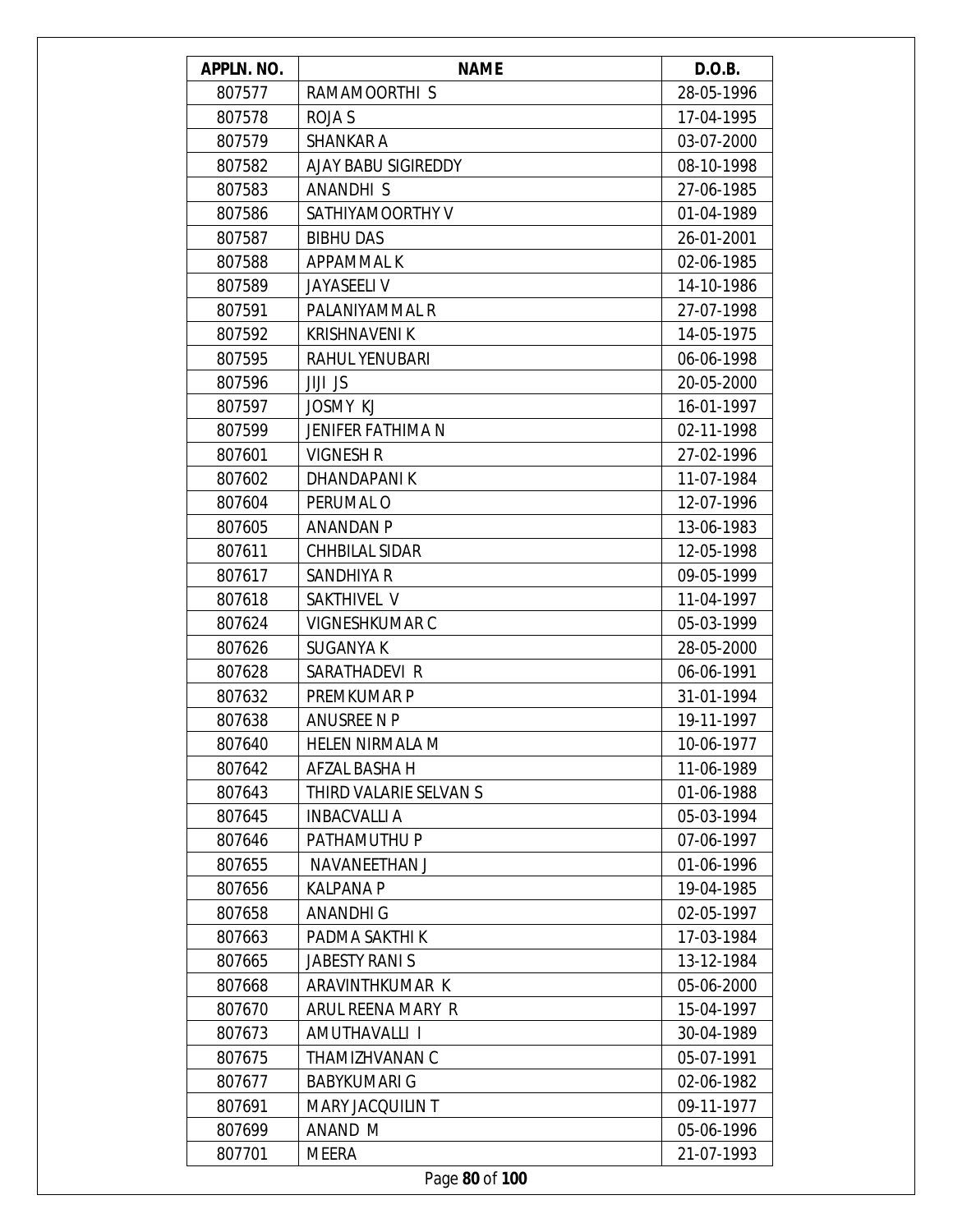| APPLN. NO. | NAME | D.O.B. |
|---|---|---|
| 807577 | RAMAMOORTHI S | 28-05-1996 |
| 807578 | ROJA S | 17-04-1995 |
| 807579 | SHANKAR A | 03-07-2000 |
| 807582 | AJAY BABU SIGIREDDY | 08-10-1998 |
| 807583 | ANANDHI S | 27-06-1985 |
| 807586 | SATHIYAMOORTHY V | 01-04-1989 |
| 807587 | BIBHU DAS | 26-01-2001 |
| 807588 | APPAMMAL K | 02-06-1985 |
| 807589 | JAYASEELI V | 14-10-1986 |
| 807591 | PALANIYAMMAL R | 27-07-1998 |
| 807592 | KRISHNAVENI K | 14-05-1975 |
| 807595 | RAHUL YENUBARI | 06-06-1998 |
| 807596 | JIJI JS | 20-05-2000 |
| 807597 | JOSMY KJ | 16-01-1997 |
| 807599 | JENIFER FATHIMA N | 02-11-1998 |
| 807601 | VIGNESH R | 27-02-1996 |
| 807602 | DHANDAPANI K | 11-07-1984 |
| 807604 | PERUMAL O | 12-07-1996 |
| 807605 | ANANDAN P | 13-06-1983 |
| 807611 | CHHBILAL SIDAR | 12-05-1998 |
| 807617 | SANDHIYA R | 09-05-1999 |
| 807618 | SAKTHIVEL V | 11-04-1997 |
| 807624 | VIGNESHKUMAR C | 05-03-1999 |
| 807626 | SUGANYA K | 28-05-2000 |
| 807628 | SARATHADEVI R | 06-06-1991 |
| 807632 | PREMKUMAR P | 31-01-1994 |
| 807638 | ANUSREE N P | 19-11-1997 |
| 807640 | HELEN NIRMALA M | 10-06-1977 |
| 807642 | AFZAL BASHA H | 11-06-1989 |
| 807643 | THIRD VALARIE SELVAN S | 01-06-1988 |
| 807645 | INBACVALLI A | 05-03-1994 |
| 807646 | PATHAMUTHU P | 07-06-1997 |
| 807655 | NAVANEETHAN J | 01-06-1996 |
| 807656 | KALPANA P | 19-04-1985 |
| 807658 | ANANDHI G | 02-05-1997 |
| 807663 | PADMA SAKTHI K | 17-03-1984 |
| 807665 | JABESTY RANI S | 13-12-1984 |
| 807668 | ARAVINTHKUMAR K | 05-06-2000 |
| 807670 | ARUL REENA MARY R | 15-04-1997 |
| 807673 | AMUTHAVALLI I | 30-04-1989 |
| 807675 | THAMIZHVANAN C | 05-07-1991 |
| 807677 | BABYKUMARI G | 02-06-1982 |
| 807691 | MARY JACQUILIN T | 09-11-1977 |
| 807699 | ANAND M | 05-06-1996 |
| 807701 | MEERA | 21-07-1993 |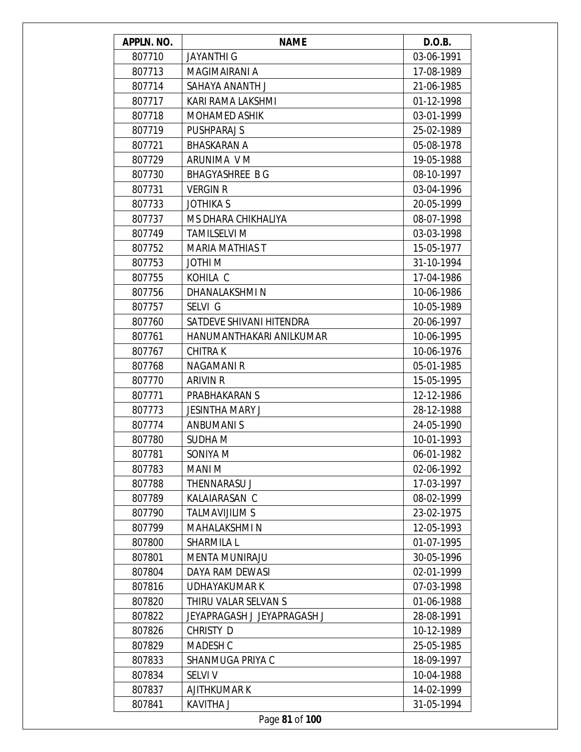| APPLN. NO. | NAME | D.O.B. |
| --- | --- | --- |
| 807710 | JAYANTHI G | 03-06-1991 |
| 807713 | MAGIMAIRANI A | 17-08-1989 |
| 807714 | SAHAYA ANANTH J | 21-06-1985 |
| 807717 | KARI RAMA LAKSHMI | 01-12-1998 |
| 807718 | MOHAMED ASHIK | 03-01-1999 |
| 807719 | PUSHPARAJ S | 25-02-1989 |
| 807721 | BHASKARAN A | 05-08-1978 |
| 807729 | ARUNIMA V M | 19-05-1988 |
| 807730 | BHAGYASHREE B G | 08-10-1997 |
| 807731 | VERGIN R | 03-04-1996 |
| 807733 | JOTHIKA S | 20-05-1999 |
| 807737 | MS DHARA CHIKHALIYA | 08-07-1998 |
| 807749 | TAMILSELVI M | 03-03-1998 |
| 807752 | MARIA MATHIAS T | 15-05-1977 |
| 807753 | JOTHI M | 31-10-1994 |
| 807755 | KOHILA C | 17-04-1986 |
| 807756 | DHANALAKSHMI N | 10-06-1986 |
| 807757 | SELVI G | 10-05-1989 |
| 807760 | SATDEVE SHIVANI HITENDRA | 20-06-1997 |
| 807761 | HANUMANTHAKARI ANILKUMAR | 10-06-1995 |
| 807767 | CHITRA K | 10-06-1976 |
| 807768 | NAGAMANI R | 05-01-1985 |
| 807770 | ARIVIN R | 15-05-1995 |
| 807771 | PRABHAKARAN S | 12-12-1986 |
| 807773 | JESINTHA MARY J | 28-12-1988 |
| 807774 | ANBUMANI S | 24-05-1990 |
| 807780 | SUDHA M | 10-01-1993 |
| 807781 | SONIYA M | 06-01-1982 |
| 807783 | MANI M | 02-06-1992 |
| 807788 | THENNARASU J | 17-03-1997 |
| 807789 | KALAIARASAN C | 08-02-1999 |
| 807790 | TALMAVIJILIM S | 23-02-1975 |
| 807799 | MAHALAKSHMI N | 12-05-1993 |
| 807800 | SHARMILA L | 01-07-1995 |
| 807801 | MENTA MUNIRAJU | 30-05-1996 |
| 807804 | DAYA RAM DEWASI | 02-01-1999 |
| 807816 | UDHAYAKUMAR K | 07-03-1998 |
| 807820 | THIRU VALAR SELVAN S | 01-06-1988 |
| 807822 | JEYAPRAGASH J JEYAPRAGASH J | 28-08-1991 |
| 807826 | CHRISTY D | 10-12-1989 |
| 807829 | MADESH C | 25-05-1985 |
| 807833 | SHANMUGA PRIYA C | 18-09-1997 |
| 807834 | SELVI V | 10-04-1988 |
| 807837 | AJITHKUMAR K | 14-02-1999 |
| 807841 | KAVITHA J | 31-05-1994 |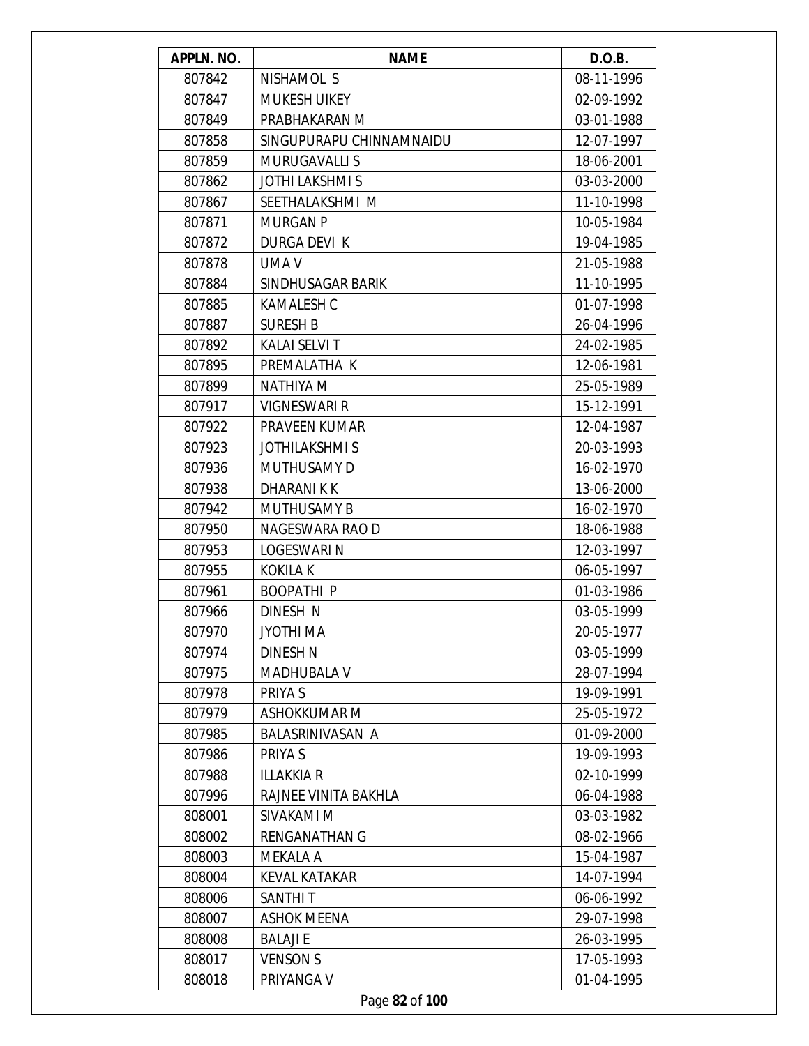| APPLN. NO. | NAME | D.O.B. |
|---|---|---|
| 807842 | NISHAMOL S | 08-11-1996 |
| 807847 | MUKESH UIKEY | 02-09-1992 |
| 807849 | PRABHAKARAN M | 03-01-1988 |
| 807858 | SINGUPURAPU CHINNAMNAIDU | 12-07-1997 |
| 807859 | MURUGAVALLI S | 18-06-2001 |
| 807862 | JOTHI LAKSHMI S | 03-03-2000 |
| 807867 | SEETHALAKSHMI M | 11-10-1998 |
| 807871 | MURGAN P | 10-05-1984 |
| 807872 | DURGA DEVI K | 19-04-1985 |
| 807878 | UMA V | 21-05-1988 |
| 807884 | SINDHUSAGAR BARIK | 11-10-1995 |
| 807885 | KAMALESH C | 01-07-1998 |
| 807887 | SURESH B | 26-04-1996 |
| 807892 | KALAI SELVI T | 24-02-1985 |
| 807895 | PREMALATHA K | 12-06-1981 |
| 807899 | NATHIYA M | 25-05-1989 |
| 807917 | VIGNESWARI R | 15-12-1991 |
| 807922 | PRAVEEN KUMAR | 12-04-1987 |
| 807923 | JOTHILAKSHMI S | 20-03-1993 |
| 807936 | MUTHUSAMY D | 16-02-1970 |
| 807938 | DHARANI K K | 13-06-2000 |
| 807942 | MUTHUSAMY B | 16-02-1970 |
| 807950 | NAGESWARA RAO D | 18-06-1988 |
| 807953 | LOGESWARI N | 12-03-1997 |
| 807955 | KOKILA K | 06-05-1997 |
| 807961 | BOOPATHI P | 01-03-1986 |
| 807966 | DINESH N | 03-05-1999 |
| 807970 | JYOTHI M A | 20-05-1977 |
| 807974 | DINESH N | 03-05-1999 |
| 807975 | MADHUBALA V | 28-07-1994 |
| 807978 | PRIYA S | 19-09-1991 |
| 807979 | ASHOKKUMAR M | 25-05-1972 |
| 807985 | BALASRINIVASAN A | 01-09-2000 |
| 807986 | PRIYA S | 19-09-1993 |
| 807988 | ILLAKKIA R | 02-10-1999 |
| 807996 | RAJNEE VINITA BAKHLA | 06-04-1988 |
| 808001 | SIVAKAMI M | 03-03-1982 |
| 808002 | RENGANATHAN G | 08-02-1966 |
| 808003 | MEKALA A | 15-04-1987 |
| 808004 | KEVAL KATAKAR | 14-07-1994 |
| 808006 | SANTHI T | 06-06-1992 |
| 808007 | ASHOK MEENA | 29-07-1998 |
| 808008 | BALAJI E | 26-03-1995 |
| 808017 | VENSON S | 17-05-1993 |
| 808018 | PRIYANGA V | 01-04-1995 |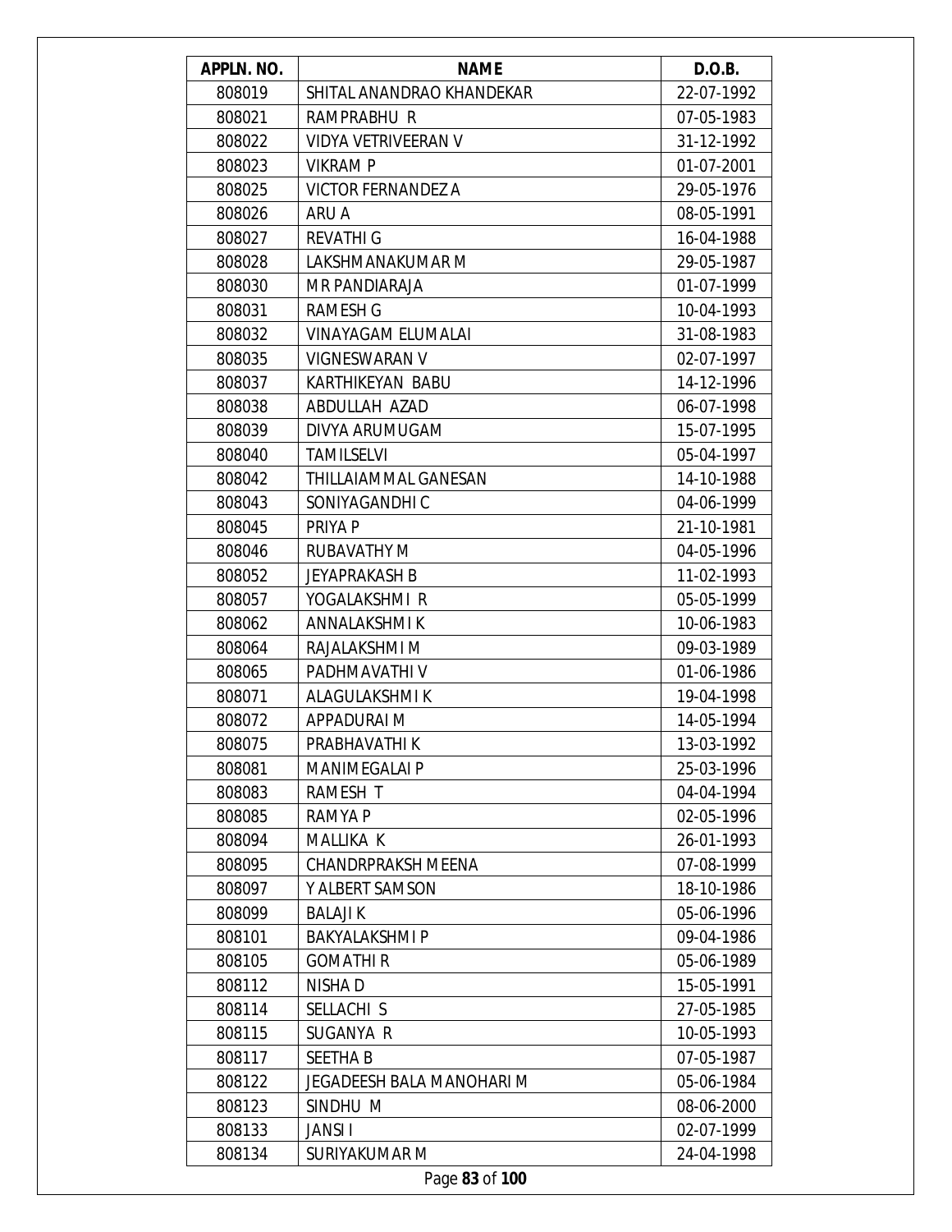| APPLN. NO. | NAME | D.O.B. |
|---|---|---|
| 808019 | SHITAL ANANDRAO KHANDEKAR | 22-07-1992 |
| 808021 | RAMPRABHU R | 07-05-1983 |
| 808022 | VIDYA VETRIVEERAN V | 31-12-1992 |
| 808023 | VIKRAM P | 01-07-2001 |
| 808025 | VICTOR FERNANDEZ A | 29-05-1976 |
| 808026 | ARU A | 08-05-1991 |
| 808027 | REVATHI G | 16-04-1988 |
| 808028 | LAKSHMANAKUMAR M | 29-05-1987 |
| 808030 | M R PANDIARAJA | 01-07-1999 |
| 808031 | RAMESH G | 10-04-1993 |
| 808032 | VINAYAGAM ELUMALAI | 31-08-1983 |
| 808035 | VIGNESWARAN V | 02-07-1997 |
| 808037 | KARTHIKEYAN BABU | 14-12-1996 |
| 808038 | ABDULLAH AZAD | 06-07-1998 |
| 808039 | DIVYA ARUMUGAM | 15-07-1995 |
| 808040 | TAMILSELVI | 05-04-1997 |
| 808042 | THILLAIAMMAL GANESAN | 14-10-1988 |
| 808043 | SONIYAGANDHI C | 04-06-1999 |
| 808045 | PRIYA P | 21-10-1981 |
| 808046 | RUBAVATHY M | 04-05-1996 |
| 808052 | JEYAPRAKASH B | 11-02-1993 |
| 808057 | YOGALAKSHMI R | 05-05-1999 |
| 808062 | ANNALAKSHMI K | 10-06-1983 |
| 808064 | RAJALAKSHMI M | 09-03-1989 |
| 808065 | PADHMAVATHI V | 01-06-1986 |
| 808071 | ALAGULAKSHMI K | 19-04-1998 |
| 808072 | APPADURAI M | 14-05-1994 |
| 808075 | PRABHAVATHI K | 13-03-1992 |
| 808081 | MANIMEGALAI P | 25-03-1996 |
| 808083 | RAMESH T | 04-04-1994 |
| 808085 | RAMYA P | 02-05-1996 |
| 808094 | MALLIKA K | 26-01-1993 |
| 808095 | CHANDRPRAKSH MEENA | 07-08-1999 |
| 808097 | Y ALBERT SAMSON | 18-10-1986 |
| 808099 | BALAJI K | 05-06-1996 |
| 808101 | BAKYALAKSHMI P | 09-04-1986 |
| 808105 | GOMATHI R | 05-06-1989 |
| 808112 | NISHA D | 15-05-1991 |
| 808114 | SELLACHI S | 27-05-1985 |
| 808115 | SUGANYA R | 10-05-1993 |
| 808117 | SEETHA B | 07-05-1987 |
| 808122 | JEGADEESH BALA MANOHARI M | 05-06-1984 |
| 808123 | SINDHU M | 08-06-2000 |
| 808133 | JANSI I | 02-07-1999 |
| 808134 | SURIYAKUMAR M | 24-04-1998 |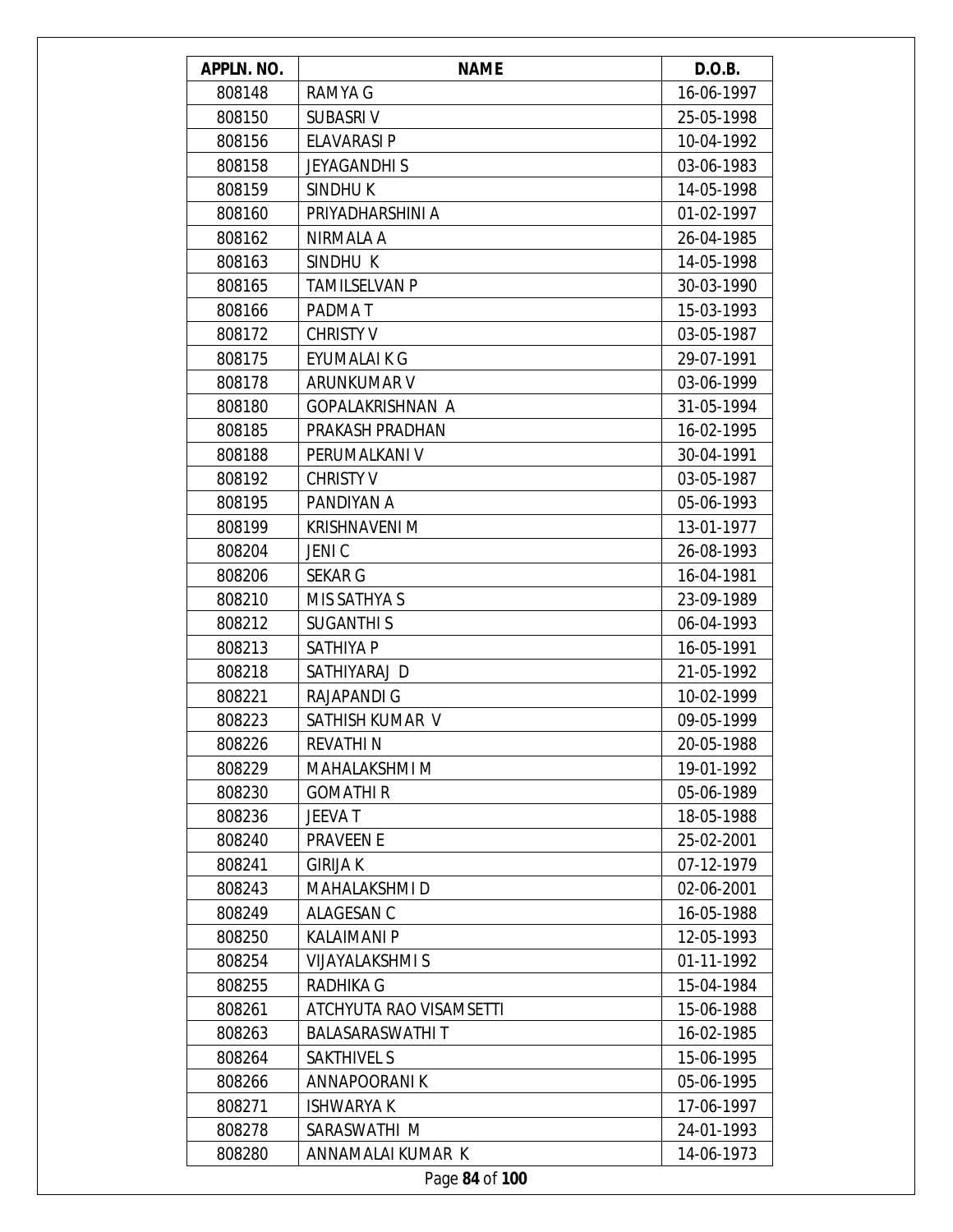| APPLN. NO. | NAME | D.O.B. |
|---|---|---|
| 808148 | RAMYA G | 16-06-1997 |
| 808150 | SUBASRI V | 25-05-1998 |
| 808156 | ELAVARASI P | 10-04-1992 |
| 808158 | JEYAGANDHI S | 03-06-1983 |
| 808159 | SINDHU K | 14-05-1998 |
| 808160 | PRIYADHARSHINI A | 01-02-1997 |
| 808162 | NIRMALA A | 26-04-1985 |
| 808163 | SINDHU  K | 14-05-1998 |
| 808165 | TAMILSELVAN P | 30-03-1990 |
| 808166 | PADMA T | 15-03-1993 |
| 808172 | CHRISTY V | 03-05-1987 |
| 808175 | EYUMALAI K G | 29-07-1991 |
| 808178 | ARUNKUMAR V | 03-06-1999 |
| 808180 | GOPALAKRISHNAN  A | 31-05-1994 |
| 808185 | PRAKASH PRADHAN | 16-02-1995 |
| 808188 | PERUMALKANI V | 30-04-1991 |
| 808192 | CHRISTY V | 03-05-1987 |
| 808195 | PANDIYAN A | 05-06-1993 |
| 808199 | KRISHNAVENI M | 13-01-1977 |
| 808204 | JENI C | 26-08-1993 |
| 808206 | SEKAR G | 16-04-1981 |
| 808210 | MIS SATHYA S | 23-09-1989 |
| 808212 | SUGANTHI S | 06-04-1993 |
| 808213 | SATHIYA P | 16-05-1991 |
| 808218 | SATHIYARAJ  D | 21-05-1992 |
| 808221 | RAJAPANDI G | 10-02-1999 |
| 808223 | SATHISH KUMAR  V | 09-05-1999 |
| 808226 | REVATHI N | 20-05-1988 |
| 808229 | MAHALAKSHMI M | 19-01-1992 |
| 808230 | GOMATHI R | 05-06-1989 |
| 808236 | JEEVA T | 18-05-1988 |
| 808240 | PRAVEEN E | 25-02-2001 |
| 808241 | GIRIJA K | 07-12-1979 |
| 808243 | MAHALAKSHMI D | 02-06-2001 |
| 808249 | ALAGESAN C | 16-05-1988 |
| 808250 | KALAIMANI P | 12-05-1993 |
| 808254 | VIJAYALAKSHMI S | 01-11-1992 |
| 808255 | RADHIKA G | 15-04-1984 |
| 808261 | ATCHYUTA RAO VISAMSETTI | 15-06-1988 |
| 808263 | BALASARASWATHI T | 16-02-1985 |
| 808264 | SAKTHIVEL S | 15-06-1995 |
| 808266 | ANNAPOORANI K | 05-06-1995 |
| 808271 | ISHWARYA K | 17-06-1997 |
| 808278 | SARASWATHI  M | 24-01-1993 |
| 808280 | ANNAMALAI KUMAR  K | 14-06-1973 |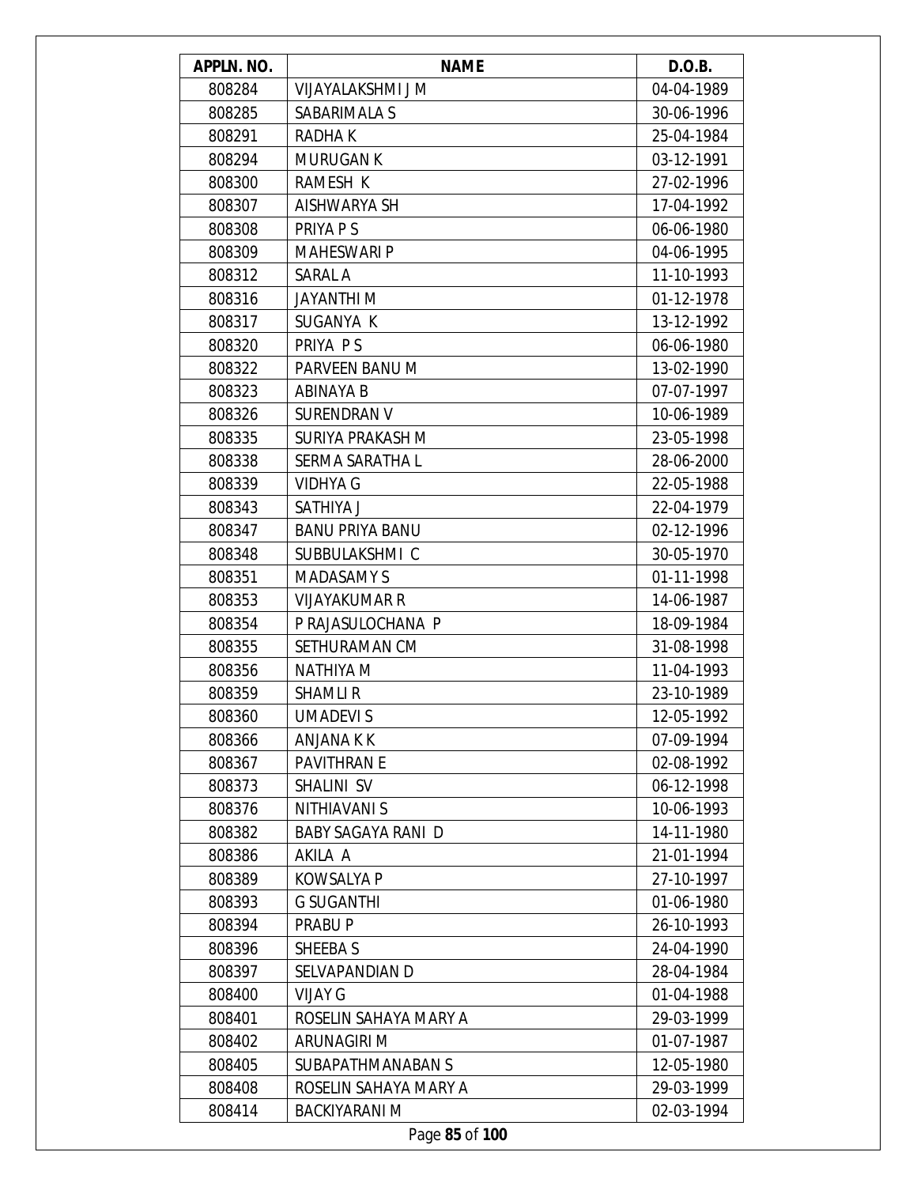| APPLN. NO. | NAME | D.O.B. |
|---|---|---|
| 808284 | VIJAYALAKSHMI J M | 04-04-1989 |
| 808285 | SABARIMALA S | 30-06-1996 |
| 808291 | RADHA K | 25-04-1984 |
| 808294 | MURUGAN K | 03-12-1991 |
| 808300 | RAMESH K | 27-02-1996 |
| 808307 | AISHWARYA SH | 17-04-1992 |
| 808308 | PRIYA P S | 06-06-1980 |
| 808309 | MAHESWARI P | 04-06-1995 |
| 808312 | SARAL A | 11-10-1993 |
| 808316 | JAYANTHI M | 01-12-1978 |
| 808317 | SUGANYA K | 13-12-1992 |
| 808320 | PRIYA P S | 06-06-1980 |
| 808322 | PARVEEN BANU M | 13-02-1990 |
| 808323 | ABINAYA B | 07-07-1997 |
| 808326 | SURENDRAN V | 10-06-1989 |
| 808335 | SURIYA PRAKASH M | 23-05-1998 |
| 808338 | SERMA SARATHA L | 28-06-2000 |
| 808339 | VIDHYA G | 22-05-1988 |
| 808343 | SATHIYA J | 22-04-1979 |
| 808347 | BANU PRIYA BANU | 02-12-1996 |
| 808348 | SUBBULAKSHMI C | 30-05-1970 |
| 808351 | MADASAMY S | 01-11-1998 |
| 808353 | VIJAYAKUMAR R | 14-06-1987 |
| 808354 | P RAJASULOCHANA P | 18-09-1984 |
| 808355 | SETHURAMAN CM | 31-08-1998 |
| 808356 | NATHIYA M | 11-04-1993 |
| 808359 | SHAMLI R | 23-10-1989 |
| 808360 | UMADEVI S | 12-05-1992 |
| 808366 | ANJANA K K | 07-09-1994 |
| 808367 | PAVITHRAN E | 02-08-1992 |
| 808373 | SHALINI SV | 06-12-1998 |
| 808376 | NITHIAVANI S | 10-06-1993 |
| 808382 | BABY SAGAYA RANI D | 14-11-1980 |
| 808386 | AKILA A | 21-01-1994 |
| 808389 | KOWSALYA P | 27-10-1997 |
| 808393 | G SUGANTHI | 01-06-1980 |
| 808394 | PRABU P | 26-10-1993 |
| 808396 | SHEEBA S | 24-04-1990 |
| 808397 | SELVAPANDIAN D | 28-04-1984 |
| 808400 | VIJAY G | 01-04-1988 |
| 808401 | ROSELIN SAHAYA MARY A | 29-03-1999 |
| 808402 | ARUNAGIRI M | 01-07-1987 |
| 808405 | SUBAPATHMANABAN S | 12-05-1980 |
| 808408 | ROSELIN SAHAYA MARY A | 29-03-1999 |
| 808414 | BACKIYARANI M | 02-03-1994 |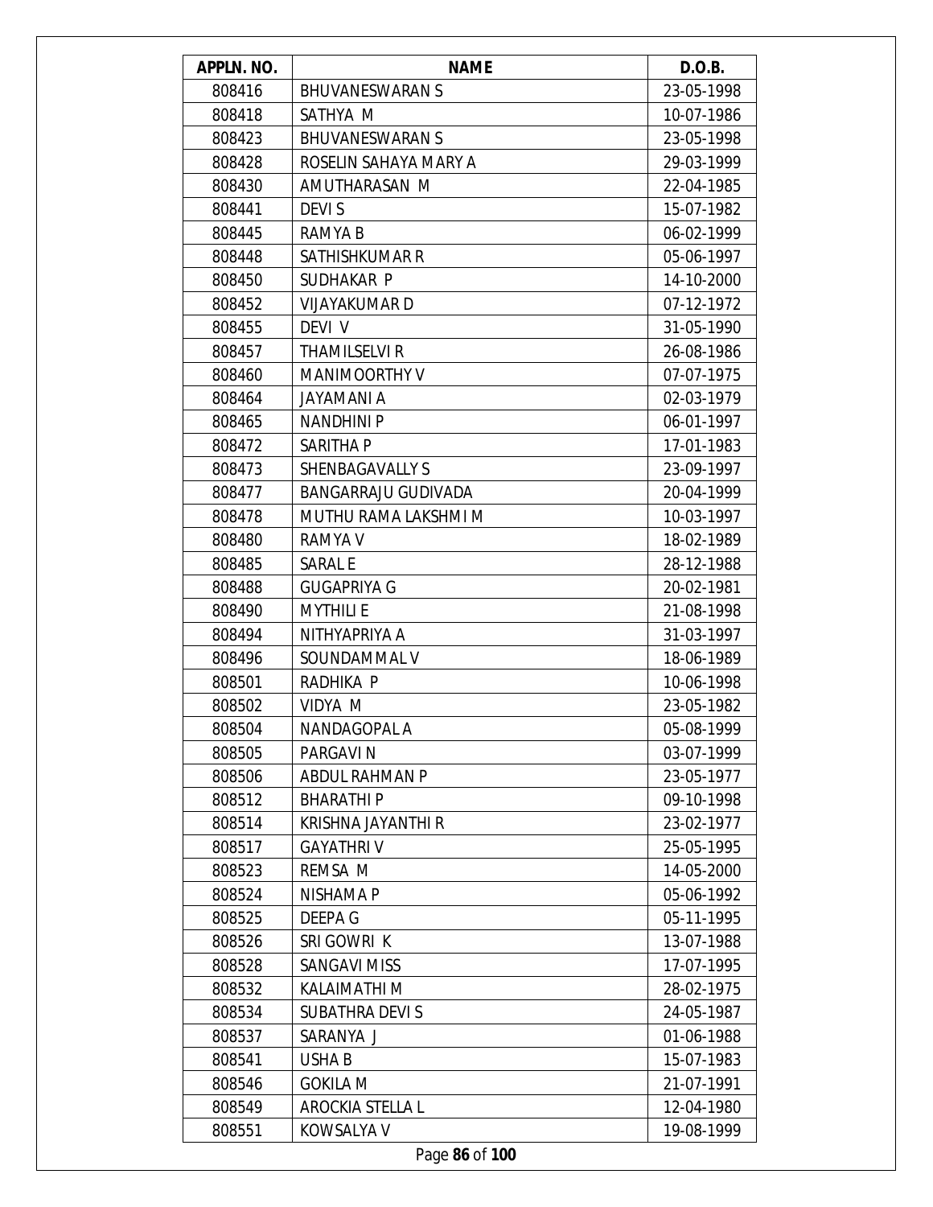| APPLN. NO. | NAME | D.O.B. |
| --- | --- | --- |
| 808416 | BHUVANESWARAN S | 23-05-1998 |
| 808418 | SATHYA M | 10-07-1986 |
| 808423 | BHUVANESWARAN S | 23-05-1998 |
| 808428 | ROSELIN SAHAYA MARY A | 29-03-1999 |
| 808430 | AMUTHARASAN M | 22-04-1985 |
| 808441 | DEVI S | 15-07-1982 |
| 808445 | RAMYA B | 06-02-1999 |
| 808448 | SATHISHKUMAR R | 05-06-1997 |
| 808450 | SUDHAKAR P | 14-10-2000 |
| 808452 | VIJAYAKUMAR D | 07-12-1972 |
| 808455 | DEVI V | 31-05-1990 |
| 808457 | THAMILSELVI R | 26-08-1986 |
| 808460 | MANIMOORTHY V | 07-07-1975 |
| 808464 | JAYAMANI A | 02-03-1979 |
| 808465 | NANDHINI P | 06-01-1997 |
| 808472 | SARITHA P | 17-01-1983 |
| 808473 | SHENBAGAVALLY S | 23-09-1997 |
| 808477 | BANGARRAJU GUDIVADA | 20-04-1999 |
| 808478 | MUTHU RAMA LAKSHMI M | 10-03-1997 |
| 808480 | RAMYA V | 18-02-1989 |
| 808485 | SARAL E | 28-12-1988 |
| 808488 | GUGAPRIYA G | 20-02-1981 |
| 808490 | MYTHILI E | 21-08-1998 |
| 808494 | NITHYAPRIYA A | 31-03-1997 |
| 808496 | SOUNDAMMAL V | 18-06-1989 |
| 808501 | RADHIKA P | 10-06-1998 |
| 808502 | VIDYA M | 23-05-1982 |
| 808504 | NANDAGOPAL A | 05-08-1999 |
| 808505 | PARGAVI N | 03-07-1999 |
| 808506 | ABDUL RAHMAN P | 23-05-1977 |
| 808512 | BHARATHI P | 09-10-1998 |
| 808514 | KRISHNA JAYANTHI R | 23-02-1977 |
| 808517 | GAYATHRI V | 25-05-1995 |
| 808523 | REMSA M | 14-05-2000 |
| 808524 | NISHAMA P | 05-06-1992 |
| 808525 | DEEPA G | 05-11-1995 |
| 808526 | SRI GOWRI K | 13-07-1988 |
| 808528 | SANGAVI MISS | 17-07-1995 |
| 808532 | KALAIMATHI M | 28-02-1975 |
| 808534 | SUBATHRA DEVI S | 24-05-1987 |
| 808537 | SARANYA J | 01-06-1988 |
| 808541 | USHA B | 15-07-1983 |
| 808546 | GOKILA M | 21-07-1991 |
| 808549 | AROCKIA STELLA L | 12-04-1980 |
| 808551 | KOWSALYA V | 19-08-1999 |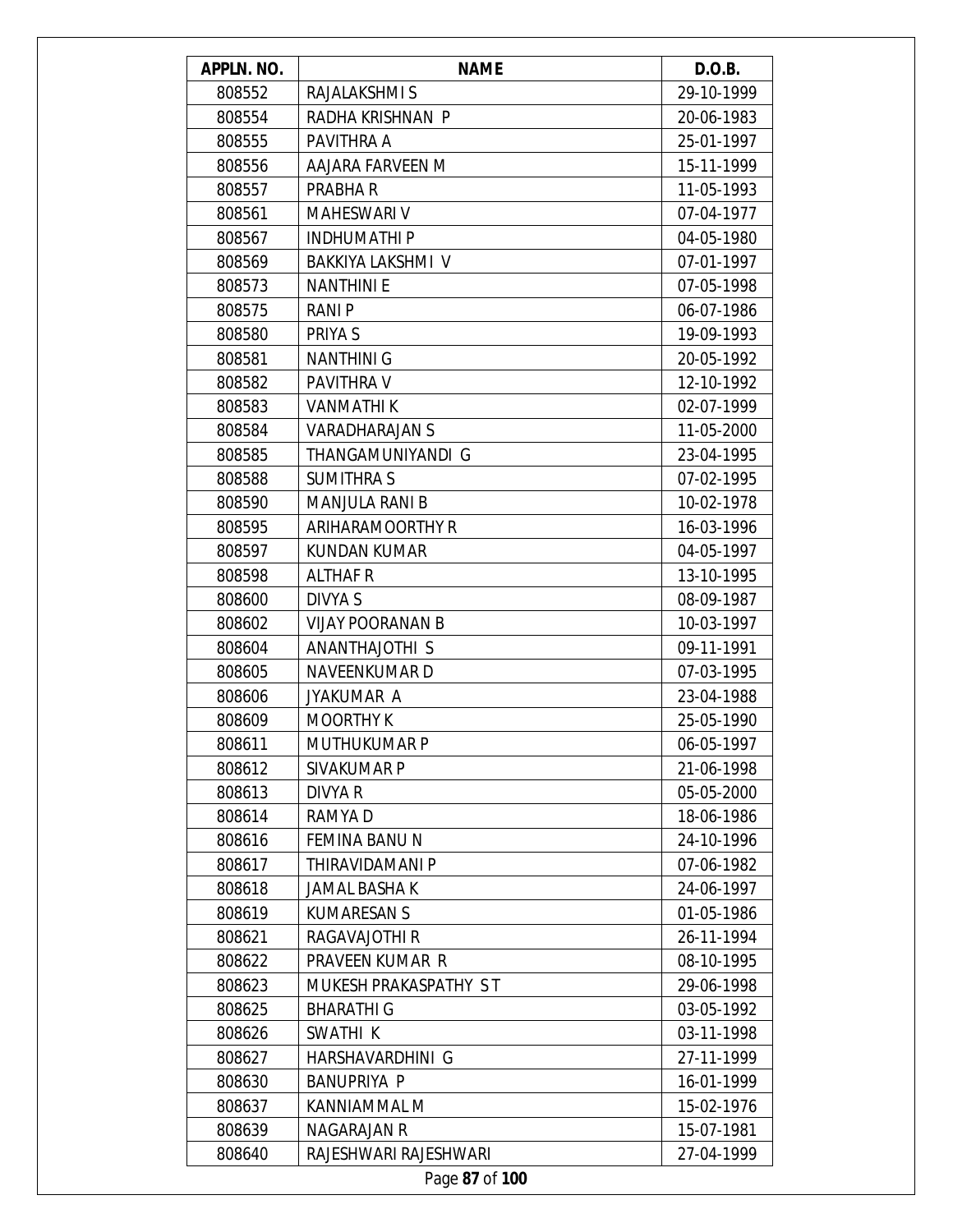| APPLN. NO. | NAME | D.O.B. |
|---|---|---|
| 808552 | RAJALAKSHMI S | 29-10-1999 |
| 808554 | RADHA KRISHNAN P | 20-06-1983 |
| 808555 | PAVITHRA A | 25-01-1997 |
| 808556 | AAJARA FARVEEN M | 15-11-1999 |
| 808557 | PRABHA R | 11-05-1993 |
| 808561 | MAHESWARI V | 07-04-1977 |
| 808567 | INDHUMATHI P | 04-05-1980 |
| 808569 | BAKKIYA LAKSHMI V | 07-01-1997 |
| 808573 | NANTHINI E | 07-05-1998 |
| 808575 | RANI P | 06-07-1986 |
| 808580 | PRIYA S | 19-09-1993 |
| 808581 | NANTHINI G | 20-05-1992 |
| 808582 | PAVITHRA V | 12-10-1992 |
| 808583 | VANMATHI K | 02-07-1999 |
| 808584 | VARADHARAJAN S | 11-05-2000 |
| 808585 | THANGAMUNIYANDI G | 23-04-1995 |
| 808588 | SUMITHRA S | 07-02-1995 |
| 808590 | MANJULA RANI B | 10-02-1978 |
| 808595 | ARIHARAMOORTHY R | 16-03-1996 |
| 808597 | KUNDAN KUMAR | 04-05-1997 |
| 808598 | ALTHAF R | 13-10-1995 |
| 808600 | DIVYA S | 08-09-1987 |
| 808602 | VIJAY POORANAN B | 10-03-1997 |
| 808604 | ANANTHAJOTHI S | 09-11-1991 |
| 808605 | NAVEENKUMAR D | 07-03-1995 |
| 808606 | JYAKUMAR A | 23-04-1988 |
| 808609 | MOORTHY K | 25-05-1990 |
| 808611 | MUTHUKUMAR P | 06-05-1997 |
| 808612 | SIVAKUMAR P | 21-06-1998 |
| 808613 | DIVYA R | 05-05-2000 |
| 808614 | RAMYA D | 18-06-1986 |
| 808616 | FEMINA BANU N | 24-10-1996 |
| 808617 | THIRAVIDAMANI P | 07-06-1982 |
| 808618 | JAMAL BASHA K | 24-06-1997 |
| 808619 | KUMARESAN S | 01-05-1986 |
| 808621 | RAGAVAJOTHI R | 26-11-1994 |
| 808622 | PRAVEEN KUMAR R | 08-10-1995 |
| 808623 | MUKESH PRAKASPATHY S T | 29-06-1998 |
| 808625 | BHARATHI G | 03-05-1992 |
| 808626 | SWATHI K | 03-11-1998 |
| 808627 | HARSHAVARDHINI G | 27-11-1999 |
| 808630 | BANUPRIYA P | 16-01-1999 |
| 808637 | KANNIAMMAL M | 15-02-1976 |
| 808639 | NAGARAJAN R | 15-07-1981 |
| 808640 | RAJESHWARI RAJESHWARI | 27-04-1999 |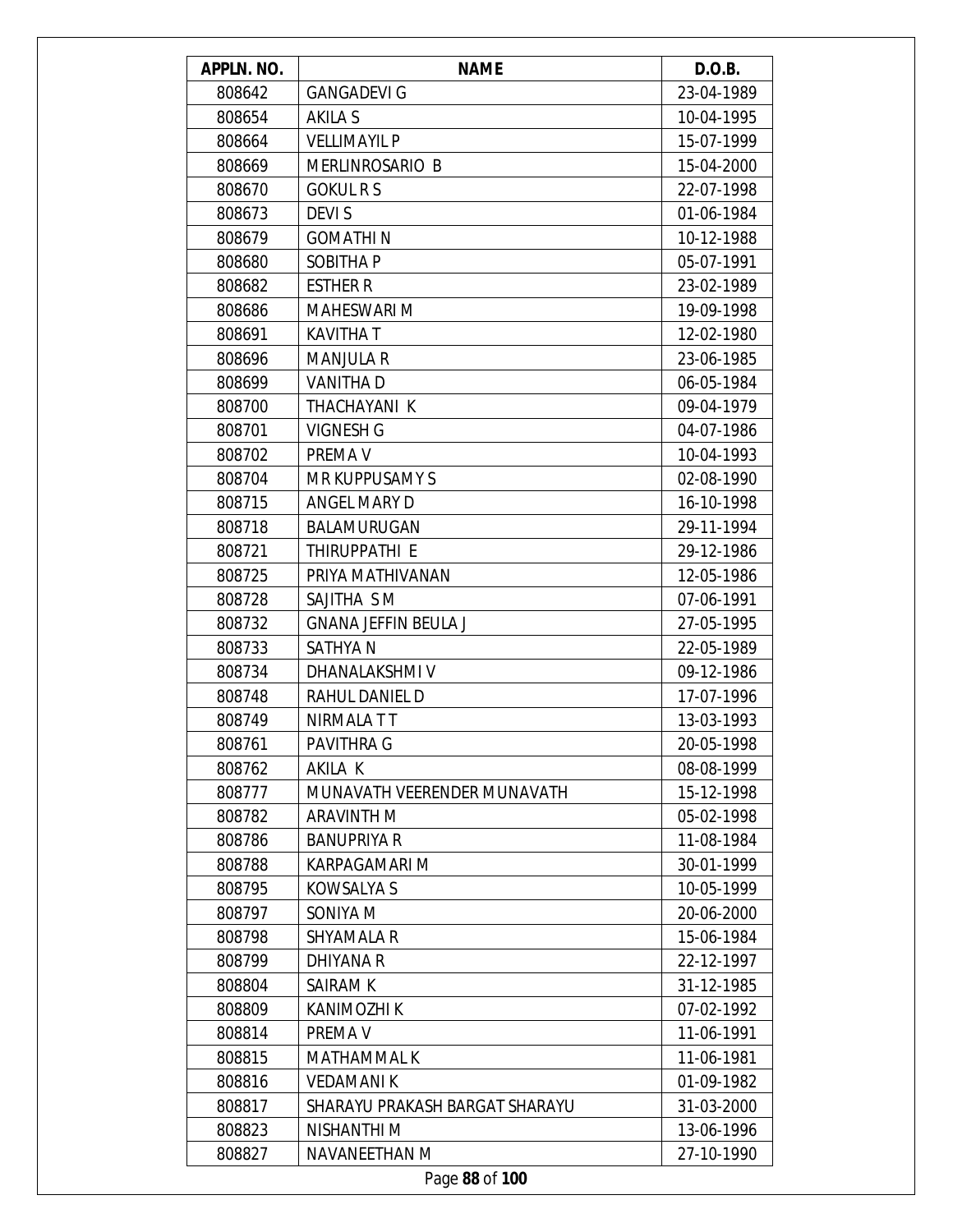| APPLN. NO. | NAME | D.O.B. |
|---|---|---|
| 808642 | GANGADEVI G | 23-04-1989 |
| 808654 | AKILA S | 10-04-1995 |
| 808664 | VELLIMAYIL P | 15-07-1999 |
| 808669 | MERLINROSARIO B | 15-04-2000 |
| 808670 | GOKUL R S | 22-07-1998 |
| 808673 | DEVI S | 01-06-1984 |
| 808679 | GOMATHI N | 10-12-1988 |
| 808680 | SOBITHA P | 05-07-1991 |
| 808682 | ESTHER R | 23-02-1989 |
| 808686 | MAHESWARI M | 19-09-1998 |
| 808691 | KAVITHA T | 12-02-1980 |
| 808696 | MANJULA R | 23-06-1985 |
| 808699 | VANITHA D | 06-05-1984 |
| 808700 | THACHAYANI K | 09-04-1979 |
| 808701 | VIGNESH G | 04-07-1986 |
| 808702 | PREMA V | 10-04-1993 |
| 808704 | MR KUPPUSAMY S | 02-08-1990 |
| 808715 | ANGEL MARY D | 16-10-1998 |
| 808718 | BALAMURUGAN | 29-11-1994 |
| 808721 | THIRUPPATHI E | 29-12-1986 |
| 808725 | PRIYA MATHIVANAN | 12-05-1986 |
| 808728 | SAJITHA S M | 07-06-1991 |
| 808732 | GNANA JEFFIN BEULA J | 27-05-1995 |
| 808733 | SATHYA N | 22-05-1989 |
| 808734 | DHANALAKSHMI V | 09-12-1986 |
| 808748 | RAHUL DANIEL D | 17-07-1996 |
| 808749 | NIRMALA T T | 13-03-1993 |
| 808761 | PAVITHRA G | 20-05-1998 |
| 808762 | AKILA K | 08-08-1999 |
| 808777 | MUNAVATH VEERENDER MUNAVATH | 15-12-1998 |
| 808782 | ARAVINTH M | 05-02-1998 |
| 808786 | BANUPRIYA R | 11-08-1984 |
| 808788 | KARPAGAMARI M | 30-01-1999 |
| 808795 | KOWSALYA S | 10-05-1999 |
| 808797 | SONIYA M | 20-06-2000 |
| 808798 | SHYAMALA R | 15-06-1984 |
| 808799 | DHIYANA R | 22-12-1997 |
| 808804 | SAIRAM K | 31-12-1985 |
| 808809 | KANIMOZHI K | 07-02-1992 |
| 808814 | PREMA V | 11-06-1991 |
| 808815 | MATHAMMAL K | 11-06-1981 |
| 808816 | VEDAMANI K | 01-09-1982 |
| 808817 | SHARAYU PRAKASH BARGAT SHARAYU | 31-03-2000 |
| 808823 | NISHANTHI M | 13-06-1996 |
| 808827 | NAVANEETHAN M | 27-10-1990 |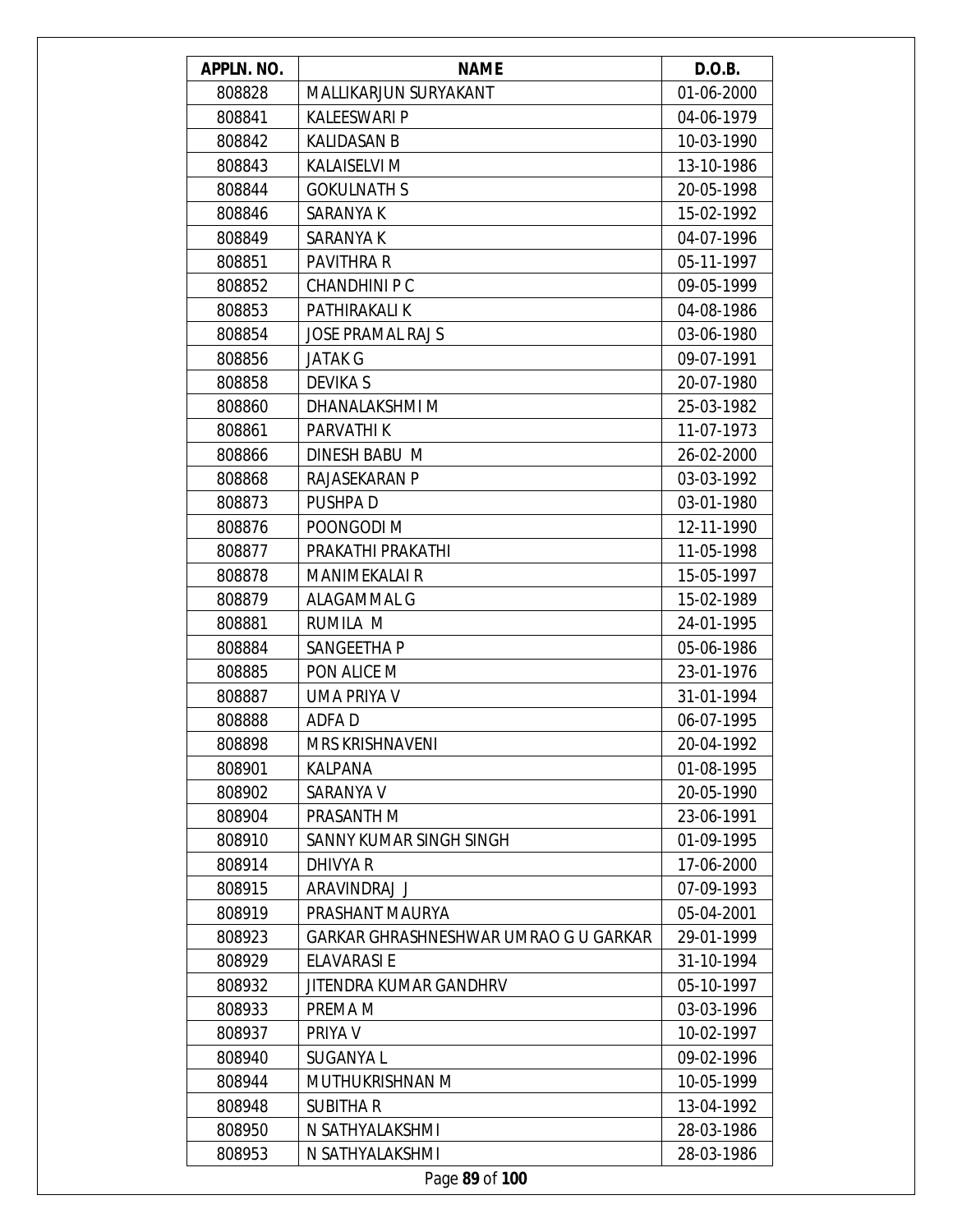| APPLN. NO. | NAME | D.O.B. |
|---|---|---|
| 808828 | MALLIKARJUN SURYAKANT | 01-06-2000 |
| 808841 | KALEESWARI P | 04-06-1979 |
| 808842 | KALIDASAN B | 10-03-1990 |
| 808843 | KALAISELVI M | 13-10-1986 |
| 808844 | GOKULNATH S | 20-05-1998 |
| 808846 | SARANYA K | 15-02-1992 |
| 808849 | SARANYA K | 04-07-1996 |
| 808851 | PAVITHRA R | 05-11-1997 |
| 808852 | CHANDHINI P C | 09-05-1999 |
| 808853 | PATHIRAKALI K | 04-08-1986 |
| 808854 | JOSE PRAMAL RAJ S | 03-06-1980 |
| 808856 | JATAK G | 09-07-1991 |
| 808858 | DEVIKA S | 20-07-1980 |
| 808860 | DHANALAKSHMI M | 25-03-1982 |
| 808861 | PARVATHI K | 11-07-1973 |
| 808866 | DINESH BABU M | 26-02-2000 |
| 808868 | RAJASEKARAN P | 03-03-1992 |
| 808873 | PUSHPA D | 03-01-1980 |
| 808876 | POONGODI M | 12-11-1990 |
| 808877 | PRAKATHI PRAKATHI | 11-05-1998 |
| 808878 | MANIMEKALAI R | 15-05-1997 |
| 808879 | ALAGAMMAL G | 15-02-1989 |
| 808881 | RUMILA M | 24-01-1995 |
| 808884 | SANGEETHA P | 05-06-1986 |
| 808885 | PON ALICE M | 23-01-1976 |
| 808887 | UMA PRIYA V | 31-01-1994 |
| 808888 | ADFA D | 06-07-1995 |
| 808898 | MRS KRISHNAVENI | 20-04-1992 |
| 808901 | KALPANA | 01-08-1995 |
| 808902 | SARANYA V | 20-05-1990 |
| 808904 | PRASANTH M | 23-06-1991 |
| 808910 | SANNY KUMAR SINGH SINGH | 01-09-1995 |
| 808914 | DHIVYA R | 17-06-2000 |
| 808915 | ARAVINDRAJ J | 07-09-1993 |
| 808919 | PRASHANT MAURYA | 05-04-2001 |
| 808923 | GARKAR GHRASHNESHWAR UMRAO G U GARKAR | 29-01-1999 |
| 808929 | ELAVARASI E | 31-10-1994 |
| 808932 | JITENDRA KUMAR GANDHRV | 05-10-1997 |
| 808933 | PREMA M | 03-03-1996 |
| 808937 | PRIYA V | 10-02-1997 |
| 808940 | SUGANYA L | 09-02-1996 |
| 808944 | MUTHUKRISHNAN M | 10-05-1999 |
| 808948 | SUBITHA R | 13-04-1992 |
| 808950 | N SATHYALAKSHMI | 28-03-1986 |
| 808953 | N SATHYALAKSHMI | 28-03-1986 |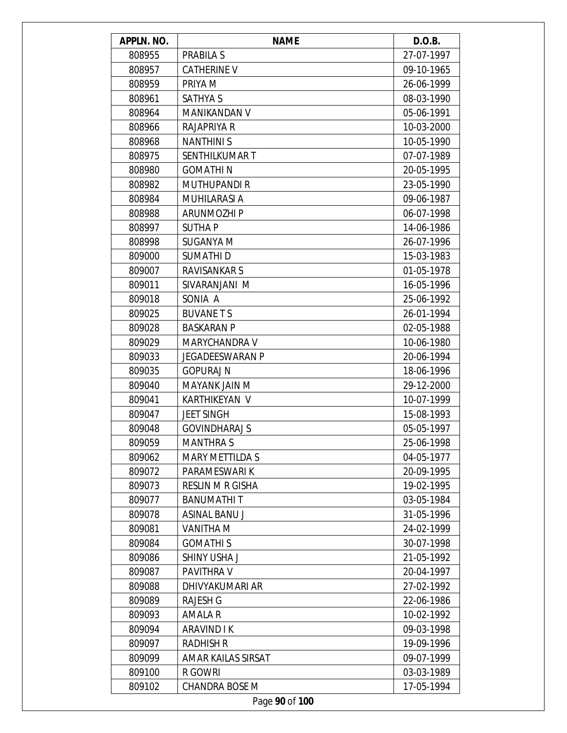| APPLN. NO. | NAME | D.O.B. |
|---|---|---|
| 808955 | PRABILA S | 27-07-1997 |
| 808957 | CATHERINE V | 09-10-1965 |
| 808959 | PRIYA M | 26-06-1999 |
| 808961 | SATHYA S | 08-03-1990 |
| 808964 | MANIKANDAN V | 05-06-1991 |
| 808966 | RAJAPRIYA R | 10-03-2000 |
| 808968 | NANTHINI S | 10-05-1990 |
| 808975 | SENTHILKUMAR T | 07-07-1989 |
| 808980 | GOMATHI N | 20-05-1995 |
| 808982 | MUTHUPANDI R | 23-05-1990 |
| 808984 | MUHILARASI A | 09-06-1987 |
| 808988 | ARUNMOZHI P | 06-07-1998 |
| 808997 | SUTHA P | 14-06-1986 |
| 808998 | SUGANYA M | 26-07-1996 |
| 809000 | SUMATHI D | 15-03-1983 |
| 809007 | RAVISANKAR S | 01-05-1978 |
| 809011 | SIVARANJANI M | 16-05-1996 |
| 809018 | SONIA A | 25-06-1992 |
| 809025 | BUVANE T S | 26-01-1994 |
| 809028 | BASKARAN P | 02-05-1988 |
| 809029 | MARYCHANDRA V | 10-06-1980 |
| 809033 | JEGADEESWARAN P | 20-06-1994 |
| 809035 | GOPURAJ N | 18-06-1996 |
| 809040 | MAYANK JAIN M | 29-12-2000 |
| 809041 | KARTHIKEYAN V | 10-07-1999 |
| 809047 | JEET SINGH | 15-08-1993 |
| 809048 | GOVINDHARAJ S | 05-05-1997 |
| 809059 | MANTHRA S | 25-06-1998 |
| 809062 | MARY METTILDA S | 04-05-1977 |
| 809072 | PARAMESWARI K | 20-09-1995 |
| 809073 | RESLIN M R GISHA | 19-02-1995 |
| 809077 | BANUMATHI T | 03-05-1984 |
| 809078 | ASINAL BANU J | 31-05-1996 |
| 809081 | VANITHA M | 24-02-1999 |
| 809084 | GOMATHI S | 30-07-1998 |
| 809086 | SHINY USHA J | 21-05-1992 |
| 809087 | PAVITHRA V | 20-04-1997 |
| 809088 | DHIVYAKUMARI AR | 27-02-1992 |
| 809089 | RAJESH G | 22-06-1986 |
| 809093 | AMALA R | 10-02-1992 |
| 809094 | ARAVIND I K | 09-03-1998 |
| 809097 | RADHISH R | 19-09-1996 |
| 809099 | AMAR KAILAS SIRSAT | 09-07-1999 |
| 809100 | R GOWRI | 03-03-1989 |
| 809102 | CHANDRA BOSE M | 17-05-1994 |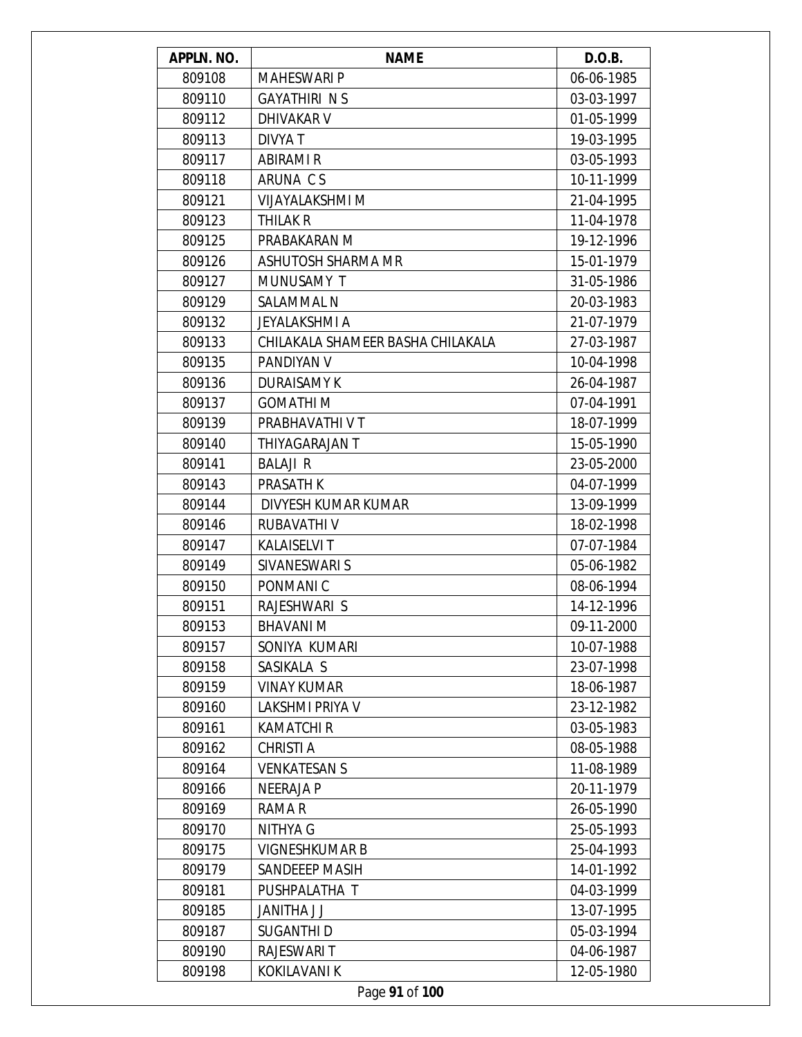| APPLN. NO. | NAME | D.O.B. |
|---|---|---|
| 809108 | MAHESWARI P | 06-06-1985 |
| 809110 | GAYATHIRI N S | 03-03-1997 |
| 809112 | DHIVAKAR V | 01-05-1999 |
| 809113 | DIVYA T | 19-03-1995 |
| 809117 | ABIRAMI R | 03-05-1993 |
| 809118 | ARUNA C S | 10-11-1999 |
| 809121 | VIJAYALAKSHMI M | 21-04-1995 |
| 809123 | THILAK R | 11-04-1978 |
| 809125 | PRABAKARAN M | 19-12-1996 |
| 809126 | ASHUTOSH SHARMA M R | 15-01-1979 |
| 809127 | MUNUSAMY T | 31-05-1986 |
| 809129 | SALAMMAL N | 20-03-1983 |
| 809132 | JEYALAKSHMI A | 21-07-1979 |
| 809133 | CHILAKALA SHAMEER BASHA CHILAKALA | 27-03-1987 |
| 809135 | PANDIYAN V | 10-04-1998 |
| 809136 | DURAISAMY K | 26-04-1987 |
| 809137 | GOMATHI M | 07-04-1991 |
| 809139 | PRABHAVATHI V T | 18-07-1999 |
| 809140 | THIYAGARAJAN T | 15-05-1990 |
| 809141 | BALAJI R | 23-05-2000 |
| 809143 | PRASATH K | 04-07-1999 |
| 809144 | DIVYESH KUMAR KUMAR | 13-09-1999 |
| 809146 | RUBAVATHI V | 18-02-1998 |
| 809147 | KALAISELVI T | 07-07-1984 |
| 809149 | SIVANESWARI S | 05-06-1982 |
| 809150 | PONMANI C | 08-06-1994 |
| 809151 | RAJESHWARI S | 14-12-1996 |
| 809153 | BHAVANI M | 09-11-2000 |
| 809157 | SONIYA KUMARI | 10-07-1988 |
| 809158 | SASIKALA S | 23-07-1998 |
| 809159 | VINAY KUMAR | 18-06-1987 |
| 809160 | LAKSHMI PRIYA V | 23-12-1982 |
| 809161 | KAMATCHI R | 03-05-1983 |
| 809162 | CHRISTI A | 08-05-1988 |
| 809164 | VENKATESAN S | 11-08-1989 |
| 809166 | NEERAJA P | 20-11-1979 |
| 809169 | RAMA R | 26-05-1990 |
| 809170 | NITHYA G | 25-05-1993 |
| 809175 | VIGNESHKUMAR B | 25-04-1993 |
| 809179 | SANDEEEP MASIH | 14-01-1992 |
| 809181 | PUSHPALATHA T | 04-03-1999 |
| 809185 | JANITHA J J | 13-07-1995 |
| 809187 | SUGANTHI D | 05-03-1994 |
| 809190 | RAJESWARI T | 04-06-1987 |
| 809198 | KOKILAVANI K | 12-05-1980 |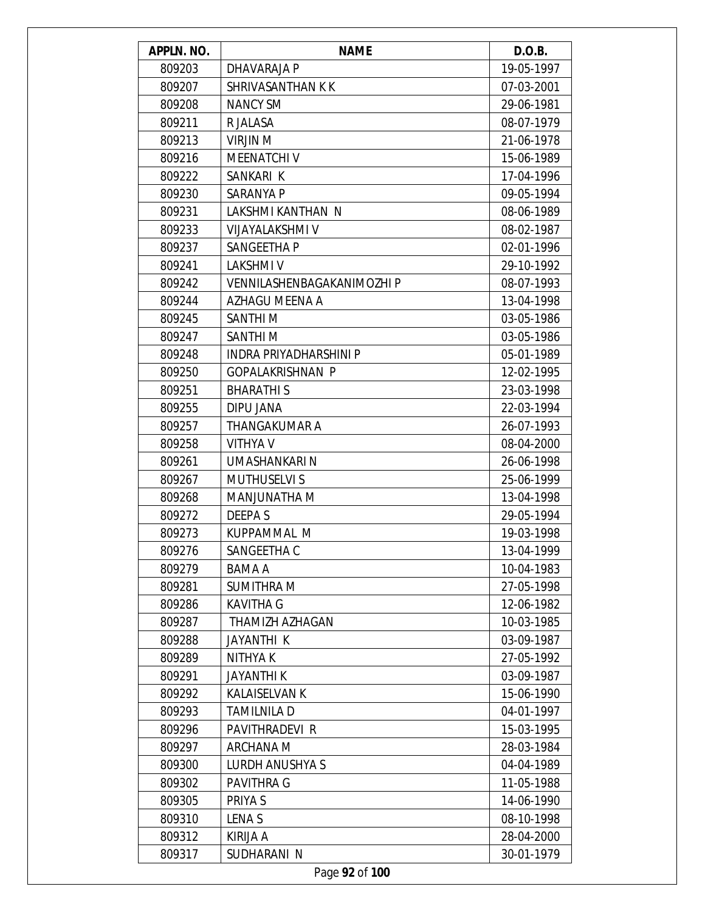| APPLN. NO. | NAME | D.O.B. |
| --- | --- | --- |
| 809203 | DHAVARAJA P | 19-05-1997 |
| 809207 | SHRIVASANTHAN K K | 07-03-2001 |
| 809208 | NANCY SM | 29-06-1981 |
| 809211 | R JALASA | 08-07-1979 |
| 809213 | VIRJIN M | 21-06-1978 |
| 809216 | MEENATCHI V | 15-06-1989 |
| 809222 | SANKARI K | 17-04-1996 |
| 809230 | SARANYA P | 09-05-1994 |
| 809231 | LAKSHMI KANTHAN N | 08-06-1989 |
| 809233 | VIJAYALAKSHMI V | 08-02-1987 |
| 809237 | SANGEETHA P | 02-01-1996 |
| 809241 | LAKSHMI V | 29-10-1992 |
| 809242 | VENNILASHENBAGAKANIMOZHI P | 08-07-1993 |
| 809244 | AZHAGU MEENA A | 13-04-1998 |
| 809245 | SANTHI M | 03-05-1986 |
| 809247 | SANTHI M | 03-05-1986 |
| 809248 | INDRA PRIYADHARSHINI P | 05-01-1989 |
| 809250 | GOPALAKRISHNAN P | 12-02-1995 |
| 809251 | BHARATHI S | 23-03-1998 |
| 809255 | DIPU JANA | 22-03-1994 |
| 809257 | THANGAKUMAR A | 26-07-1993 |
| 809258 | VITHYA V | 08-04-2000 |
| 809261 | UMASHANKARI N | 26-06-1998 |
| 809267 | MUTHUSELVI S | 25-06-1999 |
| 809268 | MANJUNATHA M | 13-04-1998 |
| 809272 | DEEPA S | 29-05-1994 |
| 809273 | KUPPAMMAL M | 19-03-1998 |
| 809276 | SANGEETHA C | 13-04-1999 |
| 809279 | BAMA A | 10-04-1983 |
| 809281 | SUMITHRA M | 27-05-1998 |
| 809286 | KAVITHA G | 12-06-1982 |
| 809287 | THAMIZH AZHAGAN | 10-03-1985 |
| 809288 | JAYANTHI K | 03-09-1987 |
| 809289 | NITHYA K | 27-05-1992 |
| 809291 | JAYANTHI K | 03-09-1987 |
| 809292 | KALAISELVAN K | 15-06-1990 |
| 809293 | TAMILNILA D | 04-01-1997 |
| 809296 | PAVITHRADEVI R | 15-03-1995 |
| 809297 | ARCHANA M | 28-03-1984 |
| 809300 | LURDH ANUSHYA S | 04-04-1989 |
| 809302 | PAVITHRA G | 11-05-1988 |
| 809305 | PRIYA S | 14-06-1990 |
| 809310 | LENA S | 08-10-1998 |
| 809312 | KIRIJA A | 28-04-2000 |
| 809317 | SUDHARANI N | 30-01-1979 |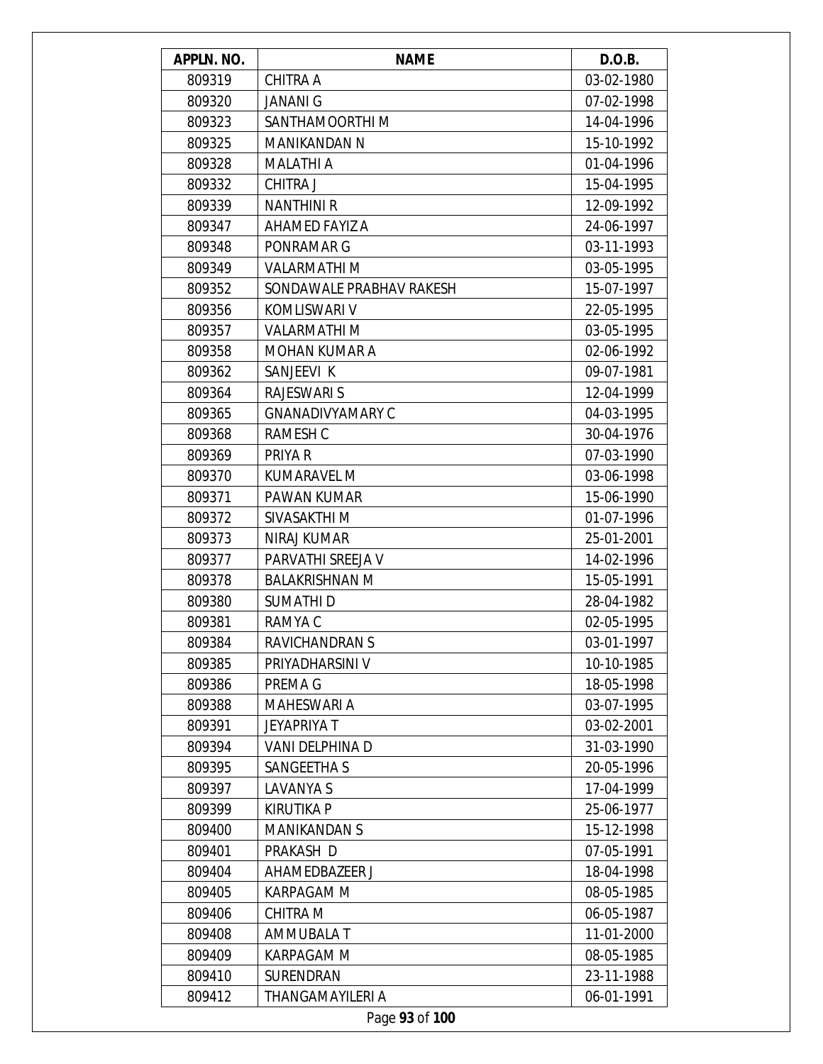| APPLN. NO. | NAME | D.O.B. |
| --- | --- | --- |
| 809319 | CHITRA A | 03-02-1980 |
| 809320 | JANANI G | 07-02-1998 |
| 809323 | SANTHAMOORTHI M | 14-04-1996 |
| 809325 | MANIKANDAN N | 15-10-1992 |
| 809328 | MALATHI A | 01-04-1996 |
| 809332 | CHITRA J | 15-04-1995 |
| 809339 | NANTHINI R | 12-09-1992 |
| 809347 | AHAMED FAYIZ A | 24-06-1997 |
| 809348 | PONRAMAR G | 03-11-1993 |
| 809349 | VALARMATHI M | 03-05-1995 |
| 809352 | SONDAWALE PRABHAV RAKESH | 15-07-1997 |
| 809356 | KOMLISWARI V | 22-05-1995 |
| 809357 | VALARMATHI M | 03-05-1995 |
| 809358 | MOHAN KUMAR A | 02-06-1992 |
| 809362 | SANJEEVI K | 09-07-1981 |
| 809364 | RAJESWARI S | 12-04-1999 |
| 809365 | GNANADIVYAMARY C | 04-03-1995 |
| 809368 | RAMESH C | 30-04-1976 |
| 809369 | PRIYA R | 07-03-1990 |
| 809370 | KUMARAVEL M | 03-06-1998 |
| 809371 | PAWAN KUMAR | 15-06-1990 |
| 809372 | SIVASAKTHI M | 01-07-1996 |
| 809373 | NIRAJ KUMAR | 25-01-2001 |
| 809377 | PARVATHI SREEJA V | 14-02-1996 |
| 809378 | BALAKRISHNAN M | 15-05-1991 |
| 809380 | SUMATHI D | 28-04-1982 |
| 809381 | RAMYA C | 02-05-1995 |
| 809384 | RAVICHANDRAN S | 03-01-1997 |
| 809385 | PRIYADHARSINI V | 10-10-1985 |
| 809386 | PREMA G | 18-05-1998 |
| 809388 | MAHESWARI A | 03-07-1995 |
| 809391 | JEYAPRIYA T | 03-02-2001 |
| 809394 | VANI DELPHINA D | 31-03-1990 |
| 809395 | SANGEETHA S | 20-05-1996 |
| 809397 | LAVANYA S | 17-04-1999 |
| 809399 | KIRUTIKA P | 25-06-1977 |
| 809400 | MANIKANDAN S | 15-12-1998 |
| 809401 | PRAKASH D | 07-05-1991 |
| 809404 | AHAMEDBAZEER J | 18-04-1998 |
| 809405 | KARPAGAM M | 08-05-1985 |
| 809406 | CHITRA M | 06-05-1987 |
| 809408 | AMMUBALA T | 11-01-2000 |
| 809409 | KARPAGAM M | 08-05-1985 |
| 809410 | SURENDRAN | 23-11-1988 |
| 809412 | THANGAMAYILERI A | 06-01-1991 |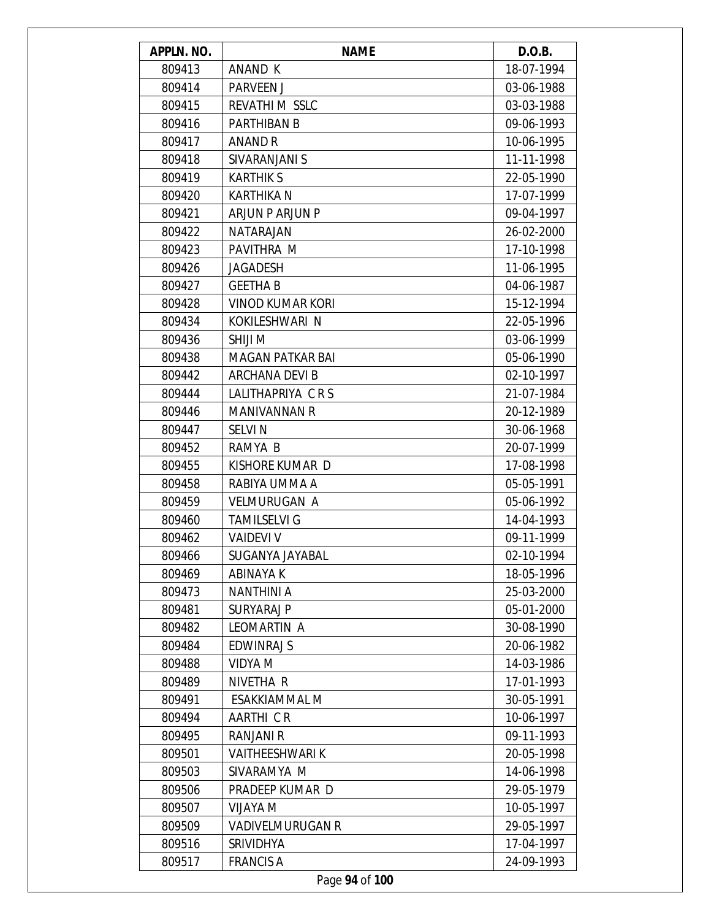| APPLN. NO. | NAME | D.O.B. |
|---|---|---|
| 809413 | ANAND K | 18-07-1994 |
| 809414 | PARVEEN J | 03-06-1988 |
| 809415 | REVATHI M SSLC | 03-03-1988 |
| 809416 | PARTHIBAN B | 09-06-1993 |
| 809417 | ANAND R | 10-06-1995 |
| 809418 | SIVARANJANI S | 11-11-1998 |
| 809419 | KARTHIK S | 22-05-1990 |
| 809420 | KARTHIKA N | 17-07-1999 |
| 809421 | ARJUN P ARJUN P | 09-04-1997 |
| 809422 | NATARAJAN | 26-02-2000 |
| 809423 | PAVITHRA M | 17-10-1998 |
| 809426 | JAGADESH | 11-06-1995 |
| 809427 | GEETHA B | 04-06-1987 |
| 809428 | VINOD KUMAR KORI | 15-12-1994 |
| 809434 | KOKILESHWARI N | 22-05-1996 |
| 809436 | SHIJI M | 03-06-1999 |
| 809438 | MAGAN PATKAR BAI | 05-06-1990 |
| 809442 | ARCHANA DEVI B | 02-10-1997 |
| 809444 | LALITHAPRIYA C R S | 21-07-1984 |
| 809446 | MANIVANNAN R | 20-12-1989 |
| 809447 | SELVI N | 30-06-1968 |
| 809452 | RAMYA B | 20-07-1999 |
| 809455 | KISHORE KUMAR D | 17-08-1998 |
| 809458 | RABIYA UMMA A | 05-05-1991 |
| 809459 | VELMURUGAN A | 05-06-1992 |
| 809460 | TAMILSELVI G | 14-04-1993 |
| 809462 | VAIDEVI V | 09-11-1999 |
| 809466 | SUGANYA JAYABAL | 02-10-1994 |
| 809469 | ABINAYA K | 18-05-1996 |
| 809473 | NANTHINI A | 25-03-2000 |
| 809481 | SURYARAJ P | 05-01-2000 |
| 809482 | LEOMARTIN A | 30-08-1990 |
| 809484 | EDWINRAJ S | 20-06-1982 |
| 809488 | VIDYA M | 14-03-1986 |
| 809489 | NIVETHA R | 17-01-1993 |
| 809491 | ESAKKIAMMAL M | 30-05-1991 |
| 809494 | AARTHI C R | 10-06-1997 |
| 809495 | RANJANI R | 09-11-1993 |
| 809501 | VAITHEESHWARI K | 20-05-1998 |
| 809503 | SIVARAMYA M | 14-06-1998 |
| 809506 | PRADEEP KUMAR D | 29-05-1979 |
| 809507 | VIJAYA M | 10-05-1997 |
| 809509 | VADIVELMURUGAN R | 29-05-1997 |
| 809516 | SRIVIDHYA | 17-04-1997 |
| 809517 | FRANCIS A | 24-09-1993 |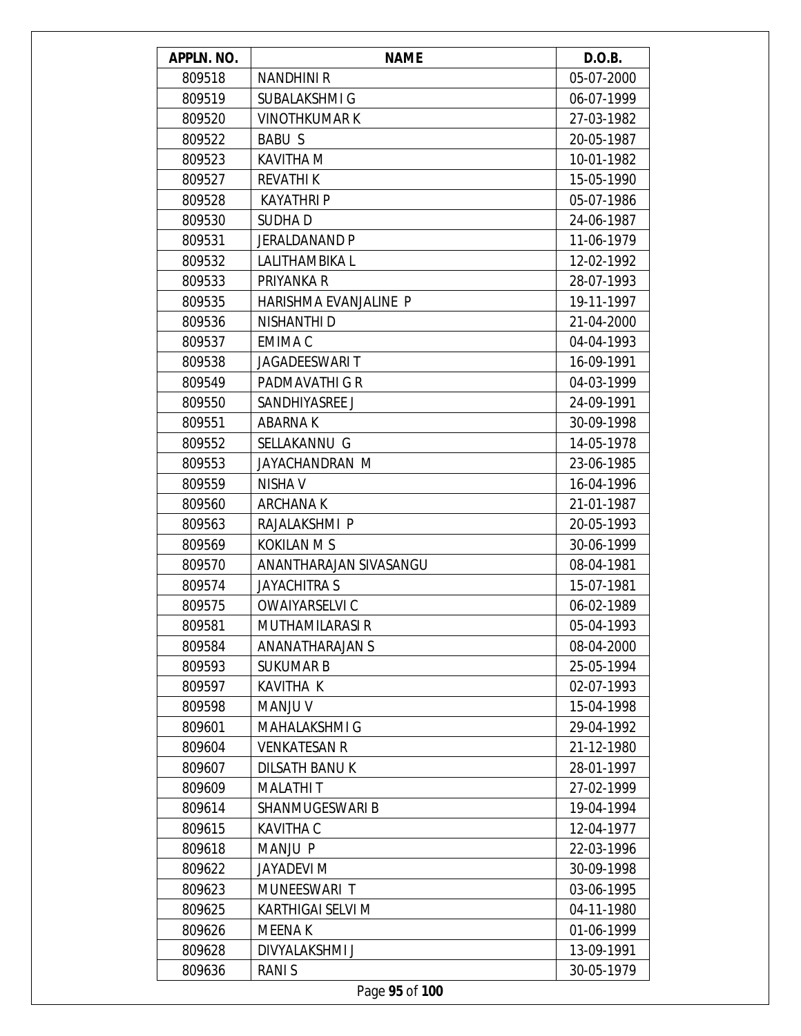| APPLN. NO. | NAME | D.O.B. |
|---|---|---|
| 809518 | NANDHINI R | 05-07-2000 |
| 809519 | SUBALAKSHMI G | 06-07-1999 |
| 809520 | VINOTHKUMAR K | 27-03-1982 |
| 809522 | BABU S | 20-05-1987 |
| 809523 | KAVITHA M | 10-01-1982 |
| 809527 | REVATHI K | 15-05-1990 |
| 809528 | KAYATHRI P | 05-07-1986 |
| 809530 | SUDHA D | 24-06-1987 |
| 809531 | JERALDANAND P | 11-06-1979 |
| 809532 | LALITHAMBIKA L | 12-02-1992 |
| 809533 | PRIYANKA R | 28-07-1993 |
| 809535 | HARISHMA EVANJALINE P | 19-11-1997 |
| 809536 | NISHANTHI D | 21-04-2000 |
| 809537 | EMIMA C | 04-04-1993 |
| 809538 | JAGADEESWARI T | 16-09-1991 |
| 809549 | PADMAVATHI G R | 04-03-1999 |
| 809550 | SANDHIYASREE J | 24-09-1991 |
| 809551 | ABARNA K | 30-09-1998 |
| 809552 | SELLAKANNU G | 14-05-1978 |
| 809553 | JAYACHANDRAN M | 23-06-1985 |
| 809559 | NISHA V | 16-04-1996 |
| 809560 | ARCHANA K | 21-01-1987 |
| 809563 | RAJALAKSHMI P | 20-05-1993 |
| 809569 | KOKILAN M S | 30-06-1999 |
| 809570 | ANANTHARAJAN SIVASANGU | 08-04-1981 |
| 809574 | JAYACHITRA S | 15-07-1981 |
| 809575 | OWAIYARSELVI C | 06-02-1989 |
| 809581 | MUTHAMILARASI R | 05-04-1993 |
| 809584 | ANANATHARAJAN S | 08-04-2000 |
| 809593 | SUKUMAR B | 25-05-1994 |
| 809597 | KAVITHA K | 02-07-1993 |
| 809598 | MANJU V | 15-04-1998 |
| 809601 | MAHALAKSHMI G | 29-04-1992 |
| 809604 | VENKATESAN R | 21-12-1980 |
| 809607 | DILSATH BANU K | 28-01-1997 |
| 809609 | MALATHI T | 27-02-1999 |
| 809614 | SHANMUGESWARI B | 19-04-1994 |
| 809615 | KAVITHA C | 12-04-1977 |
| 809618 | MANJU P | 22-03-1996 |
| 809622 | JAYADEVI M | 30-09-1998 |
| 809623 | MUNEESWARI T | 03-06-1995 |
| 809625 | KARTHIGAI SELVI M | 04-11-1980 |
| 809626 | MEENA K | 01-06-1999 |
| 809628 | DIVYALAKSHMI J | 13-09-1991 |
| 809636 | RANI S | 30-05-1979 |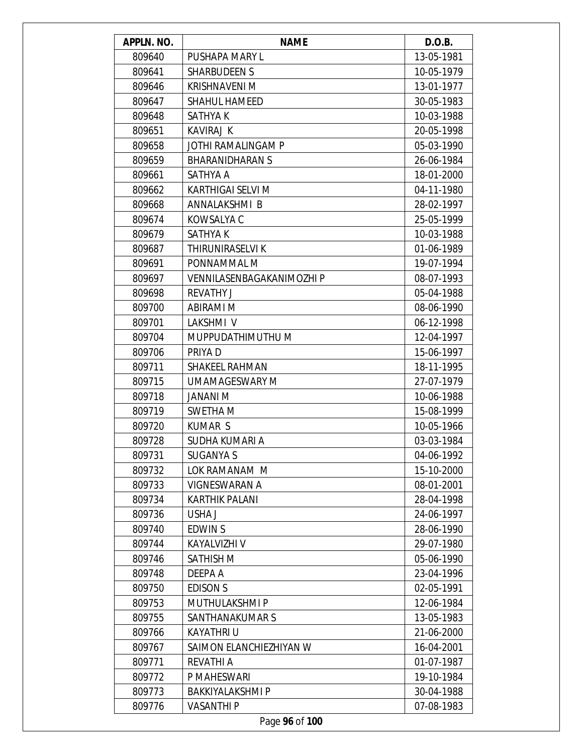| APPLN. NO. | NAME | D.O.B. |
|---|---|---|
| 809640 | PUSHAPA MARY L | 13-05-1981 |
| 809641 | SHARBUDEEN S | 10-05-1979 |
| 809646 | KRISHNAVENI M | 13-01-1977 |
| 809647 | SHAHUL HAMEED | 30-05-1983 |
| 809648 | SATHYA K | 10-03-1988 |
| 809651 | KAVIRAJ K | 20-05-1998 |
| 809658 | JOTHI RAMALINGAM P | 05-03-1990 |
| 809659 | BHARANIDHARAN S | 26-06-1984 |
| 809661 | SATHYA A | 18-01-2000 |
| 809662 | KARTHIGAI SELVI M | 04-11-1980 |
| 809668 | ANNALAKSHMI B | 28-02-1997 |
| 809674 | KOWSALYA C | 25-05-1999 |
| 809679 | SATHYA K | 10-03-1988 |
| 809687 | THIRUNIRASELVI K | 01-06-1989 |
| 809691 | PONNAMMAL M | 19-07-1994 |
| 809697 | VENNILASENBAGAKANIMOZHI P | 08-07-1993 |
| 809698 | REVATHY J | 05-04-1988 |
| 809700 | ABIRAMI M | 08-06-1990 |
| 809701 | LAKSHMI V | 06-12-1998 |
| 809704 | MUPPUDATHIMUTHU M | 12-04-1997 |
| 809706 | PRIYA D | 15-06-1997 |
| 809711 | SHAKEEL RAHMAN | 18-11-1995 |
| 809715 | UMAMAGESWARY M | 27-07-1979 |
| 809718 | JANANI M | 10-06-1988 |
| 809719 | SWETHA M | 15-08-1999 |
| 809720 | KUMAR S | 10-05-1966 |
| 809728 | SUDHA KUMARI A | 03-03-1984 |
| 809731 | SUGANYA S | 04-06-1992 |
| 809732 | LOK RAMANAM M | 15-10-2000 |
| 809733 | VIGNESWARAN A | 08-01-2001 |
| 809734 | KARTHIK PALANI | 28-04-1998 |
| 809736 | USHA J | 24-06-1997 |
| 809740 | EDWIN S | 28-06-1990 |
| 809744 | KAYALVIZHI V | 29-07-1980 |
| 809746 | SATHISH M | 05-06-1990 |
| 809748 | DEEPA A | 23-04-1996 |
| 809750 | EDISON S | 02-05-1991 |
| 809753 | MUTHULAKSHMI P | 12-06-1984 |
| 809755 | SANTHANAKUMAR S | 13-05-1983 |
| 809766 | KAYATHRI U | 21-06-2000 |
| 809767 | SAIMON ELANCHIEZHIYAN W | 16-04-2001 |
| 809771 | REVATHI A | 01-07-1987 |
| 809772 | P MAHESWARI | 19-10-1984 |
| 809773 | BAKKIYALAKSHMI P | 30-04-1988 |
| 809776 | VASANTHI P | 07-08-1983 |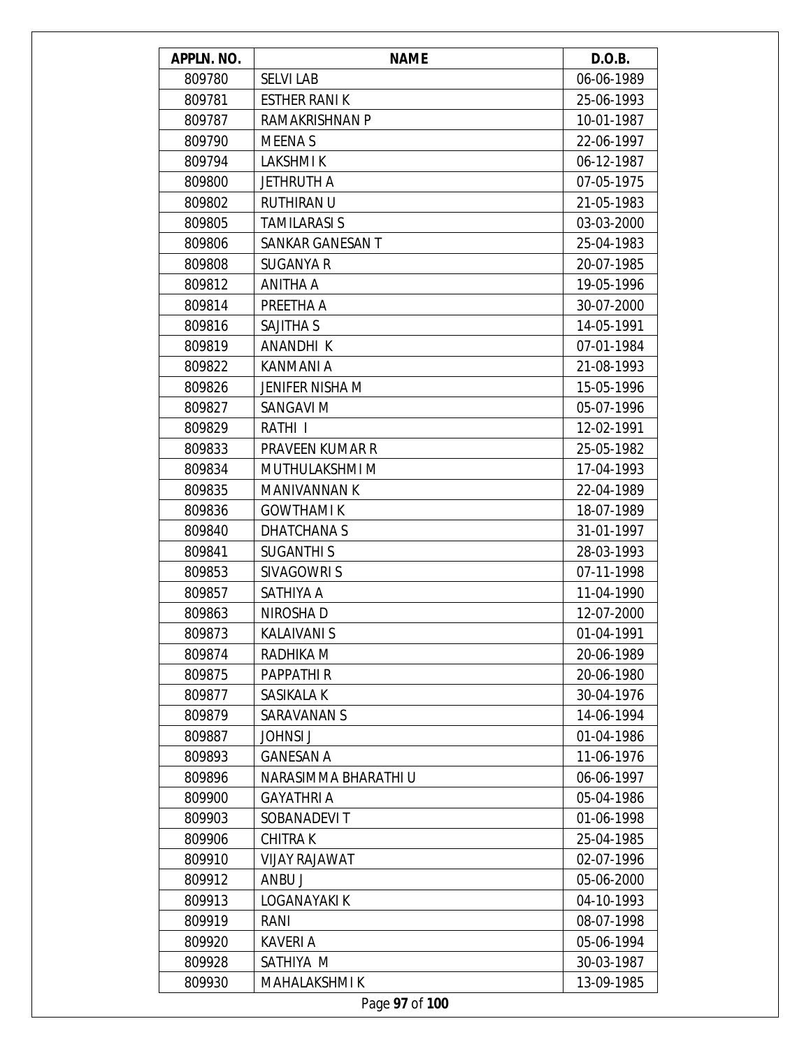| APPLN. NO. | NAME | D.O.B. |
|---|---|---|
| 809780 | SELVI LAB | 06-06-1989 |
| 809781 | ESTHER RANI K | 25-06-1993 |
| 809787 | RAMAKRISHNAN P | 10-01-1987 |
| 809790 | MEENA S | 22-06-1997 |
| 809794 | LAKSHMI K | 06-12-1987 |
| 809800 | JETHRUTH A | 07-05-1975 |
| 809802 | RUTHIRAN U | 21-05-1983 |
| 809805 | TAMILARASI S | 03-03-2000 |
| 809806 | SANKAR GANESAN T | 25-04-1983 |
| 809808 | SUGANYA R | 20-07-1985 |
| 809812 | ANITHA A | 19-05-1996 |
| 809814 | PREETHA A | 30-07-2000 |
| 809816 | SAJITHA S | 14-05-1991 |
| 809819 | ANANDHI K | 07-01-1984 |
| 809822 | KANMANI A | 21-08-1993 |
| 809826 | JENIFER NISHA M | 15-05-1996 |
| 809827 | SANGAVI M | 05-07-1996 |
| 809829 | RATHI I | 12-02-1991 |
| 809833 | PRAVEEN KUMAR R | 25-05-1982 |
| 809834 | MUTHULAKSHMI M | 17-04-1993 |
| 809835 | MANIVANNAN K | 22-04-1989 |
| 809836 | GOWTHAMI K | 18-07-1989 |
| 809840 | DHATCHANA S | 31-01-1997 |
| 809841 | SUGANTHI S | 28-03-1993 |
| 809853 | SIVAGOWRI S | 07-11-1998 |
| 809857 | SATHIYA A | 11-04-1990 |
| 809863 | NIROSHA D | 12-07-2000 |
| 809873 | KALAIVANI S | 01-04-1991 |
| 809874 | RADHIKA M | 20-06-1989 |
| 809875 | PAPPATHI R | 20-06-1980 |
| 809877 | SASIKALA K | 30-04-1976 |
| 809879 | SARAVANAN S | 14-06-1994 |
| 809887 | JOHNSI J | 01-04-1986 |
| 809893 | GANESAN A | 11-06-1976 |
| 809896 | NARASIMMA BHARATHI U | 06-06-1997 |
| 809900 | GAYATHRI A | 05-04-1986 |
| 809903 | SOBANADEVI T | 01-06-1998 |
| 809906 | CHITRA K | 25-04-1985 |
| 809910 | VIJAY RAJAWAT | 02-07-1996 |
| 809912 | ANBU J | 05-06-2000 |
| 809913 | LOGANAYAKI K | 04-10-1993 |
| 809919 | RANI | 08-07-1998 |
| 809920 | KAVERI A | 05-06-1994 |
| 809928 | SATHIYA M | 30-03-1987 |
| 809930 | MAHALAKSHMI K | 13-09-1985 |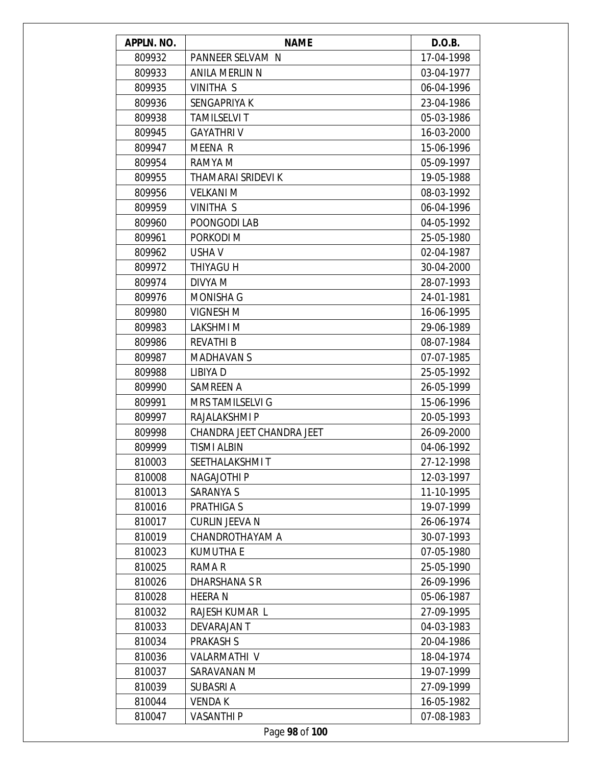| APPLN. NO. | NAME | D.O.B. |
|---|---|---|
| 809932 | PANNEER SELVAM N | 17-04-1998 |
| 809933 | ANILA MERLIN N | 03-04-1977 |
| 809935 | VINITHA S | 06-04-1996 |
| 809936 | SENGAPRIYA K | 23-04-1986 |
| 809938 | TAMILSELVI T | 05-03-1986 |
| 809945 | GAYATHRI V | 16-03-2000 |
| 809947 | MEENA R | 15-06-1996 |
| 809954 | RAMYA M | 05-09-1997 |
| 809955 | THAMARAI SRIDEVI K | 19-05-1988 |
| 809956 | VELKANI M | 08-03-1992 |
| 809959 | VINITHA S | 06-04-1996 |
| 809960 | POONGODI LAB | 04-05-1992 |
| 809961 | PORKODI M | 25-05-1980 |
| 809962 | USHA V | 02-04-1987 |
| 809972 | THIYAGU H | 30-04-2000 |
| 809974 | DIVYA M | 28-07-1993 |
| 809976 | MONISHA G | 24-01-1981 |
| 809980 | VIGNESH M | 16-06-1995 |
| 809983 | LAKSHMI M | 29-06-1989 |
| 809986 | REVATHI B | 08-07-1984 |
| 809987 | MADHAVAN S | 07-07-1985 |
| 809988 | LIBIYA D | 25-05-1992 |
| 809990 | SAMREEN A | 26-05-1999 |
| 809991 | MRS TAMILSELVI G | 15-06-1996 |
| 809997 | RAJALAKSHMI P | 20-05-1993 |
| 809998 | CHANDRA JEET CHANDRA JEET | 26-09-2000 |
| 809999 | TISMI ALBIN | 04-06-1992 |
| 810003 | SEETHALAKSHMI T | 27-12-1998 |
| 810008 | NAGAJOTHI P | 12-03-1997 |
| 810013 | SARANYA S | 11-10-1995 |
| 810016 | PRATHIGA S | 19-07-1999 |
| 810017 | CURLIN JEEVA N | 26-06-1974 |
| 810019 | CHANDROTHAYAM A | 30-07-1993 |
| 810023 | KUMUTHA E | 07-05-1980 |
| 810025 | RAMA R | 25-05-1990 |
| 810026 | DHARSHANA S R | 26-09-1996 |
| 810028 | HEERA N | 05-06-1987 |
| 810032 | RAJESH KUMAR L | 27-09-1995 |
| 810033 | DEVARAJAN T | 04-03-1983 |
| 810034 | PRAKASH S | 20-04-1986 |
| 810036 | VALARMATHI V | 18-04-1974 |
| 810037 | SARAVANAN M | 19-07-1999 |
| 810039 | SUBASRI A | 27-09-1999 |
| 810044 | VENDA K | 16-05-1982 |
| 810047 | VASANTHI P | 07-08-1983 |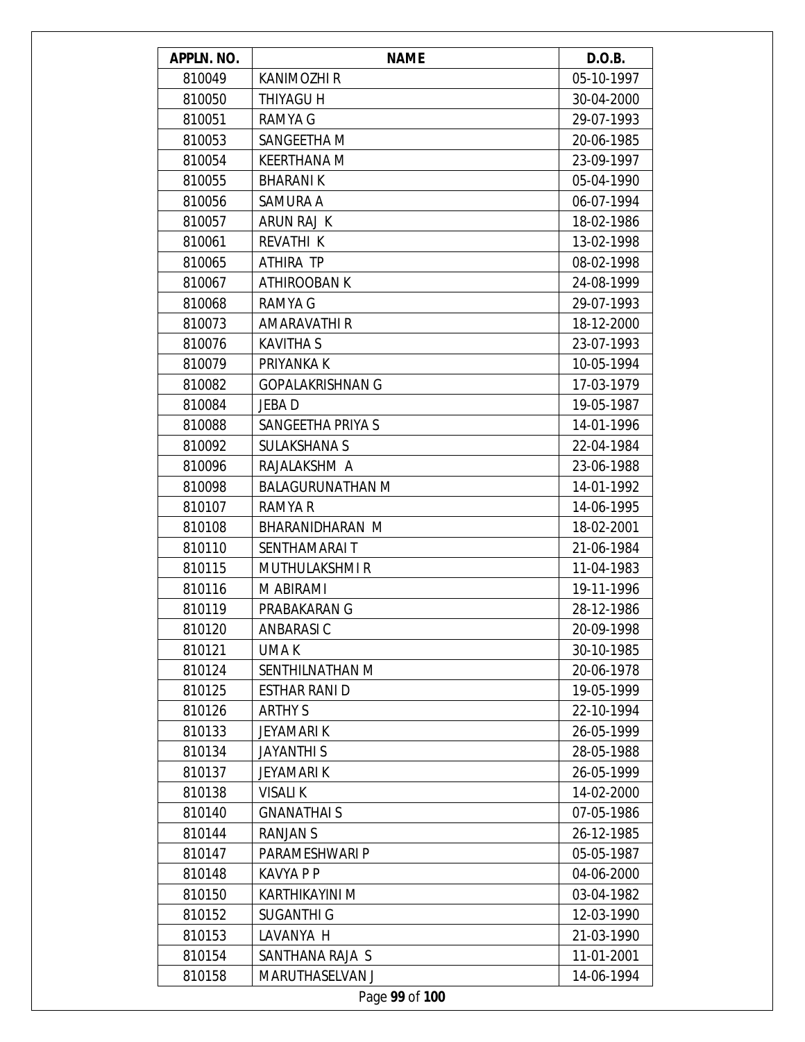| APPLN. NO. | NAME | D.O.B. |
|---|---|---|
| 810049 | KANIMOZHI R | 05-10-1997 |
| 810050 | THIYAGU H | 30-04-2000 |
| 810051 | RAMYA G | 29-07-1993 |
| 810053 | SANGEETHA M | 20-06-1985 |
| 810054 | KEERTHANA M | 23-09-1997 |
| 810055 | BHARANI K | 05-04-1990 |
| 810056 | SAMURA A | 06-07-1994 |
| 810057 | ARUN RAJ K | 18-02-1986 |
| 810061 | REVATHI K | 13-02-1998 |
| 810065 | ATHIRA TP | 08-02-1998 |
| 810067 | ATHIROOBAN K | 24-08-1999 |
| 810068 | RAMYA G | 29-07-1993 |
| 810073 | AMARAVATHI R | 18-12-2000 |
| 810076 | KAVITHA S | 23-07-1993 |
| 810079 | PRIYANKA K | 10-05-1994 |
| 810082 | GOPALAKRISHNAN G | 17-03-1979 |
| 810084 | JEBA D | 19-05-1987 |
| 810088 | SANGEETHA PRIYA S | 14-01-1996 |
| 810092 | SULAKSHANA S | 22-04-1984 |
| 810096 | RAJALAKSHM A | 23-06-1988 |
| 810098 | BALAGURUNATHAN M | 14-01-1992 |
| 810107 | RAMYA R | 14-06-1995 |
| 810108 | BHARANIDHARAN M | 18-02-2001 |
| 810110 | SENTHAMARAI T | 21-06-1984 |
| 810115 | MUTHULAKSHMI R | 11-04-1983 |
| 810116 | M ABIRAMI | 19-11-1996 |
| 810119 | PRABAKARAN G | 28-12-1986 |
| 810120 | ANBARASI C | 20-09-1998 |
| 810121 | UMA K | 30-10-1985 |
| 810124 | SENTHILNATHAN M | 20-06-1978 |
| 810125 | ESTHAR RANI D | 19-05-1999 |
| 810126 | ARTHY S | 22-10-1994 |
| 810133 | JEYAMARI K | 26-05-1999 |
| 810134 | JAYANTHI S | 28-05-1988 |
| 810137 | JEYAMARI K | 26-05-1999 |
| 810138 | VISALI K | 14-02-2000 |
| 810140 | GNANATHAI S | 07-05-1986 |
| 810144 | RANJAN S | 26-12-1985 |
| 810147 | PARAMESHWARI P | 05-05-1987 |
| 810148 | KAVYA P P | 04-06-2000 |
| 810150 | KARTHIKAYINI M | 03-04-1982 |
| 810152 | SUGANTHI G | 12-03-1990 |
| 810153 | LAVANYA H | 21-03-1990 |
| 810154 | SANTHANA RAJA S | 11-01-2001 |
| 810158 | MARUTHASELVAN J | 14-06-1994 |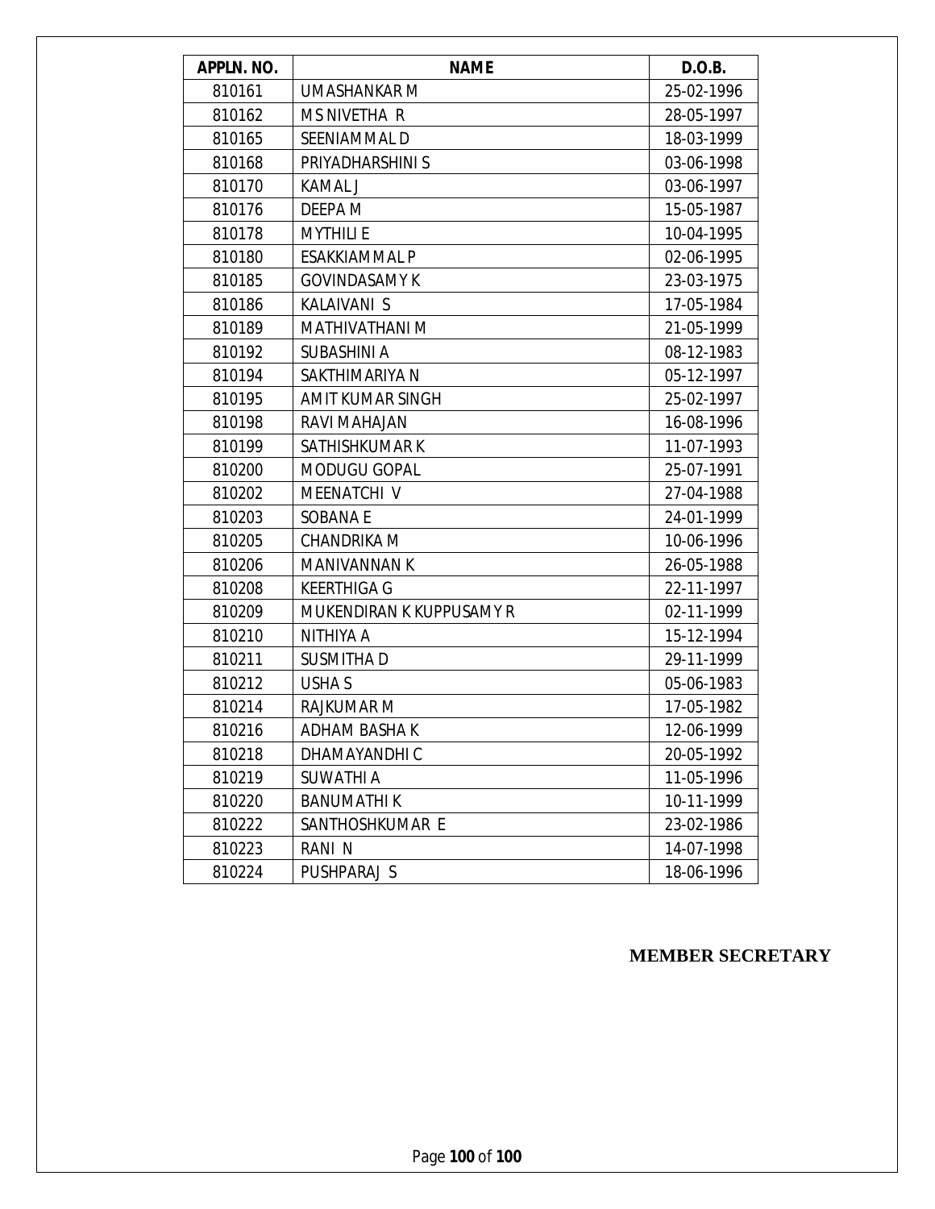| APPLN. NO. | NAME | D.O.B. |
|---|---|---|
| 810161 | UMASHANKAR M | 25-02-1996 |
| 810162 | MS NIVETHA R | 28-05-1997 |
| 810165 | SEENIAMMAL D | 18-03-1999 |
| 810168 | PRIYADHARSHINI S | 03-06-1998 |
| 810170 | KAMAL J | 03-06-1997 |
| 810176 | DEEPA M | 15-05-1987 |
| 810178 | MYTHILI E | 10-04-1995 |
| 810180 | ESAKKIAMMAL P | 02-06-1995 |
| 810185 | GOVINDASAMY K | 23-03-1975 |
| 810186 | KALAIVANI S | 17-05-1984 |
| 810189 | MATHIVATHANI M | 21-05-1999 |
| 810192 | SUBASHINI A | 08-12-1983 |
| 810194 | SAKTHIMARIYA N | 05-12-1997 |
| 810195 | AMIT KUMAR SINGH | 25-02-1997 |
| 810198 | RAVI MAHAJAN | 16-08-1996 |
| 810199 | SATHISHKUMAR K | 11-07-1993 |
| 810200 | MODUGU GOPAL | 25-07-1991 |
| 810202 | MEENATCHI V | 27-04-1988 |
| 810203 | SOBANA E | 24-01-1999 |
| 810205 | CHANDRIKA M | 10-06-1996 |
| 810206 | MANIVANNAN K | 26-05-1988 |
| 810208 | KEERTHIGA G | 22-11-1997 |
| 810209 | MUKENDIRAN K KUPPUSAMY R | 02-11-1999 |
| 810210 | NITHIYA A | 15-12-1994 |
| 810211 | SUSMITHA D | 29-11-1999 |
| 810212 | USHA S | 05-06-1983 |
| 810214 | RAJKUMAR M | 17-05-1982 |
| 810216 | ADHAM BASHA K | 12-06-1999 |
| 810218 | DHAMAYANDHI C | 20-05-1992 |
| 810219 | SUWATHI A | 11-05-1996 |
| 810220 | BANUMATHI K | 10-11-1999 |
| 810222 | SANTHOSHKUMAR E | 23-02-1986 |
| 810223 | RANI N | 14-07-1998 |
| 810224 | PUSHPARAJ S | 18-06-1996 |

**MEMBER SECRETARY**